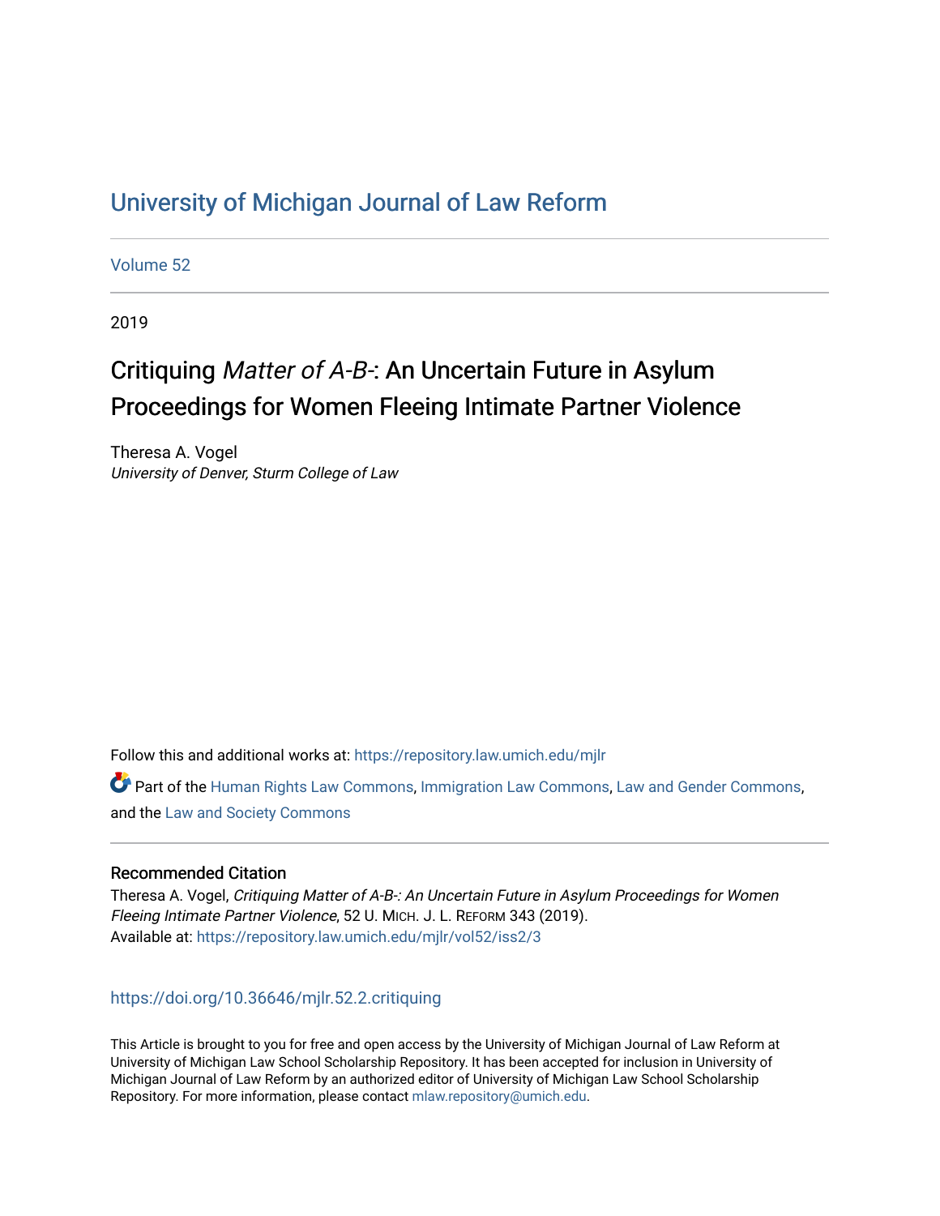# University of Michigan Journal of Law Reform

Volume 52

2019

## Critiquing *Matter of A-B-*: An Uncertain Future in Asylum Proceedings for Women Fleeing Intimate Partner Violence

Theresa A. Vogel
*University of Denver, Sturm College of Law*

Follow this and additional works at: https://repository.law.umich.edu/mjlr

Part of the Human Rights Law Commons, Immigration Law Commons, Law and Gender Commons, and the Law and Society Commons

### Recommended Citation

Theresa A. Vogel, *Critiquing Matter of A-B-: An Uncertain Future in Asylum Proceedings for Women Fleeing Intimate Partner Violence*, 52 U. MICH. J. L. REFORM 343 (2019).
Available at: https://repository.law.umich.edu/mjlr/vol52/iss2/3

https://doi.org/10.36646/mjlr.52.2.critiquing

This Article is brought to you for free and open access by the University of Michigan Journal of Law Reform at University of Michigan Law School Scholarship Repository. It has been accepted for inclusion in University of Michigan Journal of Law Reform by an authorized editor of University of Michigan Law School Scholarship Repository. For more information, please contact mlaw.repository@umich.edu.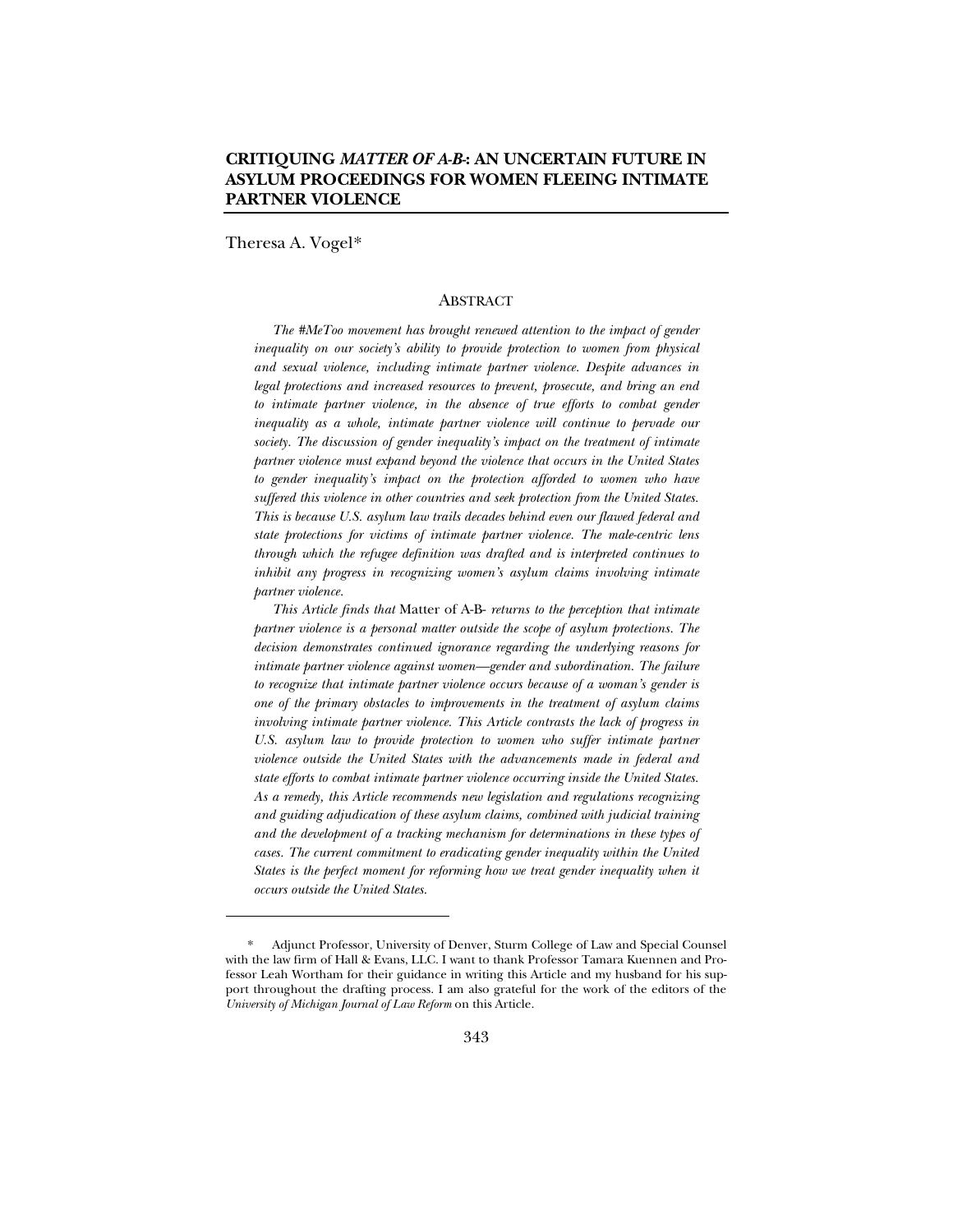# CRITIQUING *MATTER OF A-B-*: AN UNCERTAIN FUTURE IN ASYLUM PROCEEDINGS FOR WOMEN FLEEING INTIMATE PARTNER VIOLENCE

Theresa A. Vogel*

## ABSTRACT

*The #MeToo movement has brought renewed attention to the impact of gender inequality on our society's ability to provide protection to women from physical and sexual violence, including intimate partner violence. Despite advances in legal protections and increased resources to prevent, prosecute, and bring an end to intimate partner violence, in the absence of true efforts to combat gender inequality as a whole, intimate partner violence will continue to pervade our society. The discussion of gender inequality's impact on the treatment of intimate partner violence must expand beyond the violence that occurs in the United States to gender inequality's impact on the protection afforded to women who have suffered this violence in other countries and seek protection from the United States. This is because U.S. asylum law trails decades behind even our flawed federal and state protections for victims of intimate partner violence. The male-centric lens through which the refugee definition was drafted and is interpreted continues to inhibit any progress in recognizing women's asylum claims involving intimate partner violence.*

*This Article finds that* Matter of A-B- *returns to the perception that intimate partner violence is a personal matter outside the scope of asylum protections. The decision demonstrates continued ignorance regarding the underlying reasons for intimate partner violence against women—gender and subordination. The failure to recognize that intimate partner violence occurs because of a woman's gender is one of the primary obstacles to improvements in the treatment of asylum claims involving intimate partner violence. This Article contrasts the lack of progress in U.S. asylum law to provide protection to women who suffer intimate partner violence outside the United States with the advancements made in federal and state efforts to combat intimate partner violence occurring inside the United States. As a remedy, this Article recommends new legislation and regulations recognizing and guiding adjudication of these asylum claims, combined with judicial training and the development of a tracking mechanism for determinations in these types of cases. The current commitment to eradicating gender inequality within the United States is the perfect moment for reforming how we treat gender inequality when it occurs outside the United States.*

---

\* Adjunct Professor, University of Denver, Sturm College of Law and Special Counsel with the law firm of Hall & Evans, LLC. I want to thank Professor Tamara Kuennen and Professor Leah Wortham for their guidance in writing this Article and my husband for his support throughout the drafting process. I am also grateful for the work of the editors of the *University of Michigan Journal of Law Reform* on this Article.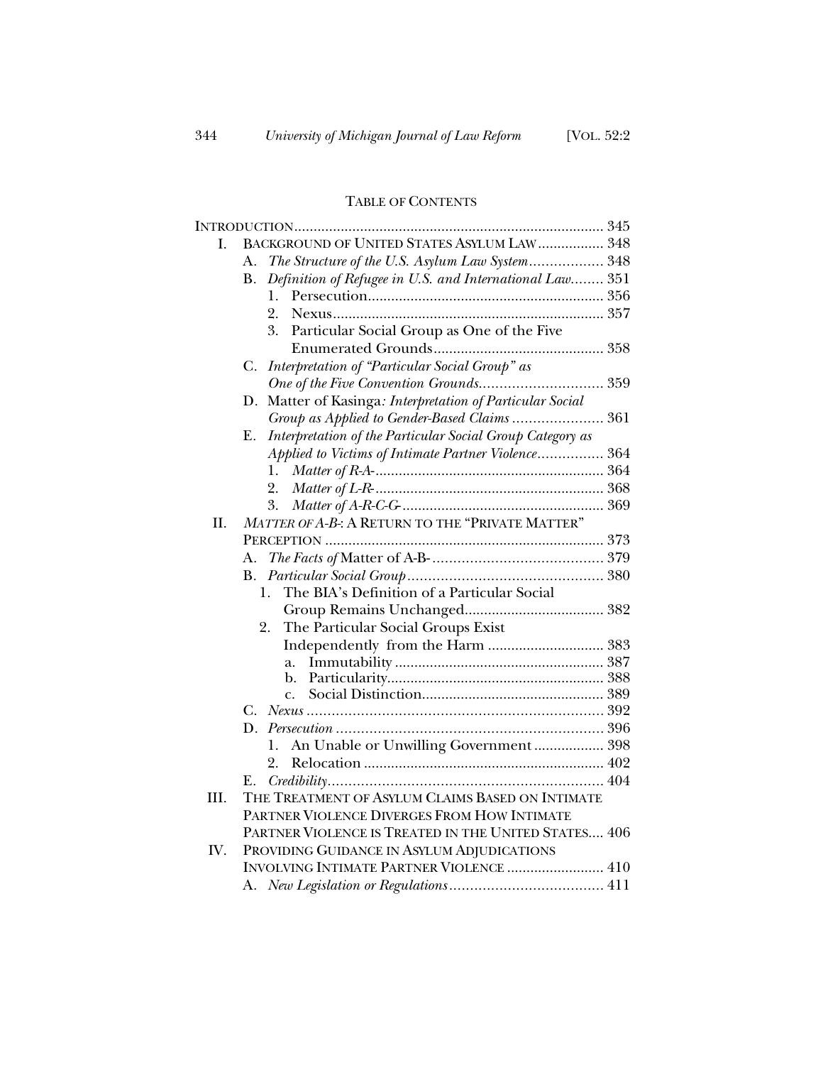## TABLE OF CONTENTS

INTRODUCTION ........................................................................... 345

I. BACKGROUND OF UNITED STATES ASYLUM LAW ................. 348
   - A. *The Structure of the U.S. Asylum Law System*.................. 348
   - B. *Definition of Refugee in U.S. and International Law*........ 351
     - 1. Persecution............................................................. 356
     - 2. Nexus...................................................................... 357
     - 3. Particular Social Group as One of the Five Enumerated Grounds............................................ 358
   - C. *Interpretation of "Particular Social Group" as One of the Five Convention Grounds*.............................. 359
   - D. Matter of Kasinga*: Interpretation of Particular Social Group as Applied to Gender-Based Claims* ...................... 361
   - E. *Interpretation of the Particular Social Group Category as Applied to Victims of Intimate Partner Violence*................ 364
     - 1. *Matter of R-A-*........................................................... 364
     - 2. *Matter of L-R-*........................................................... 368
     - 3. *Matter of A-R-C-G-*.................................................... 369

II. *MATTER OF A-B-*: A RETURN TO THE "PRIVATE MATTER" PERCEPTION ....................................................................... 373
   - A. *The Facts of* Matter of A-B- ......................................... 379
   - B. *Particular Social Group*................................................ 380
     - 1. The BIA's Definition of a Particular Social Group Remains Unchanged.................................... 382
     - 2. The Particular Social Groups Exist Independently from the Harm ............................... 383
       - a. Immutability ...................................................... 387
       - b. Particularity........................................................ 388
       - c. Social Distinction............................................... 389
   - C. *Nexus* ........................................................................ 392
   - D. *Persecution* ................................................................. 396
     - 1. An Unable or Unwilling Government .................. 398
     - 2. Relocation .............................................................. 402
   - E. *Credibility*.................................................................... 404

III. THE TREATMENT OF ASYLUM CLAIMS BASED ON INTIMATE PARTNER VIOLENCE DIVERGES FROM HOW INTIMATE PARTNER VIOLENCE IS TREATED IN THE UNITED STATES.... 406

IV. PROVIDING GUIDANCE IN ASYLUM ADJUDICATIONS INVOLVING INTIMATE PARTNER VIOLENCE ......................... 410
   - A. *New Legislation or Regulations*...................................... 411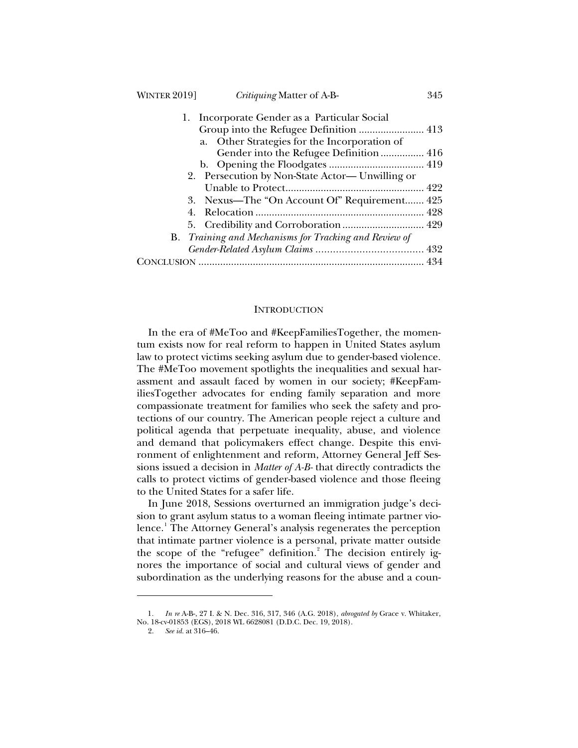1. Incorporate Gender as a Particular Social Group into the Refugee Definition ........................ 413
   - a. Other Strategies for the Incorporation of Gender into the Refugee Definition ................ 416
   - b. Opening the Floodgates ................................... 419
2. Persecution by Non-State Actor— Unwilling or Unable to Protect................................................... 422
3. Nexus—The "On Account Of" Requirement....... 425
4. Relocation .............................................................. 428
5. Credibility and Corroboration .............................. 429

B. *Training and Mechanisms for Tracking and Review of Gender-Related Asylum Claims* ...................................... 432

CONCLUSION ................................................................................... 434

## INTRODUCTION

In the era of #MeToo and #KeepFamiliesTogether, the momentum exists now for real reform to happen in United States asylum law to protect victims seeking asylum due to gender-based violence. The #MeToo movement spotlights the inequalities and sexual harassment and assault faced by women in our society; #KeepFamiliesTogether advocates for ending family separation and more compassionate treatment for families who seek the safety and protections of our country. The American people reject a culture and political agenda that perpetuate inequality, abuse, and violence and demand that policymakers effect change. Despite this environment of enlightenment and reform, Attorney General Jeff Sessions issued a decision in *Matter of A-B-* that directly contradicts the calls to protect victims of gender-based violence and those fleeing to the United States for a safer life.

In June 2018, Sessions overturned an immigration judge's decision to grant asylum status to a woman fleeing intimate partner violence.[1] The Attorney General's analysis regenerates the perception that intimate partner violence is a personal, private matter outside the scope of the "refugee" definition.[2] The decision entirely ignores the importance of social and cultural views of gender and subordination as the underlying reasons for the abuse and a coun-

---

1. *In re* A-B-, 27 I. & N. Dec. 316, 317, 346 (A.G. 2018), *abrogated by* Grace v. Whitaker, No. 18-cv-01853 (EGS), 2018 WL 6628081 (D.D.C. Dec. 19, 2018).
2. *See id.* at 316–46.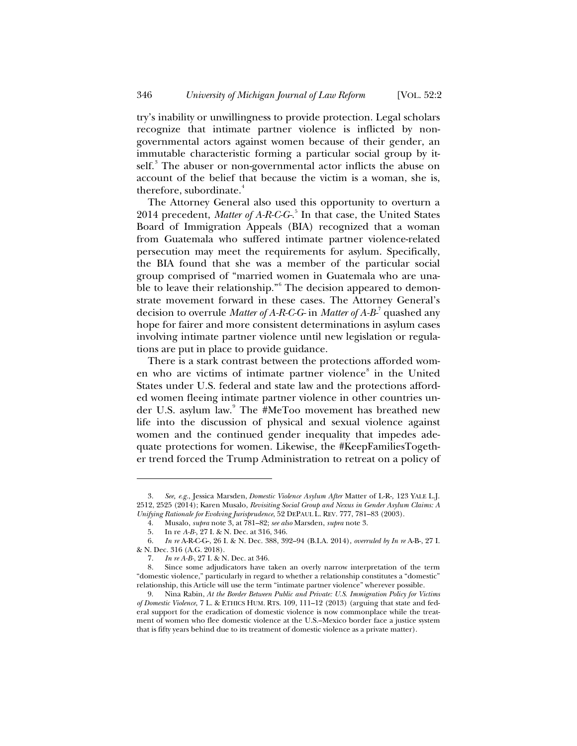try's inability or unwillingness to provide protection. Legal scholars recognize that intimate partner violence is inflicted by non-governmental actors against women because of their gender, an immutable characteristic forming a particular social group by itself.[3] The abuser or non-governmental actor inflicts the abuse on account of the belief that because the victim is a woman, she is, therefore, subordinate.[4]

The Attorney General also used this opportunity to overturn a 2014 precedent, *Matter of A-R-C-G-*.[5] In that case, the United States Board of Immigration Appeals (BIA) recognized that a woman from Guatemala who suffered intimate partner violence-related persecution may meet the requirements for asylum. Specifically, the BIA found that she was a member of the particular social group comprised of "married women in Guatemala who are unable to leave their relationship."[6] The decision appeared to demonstrate movement forward in these cases. The Attorney General's decision to overrule *Matter of A-R-C-G-* in *Matter of A-B-*[7] quashed any hope for fairer and more consistent determinations in asylum cases involving intimate partner violence until new legislation or regulations are put in place to provide guidance.

There is a stark contrast between the protections afforded women who are victims of intimate partner violence[8] in the United States under U.S. federal and state law and the protections afforded women fleeing intimate partner violence in other countries under U.S. asylum law.[9] The #MeToo movement has breathed new life into the discussion of physical and sexual violence against women and the continued gender inequality that impedes adequate protections for women. Likewise, the #KeepFamiliesTogether trend forced the Trump Administration to retreat on a policy of

---

3. *See, e.g.*, Jessica Marsden, *Domestic Violence Asylum After* Matter of L-R-, 123 YALE L.J. 2512, 2525 (2014); Karen Musalo, *Revisiting Social Group and Nexus in Gender Asylum Claims: A Unifying Rationale for Evolving Jurisprudence*, 52 DEPAUL L. REV. 777, 781–83 (2003).

4. Musalo, *supra* note 3, at 781–82; *see also* Marsden, *supra* note 3.

5. In re *A-B-*, 27 I. & N. Dec. at 316, 346.

6. *In re* A-R-C-G-, 26 I. & N. Dec. 388, 392–94 (B.I.A. 2014), *overruled by In re* A-B-, 27 I. & N. Dec. 316 (A.G. 2018).

7. *In re A-B-*, 27 I. & N. Dec. at 346.

8. Since some adjudicators have taken an overly narrow interpretation of the term "domestic violence," particularly in regard to whether a relationship constitutes a "domestic" relationship, this Article will use the term "intimate partner violence" wherever possible.

9. Nina Rabin, *At the Border Between Public and Private: U.S. Immigration Policy for Victims of Domestic Violence*, 7 L. & ETHICS HUM. RTS. 109, 111–12 (2013) (arguing that state and federal support for the eradication of domestic violence is now commonplace while the treatment of women who flee domestic violence at the U.S.–Mexico border face a justice system that is fifty years behind due to its treatment of domestic violence as a private matter).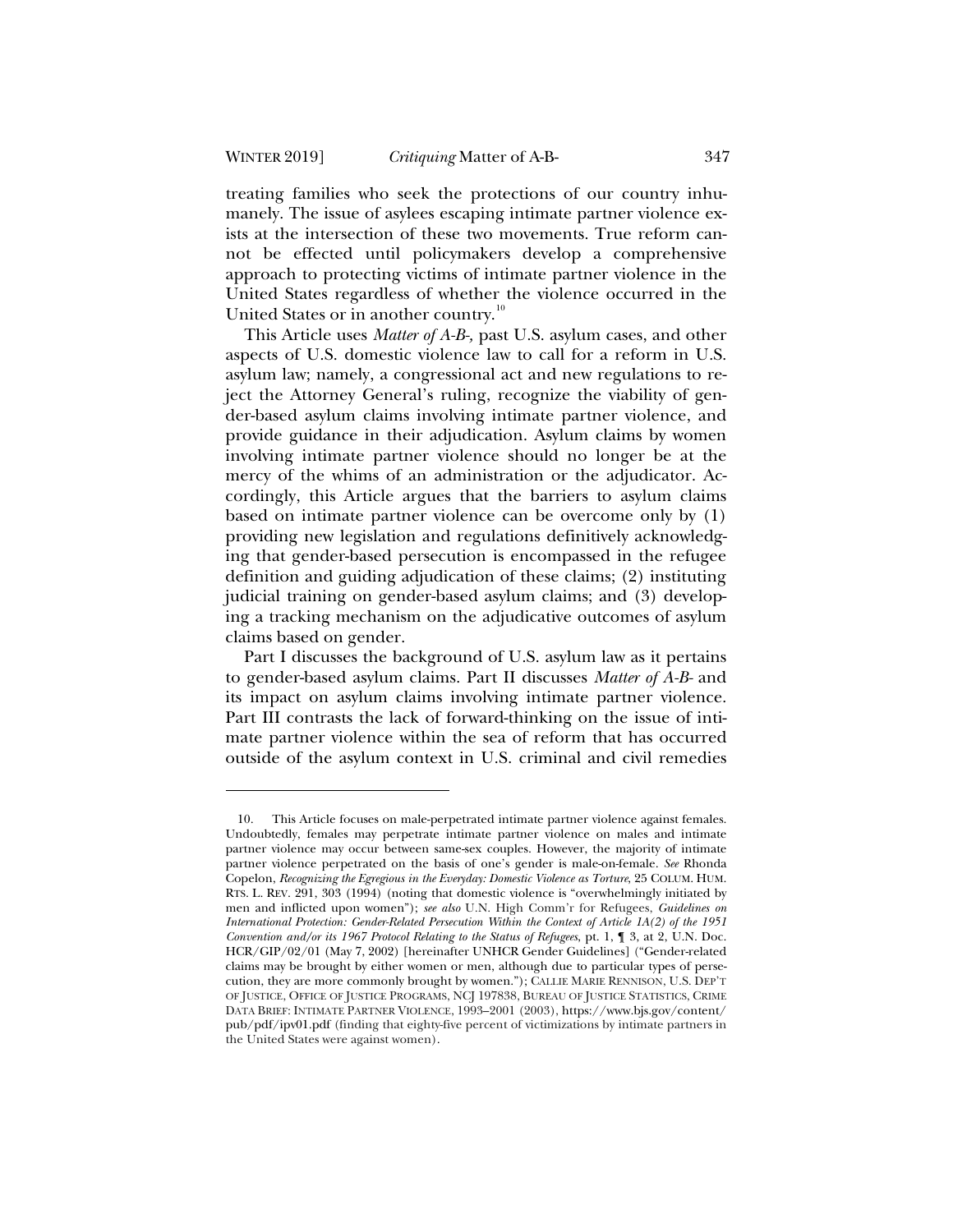treating families who seek the protections of our country inhumanely. The issue of asylees escaping intimate partner violence exists at the intersection of these two movements. True reform cannot be effected until policymakers develop a comprehensive approach to protecting victims of intimate partner violence in the United States regardless of whether the violence occurred in the United States or in another country.[10]

This Article uses *Matter of A-B-*, past U.S. asylum cases, and other aspects of U.S. domestic violence law to call for a reform in U.S. asylum law; namely, a congressional act and new regulations to reject the Attorney General's ruling, recognize the viability of gender-based asylum claims involving intimate partner violence, and provide guidance in their adjudication. Asylum claims by women involving intimate partner violence should no longer be at the mercy of the whims of an administration or the adjudicator. Accordingly, this Article argues that the barriers to asylum claims based on intimate partner violence can be overcome only by (1) providing new legislation and regulations definitively acknowledging that gender-based persecution is encompassed in the refugee definition and guiding adjudication of these claims; (2) instituting judicial training on gender-based asylum claims; and (3) developing a tracking mechanism on the adjudicative outcomes of asylum claims based on gender.

Part I discusses the background of U.S. asylum law as it pertains to gender-based asylum claims. Part II discusses *Matter of A-B-* and its impact on asylum claims involving intimate partner violence. Part III contrasts the lack of forward-thinking on the issue of intimate partner violence within the sea of reform that has occurred outside of the asylum context in U.S. criminal and civil remedies

---

10. This Article focuses on male-perpetrated intimate partner violence against females. Undoubtedly, females may perpetrate intimate partner violence on males and intimate partner violence may occur between same-sex couples. However, the majority of intimate partner violence perpetrated on the basis of one's gender is male-on-female. *See* Rhonda Copelon, *Recognizing the Egregious in the Everyday: Domestic Violence as Torture*, 25 COLUM. HUM. RTS. L. REV. 291, 303 (1994) (noting that domestic violence is "overwhelmingly initiated by men and inflicted upon women"); *see also* U.N. High Comm'r for Refugees, *Guidelines on International Protection: Gender-Related Persecution Within the Context of Article 1A(2) of the 1951 Convention and/or its 1967 Protocol Relating to the Status of Refugees*, pt. 1, ¶ 3, at 2, U.N. Doc. HCR/GIP/02/01 (May 7, 2002) [hereinafter UNHCR Gender Guidelines] ("Gender-related claims may be brought by either women or men, although due to particular types of persecution, they are more commonly brought by women."); CALLIE MARIE RENNISON, U.S. DEP'T OF JUSTICE, OFFICE OF JUSTICE PROGRAMS, NCJ 197838, BUREAU OF JUSTICE STATISTICS, CRIME DATA BRIEF: INTIMATE PARTNER VIOLENCE, 1993–2001 (2003), https://www.bjs.gov/content/pub/pdf/ipv01.pdf (finding that eighty-five percent of victimizations by intimate partners in the United States were against women).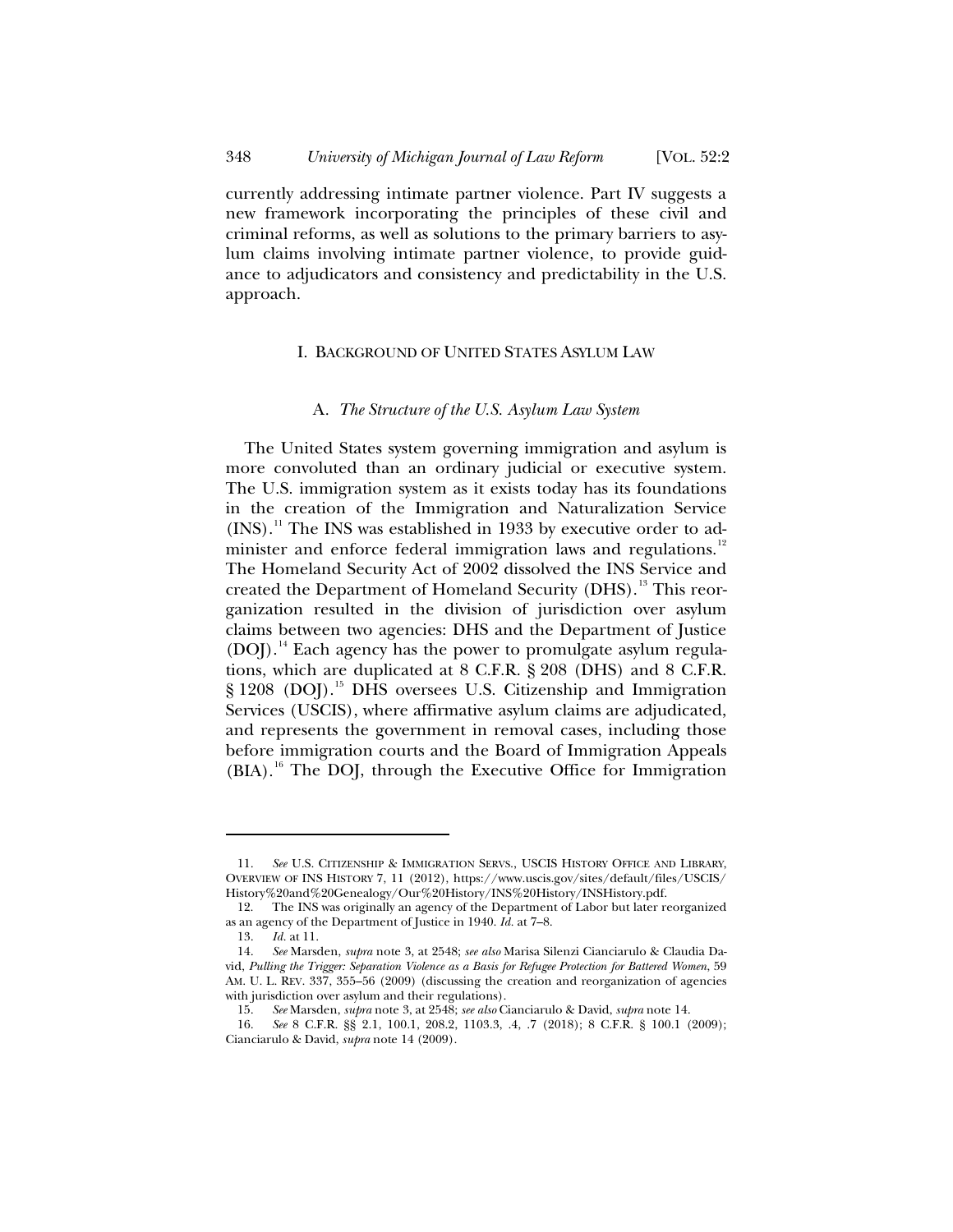currently addressing intimate partner violence. Part IV suggests a new framework incorporating the principles of these civil and criminal reforms, as well as solutions to the primary barriers to asylum claims involving intimate partner violence, to provide guidance to adjudicators and consistency and predictability in the U.S. approach.

## I. Background of United States Asylum Law

### A. *The Structure of the U.S. Asylum Law System*

The United States system governing immigration and asylum is more convoluted than an ordinary judicial or executive system. The U.S. immigration system as it exists today has its foundations in the creation of the Immigration and Naturalization Service (INS).[11] The INS was established in 1933 by executive order to administer and enforce federal immigration laws and regulations.[12] The Homeland Security Act of 2002 dissolved the INS Service and created the Department of Homeland Security (DHS).[13] This reorganization resulted in the division of jurisdiction over asylum claims between two agencies: DHS and the Department of Justice (DOJ).[14] Each agency has the power to promulgate asylum regulations, which are duplicated at 8 C.F.R. § 208 (DHS) and 8 C.F.R. § 1208 (DOJ).[15] DHS oversees U.S. Citizenship and Immigration Services (USCIS), where affirmative asylum claims are adjudicated, and represents the government in removal cases, including those before immigration courts and the Board of Immigration Appeals (BIA).[16] The DOJ, through the Executive Office for Immigration

---

11. *See* U.S. Citizenship & Immigration Servs., USCIS History Office and Library, Overview of INS History 7, 11 (2012), https://www.uscis.gov/sites/default/files/USCIS/History%20and%20Genealogy/Our%20History/INS%20History/INSHistory.pdf.

12. The INS was originally an agency of the Department of Labor but later reorganized as an agency of the Department of Justice in 1940. *Id.* at 7–8.

13. *Id.* at 11.

14. *See* Marsden, *supra* note 3, at 2548; *see also* Marisa Silenzi Cianciarulo & Claudia David, *Pulling the Trigger: Separation Violence as a Basis for Refugee Protection for Battered Women*, 59 Am. U. L. Rev. 337, 355–56 (2009) (discussing the creation and reorganization of agencies with jurisdiction over asylum and their regulations).

15. *See* Marsden, *supra* note 3, at 2548; *see also* Cianciarulo & David, *supra* note 14.

16. *See* 8 C.F.R. §§ 2.1, 100.1, 208.2, 1103.3, .4, .7 (2018); 8 C.F.R. § 100.1 (2009); Cianciarulo & David, *supra* note 14 (2009).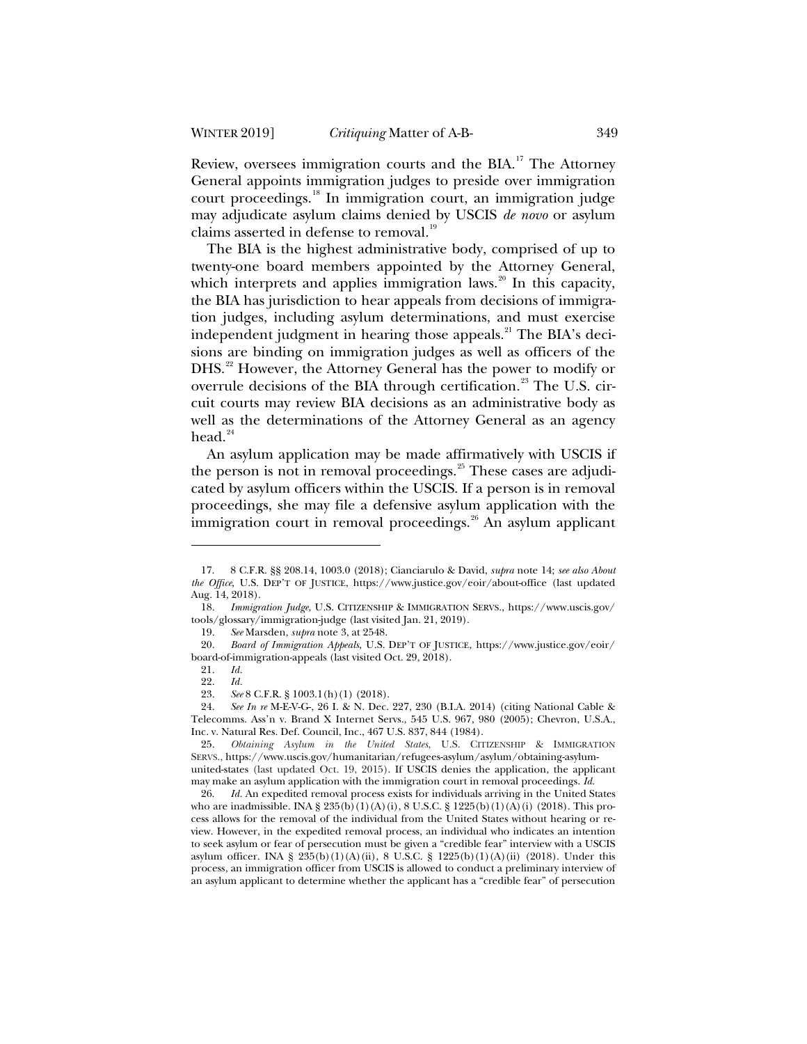Review, oversees immigration courts and the BIA.[17] The Attorney General appoints immigration judges to preside over immigration court proceedings.[18] In immigration court, an immigration judge may adjudicate asylum claims denied by USCIS *de novo* or asylum claims asserted in defense to removal.[19]

The BIA is the highest administrative body, comprised of up to twenty-one board members appointed by the Attorney General, which interprets and applies immigration laws.[20] In this capacity, the BIA has jurisdiction to hear appeals from decisions of immigration judges, including asylum determinations, and must exercise independent judgment in hearing those appeals.[21] The BIA's decisions are binding on immigration judges as well as officers of the DHS.[22] However, the Attorney General has the power to modify or overrule decisions of the BIA through certification.[23] The U.S. circuit courts may review BIA decisions as an administrative body as well as the determinations of the Attorney General as an agency head.[24]

An asylum application may be made affirmatively with USCIS if the person is not in removal proceedings.[25] These cases are adjudicated by asylum officers within the USCIS. If a person is in removal proceedings, she may file a defensive asylum application with the immigration court in removal proceedings.[26] An asylum applicant

---

17. 8 C.F.R. §§ 208.14, 1003.0 (2018); Cianciarulo & David, *supra* note 14; *see also About the Office*, U.S. DEP'T OF JUSTICE, https://www.justice.gov/eoir/about-office (last updated Aug. 14, 2018).

18. *Immigration Judge*, U.S. CITIZENSHIP & IMMIGRATION SERVS., https://www.uscis.gov/tools/glossary/immigration-judge (last visited Jan. 21, 2019).

19. *See* Marsden, *supra* note 3, at 2548.

20. *Board of Immigration Appeals*, U.S. DEP'T OF JUSTICE, https://www.justice.gov/eoir/board-of-immigration-appeals (last visited Oct. 29, 2018).

21. *Id.*

22. *Id.*

23. *See* 8 C.F.R. § 1003.1(h)(1) (2018).

24. *See In re* M-E-V-G-, 26 I. & N. Dec. 227, 230 (B.I.A. 2014) (citing National Cable & Telecomms. Ass'n v. Brand X Internet Servs., 545 U.S. 967, 980 (2005); Chevron, U.S.A., Inc. v. Natural Res. Def. Council, Inc., 467 U.S. 837, 844 (1984).

25. *Obtaining Asylum in the United States*, U.S. CITIZENSHIP & IMMIGRATION SERVS., https://www.uscis.gov/humanitarian/refugees-asylum/asylum/obtaining-asylum-united-states (last updated Oct. 19, 2015). If USCIS denies the application, the applicant may make an asylum application with the immigration court in removal proceedings. *Id.*

26. *Id.* An expedited removal process exists for individuals arriving in the United States who are inadmissible. INA § 235(b)(1)(A)(i), 8 U.S.C. § 1225(b)(1)(A)(i) (2018). This process allows for the removal of the individual from the United States without hearing or review. However, in the expedited removal process, an individual who indicates an intention to seek asylum or fear of persecution must be given a "credible fear" interview with a USCIS asylum officer. INA § 235(b)(1)(A)(ii), 8 U.S.C. § 1225(b)(1)(A)(ii) (2018). Under this process, an immigration officer from USCIS is allowed to conduct a preliminary interview of an asylum applicant to determine whether the applicant has a "credible fear" of persecution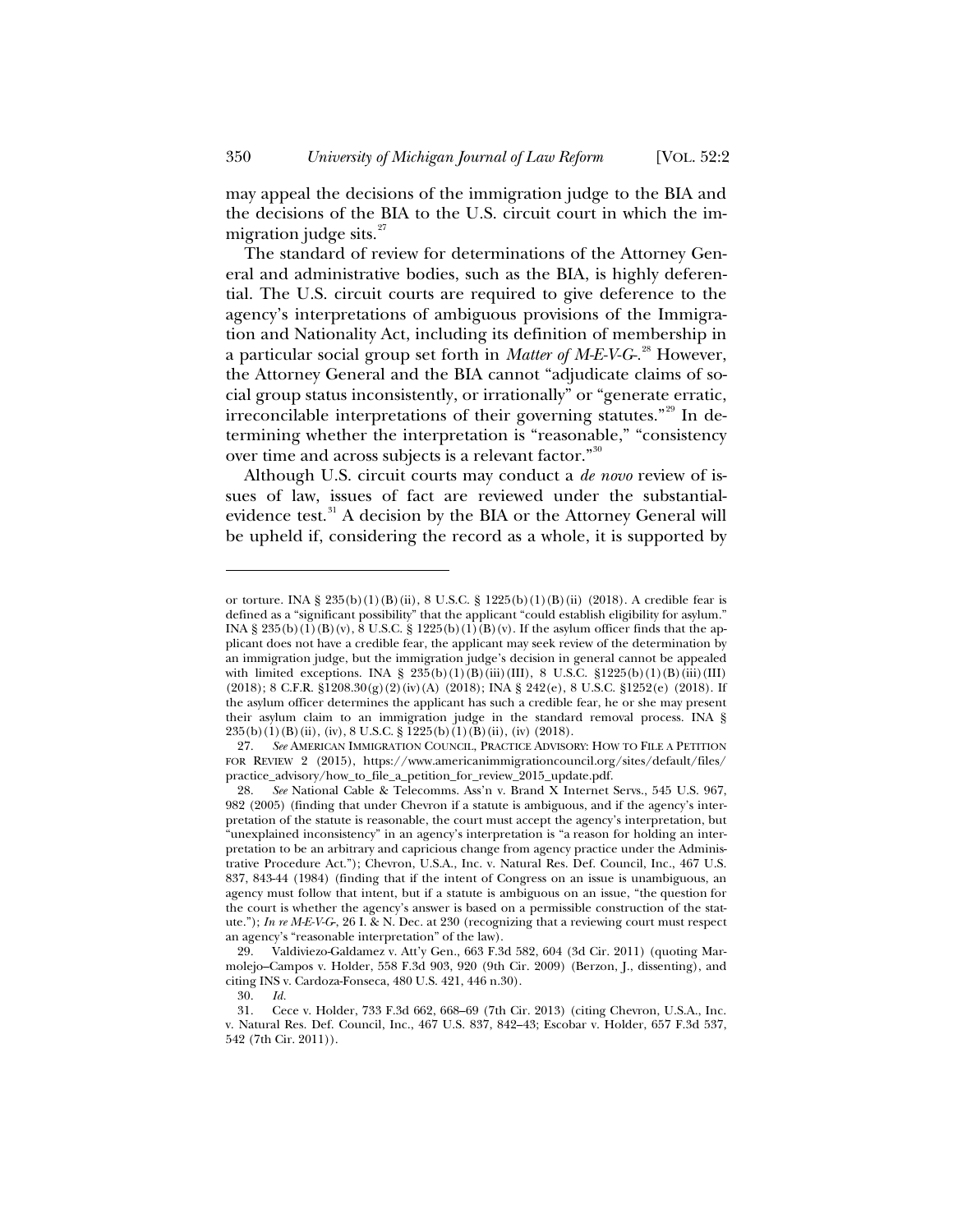may appeal the decisions of the immigration judge to the BIA and the decisions of the BIA to the U.S. circuit court in which the immigration judge sits.[27]

The standard of review for determinations of the Attorney General and administrative bodies, such as the BIA, is highly deferential. The U.S. circuit courts are required to give deference to the agency's interpretations of ambiguous provisions of the Immigration and Nationality Act, including its definition of membership in a particular social group set forth in *Matter of M-E-V-G-*.[28] However, the Attorney General and the BIA cannot "adjudicate claims of social group status inconsistently, or irrationally" or "generate erratic, irreconcilable interpretations of their governing statutes."[29] In determining whether the interpretation is "reasonable," "consistency over time and across subjects is a relevant factor."[30]

Although U.S. circuit courts may conduct a *de novo* review of issues of law, issues of fact are reviewed under the substantial-evidence test.[31] A decision by the BIA or the Attorney General will be upheld if, considering the record as a whole, it is supported by

---

or torture. INA § 235(b)(1)(B)(ii), 8 U.S.C. § 1225(b)(1)(B)(ii) (2018). A credible fear is defined as a "significant possibility" that the applicant "could establish eligibility for asylum." INA § 235(b)(1)(B)(v), 8 U.S.C. § 1225(b)(1)(B)(v). If the asylum officer finds that the applicant does not have a credible fear, the applicant may seek review of the determination by an immigration judge, but the immigration judge's decision in general cannot be appealed with limited exceptions. INA § 235(b)(1)(B)(iii)(III), 8 U.S.C. §1225(b)(1)(B)(iii)(III) (2018); 8 C.F.R. §1208.30(g)(2)(iv)(A) (2018); INA § 242(e), 8 U.S.C. §1252(e) (2018). If the asylum officer determines the applicant has such a credible fear, he or she may present their asylum claim to an immigration judge in the standard removal process. INA § 235(b)(1)(B)(ii), (iv), 8 U.S.C. § 1225(b)(1)(B)(ii), (iv) (2018).

27. *See* AMERICAN IMMIGRATION COUNCIL, PRACTICE ADVISORY: HOW TO FILE A PETITION FOR REVIEW 2 (2015), https://www.americanimmigrationcouncil.org/sites/default/files/practice_advisory/how_to_file_a_petition_for_review_2015_update.pdf.

28. *See* National Cable & Telecomms. Ass'n v. Brand X Internet Servs., 545 U.S. 967, 982 (2005) (finding that under Chevron if a statute is ambiguous, and if the agency's interpretation of the statute is reasonable, the court must accept the agency's interpretation, but "unexplained inconsistency" in an agency's interpretation is "a reason for holding an interpretation to be an arbitrary and capricious change from agency practice under the Administrative Procedure Act."); Chevron, U.S.A., Inc. v. Natural Res. Def. Council, Inc., 467 U.S. 837, 843-44 (1984) (finding that if the intent of Congress on an issue is unambiguous, an agency must follow that intent, but if a statute is ambiguous on an issue, "the question for the court is whether the agency's answer is based on a permissible construction of the statute."); *In re M-E-V-G-*, 26 I. & N. Dec. at 230 (recognizing that a reviewing court must respect an agency's "reasonable interpretation" of the law).

29. Valdiviezo-Galdamez v. Att'y Gen., 663 F.3d 582, 604 (3d Cir. 2011) (quoting Marmolejo–Campos v. Holder, 558 F.3d 903, 920 (9th Cir. 2009) (Berzon, J., dissenting), and citing INS v. Cardoza-Fonseca, 480 U.S. 421, 446 n.30).

30. *Id.*

31. Cece v. Holder, 733 F.3d 662, 668–69 (7th Cir. 2013) (citing Chevron, U.S.A., Inc. v. Natural Res. Def. Council, Inc., 467 U.S. 837, 842–43; Escobar v. Holder, 657 F.3d 537, 542 (7th Cir. 2011)).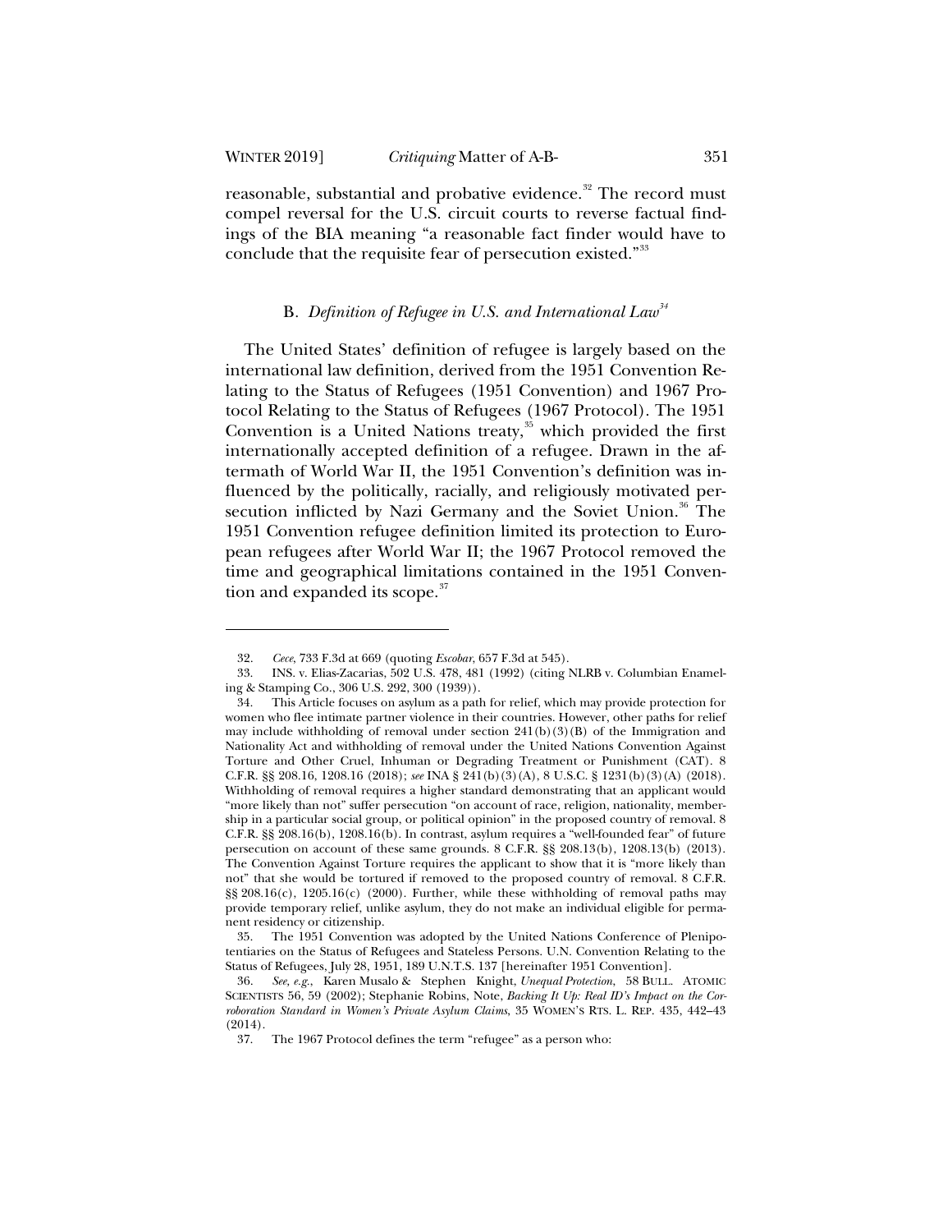reasonable, substantial and probative evidence.[32] The record must compel reversal for the U.S. circuit courts to reverse factual findings of the BIA meaning "a reasonable fact finder would have to conclude that the requisite fear of persecution existed."[33]

### B. *Definition of Refugee in U.S. and International Law*[34]

The United States' definition of refugee is largely based on the international law definition, derived from the 1951 Convention Relating to the Status of Refugees (1951 Convention) and 1967 Protocol Relating to the Status of Refugees (1967 Protocol). The 1951 Convention is a United Nations treaty,[35] which provided the first internationally accepted definition of a refugee. Drawn in the aftermath of World War II, the 1951 Convention's definition was influenced by the politically, racially, and religiously motivated persecution inflicted by Nazi Germany and the Soviet Union.[36] The 1951 Convention refugee definition limited its protection to European refugees after World War II; the 1967 Protocol removed the time and geographical limitations contained in the 1951 Convention and expanded its scope.[37]

---

32. *Cece*, 733 F.3d at 669 (quoting *Escobar*, 657 F.3d at 545).

33. INS. v. Elias-Zacarias, 502 U.S. 478, 481 (1992) (citing NLRB v. Columbian Enameling & Stamping Co., 306 U.S. 292, 300 (1939)).

34. This Article focuses on asylum as a path for relief, which may provide protection for women who flee intimate partner violence in their countries. However, other paths for relief may include withholding of removal under section 241(b)(3)(B) of the Immigration and Nationality Act and withholding of removal under the United Nations Convention Against Torture and Other Cruel, Inhuman or Degrading Treatment or Punishment (CAT). 8 C.F.R. §§ 208.16, 1208.16 (2018); *see* INA § 241(b)(3)(A), 8 U.S.C. § 1231(b)(3)(A) (2018). Withholding of removal requires a higher standard demonstrating that an applicant would "more likely than not" suffer persecution "on account of race, religion, nationality, membership in a particular social group, or political opinion" in the proposed country of removal. 8 C.F.R. §§ 208.16(b), 1208.16(b). In contrast, asylum requires a "well-founded fear" of future persecution on account of these same grounds. 8 C.F.R. §§ 208.13(b), 1208.13(b) (2013). The Convention Against Torture requires the applicant to show that it is "more likely than not" that she would be tortured if removed to the proposed country of removal. 8 C.F.R. §§ 208.16(c), 1205.16(c) (2000). Further, while these withholding of removal paths may provide temporary relief, unlike asylum, they do not make an individual eligible for permanent residency or citizenship.

35. The 1951 Convention was adopted by the United Nations Conference of Plenipotentiaries on the Status of Refugees and Stateless Persons. U.N. Convention Relating to the Status of Refugees, July 28, 1951, 189 U.N.T.S. 137 [hereinafter 1951 Convention].

36. *See, e.g.*, Karen Musalo & Stephen Knight, *Unequal Protection*, 58 BULL. ATOMIC SCIENTISTS 56, 59 (2002); Stephanie Robins, Note, *Backing It Up: Real ID's Impact on the Corroboration Standard in Women's Private Asylum Claims*, 35 WOMEN'S RTS. L. REP. 435, 442–43 (2014).

37. The 1967 Protocol defines the term "refugee" as a person who: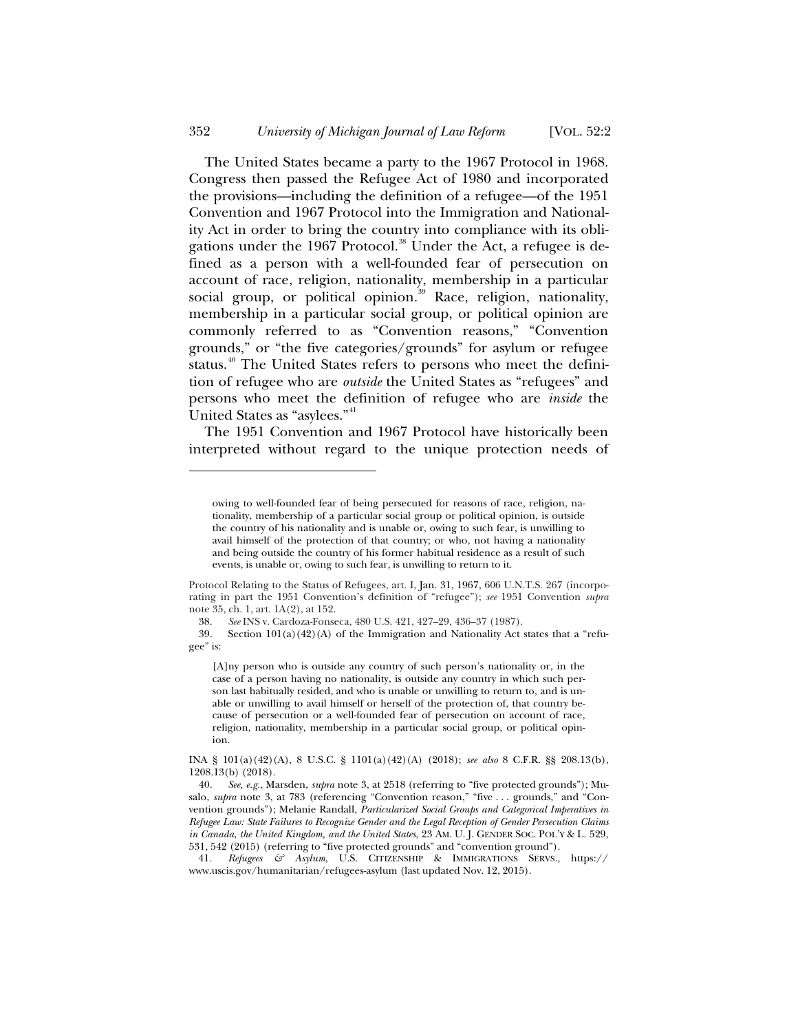The United States became a party to the 1967 Protocol in 1968. Congress then passed the Refugee Act of 1980 and incorporated the provisions—including the definition of a refugee—of the 1951 Convention and 1967 Protocol into the Immigration and Nationality Act in order to bring the country into compliance with its obligations under the 1967 Protocol.[38] Under the Act, a refugee is defined as a person with a well-founded fear of persecution on account of race, religion, nationality, membership in a particular social group, or political opinion.[39] Race, religion, nationality, membership in a particular social group, or political opinion are commonly referred to as "Convention reasons," "Convention grounds," or "the five categories/grounds" for asylum or refugee status.[40] The United States refers to persons who meet the definition of refugee who are *outside* the United States as "refugees" and persons who meet the definition of refugee who are *inside* the United States as "asylees."[41]

The 1951 Convention and 1967 Protocol have historically been interpreted without regard to the unique protection needs of

---

> owing to well-founded fear of being persecuted for reasons of race, religion, nationality, membership of a particular social group or political opinion, is outside the country of his nationality and is unable or, owing to such fear, is unwilling to avail himself of the protection of that country; or who, not having a nationality and being outside the country of his former habitual residence as a result of such events, is unable or, owing to such fear, is unwilling to return to it.

Protocol Relating to the Status of Refugees, art. I, Jan. 31, 1967, 606 U.N.T.S. 267 (incorporating in part the 1951 Convention's definition of "refugee"); *see* 1951 Convention *supra* note 35, ch. 1, art. 1A(2), at 152.

38. *See* INS v. Cardoza-Fonseca, 480 U.S. 421, 427–29, 436–37 (1987).

39. Section 101(a)(42)(A) of the Immigration and Nationality Act states that a "refugee" is:

> [A]ny person who is outside any country of such person's nationality or, in the case of a person having no nationality, is outside any country in which such person last habitually resided, and who is unable or unwilling to return to, and is unable or unwilling to avail himself or herself of the protection of, that country because of persecution or a well-founded fear of persecution on account of race, religion, nationality, membership in a particular social group, or political opinion.

INA § 101(a)(42)(A), 8 U.S.C. § 1101(a)(42)(A) (2018); *see also* 8 C.F.R. §§ 208.13(b), 1208.13(b) (2018).

40. *See, e.g.*, Marsden, *supra* note 3, at 2518 (referring to "five protected grounds"); Musalo, *supra* note 3, at 783 (referencing "Convention reason," "five . . . grounds," and "Convention grounds"); Melanie Randall, *Particularized Social Groups and Categorical Imperatives in Refugee Law: State Failures to Recognize Gender and the Legal Reception of Gender Persecution Claims in Canada, the United Kingdom, and the United States*, 23 AM. U. J. GENDER SOC. POL'Y & L. 529, 531, 542 (2015) (referring to "five protected grounds" and "convention ground").

41. *Refugees & Asylum*, U.S. CITIZENSHIP & IMMIGRATIONS SERVS., https://www.uscis.gov/humanitarian/refugees-asylum (last updated Nov. 12, 2015).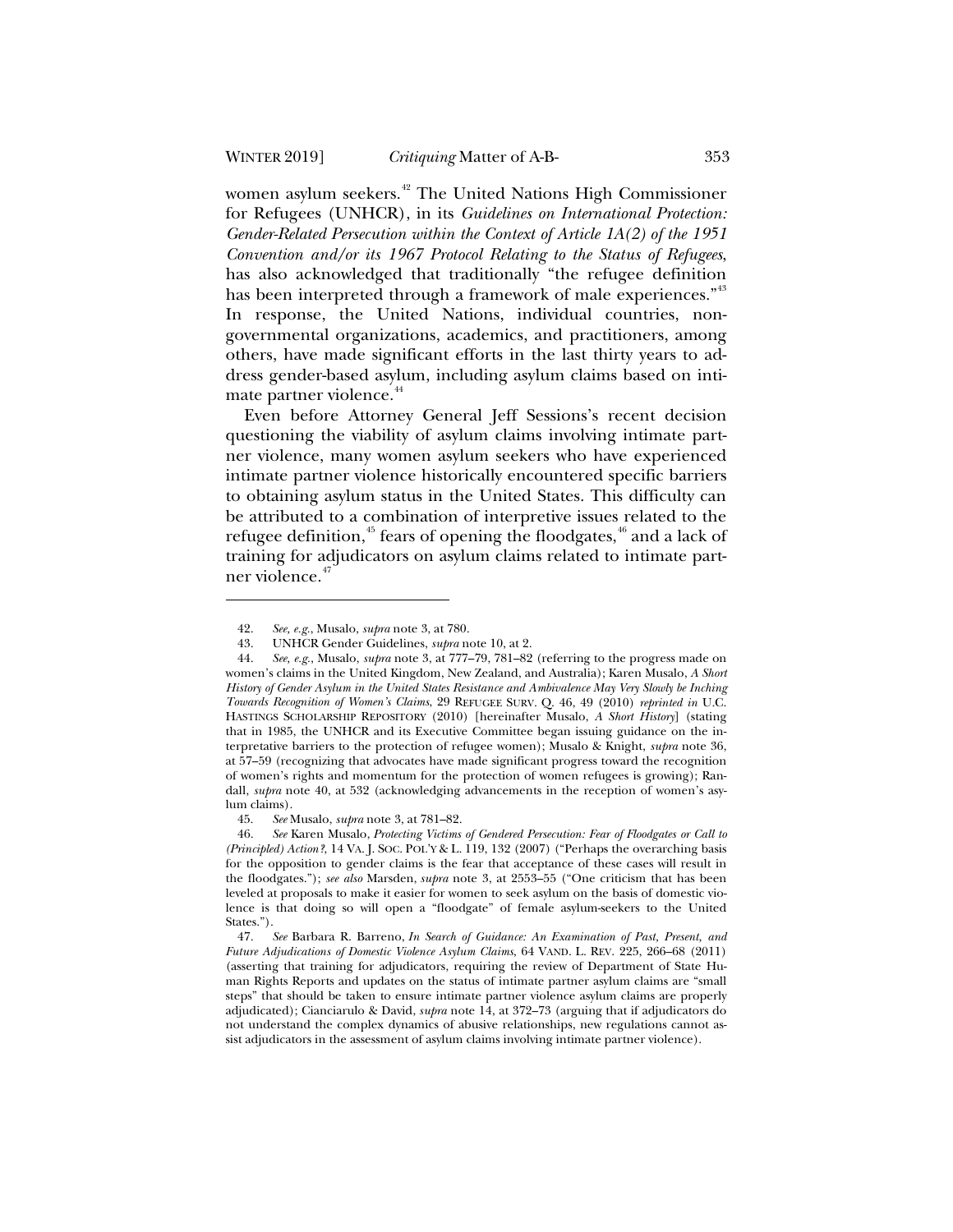women asylum seekers.[42] The United Nations High Commissioner for Refugees (UNHCR), in its *Guidelines on International Protection: Gender-Related Persecution within the Context of Article 1A(2) of the 1951 Convention and/or its 1967 Protocol Relating to the Status of Refugees*, has also acknowledged that traditionally "the refugee definition has been interpreted through a framework of male experiences."[43] In response, the United Nations, individual countries, non-governmental organizations, academics, and practitioners, among others, have made significant efforts in the last thirty years to address gender-based asylum, including asylum claims based on intimate partner violence.[44]

Even before Attorney General Jeff Sessions's recent decision questioning the viability of asylum claims involving intimate partner violence, many women asylum seekers who have experienced intimate partner violence historically encountered specific barriers to obtaining asylum status in the United States. This difficulty can be attributed to a combination of interpretive issues related to the refugee definition,[45] fears of opening the floodgates,[46] and a lack of training for adjudicators on asylum claims related to intimate partner violence.[47]

---

42. *See, e.g.*, Musalo, *supra* note 3, at 780.

43. UNHCR Gender Guidelines, *supra* note 10, at 2.

44. *See, e.g.*, Musalo, *supra* note 3, at 777–79, 781–82 (referring to the progress made on women's claims in the United Kingdom, New Zealand, and Australia); Karen Musalo, *A Short History of Gender Asylum in the United States Resistance and Ambivalence May Very Slowly be Inching Towards Recognition of Women's Claims*, 29 REFUGEE SURV. Q. 46, 49 (2010) *reprinted in* U.C. HASTINGS SCHOLARSHIP REPOSITORY (2010) [hereinafter Musalo, *A Short History*] (stating that in 1985, the UNHCR and its Executive Committee began issuing guidance on the interpretative barriers to the protection of refugee women); Musalo & Knight, *supra* note 36, at 57–59 (recognizing that advocates have made significant progress toward the recognition of women's rights and momentum for the protection of women refugees is growing); Randall, *supra* note 40, at 532 (acknowledging advancements in the reception of women's asylum claims).

45. *See* Musalo, *supra* note 3, at 781–82.

46. *See* Karen Musalo, *Protecting Victims of Gendered Persecution: Fear of Floodgates or Call to (Principled) Action?*, 14 VA. J. SOC. POL'Y & L. 119, 132 (2007) ("Perhaps the overarching basis for the opposition to gender claims is the fear that acceptance of these cases will result in the floodgates."); *see also* Marsden, *supra* note 3, at 2553–55 ("One criticism that has been leveled at proposals to make it easier for women to seek asylum on the basis of domestic violence is that doing so will open a "floodgate" of female asylum-seekers to the United States.").

47. *See* Barbara R. Barreno, *In Search of Guidance: An Examination of Past, Present, and Future Adjudications of Domestic Violence Asylum Claims*, 64 VAND. L. REV. 225, 266–68 (2011) (asserting that training for adjudicators, requiring the review of Department of State Human Rights Reports and updates on the status of intimate partner asylum claims are "small steps" that should be taken to ensure intimate partner violence asylum claims are properly adjudicated); Cianciarulo & David, *supra* note 14, at 372–73 (arguing that if adjudicators do not understand the complex dynamics of abusive relationships, new regulations cannot assist adjudicators in the assessment of asylum claims involving intimate partner violence).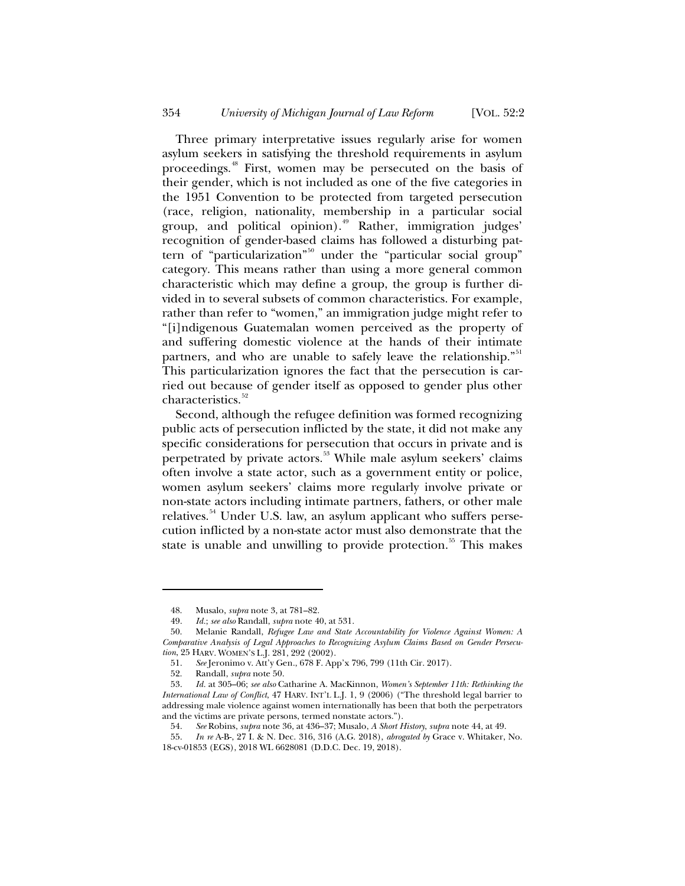Three primary interpretative issues regularly arise for women asylum seekers in satisfying the threshold requirements in asylum proceedings.[48] First, women may be persecuted on the basis of their gender, which is not included as one of the five categories in the 1951 Convention to be protected from targeted persecution (race, religion, nationality, membership in a particular social group, and political opinion).[49] Rather, immigration judges' recognition of gender-based claims has followed a disturbing pattern of "particularization"[50] under the "particular social group" category. This means rather than using a more general common characteristic which may define a group, the group is further divided in to several subsets of common characteristics. For example, rather than refer to "women," an immigration judge might refer to "[i]ndigenous Guatemalan women perceived as the property of and suffering domestic violence at the hands of their intimate partners, and who are unable to safely leave the relationship."[51] This particularization ignores the fact that the persecution is carried out because of gender itself as opposed to gender plus other characteristics.[52]

Second, although the refugee definition was formed recognizing public acts of persecution inflicted by the state, it did not make any specific considerations for persecution that occurs in private and is perpetrated by private actors.[53] While male asylum seekers' claims often involve a state actor, such as a government entity or police, women asylum seekers' claims more regularly involve private or non-state actors including intimate partners, fathers, or other male relatives.[54] Under U.S. law, an asylum applicant who suffers persecution inflicted by a non-state actor must also demonstrate that the state is unable and unwilling to provide protection.[55] This makes

---

48. Musalo, *supra* note 3, at 781–82.

49. *Id.*; *see also* Randall, *supra* note 40, at 531.

50. Melanie Randall, *Refugee Law and State Accountability for Violence Against Women: A Comparative Analysis of Legal Approaches to Recognizing Asylum Claims Based on Gender Persecution*, 25 HARV. WOMEN'S L.J. 281, 292 (2002).

51. *See* Jeronimo v. Att'y Gen., 678 F. App'x 796, 799 (11th Cir. 2017).

52. Randall, *supra* note 50.

53. *Id.* at 305–06; *see also* Catharine A. MacKinnon, *Women's September 11th: Rethinking the International Law of Conflict*, 47 HARV. INT'L L.J. 1, 9 (2006) ("The threshold legal barrier to addressing male violence against women internationally has been that both the perpetrators and the victims are private persons, termed nonstate actors.").

54. *See* Robins, *supra* note 36, at 436–37; Musalo, *A Short History*, *supra* note 44, at 49.

55. *In re* A-B-, 27 I. & N. Dec. 316, 316 (A.G. 2018), *abrogated by* Grace v. Whitaker, No. 18-cv-01853 (EGS), 2018 WL 6628081 (D.D.C. Dec. 19, 2018).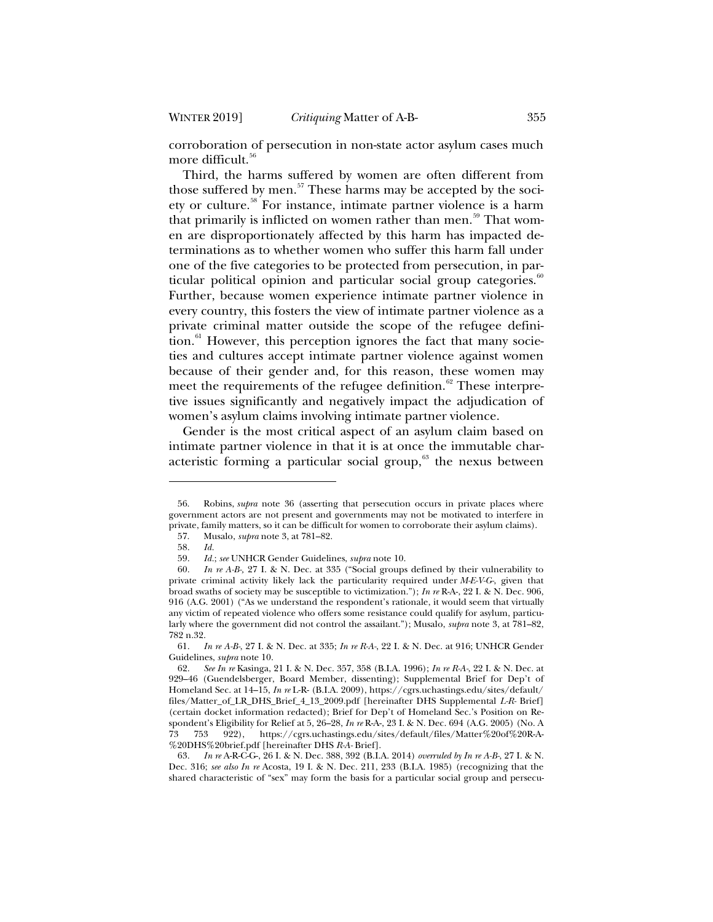corroboration of persecution in non-state actor asylum cases much more difficult.[56]

Third, the harms suffered by women are often different from those suffered by men.[57] These harms may be accepted by the society or culture.[58] For instance, intimate partner violence is a harm that primarily is inflicted on women rather than men.[59] That women are disproportionately affected by this harm has impacted determinations as to whether women who suffer this harm fall under one of the five categories to be protected from persecution, in particular political opinion and particular social group categories.[60] Further, because women experience intimate partner violence in every country, this fosters the view of intimate partner violence as a private criminal matter outside the scope of the refugee definition.[61] However, this perception ignores the fact that many societies and cultures accept intimate partner violence against women because of their gender and, for this reason, these women may meet the requirements of the refugee definition.[62] These interpretive issues significantly and negatively impact the adjudication of women's asylum claims involving intimate partner violence.

Gender is the most critical aspect of an asylum claim based on intimate partner violence in that it is at once the immutable characteristic forming a particular social group,[63] the nexus between

---

56. Robins, *supra* note 36 (asserting that persecution occurs in private places where government actors are not present and governments may not be motivated to interfere in private, family matters, so it can be difficult for women to corroborate their asylum claims).

57. Musalo, *supra* note 3, at 781–82.

58. *Id.*

59. *Id.*; *see* UNHCR Gender Guidelines, *supra* note 10.

60. *In re A-B-*, 27 I. & N. Dec. at 335 ("Social groups defined by their vulnerability to private criminal activity likely lack the particularity required under *M-E-V-G-*, given that broad swaths of society may be susceptible to victimization."); *In re* R-A-, 22 I. & N. Dec. 906, 916 (A.G. 2001) ("As we understand the respondent's rationale, it would seem that virtually any victim of repeated violence who offers some resistance could qualify for asylum, particularly where the government did not control the assailant."); Musalo, *supra* note 3, at 781–82, 782 n.32.

61. *In re A-B-*, 27 I. & N. Dec. at 335; *In re R-A-*, 22 I. & N. Dec. at 916; UNHCR Gender Guidelines, *supra* note 10.

62. *See In re* Kasinga, 21 I. & N. Dec. 357, 358 (B.I.A. 1996); *In re R-A-*, 22 I. & N. Dec. at 929–46 (Guendelsberger, Board Member, dissenting); Supplemental Brief for Dep't of Homeland Sec. at 14–15, *In re* L-R- (B.I.A. 2009), https://cgrs.uchastings.edu/sites/default/files/Matter_of_LR_DHS_Brief_4_13_2009.pdf [hereinafter DHS Supplemental *L-R-* Brief] (certain docket information redacted); Brief for Dep't of Homeland Sec.'s Position on Respondent's Eligibility for Relief at 5, 26–28, *In re* R-A-, 23 I. & N. Dec. 694 (A.G. 2005) (No. A 73 753 922), https://cgrs.uchastings.edu/sites/default/files/Matter%20of%20R-A-%20DHS%20brief.pdf [hereinafter DHS *R-A-* Brief].

63. *In re* A-R-C-G-, 26 I. & N. Dec. 388, 392 (B.I.A. 2014) *overruled by In re A-B-*, 27 I. & N. Dec. 316; *see also In re* Acosta, 19 I. & N. Dec. 211, 233 (B.I.A. 1985) (recognizing that the shared characteristic of "sex" may form the basis for a particular social group and persecu-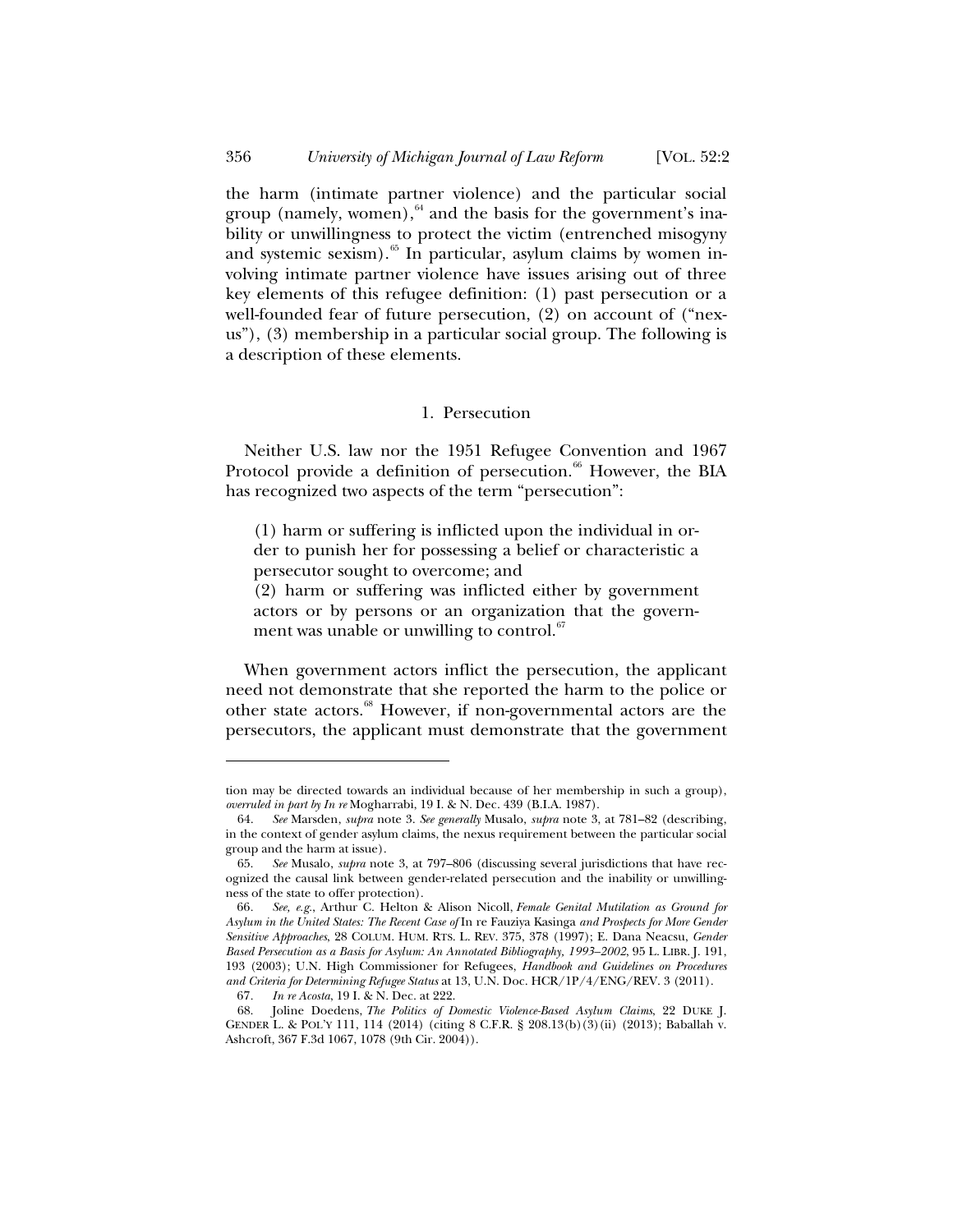the harm (intimate partner violence) and the particular social group (namely, women),[64] and the basis for the government's inability or unwillingness to protect the victim (entrenched misogyny and systemic sexism).[65] In particular, asylum claims by women involving intimate partner violence have issues arising out of three key elements of this refugee definition: (1) past persecution or a well-founded fear of future persecution, (2) on account of ("nexus"), (3) membership in a particular social group. The following is a description of these elements.

### 1. Persecution

Neither U.S. law nor the 1951 Refugee Convention and 1967 Protocol provide a definition of persecution.[66] However, the BIA has recognized two aspects of the term "persecution":

> (1) harm or suffering is inflicted upon the individual in order to punish her for possessing a belief or characteristic a persecutor sought to overcome; and
> (2) harm or suffering was inflicted either by government actors or by persons or an organization that the government was unable or unwilling to control.[67]

When government actors inflict the persecution, the applicant need not demonstrate that she reported the harm to the police or other state actors.[68] However, if non-governmental actors are the persecutors, the applicant must demonstrate that the government

---

tion may be directed towards an individual because of her membership in such a group), *overruled in part by In re* Mogharrabi, 19 I. & N. Dec. 439 (B.I.A. 1987).

64. *See* Marsden, *supra* note 3. *See generally* Musalo, *supra* note 3, at 781–82 (describing, in the context of gender asylum claims, the nexus requirement between the particular social group and the harm at issue).

65. *See* Musalo, *supra* note 3, at 797–806 (discussing several jurisdictions that have recognized the causal link between gender-related persecution and the inability or unwillingness of the state to offer protection).

66. *See, e.g.*, Arthur C. Helton & Alison Nicoll, *Female Genital Mutilation as Ground for Asylum in the United States: The Recent Case of* In re Fauziya Kasinga *and Prospects for More Gender Sensitive Approaches*, 28 COLUM. HUM. RTS. L. REV. 375, 378 (1997); E. Dana Neacsu, *Gender Based Persecution as a Basis for Asylum: An Annotated Bibliography, 1993–2002*, 95 L. LIBR. J. 191, 193 (2003); U.N. High Commissioner for Refugees, *Handbook and Guidelines on Procedures and Criteria for Determining Refugee Status* at 13, U.N. Doc. HCR/1P/4/ENG/REV. 3 (2011).

67. *In re Acosta*, 19 I. & N. Dec. at 222.

68. Joline Doedens, *The Politics of Domestic Violence-Based Asylum Claims*, 22 DUKE J. GENDER L. & POL'Y 111, 114 (2014) (citing 8 C.F.R. § 208.13(b)(3)(ii) (2013); Baballah v. Ashcroft, 367 F.3d 1067, 1078 (9th Cir. 2004)).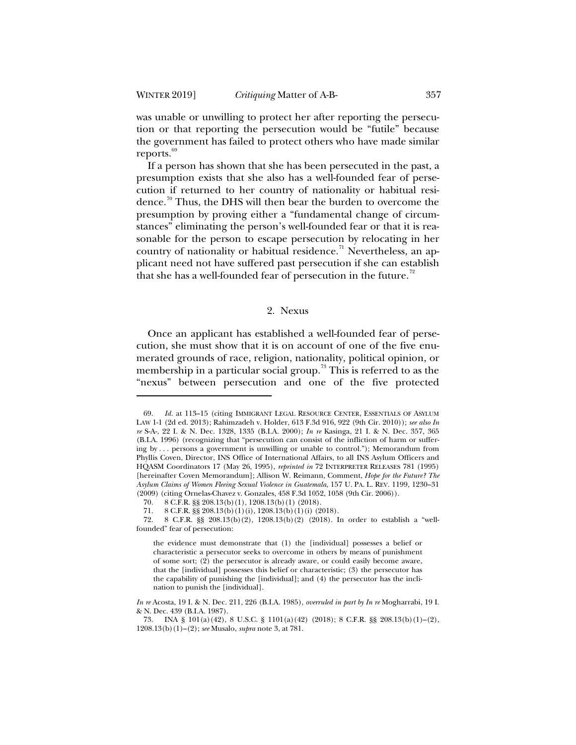was unable or unwilling to protect her after reporting the persecution or that reporting the persecution would be "futile" because the government has failed to protect others who have made similar reports.[69]

If a person has shown that she has been persecuted in the past, a presumption exists that she also has a well-founded fear of persecution if returned to her country of nationality or habitual residence.[70] Thus, the DHS will then bear the burden to overcome the presumption by proving either a "fundamental change of circumstances" eliminating the person's well-founded fear or that it is reasonable for the person to escape persecution by relocating in her country of nationality or habitual residence.[71] Nevertheless, an applicant need not have suffered past persecution if she can establish that she has a well-founded fear of persecution in the future.[72]

### 2. Nexus

Once an applicant has established a well-founded fear of persecution, she must show that it is on account of one of the five enumerated grounds of race, religion, nationality, political opinion, or membership in a particular social group.[73] This is referred to as the "nexus" between persecution and one of the five protected

---

69. *Id.* at 113–15 (citing IMMIGRANT LEGAL RESOURCE CENTER, ESSENTIALS OF ASYLUM LAW 1-1 (2d ed. 2013); Rahimzadeh v. Holder, 613 F.3d 916, 922 (9th Cir. 2010)); *see also In re* S-A-, 22 I. & N. Dec. 1328, 1335 (B.I.A. 2000); *In re* Kasinga, 21 I. & N. Dec. 357, 365 (B.I.A. 1996) (recognizing that "persecution can consist of the infliction of harm or suffering by . . . persons a government is unwilling or unable to control."); Memorandum from Phyllis Coven, Director, INS Office of International Affairs, to all INS Asylum Officers and HQASM Coordinators 17 (May 26, 1995), *reprinted in* 72 INTERPRETER RELEASES 781 (1995) [hereinafter Coven Memorandum]; Allison W. Reimann, Comment, *Hope for the Future? The Asylum Claims of Women Fleeing Sexual Violence in Guatemala*, 157 U. PA. L. REV. 1199, 1230–31 (2009) (citing Ornelas-Chavez v. Gonzales, 458 F.3d 1052, 1058 (9th Cir. 2006)).

70. 8 C.F.R. §§ 208.13(b)(1), 1208.13(b)(1) (2018).

71. 8 C.F.R. §§ 208.13(b)(1)(i), 1208.13(b)(1)(i) (2018).

72. 8 C.F.R. §§ 208.13(b)(2), 1208.13(b)(2) (2018). In order to establish a "well-founded" fear of persecution:

> the evidence must demonstrate that (1) the [individual] possesses a belief or characteristic a persecutor seeks to overcome in others by means of punishment of some sort; (2) the persecutor is already aware, or could easily become aware, that the [individual] possesses this belief or characteristic; (3) the persecutor has the capability of punishing the [individual]; and (4) the persecutor has the inclination to punish the [individual].

*In re* Acosta, 19 I. & N. Dec. 211, 226 (B.I.A. 1985), *overruled in part by In re* Mogharrabi, 19 I. & N. Dec. 439 (B.I.A. 1987).

73. INA § 101(a)(42), 8 U.S.C. § 1101(a)(42) (2018); 8 C.F.R. §§ 208.13(b)(1)–(2), 1208.13(b)(1)–(2); *see* Musalo, *supra* note 3, at 781.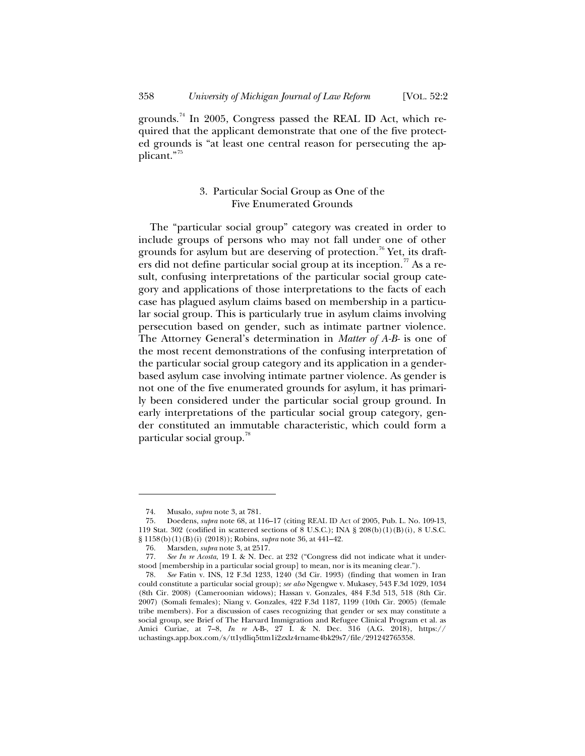grounds.[74] In 2005, Congress passed the REAL ID Act, which required that the applicant demonstrate that one of the five protected grounds is "at least one central reason for persecuting the applicant."[75]

### 3. Particular Social Group as One of the Five Enumerated Grounds

The "particular social group" category was created in order to include groups of persons who may not fall under one of other grounds for asylum but are deserving of protection.[76] Yet, its drafters did not define particular social group at its inception.[77] As a result, confusing interpretations of the particular social group category and applications of those interpretations to the facts of each case has plagued asylum claims based on membership in a particular social group. This is particularly true in asylum claims involving persecution based on gender, such as intimate partner violence. The Attorney General's determination in *Matter of A-B-* is one of the most recent demonstrations of the confusing interpretation of the particular social group category and its application in a gender-based asylum case involving intimate partner violence. As gender is not one of the five enumerated grounds for asylum, it has primarily been considered under the particular social group ground. In early interpretations of the particular social group category, gender constituted an immutable characteristic, which could form a particular social group.[78]

---

74. Musalo, *supra* note 3, at 781.

75. Doedens, *supra* note 68, at 116–17 (citing REAL ID Act of 2005, Pub. L. No. 109-13, 119 Stat. 302 (codified in scattered sections of 8 U.S.C.); INA § 208(b)(1)(B)(i), 8 U.S.C. § 1158(b)(1)(B)(i) (2018)); Robins, *supra* note 36, at 441–42.

76. Marsden, *supra* note 3, at 2517.

77. *See In re Acosta*, 19 I. & N. Dec. at 232 ("Congress did not indicate what it understood [membership in a particular social group] to mean, nor is its meaning clear.").

78. *See* Fatin v. INS, 12 F.3d 1233, 1240 (3d Cir. 1993) (finding that women in Iran could constitute a particular social group); *see also* Ngengwe v. Mukasey, 543 F.3d 1029, 1034 (8th Cir. 2008) (Cameroonian widows); Hassan v. Gonzales, 484 F.3d 513, 518 (8th Cir. 2007) (Somali females); Niang v. Gonzales, 422 F.3d 1187, 1199 (10th Cir. 2005) (female tribe members). For a discussion of cases recognizing that gender or sex may constitute a social group, see Brief of The Harvard Immigration and Refugee Clinical Program et al. as Amici Curiae, at 7–8, *In re* A-B-, 27 I. & N. Dec. 316 (A.G. 2018), https://uchastings.app.box.com/s/tt1ydliq5ttm1i2zxlz4rname4bk29s7/file/291242765358.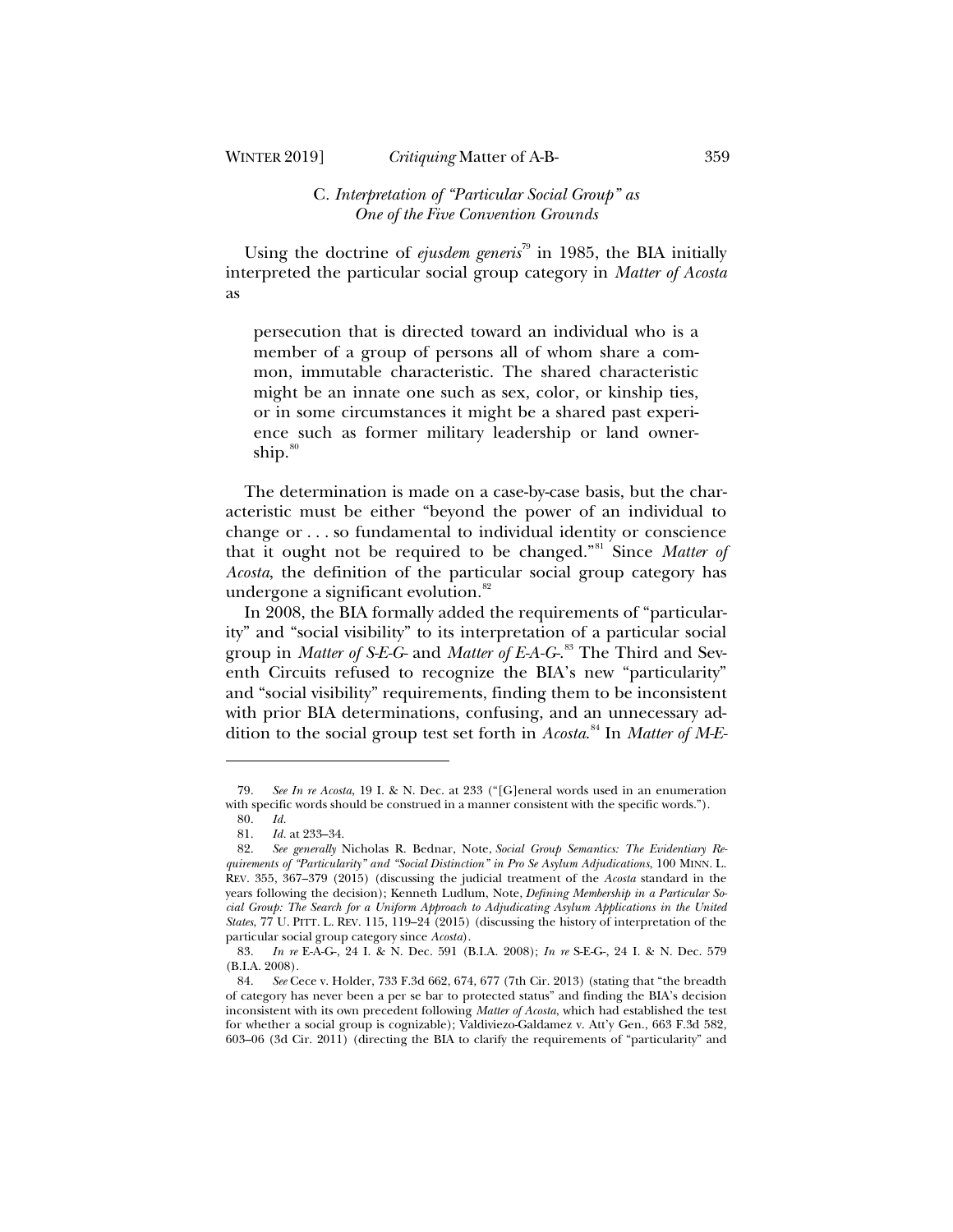### C. *Interpretation of "Particular Social Group" as One of the Five Convention Grounds*

Using the doctrine of *ejusdem generis*[79] in 1985, the BIA initially interpreted the particular social group category in *Matter of Acosta* as

> persecution that is directed toward an individual who is a member of a group of persons all of whom share a common, immutable characteristic. The shared characteristic might be an innate one such as sex, color, or kinship ties, or in some circumstances it might be a shared past experience such as former military leadership or land ownership.[80]

The determination is made on a case-by-case basis, but the characteristic must be either "beyond the power of an individual to change or . . . so fundamental to individual identity or conscience that it ought not be required to be changed."[81] Since *Matter of Acosta*, the definition of the particular social group category has undergone a significant evolution.[82]

In 2008, the BIA formally added the requirements of "particularity" and "social visibility" to its interpretation of a particular social group in *Matter of S-E-G-* and *Matter of E-A-G-*.[83] The Third and Seventh Circuits refused to recognize the BIA's new "particularity" and "social visibility" requirements, finding them to be inconsistent with prior BIA determinations, confusing, and an unnecessary addition to the social group test set forth in *Acosta*.[84] In *Matter of M-E-*

---

79. *See In re Acosta*, 19 I. & N. Dec. at 233 ("[G]eneral words used in an enumeration with specific words should be construed in a manner consistent with the specific words.").

80. *Id.*

81. *Id.* at 233–34.

82. *See generally* Nicholas R. Bednar, Note, *Social Group Semantics: The Evidentiary Requirements of "Particularity" and "Social Distinction" in Pro Se Asylum Adjudications*, 100 MINN. L. REV. 355, 367–379 (2015) (discussing the judicial treatment of the *Acosta* standard in the years following the decision); Kenneth Ludlum, Note, *Defining Membership in a Particular Social Group: The Search for a Uniform Approach to Adjudicating Asylum Applications in the United States*, 77 U. PITT. L. REV. 115, 119–24 (2015) (discussing the history of interpretation of the particular social group category since *Acosta*).

83. *In re* E-A-G-, 24 I. & N. Dec. 591 (B.I.A. 2008); *In re* S-E-G-, 24 I. & N. Dec. 579 (B.I.A. 2008).

84. *See* Cece v. Holder, 733 F.3d 662, 674, 677 (7th Cir. 2013) (stating that "the breadth of category has never been a per se bar to protected status" and finding the BIA's decision inconsistent with its own precedent following *Matter of Acosta*, which had established the test for whether a social group is cognizable); Valdiviezo-Galdamez v. Att'y Gen., 663 F.3d 582, 603–06 (3d Cir. 2011) (directing the BIA to clarify the requirements of "particularity" and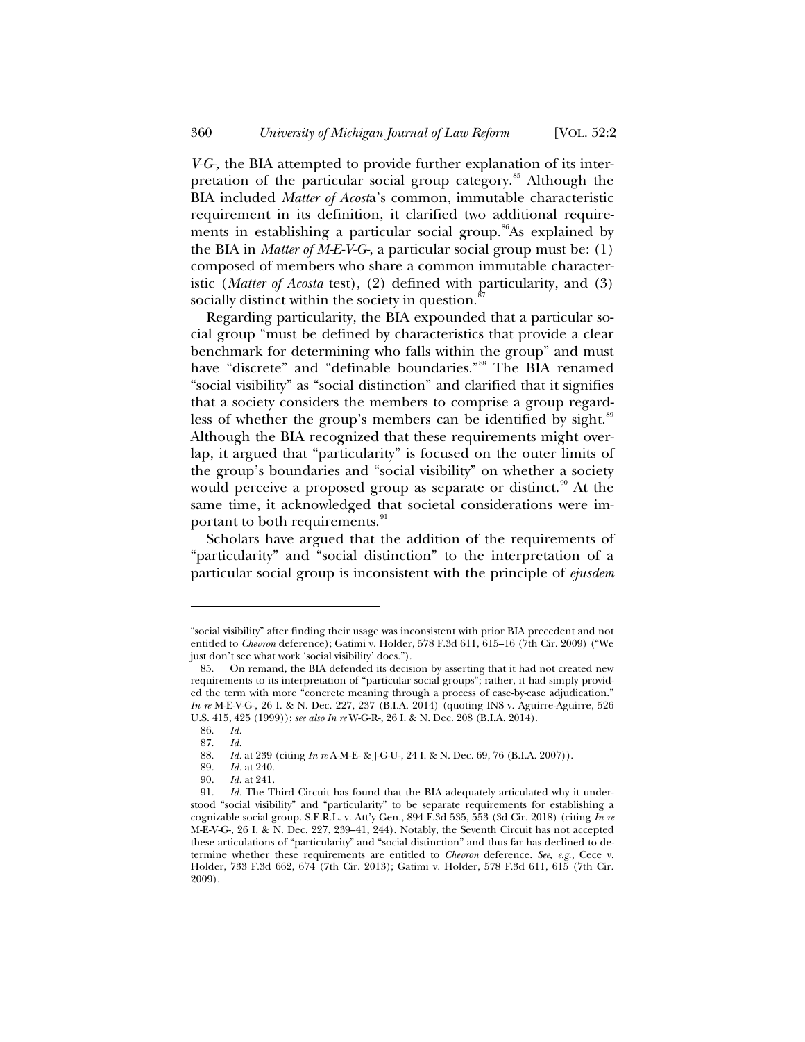*V-G-*, the BIA attempted to provide further explanation of its interpretation of the particular social group category.[85] Although the BIA included *Matter of Acosta*'s common, immutable characteristic requirement in its definition, it clarified two additional requirements in establishing a particular social group.[86] As explained by the BIA in *Matter of M-E-V-G-*, a particular social group must be: (1) composed of members who share a common immutable characteristic (*Matter of Acosta* test), (2) defined with particularity, and (3) socially distinct within the society in question.[87]

Regarding particularity, the BIA expounded that a particular social group "must be defined by characteristics that provide a clear benchmark for determining who falls within the group" and must have "discrete" and "definable boundaries."[88] The BIA renamed "social visibility" as "social distinction" and clarified that it signifies that a society considers the members to comprise a group regardless of whether the group's members can be identified by sight.[89] Although the BIA recognized that these requirements might overlap, it argued that "particularity" is focused on the outer limits of the group's boundaries and "social visibility" on whether a society would perceive a proposed group as separate or distinct.[90] At the same time, it acknowledged that societal considerations were important to both requirements.[91]

Scholars have argued that the addition of the requirements of "particularity" and "social distinction" to the interpretation of a particular social group is inconsistent with the principle of *ejusdem*

---

"social visibility" after finding their usage was inconsistent with prior BIA precedent and not entitled to *Chevron* deference); Gatimi v. Holder, 578 F.3d 611, 615–16 (7th Cir. 2009) ("We just don't see what work 'social visibility' does.").

85. On remand, the BIA defended its decision by asserting that it had not created new requirements to its interpretation of "particular social groups"; rather, it had simply provided the term with more "concrete meaning through a process of case-by-case adjudication." *In re* M-E-V-G-, 26 I. & N. Dec. 227, 237 (B.I.A. 2014) (quoting INS v. Aguirre-Aguirre, 526 U.S. 415, 425 (1999)); *see also In re* W-G-R-, 26 I. & N. Dec. 208 (B.I.A. 2014).

86. *Id.*

87. *Id.*

88. *Id.* at 239 (citing *In re* A-M-E- & J-G-U-, 24 I. & N. Dec. 69, 76 (B.I.A. 2007)).

89. *Id.* at 240.

90. *Id.* at 241.

91. *Id.* The Third Circuit has found that the BIA adequately articulated why it understood "social visibility" and "particularity" to be separate requirements for establishing a cognizable social group. S.E.R.L. v. Att'y Gen., 894 F.3d 535, 553 (3d Cir. 2018) (citing *In re* M-E-V-G-, 26 I. & N. Dec. 227, 239–41, 244). Notably, the Seventh Circuit has not accepted these articulations of "particularity" and "social distinction" and thus far has declined to determine whether these requirements are entitled to *Chevron* deference. *See, e.g.*, Cece v. Holder, 733 F.3d 662, 674 (7th Cir. 2013); Gatimi v. Holder, 578 F.3d 611, 615 (7th Cir. 2009).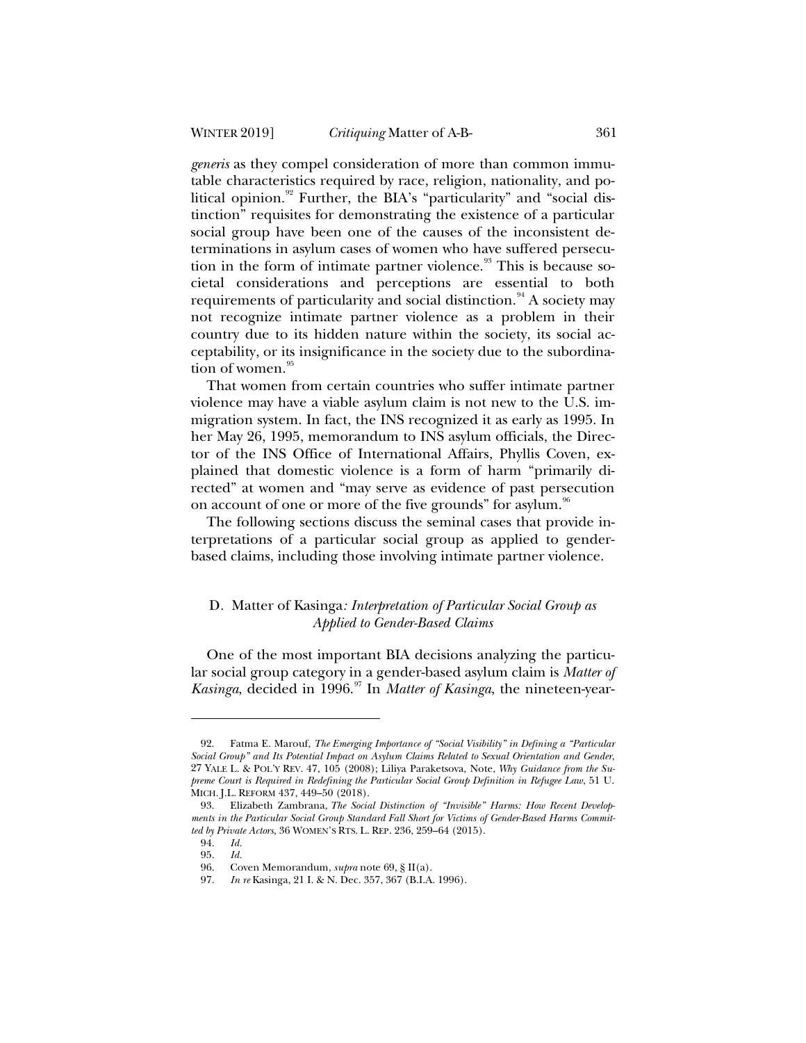*generis* as they compel consideration of more than common immutable characteristics required by race, religion, nationality, and political opinion.[92] Further, the BIA's "particularity" and "social distinction" requisites for demonstrating the existence of a particular social group have been one of the causes of the inconsistent determinations in asylum cases of women who have suffered persecution in the form of intimate partner violence.[93] This is because societal considerations and perceptions are essential to both requirements of particularity and social distinction.[94] A society may not recognize intimate partner violence as a problem in their country due to its hidden nature within the society, its social acceptability, or its insignificance in the society due to the subordination of women.[95]

That women from certain countries who suffer intimate partner violence may have a viable asylum claim is not new to the U.S. immigration system. In fact, the INS recognized it as early as 1995. In her May 26, 1995, memorandum to INS asylum officials, the Director of the INS Office of International Affairs, Phyllis Coven, explained that domestic violence is a form of harm "primarily directed" at women and "may serve as evidence of past persecution on account of one or more of the five grounds" for asylum.[96]

The following sections discuss the seminal cases that provide interpretations of a particular social group as applied to gender-based claims, including those involving intimate partner violence.

### D. Matter of Kasinga*: Interpretation of Particular Social Group as Applied to Gender-Based Claims*

One of the most important BIA decisions analyzing the particular social group category in a gender-based asylum claim is *Matter of Kasinga*, decided in 1996.[97] In *Matter of Kasinga*, the nineteen-year-

---

92. Fatma E. Marouf, *The Emerging Importance of "Social Visibility" in Defining a "Particular Social Group" and Its Potential Impact on Asylum Claims Related to Sexual Orientation and Gender*, 27 YALE L. & POL'Y REV. 47, 105 (2008); Liliya Paraketsova, Note, *Why Guidance from the Supreme Court is Required in Redefining the Particular Social Group Definition in Refugee Law*, 51 U. MICH. J.L. REFORM 437, 449–50 (2018).

93. Elizabeth Zambrana, *The Social Distinction of "Invisible" Harms: How Recent Developments in the Particular Social Group Standard Fall Short for Victims of Gender-Based Harms Committed by Private Actors*, 36 WOMEN'S RTS. L. REP. 236, 259–64 (2015).

94. *Id.*

95. *Id.*

96. Coven Memorandum, *supra* note 69, § II(a).

97. *In re* Kasinga, 21 I. & N. Dec. 357, 367 (B.I.A. 1996).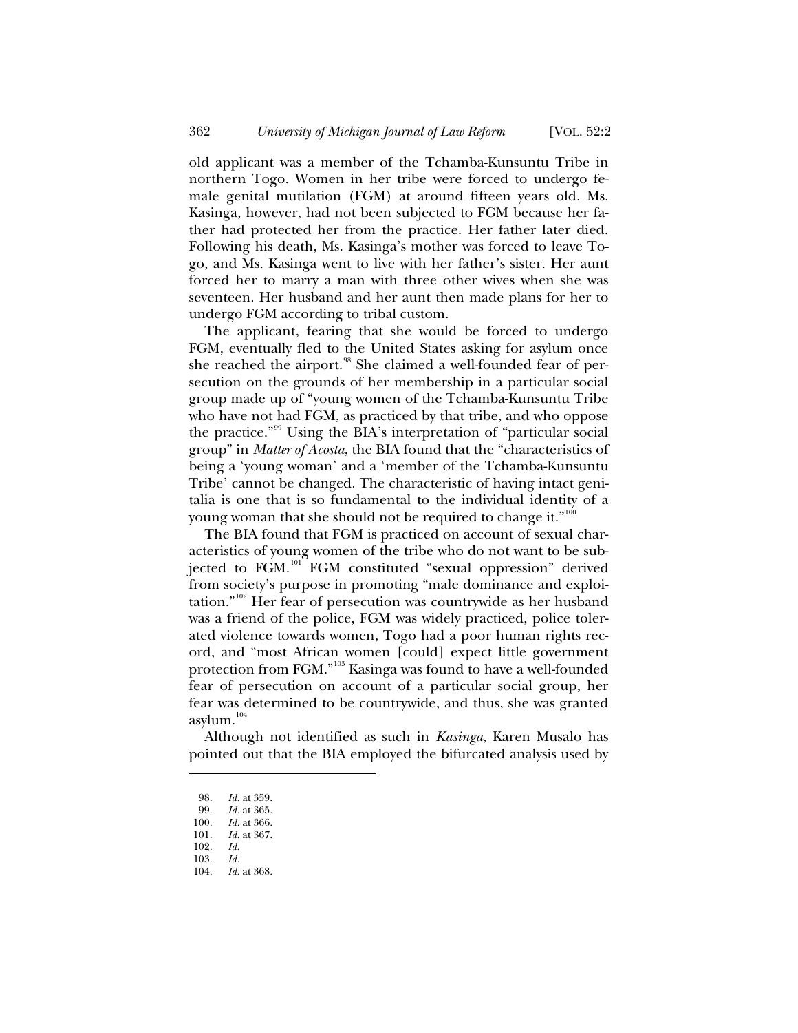old applicant was a member of the Tchamba-Kunsuntu Tribe in northern Togo. Women in her tribe were forced to undergo female genital mutilation (FGM) at around fifteen years old. Ms. Kasinga, however, had not been subjected to FGM because her father had protected her from the practice. Her father later died. Following his death, Ms. Kasinga's mother was forced to leave Togo, and Ms. Kasinga went to live with her father's sister. Her aunt forced her to marry a man with three other wives when she was seventeen. Her husband and her aunt then made plans for her to undergo FGM according to tribal custom.

The applicant, fearing that she would be forced to undergo FGM, eventually fled to the United States asking for asylum once she reached the airport.[98] She claimed a well-founded fear of persecution on the grounds of her membership in a particular social group made up of "young women of the Tchamba-Kunsuntu Tribe who have not had FGM, as practiced by that tribe, and who oppose the practice."[99] Using the BIA's interpretation of "particular social group" in *Matter of Acosta*, the BIA found that the "characteristics of being a 'young woman' and a 'member of the Tchamba-Kunsuntu Tribe' cannot be changed. The characteristic of having intact genitalia is one that is so fundamental to the individual identity of a young woman that she should not be required to change it."[100]

The BIA found that FGM is practiced on account of sexual characteristics of young women of the tribe who do not want to be subjected to FGM.[101] FGM constituted "sexual oppression" derived from society's purpose in promoting "male dominance and exploitation."[102] Her fear of persecution was countrywide as her husband was a friend of the police, FGM was widely practiced, police tolerated violence towards women, Togo had a poor human rights record, and "most African women [could] expect little government protection from FGM."[103] Kasinga was found to have a well-founded fear of persecution on account of a particular social group, her fear was determined to be countrywide, and thus, she was granted asylum.[104]

Although not identified as such in *Kasinga*, Karen Musalo has pointed out that the BIA employed the bifurcated analysis used by

---

98. *Id.* at 359.
99. *Id.* at 365.
100. *Id.* at 366.
101. *Id.* at 367.
102. *Id.*
103. *Id.*
104. *Id.* at 368.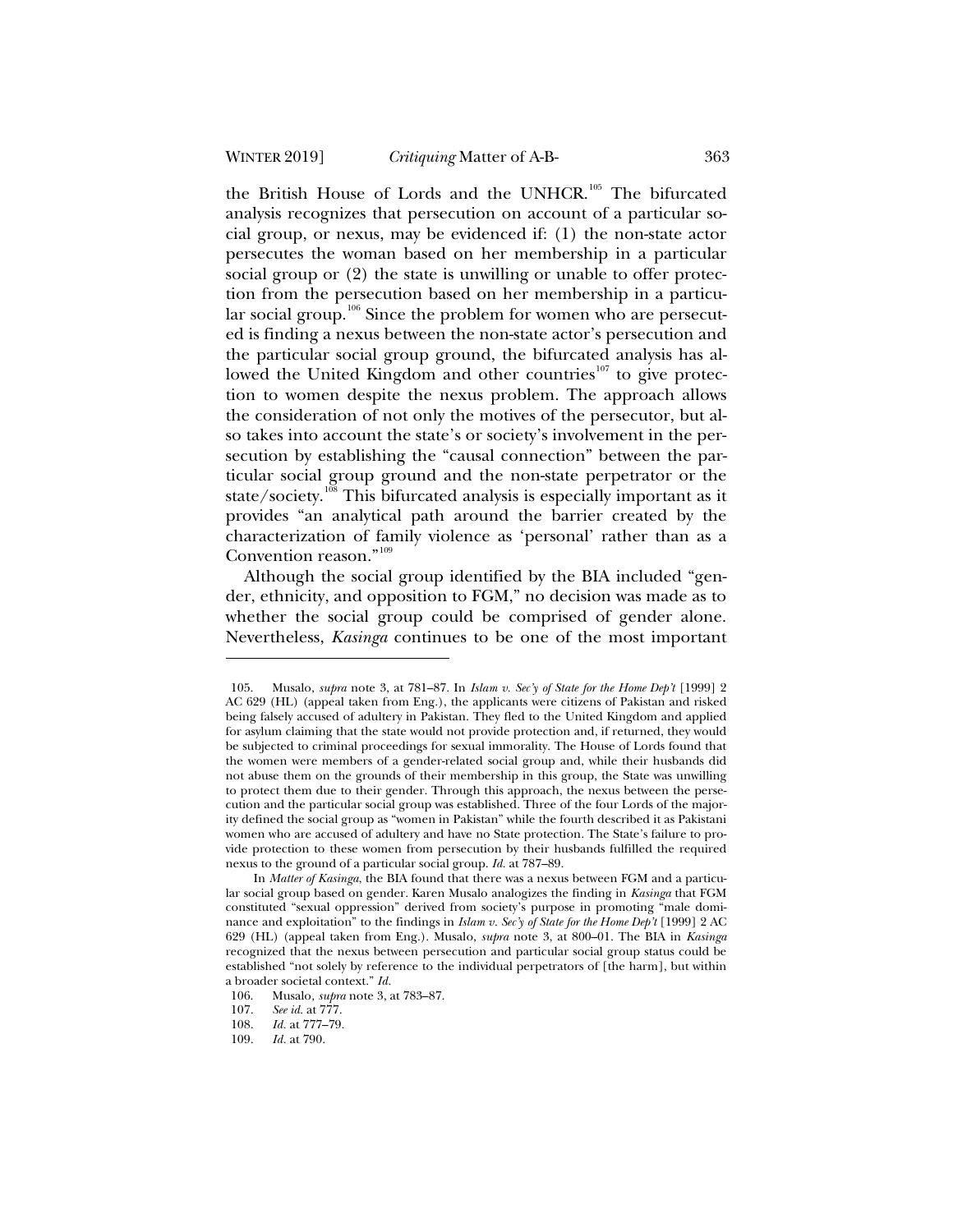the British House of Lords and the UNHCR.[105] The bifurcated analysis recognizes that persecution on account of a particular social group, or nexus, may be evidenced if: (1) the non-state actor persecutes the woman based on her membership in a particular social group or (2) the state is unwilling or unable to offer protection from the persecution based on her membership in a particular social group.[106] Since the problem for women who are persecuted is finding a nexus between the non-state actor's persecution and the particular social group ground, the bifurcated analysis has allowed the United Kingdom and other countries[107] to give protection to women despite the nexus problem. The approach allows the consideration of not only the motives of the persecutor, but also takes into account the state's or society's involvement in the persecution by establishing the "causal connection" between the particular social group ground and the non-state perpetrator or the state/society.[108] This bifurcated analysis is especially important as it provides "an analytical path around the barrier created by the characterization of family violence as 'personal' rather than as a Convention reason."[109]

Although the social group identified by the BIA included "gender, ethnicity, and opposition to FGM," no decision was made as to whether the social group could be comprised of gender alone. Nevertheless, *Kasinga* continues to be one of the most important

---

105. Musalo, *supra* note 3, at 781–87. In *Islam v. Sec'y of State for the Home Dep't* [1999] 2 AC 629 (HL) (appeal taken from Eng.), the applicants were citizens of Pakistan and risked being falsely accused of adultery in Pakistan. They fled to the United Kingdom and applied for asylum claiming that the state would not provide protection and, if returned, they would be subjected to criminal proceedings for sexual immorality. The House of Lords found that the women were members of a gender-related social group and, while their husbands did not abuse them on the grounds of their membership in this group, the State was unwilling to protect them due to their gender. Through this approach, the nexus between the persecution and the particular social group was established. Three of the four Lords of the majority defined the social group as "women in Pakistan" while the fourth described it as Pakistani women who are accused of adultery and have no State protection. The State's failure to provide protection to these women from persecution by their husbands fulfilled the required nexus to the ground of a particular social group. *Id.* at 787–89.

In *Matter of Kasinga*, the BIA found that there was a nexus between FGM and a particular social group based on gender. Karen Musalo analogizes the finding in *Kasinga* that FGM constituted "sexual oppression" derived from society's purpose in promoting "male dominance and exploitation" to the findings in *Islam v. Sec'y of State for the Home Dep't* [1999] 2 AC 629 (HL) (appeal taken from Eng.). Musalo, *supra* note 3, at 800–01. The BIA in *Kasinga* recognized that the nexus between persecution and particular social group status could be established "not solely by reference to the individual perpetrators of [the harm], but within a broader societal context." *Id.*

106. Musalo, *supra* note 3, at 783–87.

107. *See id.* at 777.

108. *Id.* at 777–79.

109. *Id.* at 790.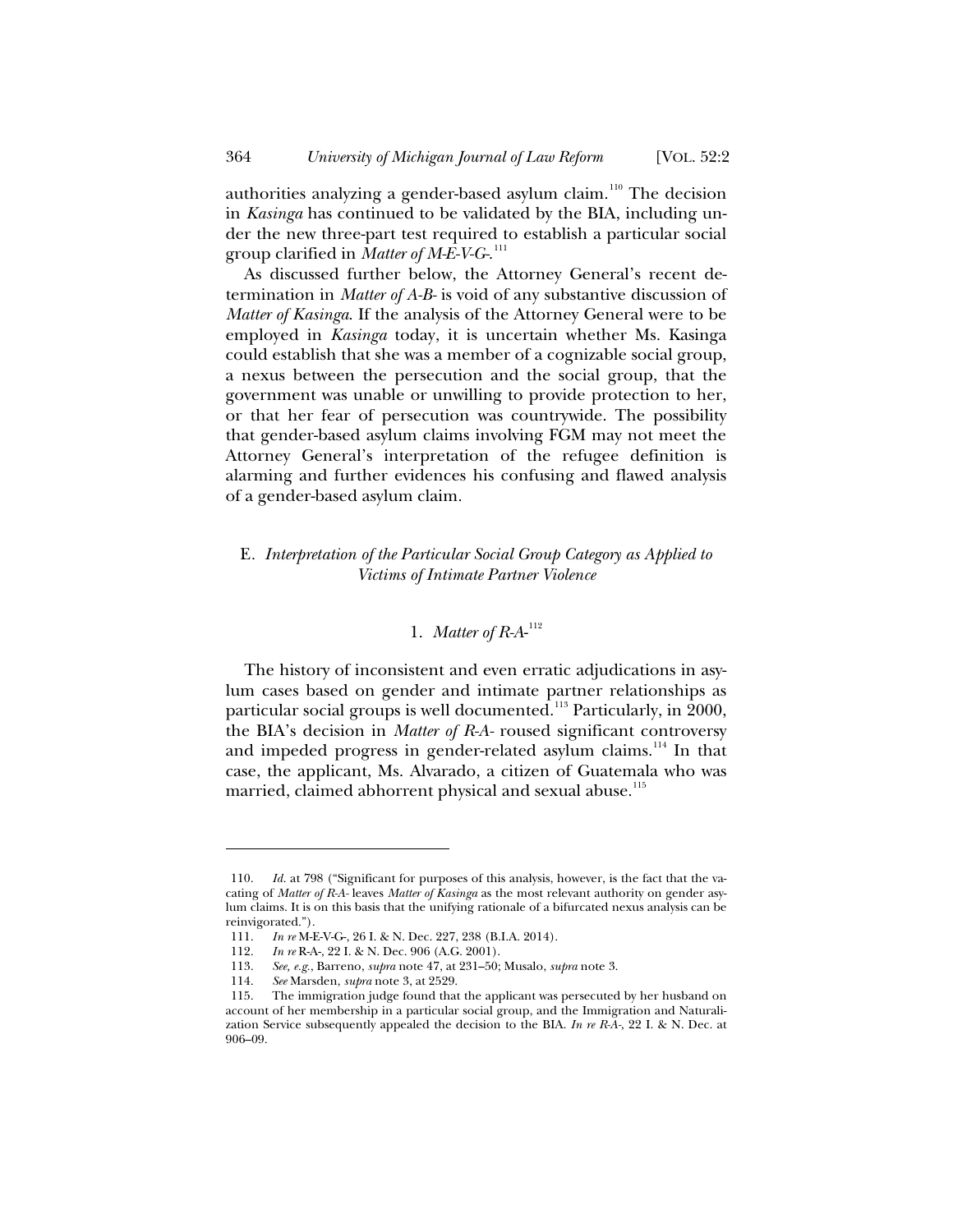authorities analyzing a gender-based asylum claim.[110] The decision in *Kasinga* has continued to be validated by the BIA, including under the new three-part test required to establish a particular social group clarified in *Matter of M-E-V-G-*.[111]

As discussed further below, the Attorney General's recent determination in *Matter of A-B-* is void of any substantive discussion of *Matter of Kasinga*. If the analysis of the Attorney General were to be employed in *Kasinga* today, it is uncertain whether Ms. Kasinga could establish that she was a member of a cognizable social group, a nexus between the persecution and the social group, that the government was unable or unwilling to provide protection to her, or that her fear of persecution was countrywide. The possibility that gender-based asylum claims involving FGM may not meet the Attorney General's interpretation of the refugee definition is alarming and further evidences his confusing and flawed analysis of a gender-based asylum claim.

## E. *Interpretation of the Particular Social Group Category as Applied to Victims of Intimate Partner Violence*

### 1. *Matter of R-A-*[112]

The history of inconsistent and even erratic adjudications in asylum cases based on gender and intimate partner relationships as particular social groups is well documented.[113] Particularly, in 2000, the BIA's decision in *Matter of R-A-* roused significant controversy and impeded progress in gender-related asylum claims.[114] In that case, the applicant, Ms. Alvarado, a citizen of Guatemala who was married, claimed abhorrent physical and sexual abuse.[115]

---

110. *Id.* at 798 ("Significant for purposes of this analysis, however, is the fact that the vacating of *Matter of R-A-* leaves *Matter of Kasinga* as the most relevant authority on gender asylum claims. It is on this basis that the unifying rationale of a bifurcated nexus analysis can be reinvigorated.").

111. *In re* M-E-V-G-, 26 I. & N. Dec. 227, 238 (B.I.A. 2014).

112. *In re* R-A-, 22 I. & N. Dec. 906 (A.G. 2001).

113. *See, e.g.*, Barreno, *supra* note 47, at 231–50; Musalo, *supra* note 3.

114. *See* Marsden, *supra* note 3, at 2529.

115. The immigration judge found that the applicant was persecuted by her husband on account of her membership in a particular social group, and the Immigration and Naturalization Service subsequently appealed the decision to the BIA. *In re R-A-*, 22 I. & N. Dec. at 906–09.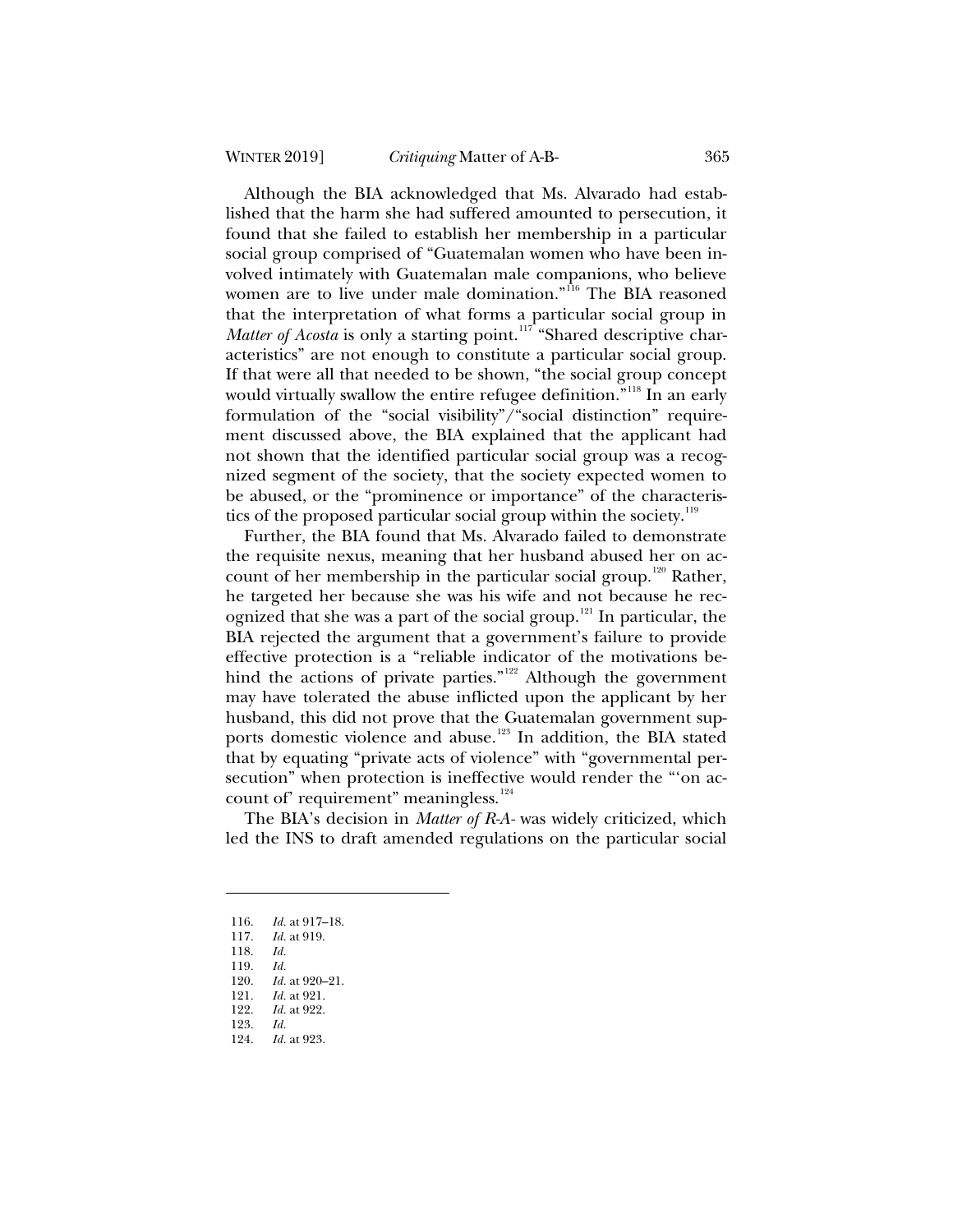Although the BIA acknowledged that Ms. Alvarado had established that the harm she had suffered amounted to persecution, it found that she failed to establish her membership in a particular social group comprised of "Guatemalan women who have been involved intimately with Guatemalan male companions, who believe women are to live under male domination."[116] The BIA reasoned that the interpretation of what forms a particular social group in *Matter of Acosta* is only a starting point.[117] "Shared descriptive characteristics" are not enough to constitute a particular social group. If that were all that needed to be shown, "the social group concept would virtually swallow the entire refugee definition."[118] In an early formulation of the "social visibility"/"social distinction" requirement discussed above, the BIA explained that the applicant had not shown that the identified particular social group was a recognized segment of the society, that the society expected women to be abused, or the "prominence or importance" of the characteristics of the proposed particular social group within the society.[119]

Further, the BIA found that Ms. Alvarado failed to demonstrate the requisite nexus, meaning that her husband abused her on account of her membership in the particular social group.[120] Rather, he targeted her because she was his wife and not because he recognized that she was a part of the social group.[121] In particular, the BIA rejected the argument that a government's failure to provide effective protection is a "reliable indicator of the motivations behind the actions of private parties."[122] Although the government may have tolerated the abuse inflicted upon the applicant by her husband, this did not prove that the Guatemalan government supports domestic violence and abuse.[123] In addition, the BIA stated that by equating "private acts of violence" with "governmental persecution" when protection is ineffective would render the "'on account of' requirement" meaningless.[124]

The BIA's decision in *Matter of R-A-* was widely criticized, which led the INS to draft amended regulations on the particular social

---

116. *Id.* at 917–18.
117. *Id.* at 919.
118. *Id.*
119. *Id.*
120. *Id.* at 920–21.
121. *Id.* at 921.
122. *Id.* at 922.
123. *Id.*
124. *Id.* at 923.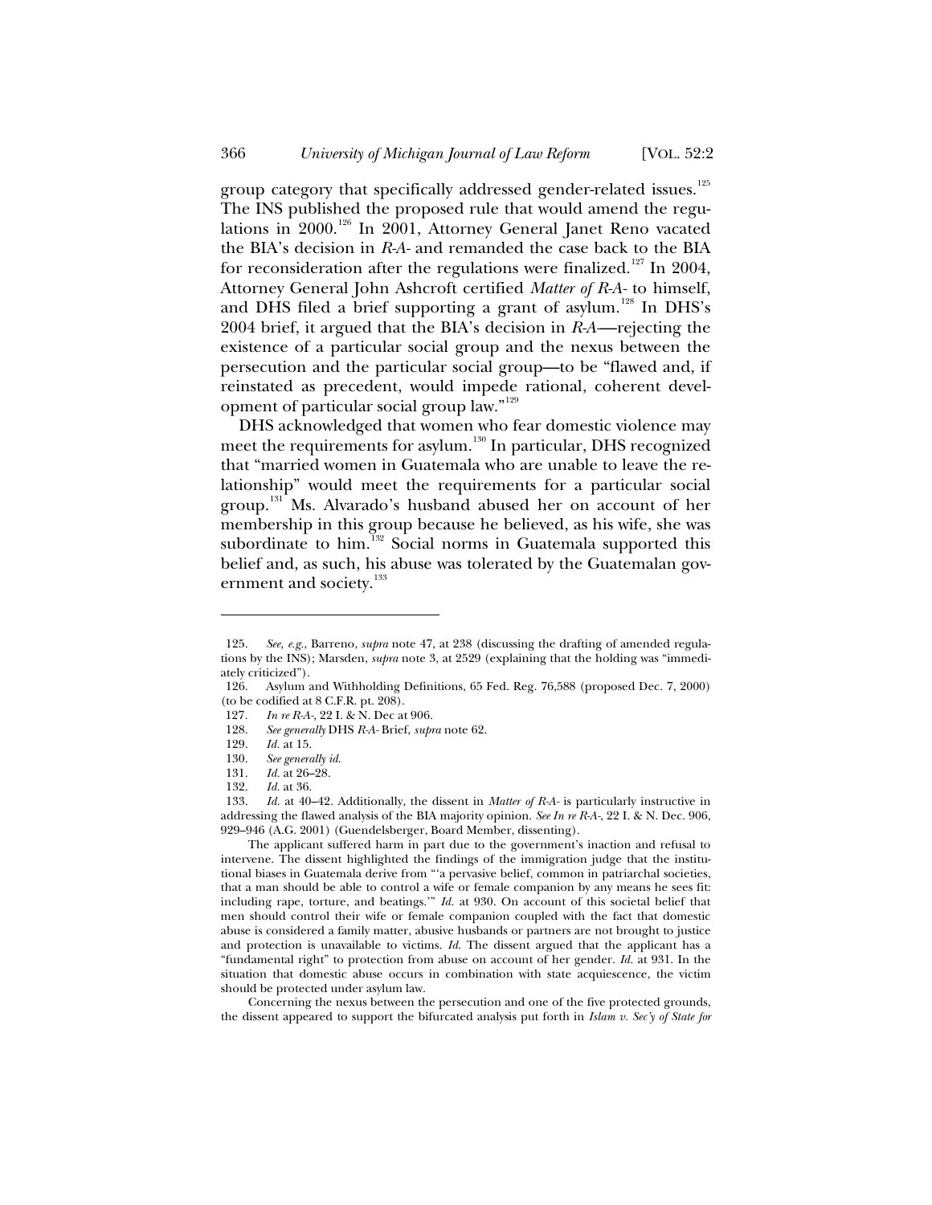group category that specifically addressed gender-related issues.[125] The INS published the proposed rule that would amend the regulations in 2000.[126] In 2001, Attorney General Janet Reno vacated the BIA's decision in *R-A-* and remanded the case back to the BIA for reconsideration after the regulations were finalized.[127] In 2004, Attorney General John Ashcroft certified *Matter of R-A-* to himself, and DHS filed a brief supporting a grant of asylum.[128] In DHS's 2004 brief, it argued that the BIA's decision in *R-A*—rejecting the existence of a particular social group and the nexus between the persecution and the particular social group—to be "flawed and, if reinstated as precedent, would impede rational, coherent development of particular social group law."[129]

DHS acknowledged that women who fear domestic violence may meet the requirements for asylum.[130] In particular, DHS recognized that "married women in Guatemala who are unable to leave the relationship" would meet the requirements for a particular social group.[131] Ms. Alvarado's husband abused her on account of her membership in this group because he believed, as his wife, she was subordinate to him.[132] Social norms in Guatemala supported this belief and, as such, his abuse was tolerated by the Guatemalan government and society.[133]

---

125. *See, e.g.*, Barreno, *supra* note 47, at 238 (discussing the drafting of amended regulations by the INS); Marsden, *supra* note 3, at 2529 (explaining that the holding was "immediately criticized").

126. Asylum and Withholding Definitions, 65 Fed. Reg. 76,588 (proposed Dec. 7, 2000) (to be codified at 8 C.F.R. pt. 208).

127. *In re R-A-*, 22 I. & N. Dec at 906.

128. *See generally* DHS *R-A-* Brief, *supra* note 62.

129. *Id.* at 15.

130. *See generally id.*

131. *Id.* at 26–28.

132. *Id.* at 36.

133. *Id.* at 40–42. Additionally, the dissent in *Matter of R-A-* is particularly instructive in addressing the flawed analysis of the BIA majority opinion. *See In re R-A-*, 22 I. & N. Dec. 906, 929–946 (A.G. 2001) (Guendelsberger, Board Member, dissenting).

The applicant suffered harm in part due to the government's inaction and refusal to intervene. The dissent highlighted the findings of the immigration judge that the institutional biases in Guatemala derive from "'a pervasive belief, common in patriarchal societies, that a man should be able to control a wife or female companion by any means he sees fit: including rape, torture, and beatings.'" *Id.* at 930. On account of this societal belief that men should control their wife or female companion coupled with the fact that domestic abuse is considered a family matter, abusive husbands or partners are not brought to justice and protection is unavailable to victims. *Id.* The dissent argued that the applicant has a "fundamental right" to protection from abuse on account of her gender. *Id.* at 931. In the situation that domestic abuse occurs in combination with state acquiescence, the victim should be protected under asylum law.

Concerning the nexus between the persecution and one of the five protected grounds, the dissent appeared to support the bifurcated analysis put forth in *Islam v. Sec'y of State for*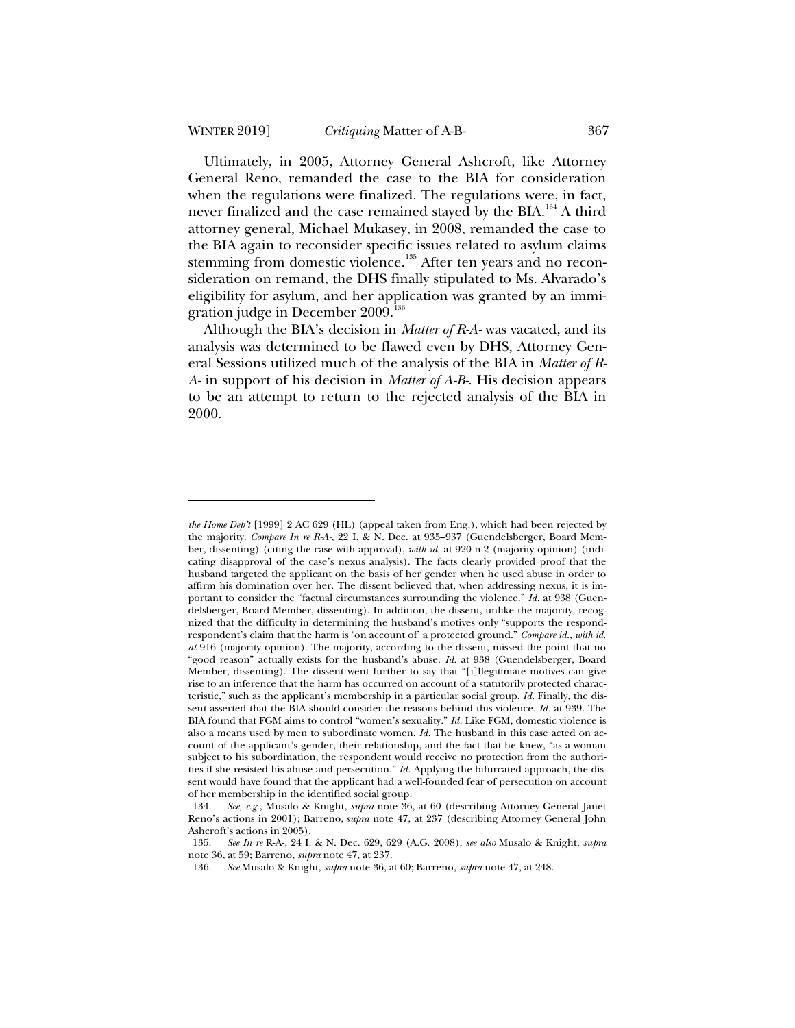Ultimately, in 2005, Attorney General Ashcroft, like Attorney General Reno, remanded the case to the BIA for consideration when the regulations were finalized. The regulations were, in fact, never finalized and the case remained stayed by the BIA.[134] A third attorney general, Michael Mukasey, in 2008, remanded the case to the BIA again to reconsider specific issues related to asylum claims stemming from domestic violence.[135] After ten years and no reconsideration on remand, the DHS finally stipulated to Ms. Alvarado's eligibility for asylum, and her application was granted by an immigration judge in December 2009.[136]

Although the BIA's decision in *Matter of R-A-* was vacated, and its analysis was determined to be flawed even by DHS, Attorney General Sessions utilized much of the analysis of the BIA in *Matter of R-A-* in support of his decision in *Matter of A-B-*. His decision appears to be an attempt to return to the rejected analysis of the BIA in 2000.

---

*the Home Dep't* [1999] 2 AC 629 (HL) (appeal taken from Eng.), which had been rejected by the majority. *Compare In re R-A-*, 22 I. & N. Dec. at 935–937 (Guendelsberger, Board Member, dissenting) (citing the case with approval), *with id.* at 920 n.2 (majority opinion) (indicating disapproval of the case's nexus analysis). The facts clearly provided proof that the husband targeted the applicant on the basis of her gender when he used abuse in order to affirm his domination over her. The dissent believed that, when addressing nexus, it is important to consider the "factual circumstances surrounding the violence." *Id.* at 938 (Guendelsberger, Board Member, dissenting). In addition, the dissent, unlike the majority, recognized that the difficulty in determining the husband's motives only "supports the respondrespondent's claim that the harm is 'on account of' a protected ground." *Compare id.*, *with id. at* 916 (majority opinion). The majority, according to the dissent, missed the point that no "good reason" actually exists for the husband's abuse. *Id.* at 938 (Guendelsberger, Board Member, dissenting). The dissent went further to say that "[i]llegitimate motives can give rise to an inference that the harm has occurred on account of a statutorily protected characteristic," such as the applicant's membership in a particular social group. *Id.* Finally, the dissent asserted that the BIA should consider the reasons behind this violence. *Id.* at 939. The BIA found that FGM aims to control "women's sexuality." *Id.* Like FGM, domestic violence is also a means used by men to subordinate women. *Id.* The husband in this case acted on account of the applicant's gender, their relationship, and the fact that he knew, "as a woman subject to his subordination, the respondent would receive no protection from the authorities if she resisted his abuse and persecution." *Id.* Applying the bifurcated approach, the dissent would have found that the applicant had a well-founded fear of persecution on account of her membership in the identified social group.

134. *See, e.g.*, Musalo & Knight, *supra* note 36, at 60 (describing Attorney General Janet Reno's actions in 2001); Barreno, *supra* note 47, at 237 (describing Attorney General John Ashcroft's actions in 2005).

135. *See In re* R-A-, 24 I. & N. Dec. 629, 629 (A.G. 2008); *see also* Musalo & Knight, *supra* note 36, at 59; Barreno, *supra* note 47, at 237.

136. *See* Musalo & Knight, *supra* note 36, at 60; Barreno, *supra* note 47, at 248.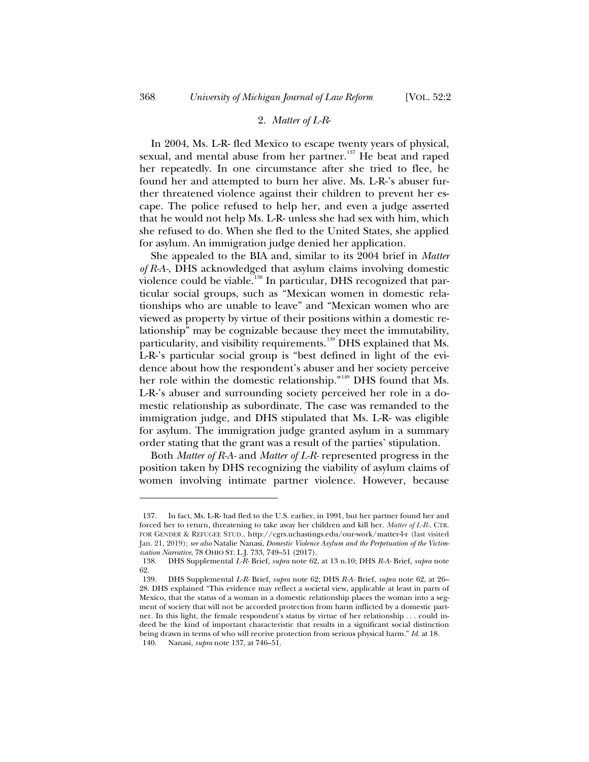### 2. *Matter of L-R-*

In 2004, Ms. L-R- fled Mexico to escape twenty years of physical, sexual, and mental abuse from her partner.[137] He beat and raped her repeatedly. In one circumstance after she tried to flee, he found her and attempted to burn her alive. Ms. L-R-'s abuser further threatened violence against their children to prevent her escape. The police refused to help her, and even a judge asserted that he would not help Ms. L-R- unless she had sex with him, which she refused to do. When she fled to the United States, she applied for asylum. An immigration judge denied her application.

She appealed to the BIA and, similar to its 2004 brief in *Matter of R-A-*, DHS acknowledged that asylum claims involving domestic violence could be viable.[138] In particular, DHS recognized that particular social groups, such as "Mexican women in domestic relationships who are unable to leave" and "Mexican women who are viewed as property by virtue of their positions within a domestic relationship" may be cognizable because they meet the immutability, particularity, and visibility requirements.[139] DHS explained that Ms. L-R-'s particular social group is "best defined in light of the evidence about how the respondent's abuser and her society perceive her role within the domestic relationship."[140] DHS found that Ms. L-R-'s abuser and surrounding society perceived her role in a domestic relationship as subordinate. The case was remanded to the immigration judge, and DHS stipulated that Ms. L-R- was eligible for asylum. The immigration judge granted asylum in a summary order stating that the grant was a result of the parties' stipulation.

Both *Matter of R-A-* and *Matter of L-R-* represented progress in the position taken by DHS recognizing the viability of asylum claims of women involving intimate partner violence. However, because

---

137. In fact, Ms. L-R- had fled to the U.S. earlier, in 1991, but her partner found her and forced her to return, threatening to take away her children and kill her. *Matter of L-R-*, CTR. FOR GENDER & REFUGEE STUD., http://cgrs.uchastings.edu/our-work/matter-l-r (last visited Jan. 21, 2019); *see also* Natalie Nanasi, *Domestic Violence Asylum and the Perpetuation of the Victimization Narrative*, 78 OHIO ST. L.J. 733, 749–51 (2017).

138. DHS Supplemental *L-R-* Brief, *supra* note 62, at 13 n.10; DHS *R-A-* Brief, *supra* note 62.

139. DHS Supplemental *L-R-* Brief, *supra* note 62; DHS *R-A-* Brief, *supra* note 62, at 26–28. DHS explained "This evidence may reflect a societal view, applicable at least in parts of Mexico, that the status of a woman in a domestic relationship places the woman into a segment of society that will not be accorded protection from harm inflicted by a domestic partner. In this light, the female respondent's status by virtue of her relationship . . . could indeed be the kind of important characteristic that results in a significant social distinction being drawn in terms of who will receive protection from serious physical harm." *Id.* at 18.

140. Nanasi, *supra* note 137, at 746–51.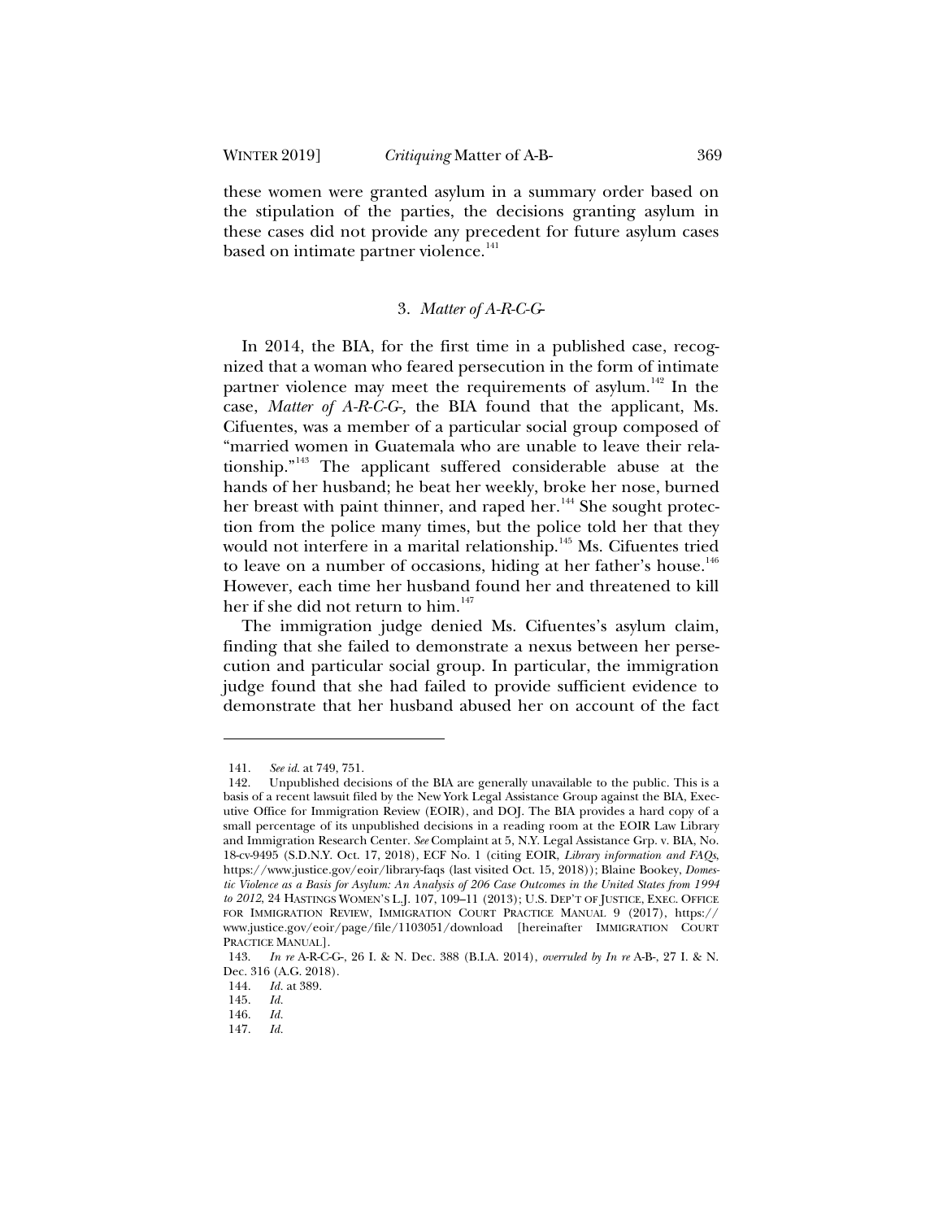these women were granted asylum in a summary order based on the stipulation of the parties, the decisions granting asylum in these cases did not provide any precedent for future asylum cases based on intimate partner violence.[141]

### 3. *Matter of A-R-C-G-*

In 2014, the BIA, for the first time in a published case, recognized that a woman who feared persecution in the form of intimate partner violence may meet the requirements of asylum.[142] In the case, *Matter of A-R-C-G-,* the BIA found that the applicant, Ms. Cifuentes, was a member of a particular social group composed of "married women in Guatemala who are unable to leave their relationship."[143] The applicant suffered considerable abuse at the hands of her husband; he beat her weekly, broke her nose, burned her breast with paint thinner, and raped her.[144] She sought protection from the police many times, but the police told her that they would not interfere in a marital relationship.[145] Ms. Cifuentes tried to leave on a number of occasions, hiding at her father's house.[146] However, each time her husband found her and threatened to kill her if she did not return to him.[147]

The immigration judge denied Ms. Cifuentes's asylum claim, finding that she failed to demonstrate a nexus between her persecution and particular social group. In particular, the immigration judge found that she had failed to provide sufficient evidence to demonstrate that her husband abused her on account of the fact

---

141. *See id.* at 749, 751.

142. Unpublished decisions of the BIA are generally unavailable to the public. This is a basis of a recent lawsuit filed by the New York Legal Assistance Group against the BIA, Executive Office for Immigration Review (EOIR), and DOJ. The BIA provides a hard copy of a small percentage of its unpublished decisions in a reading room at the EOIR Law Library and Immigration Research Center. *See* Complaint at 5, N.Y. Legal Assistance Grp. v. BIA, No. 18-cv-9495 (S.D.N.Y. Oct. 17, 2018), ECF No. 1 (citing EOIR, *Library information and FAQs*, https://www.justice.gov/eoir/library-faqs (last visited Oct. 15, 2018)); Blaine Bookey, *Domestic Violence as a Basis for Asylum: An Analysis of 206 Case Outcomes in the United States from 1994 to 2012*, 24 HASTINGS WOMEN'S L.J. 107, 109–11 (2013); U.S. DEP'T OF JUSTICE, EXEC. OFFICE FOR IMMIGRATION REVIEW, IMMIGRATION COURT PRACTICE MANUAL 9 (2017), https://www.justice.gov/eoir/page/file/1103051/download [hereinafter IMMIGRATION COURT PRACTICE MANUAL].

143. *In re* A-R-C-G-, 26 I. & N. Dec. 388 (B.I.A. 2014), *overruled by In re* A-B-, 27 I. & N. Dec. 316 (A.G. 2018).

144. *Id.* at 389.

145. *Id.*

146. *Id.*

147. *Id.*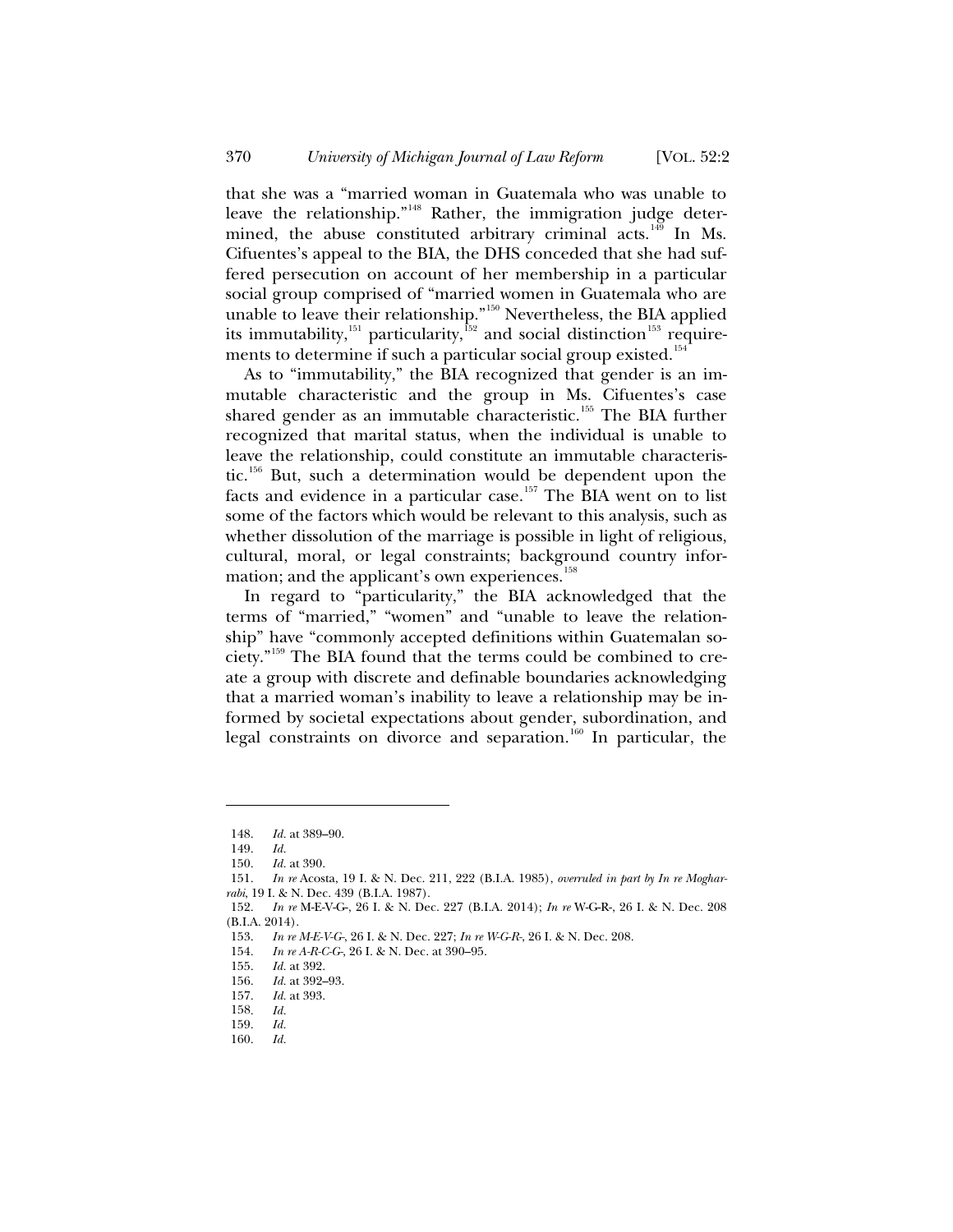that she was a "married woman in Guatemala who was unable to leave the relationship."[148] Rather, the immigration judge determined, the abuse constituted arbitrary criminal acts.[149] In Ms. Cifuentes's appeal to the BIA, the DHS conceded that she had suffered persecution on account of her membership in a particular social group comprised of "married women in Guatemala who are unable to leave their relationship."[150] Nevertheless, the BIA applied its immutability,[151] particularity,[152] and social distinction[153] requirements to determine if such a particular social group existed.[154]

As to "immutability," the BIA recognized that gender is an immutable characteristic and the group in Ms. Cifuentes's case shared gender as an immutable characteristic.[155] The BIA further recognized that marital status, when the individual is unable to leave the relationship, could constitute an immutable characteristic.[156] But, such a determination would be dependent upon the facts and evidence in a particular case.[157] The BIA went on to list some of the factors which would be relevant to this analysis, such as whether dissolution of the marriage is possible in light of religious, cultural, moral, or legal constraints; background country information; and the applicant's own experiences.[158]

In regard to "particularity," the BIA acknowledged that the terms of "married," "women" and "unable to leave the relationship" have "commonly accepted definitions within Guatemalan society."[159] The BIA found that the terms could be combined to create a group with discrete and definable boundaries acknowledging that a married woman's inability to leave a relationship may be informed by societal expectations about gender, subordination, and legal constraints on divorce and separation.[160] In particular, the

---

148. *Id.* at 389–90.
149. *Id.*
150. *Id.* at 390.
151. *In re* Acosta, 19 I. & N. Dec. 211, 222 (B.I.A. 1985), *overruled in part by In re Mogharrabi*, 19 I. & N. Dec. 439 (B.I.A. 1987).
152. *In re* M-E-V-G-, 26 I. & N. Dec. 227 (B.I.A. 2014); *In re* W-G-R-, 26 I. & N. Dec. 208 (B.I.A. 2014).
153. *In re M-E-V-G-*, 26 I. & N. Dec. 227; *In re W-G-R-*, 26 I. & N. Dec. 208.
154. *In re A-R-C-G-*, 26 I. & N. Dec. at 390–95.
155. *Id.* at 392.
156. *Id.* at 392–93.
157. *Id.* at 393.
158. *Id.*
159. *Id.*
160. *Id.*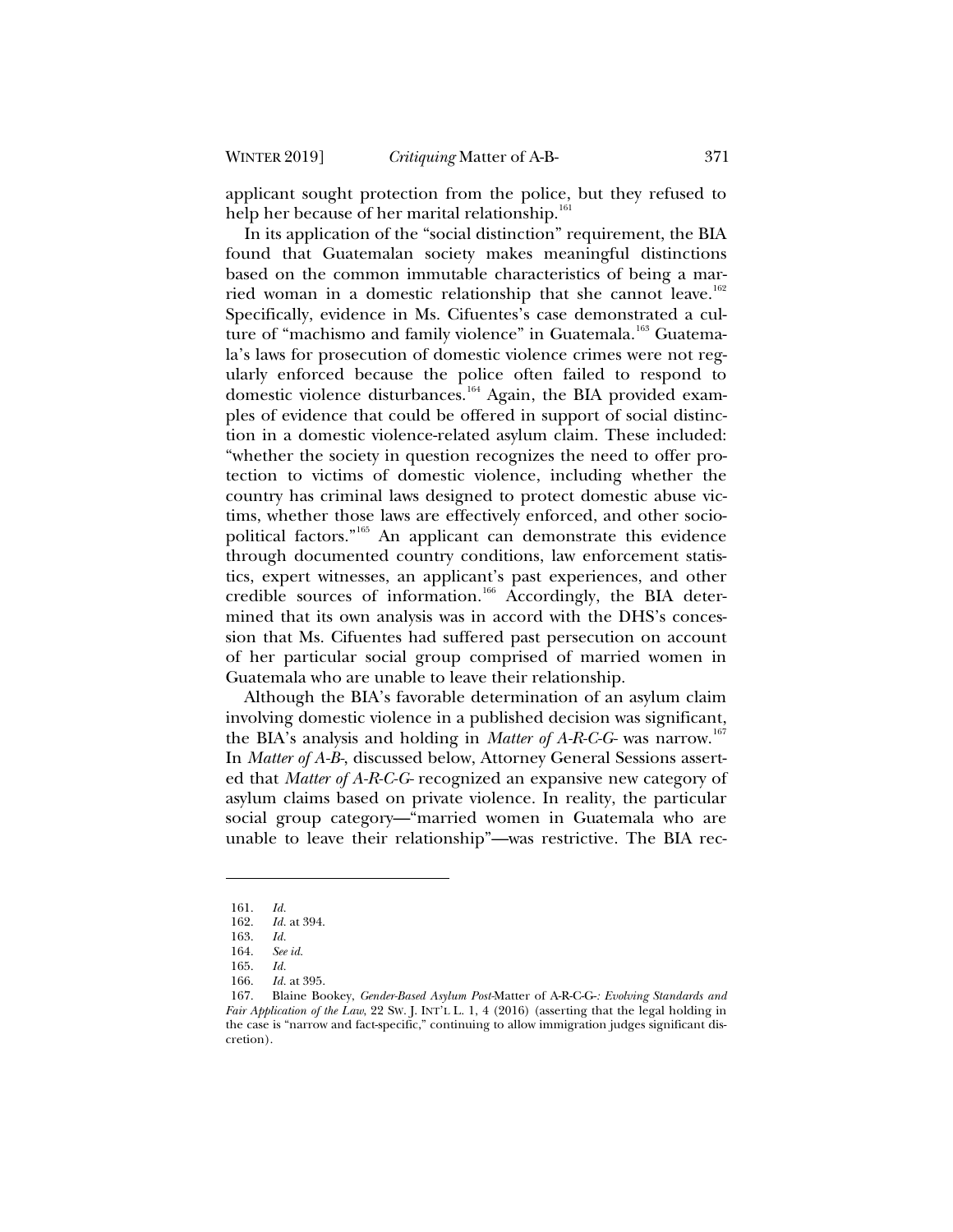applicant sought protection from the police, but they refused to help her because of her marital relationship.[161]

In its application of the "social distinction" requirement, the BIA found that Guatemalan society makes meaningful distinctions based on the common immutable characteristics of being a married woman in a domestic relationship that she cannot leave.[162] Specifically, evidence in Ms. Cifuentes's case demonstrated a culture of "machismo and family violence" in Guatemala.[163] Guatemala's laws for prosecution of domestic violence crimes were not regularly enforced because the police often failed to respond to domestic violence disturbances.[164] Again, the BIA provided examples of evidence that could be offered in support of social distinction in a domestic violence-related asylum claim. These included: "whether the society in question recognizes the need to offer protection to victims of domestic violence, including whether the country has criminal laws designed to protect domestic abuse victims, whether those laws are effectively enforced, and other sociopolitical factors."[165] An applicant can demonstrate this evidence through documented country conditions, law enforcement statistics, expert witnesses, an applicant's past experiences, and other credible sources of information.[166] Accordingly, the BIA determined that its own analysis was in accord with the DHS's concession that Ms. Cifuentes had suffered past persecution on account of her particular social group comprised of married women in Guatemala who are unable to leave their relationship.

Although the BIA's favorable determination of an asylum claim involving domestic violence in a published decision was significant, the BIA's analysis and holding in *Matter of A-R-C-G-* was narrow.[167] In *Matter of A-B-*, discussed below, Attorney General Sessions asserted that *Matter of A-R-C-G-* recognized an expansive new category of asylum claims based on private violence. In reality, the particular social group category—"married women in Guatemala who are unable to leave their relationship"—was restrictive. The BIA rec-

---

161. *Id.*

162. *Id.* at 394.

163. *Id.*

164. *See id.*

165. *Id.*

166. *Id.* at 395.

167. Blaine Bookey, *Gender-Based Asylum Post-*Matter of A-R-C-G-*: Evolving Standards and Fair Application of the Law*, 22 SW. J. INT'L L. 1, 4 (2016) (asserting that the legal holding in the case is "narrow and fact-specific," continuing to allow immigration judges significant discretion).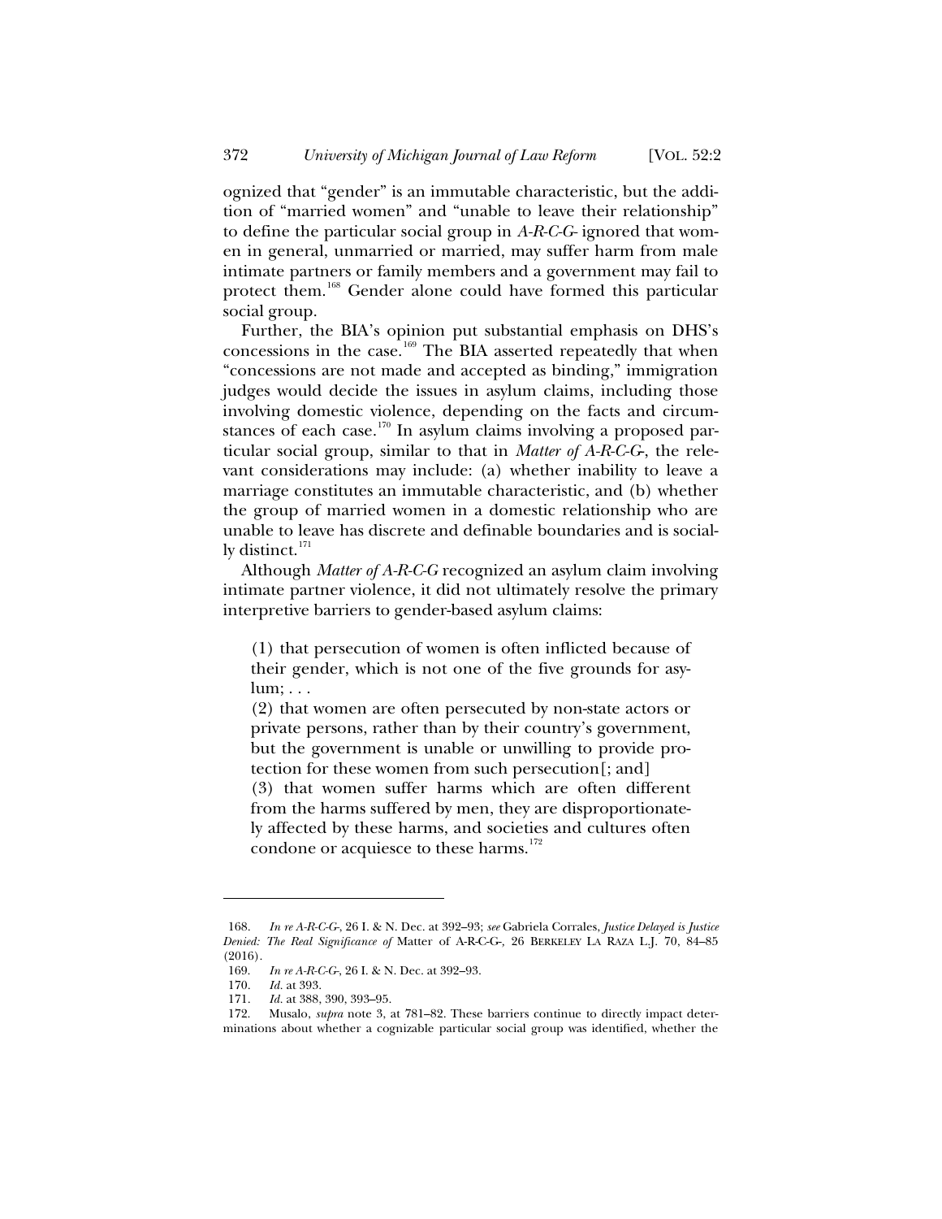ognized that "gender" is an immutable characteristic, but the addition of "married women" and "unable to leave their relationship" to define the particular social group in *A-R-C-G-* ignored that women in general, unmarried or married, may suffer harm from male intimate partners or family members and a government may fail to protect them.[168] Gender alone could have formed this particular social group.

Further, the BIA's opinion put substantial emphasis on DHS's concessions in the case.[169] The BIA asserted repeatedly that when "concessions are not made and accepted as binding," immigration judges would decide the issues in asylum claims, including those involving domestic violence, depending on the facts and circumstances of each case.[170] In asylum claims involving a proposed particular social group, similar to that in *Matter of A-R-C-G-*, the relevant considerations may include: (a) whether inability to leave a marriage constitutes an immutable characteristic, and (b) whether the group of married women in a domestic relationship who are unable to leave has discrete and definable boundaries and is socially distinct.[171]

Although *Matter of A-R-C-G* recognized an asylum claim involving intimate partner violence, it did not ultimately resolve the primary interpretive barriers to gender-based asylum claims:

> (1) that persecution of women is often inflicted because of their gender, which is not one of the five grounds for asylum; . . .
>
> (2) that women are often persecuted by non-state actors or private persons, rather than by their country's government, but the government is unable or unwilling to provide protection for these women from such persecution[; and]
>
> (3) that women suffer harms which are often different from the harms suffered by men, they are disproportionately affected by these harms, and societies and cultures often condone or acquiesce to these harms.[172]

---

168. *In re A-R-C-G-*, 26 I. & N. Dec. at 392–93; *see* Gabriela Corrales, *Justice Delayed is Justice Denied: The Real Significance of* Matter of A-R-C-G-*,* 26 BERKELEY LA RAZA L.J. 70, 84–85 (2016).

169. *In re A-R-C-G-*, 26 I. & N. Dec. at 392–93.

170. *Id.* at 393.

171. *Id.* at 388, 390, 393–95.

172. Musalo, *supra* note 3, at 781–82. These barriers continue to directly impact determinations about whether a cognizable particular social group was identified, whether the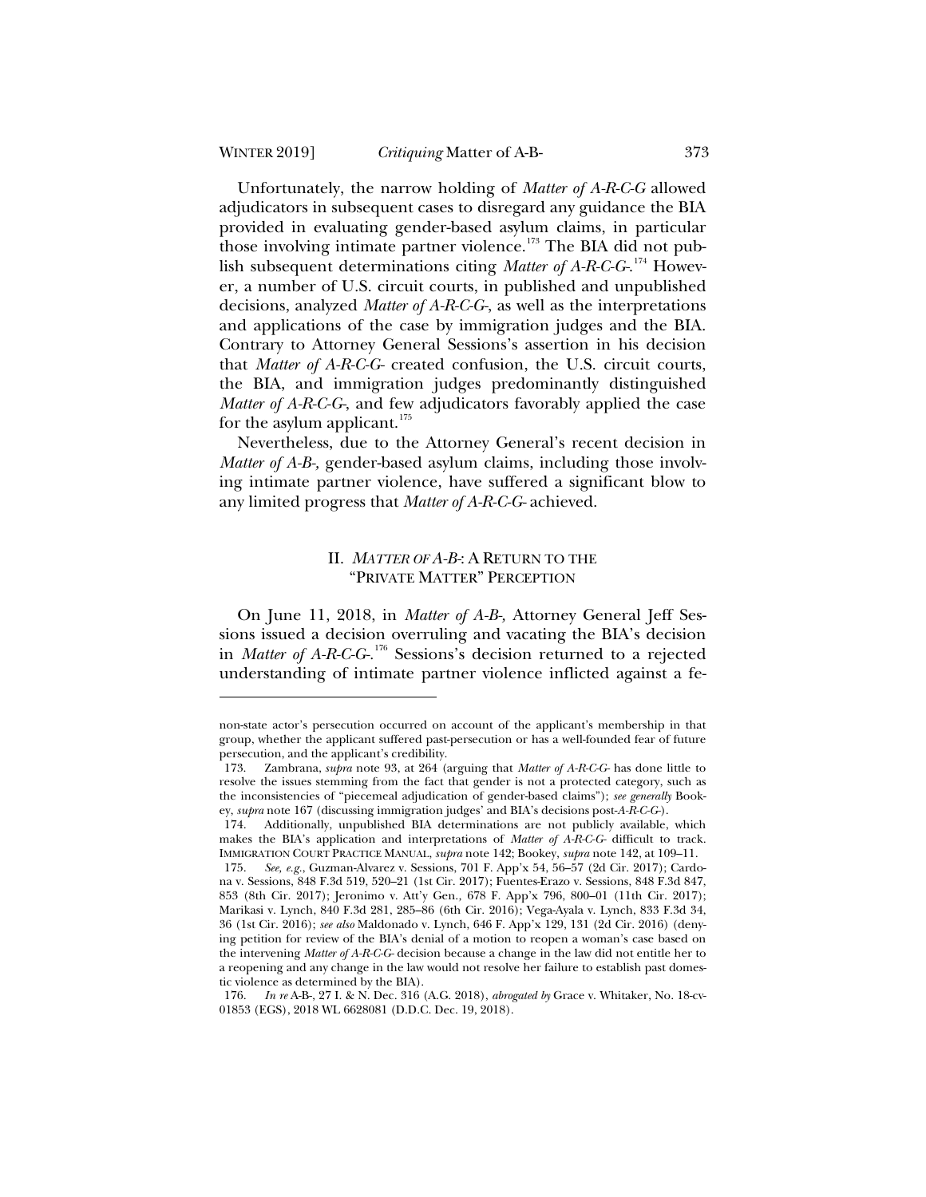Unfortunately, the narrow holding of *Matter of A-R-C-G* allowed adjudicators in subsequent cases to disregard any guidance the BIA provided in evaluating gender-based asylum claims, in particular those involving intimate partner violence.[173] The BIA did not publish subsequent determinations citing *Matter of A-R-C-G-*.[174] However, a number of U.S. circuit courts, in published and unpublished decisions, analyzed *Matter of A-R-C-G-*, as well as the interpretations and applications of the case by immigration judges and the BIA. Contrary to Attorney General Sessions's assertion in his decision that *Matter of A-R-C-G-* created confusion, the U.S. circuit courts, the BIA, and immigration judges predominantly distinguished *Matter of A-R-C-G-*, and few adjudicators favorably applied the case for the asylum applicant.[175]

Nevertheless, due to the Attorney General's recent decision in *Matter of A-B-*, gender-based asylum claims, including those involving intimate partner violence, have suffered a significant blow to any limited progress that *Matter of A-R-C-G-* achieved.

## II. *MATTER OF A-B-*: A RETURN TO THE "PRIVATE MATTER" PERCEPTION

On June 11, 2018, in *Matter of A-B-*, Attorney General Jeff Sessions issued a decision overruling and vacating the BIA's decision in *Matter of A-R-C-G-*.[176] Sessions's decision returned to a rejected understanding of intimate partner violence inflicted against a fe-

---

non-state actor's persecution occurred on account of the applicant's membership in that group, whether the applicant suffered past-persecution or has a well-founded fear of future persecution, and the applicant's credibility.

173. Zambrana, *supra* note 93, at 264 (arguing that *Matter of A-R-C-G-* has done little to resolve the issues stemming from the fact that gender is not a protected category, such as the inconsistencies of "piecemeal adjudication of gender-based claims"); *see generally* Bookey, *supra* note 167 (discussing immigration judges' and BIA's decisions post-*A-R-C-G-*).

174. Additionally, unpublished BIA determinations are not publicly available, which makes the BIA's application and interpretations of *Matter of A-R-C-G-* difficult to track. IMMIGRATION COURT PRACTICE MANUAL, *supra* note 142; Bookey, *supra* note 142, at 109–11.

175. *See, e.g.*, Guzman-Alvarez v. Sessions, 701 F. App'x 54, 56–57 (2d Cir. 2017); Cardona v. Sessions, 848 F.3d 519, 520–21 (1st Cir. 2017); Fuentes-Erazo v. Sessions, 848 F.3d 847, 853 (8th Cir. 2017); Jeronimo v. Att'y Gen., 678 F. App'x 796, 800–01 (11th Cir. 2017); Marikasi v. Lynch, 840 F.3d 281, 285–86 (6th Cir. 2016); Vega-Ayala v. Lynch, 833 F.3d 34, 36 (1st Cir. 2016); *see also* Maldonado v. Lynch, 646 F. App'x 129, 131 (2d Cir. 2016) (denying petition for review of the BIA's denial of a motion to reopen a woman's case based on the intervening *Matter of A-R-C-G-* decision because a change in the law did not entitle her to a reopening and any change in the law would not resolve her failure to establish past domestic violence as determined by the BIA).

176. *In re* A-B-, 27 I. & N. Dec. 316 (A.G. 2018), *abrogated by* Grace v. Whitaker, No. 18-cv-01853 (EGS), 2018 WL 6628081 (D.D.C. Dec. 19, 2018).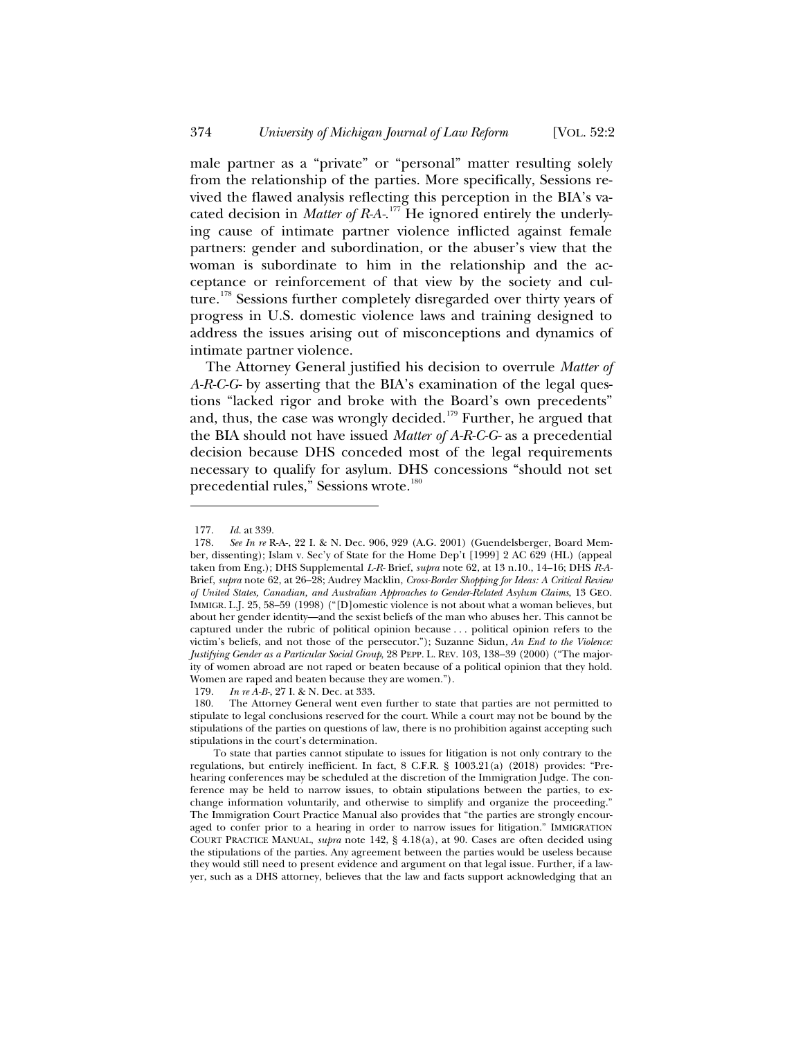male partner as a "private" or "personal" matter resulting solely from the relationship of the parties. More specifically, Sessions revived the flawed analysis reflecting this perception in the BIA's vacated decision in *Matter of R-A-*.[177] He ignored entirely the underlying cause of intimate partner violence inflicted against female partners: gender and subordination, or the abuser's view that the woman is subordinate to him in the relationship and the acceptance or reinforcement of that view by the society and culture.[178] Sessions further completely disregarded over thirty years of progress in U.S. domestic violence laws and training designed to address the issues arising out of misconceptions and dynamics of intimate partner violence.

The Attorney General justified his decision to overrule *Matter of A-R-C-G-* by asserting that the BIA's examination of the legal questions "lacked rigor and broke with the Board's own precedents" and, thus, the case was wrongly decided.[179] Further, he argued that the BIA should not have issued *Matter of A-R-C-G-* as a precedential decision because DHS conceded most of the legal requirements necessary to qualify for asylum. DHS concessions "should not set precedential rules," Sessions wrote.[180]

---

177. *Id.* at 339.

178. *See In re* R-A-, 22 I. & N. Dec. 906, 929 (A.G. 2001) (Guendelsberger, Board Member, dissenting); Islam v. Sec'y of State for the Home Dep't [1999] 2 AC 629 (HL) (appeal taken from Eng.); DHS Supplemental *L-R-* Brief, *supra* note 62, at 13 n.10., 14–16; DHS *R-A-* Brief, *supra* note 62, at 26–28; Audrey Macklin, *Cross-Border Shopping for Ideas: A Critical Review of United States, Canadian, and Australian Approaches to Gender-Related Asylum Claims*, 13 GEO. IMMIGR. L.J. 25, 58–59 (1998) ("[D]omestic violence is not about what a woman believes, but about her gender identity—and the sexist beliefs of the man who abuses her. This cannot be captured under the rubric of political opinion because . . . political opinion refers to the victim's beliefs, and not those of the persecutor."); Suzanne Sidun, *An End to the Violence: Justifying Gender as a Particular Social Group*, 28 PEPP. L. REV. 103, 138–39 (2000) ("The majority of women abroad are not raped or beaten because of a political opinion that they hold. Women are raped and beaten because they are women.").

179. *In re A-B-*, 27 I. & N. Dec. at 333.

180. The Attorney General went even further to state that parties are not permitted to stipulate to legal conclusions reserved for the court. While a court may not be bound by the stipulations of the parties on questions of law, there is no prohibition against accepting such stipulations in the court's determination.

To state that parties cannot stipulate to issues for litigation is not only contrary to the regulations, but entirely inefficient. In fact, 8 C.F.R. § 1003.21(a) (2018) provides: "Prehearing conferences may be scheduled at the discretion of the Immigration Judge. The conference may be held to narrow issues, to obtain stipulations between the parties, to exchange information voluntarily, and otherwise to simplify and organize the proceeding." The Immigration Court Practice Manual also provides that "the parties are strongly encouraged to confer prior to a hearing in order to narrow issues for litigation." IMMIGRATION COURT PRACTICE MANUAL, *supra* note 142, § 4.18(a), at 90. Cases are often decided using the stipulations of the parties. Any agreement between the parties would be useless because they would still need to present evidence and argument on that legal issue. Further, if a lawyer, such as a DHS attorney, believes that the law and facts support acknowledging that an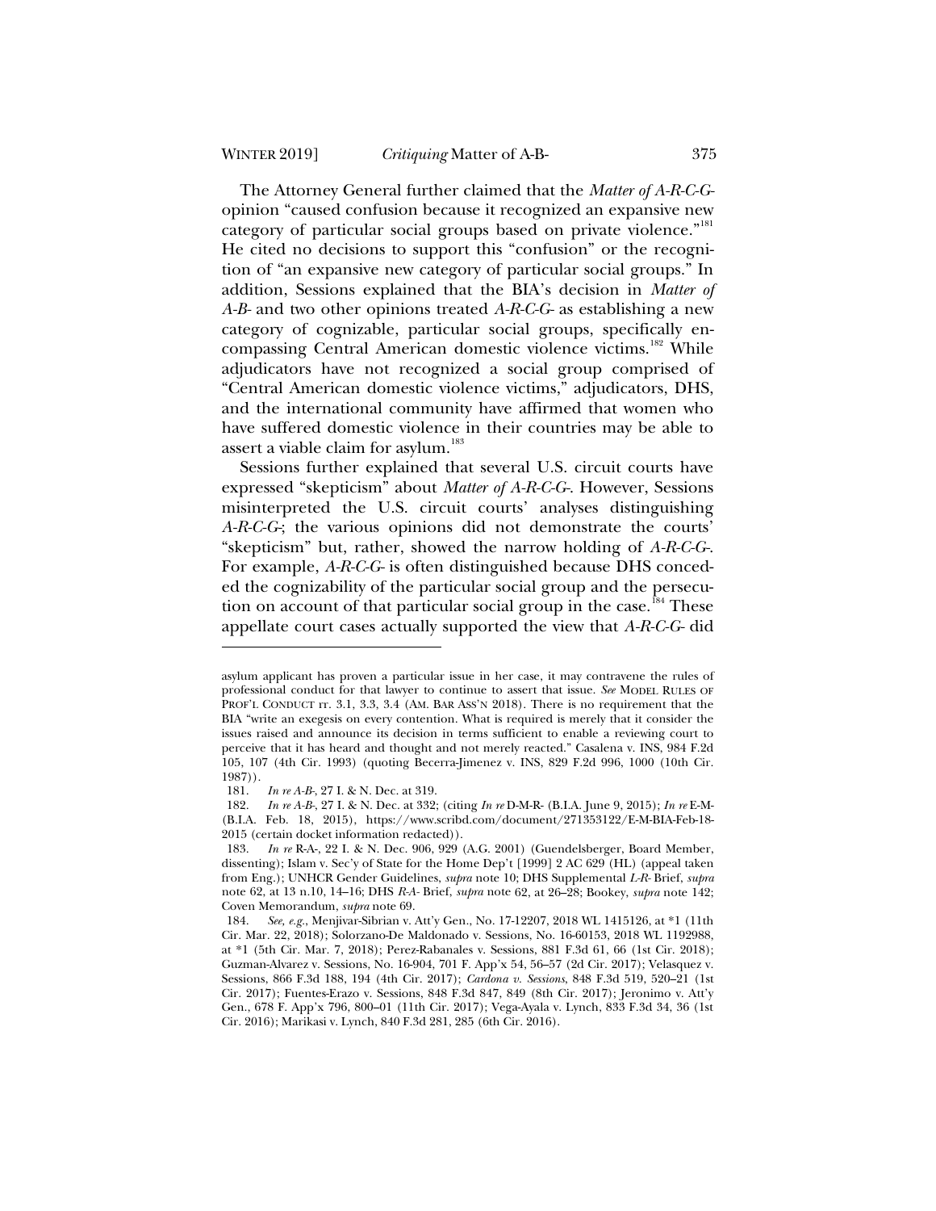The Attorney General further claimed that the *Matter of A-R-C-G-* opinion "caused confusion because it recognized an expansive new category of particular social groups based on private violence."[181] He cited no decisions to support this "confusion" or the recognition of "an expansive new category of particular social groups." In addition, Sessions explained that the BIA's decision in *Matter of A-B-* and two other opinions treated *A-R-C-G-* as establishing a new category of cognizable, particular social groups, specifically encompassing Central American domestic violence victims.[182] While adjudicators have not recognized a social group comprised of "Central American domestic violence victims," adjudicators, DHS, and the international community have affirmed that women who have suffered domestic violence in their countries may be able to assert a viable claim for asylum.[183]

Sessions further explained that several U.S. circuit courts have expressed "skepticism" about *Matter of A-R-C-G-*. However, Sessions misinterpreted the U.S. circuit courts' analyses distinguishing *A-R-C-G-*; the various opinions did not demonstrate the courts' "skepticism" but, rather, showed the narrow holding of *A-R-C-G-*. For example, *A-R-C-G-* is often distinguished because DHS conceded the cognizability of the particular social group and the persecution on account of that particular social group in the case.[184] These appellate court cases actually supported the view that *A-R-C-G-* did

---

asylum applicant has proven a particular issue in her case, it may contravene the rules of professional conduct for that lawyer to continue to assert that issue. *See* MODEL RULES OF PROF'L CONDUCT rr. 3.1, 3.3, 3.4 (AM. BAR ASS'N 2018). There is no requirement that the BIA "write an exegesis on every contention. What is required is merely that it consider the issues raised and announce its decision in terms sufficient to enable a reviewing court to perceive that it has heard and thought and not merely reacted." Casalena v. INS, 984 F.2d 105, 107 (4th Cir. 1993) (quoting Becerra-Jimenez v. INS, 829 F.2d 996, 1000 (10th Cir. 1987)).

181. *In re A-B-*, 27 I. & N. Dec. at 319.

182. *In re A-B-*, 27 I. & N. Dec. at 332; (citing *In re* D-M-R- (B.I.A. June 9, 2015); *In re* E-M- (B.I.A. Feb. 18, 2015), https://www.scribd.com/document/271353122/E-M-BIA-Feb-18-2015 (certain docket information redacted)).

183. *In re* R-A-, 22 I. & N. Dec. 906, 929 (A.G. 2001) (Guendelsberger, Board Member, dissenting); Islam v. Sec'y of State for the Home Dep't [1999] 2 AC 629 (HL) (appeal taken from Eng.); UNHCR Gender Guidelines, *supra* note 10; DHS Supplemental *L-R-* Brief, *supra* note 62, at 13 n.10, 14–16; DHS *R-A-* Brief, *supra* note 62, at 26–28; Bookey, *supra* note 142; Coven Memorandum, *supra* note 69.

184. *See, e.g.*, Menjivar-Sibrian v. Att'y Gen., No. 17-12207, 2018 WL 1415126, at *1 (11th Cir. Mar. 22, 2018); Solorzano-De Maldonado v. Sessions, No. 16-60153, 2018 WL 1192988, at *1 (5th Cir. Mar. 7, 2018); Perez-Rabanales v. Sessions, 881 F.3d 61, 66 (1st Cir. 2018); Guzman-Alvarez v. Sessions, No. 16-904, 701 F. App'x 54, 56–57 (2d Cir. 2017); Velasquez v. Sessions, 866 F.3d 188, 194 (4th Cir. 2017); *Cardona v. Sessions*, 848 F.3d 519, 520–21 (1st Cir. 2017); Fuentes-Erazo v. Sessions, 848 F.3d 847, 849 (8th Cir. 2017); Jeronimo v. Att'y Gen., 678 F. App'x 796, 800–01 (11th Cir. 2017); Vega-Ayala v. Lynch, 833 F.3d 34, 36 (1st Cir. 2016); Marikasi v. Lynch, 840 F.3d 281, 285 (6th Cir. 2016).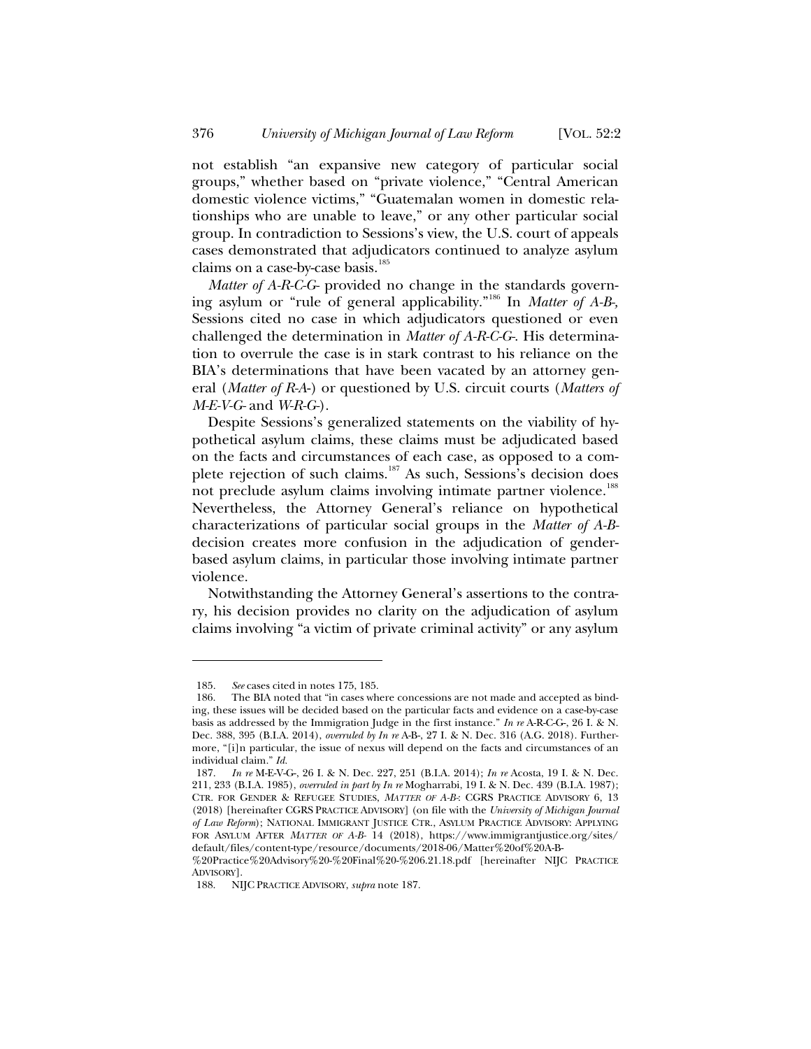not establish "an expansive new category of particular social groups," whether based on "private violence," "Central American domestic violence victims," "Guatemalan women in domestic relationships who are unable to leave," or any other particular social group. In contradiction to Sessions's view, the U.S. court of appeals cases demonstrated that adjudicators continued to analyze asylum claims on a case-by-case basis.[185]

*Matter of A-R-C-G-* provided no change in the standards governing asylum or "rule of general applicability."[186] In *Matter of A-B-*, Sessions cited no case in which adjudicators questioned or even challenged the determination in *Matter of A-R-C-G-*. His determination to overrule the case is in stark contrast to his reliance on the BIA's determinations that have been vacated by an attorney general (*Matter of R-A-*) or questioned by U.S. circuit courts (*Matters of M-E-V-G-* and *W-R-G-*).

Despite Sessions's generalized statements on the viability of hypothetical asylum claims, these claims must be adjudicated based on the facts and circumstances of each case, as opposed to a complete rejection of such claims.[187] As such, Sessions's decision does not preclude asylum claims involving intimate partner violence.[188] Nevertheless, the Attorney General's reliance on hypothetical characterizations of particular social groups in the *Matter of A-B-* decision creates more confusion in the adjudication of gender-based asylum claims, in particular those involving intimate partner violence.

Notwithstanding the Attorney General's assertions to the contrary, his decision provides no clarity on the adjudication of asylum claims involving "a victim of private criminal activity" or any asylum

---

185. *See* cases cited in notes 175, 185.

186. The BIA noted that "in cases where concessions are not made and accepted as binding, these issues will be decided based on the particular facts and evidence on a case-by-case basis as addressed by the Immigration Judge in the first instance." *In re* A-R-C-G-, 26 I. & N. Dec. 388, 395 (B.I.A. 2014), *overruled by In re* A-B-, 27 I. & N. Dec. 316 (A.G. 2018). Furthermore, "[i]n particular, the issue of nexus will depend on the facts and circumstances of an individual claim." *Id.*

187. *In re* M-E-V-G-, 26 I. & N. Dec. 227, 251 (B.I.A. 2014); *In re* Acosta, 19 I. & N. Dec. 211, 233 (B.I.A. 1985), *overruled in part by In re* Mogharrabi, 19 I. & N. Dec. 439 (B.I.A. 1987); CTR. FOR GENDER & REFUGEE STUDIES, *MATTER OF A-B-*: CGRS PRACTICE ADVISORY 6, 13 (2018) [hereinafter CGRS PRACTICE ADVISORY] (on file with the *University of Michigan Journal of Law Reform*); NATIONAL IMMIGRANT JUSTICE CTR., ASYLUM PRACTICE ADVISORY: APPLYING FOR ASYLUM AFTER *MATTER OF A-B-* 14 (2018), https://www.immigrantjustice.org/sites/default/files/content-type/resource/documents/2018-06/Matter%20of%20A-B-%20Practice%20Advisory%20-%20Final%20-%206.21.18.pdf [hereinafter NIJC PRACTICE ADVISORY].

188. NIJC PRACTICE ADVISORY, *supra* note 187.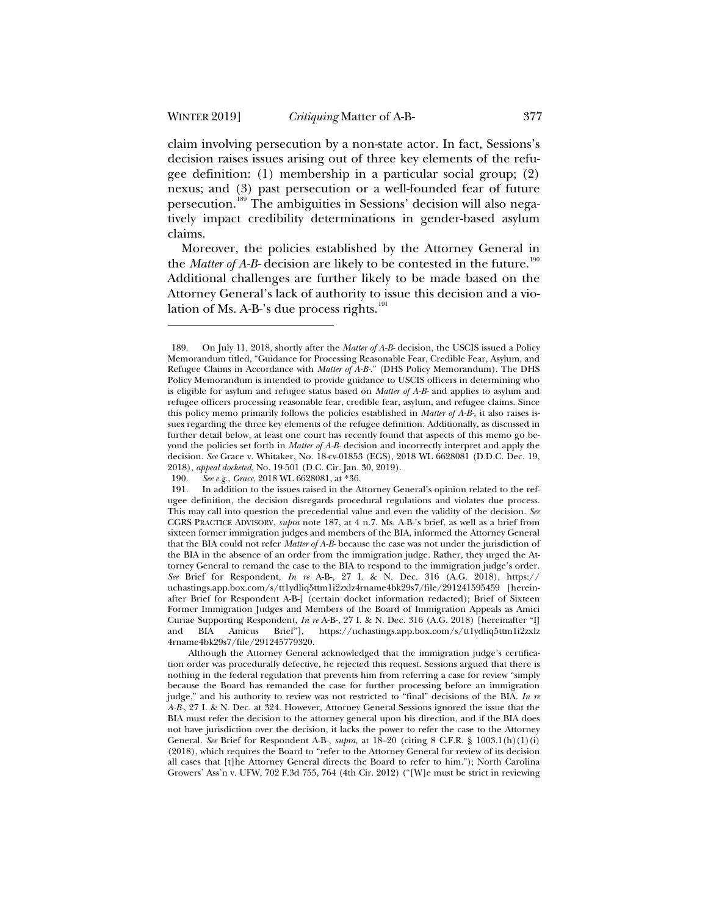claim involving persecution by a non-state actor. In fact, Sessions's decision raises issues arising out of three key elements of the refugee definition: (1) membership in a particular social group; (2) nexus; and (3) past persecution or a well-founded fear of future persecution.[189] The ambiguities in Sessions' decision will also negatively impact credibility determinations in gender-based asylum claims.

Moreover, the policies established by the Attorney General in the *Matter of A-B-* decision are likely to be contested in the future.[190] Additional challenges are further likely to be made based on the Attorney General's lack of authority to issue this decision and a violation of Ms. A-B-'s due process rights.[191]

---

189. On July 11, 2018, shortly after the *Matter of A-B-* decision, the USCIS issued a Policy Memorandum titled, "Guidance for Processing Reasonable Fear, Credible Fear, Asylum, and Refugee Claims in Accordance with *Matter of A-B-*." (DHS Policy Memorandum). The DHS Policy Memorandum is intended to provide guidance to USCIS officers in determining who is eligible for asylum and refugee status based on *Matter of A-B-* and applies to asylum and refugee officers processing reasonable fear, credible fear, asylum, and refugee claims. Since this policy memo primarily follows the policies established in *Matter of A-B-*, it also raises issues regarding the three key elements of the refugee definition. Additionally, as discussed in further detail below, at least one court has recently found that aspects of this memo go beyond the policies set forth in *Matter of A-B-* decision and incorrectly interpret and apply the decision. *See* Grace v. Whitaker, No. 18-cv-01853 (EGS), 2018 WL 6628081 (D.D.C. Dec. 19, 2018), *appeal docketed*, No. 19-501 (D.C. Cir. Jan. 30, 2019).

190. *See e.g., Grace*, 2018 WL 6628081, at *36.

191. In addition to the issues raised in the Attorney General's opinion related to the refugee definition, the decision disregards procedural regulations and violates due process. This may call into question the precedential value and even the validity of the decision. *See* CGRS PRACTICE ADVISORY, *supra* note 187, at 4 n.7. Ms. A-B-'s brief, as well as a brief from sixteen former immigration judges and members of the BIA, informed the Attorney General that the BIA could not refer *Matter of A-B-* because the case was not under the jurisdiction of the BIA in the absence of an order from the immigration judge. Rather, they urged the Attorney General to remand the case to the BIA to respond to the immigration judge's order. *See* Brief for Respondent, *In re* A-B-, 27 I. & N. Dec. 316 (A.G. 2018), https://uchastings.app.box.com/s/tt1ydliq5ttm1i2zxlz4rname4bk29s7/file/291241595459 [hereinafter Brief for Respondent A-B-] (certain docket information redacted); Brief of Sixteen Former Immigration Judges and Members of the Board of Immigration Appeals as Amici Curiae Supporting Respondent, *In re* A-B-, 27 I. & N. Dec. 316 (A.G. 2018) [hereinafter "IJ and BIA Amicus Brief"], https://uchastings.app.box.com/s/tt1ydliq5ttm1i2zxlz4rname4bk29s7/file/291245779320.

Although the Attorney General acknowledged that the immigration judge's certification order was procedurally defective, he rejected this request. Sessions argued that there is nothing in the federal regulation that prevents him from referring a case for review "simply because the Board has remanded the case for further processing before an immigration judge," and his authority to review was not restricted to "final" decisions of the BIA. *In re A-B-*, 27 I. & N. Dec. at 324. However, Attorney General Sessions ignored the issue that the BIA must refer the decision to the attorney general upon his direction, and if the BIA does not have jurisdiction over the decision, it lacks the power to refer the case to the Attorney General. *See* Brief for Respondent A-B-, *supra*, at 18–20 (citing 8 C.F.R. § 1003.1(h)(1)(i) (2018), which requires the Board to "refer to the Attorney General for review of its decision all cases that [t]he Attorney General directs the Board to refer to him."); North Carolina Growers' Ass'n v. UFW, 702 F.3d 755, 764 (4th Cir. 2012) ("[W]e must be strict in reviewing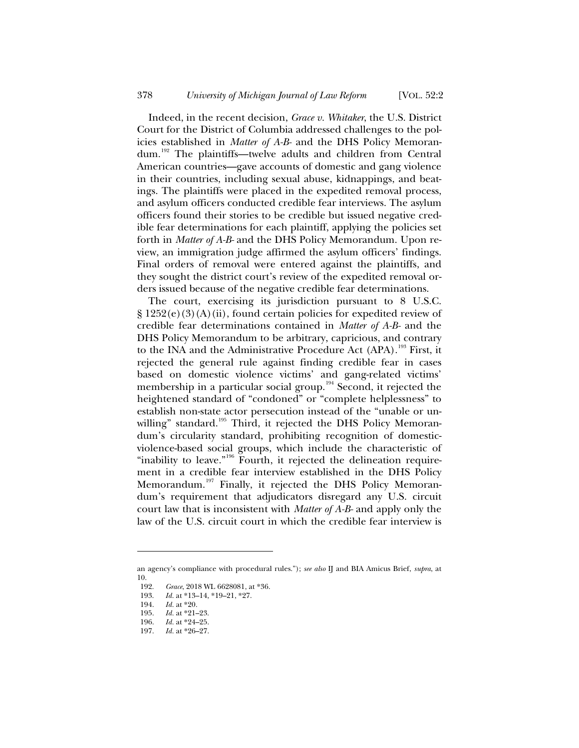Indeed, in the recent decision, *Grace v. Whitaker*, the U.S. District Court for the District of Columbia addressed challenges to the policies established in *Matter of A-B-* and the DHS Policy Memorandum.[192] The plaintiffs—twelve adults and children from Central American countries—gave accounts of domestic and gang violence in their countries, including sexual abuse, kidnappings, and beatings. The plaintiffs were placed in the expedited removal process, and asylum officers conducted credible fear interviews. The asylum officers found their stories to be credible but issued negative credible fear determinations for each plaintiff, applying the policies set forth in *Matter of A-B-* and the DHS Policy Memorandum. Upon review, an immigration judge affirmed the asylum officers' findings. Final orders of removal were entered against the plaintiffs, and they sought the district court's review of the expedited removal orders issued because of the negative credible fear determinations.

The court, exercising its jurisdiction pursuant to 8 U.S.C. § 1252(e)(3)(A)(ii), found certain policies for expedited review of credible fear determinations contained in *Matter of A-B-* and the DHS Policy Memorandum to be arbitrary, capricious, and contrary to the INA and the Administrative Procedure Act (APA).[193] First, it rejected the general rule against finding credible fear in cases based on domestic violence victims' and gang-related victims' membership in a particular social group.[194] Second, it rejected the heightened standard of "condoned" or "complete helplessness" to establish non-state actor persecution instead of the "unable or unwilling" standard.[195] Third, it rejected the DHS Policy Memorandum's circularity standard, prohibiting recognition of domestic-violence-based social groups, which include the characteristic of "inability to leave."[196] Fourth, it rejected the delineation requirement in a credible fear interview established in the DHS Policy Memorandum.[197] Finally, it rejected the DHS Policy Memorandum's requirement that adjudicators disregard any U.S. circuit court law that is inconsistent with *Matter of A-B-* and apply only the law of the U.S. circuit court in which the credible fear interview is

---

an agency's compliance with procedural rules."); *see also* IJ and BIA Amicus Brief, *supra*, at 10.

192. *Grace*, 2018 WL 6628081, at *36.

193. *Id.* at *13–14, *19–21, *27.

194. *Id.* at *20.

195. *Id.* at *21–23.

196. *Id.* at *24–25.

197. *Id.* at *26–27.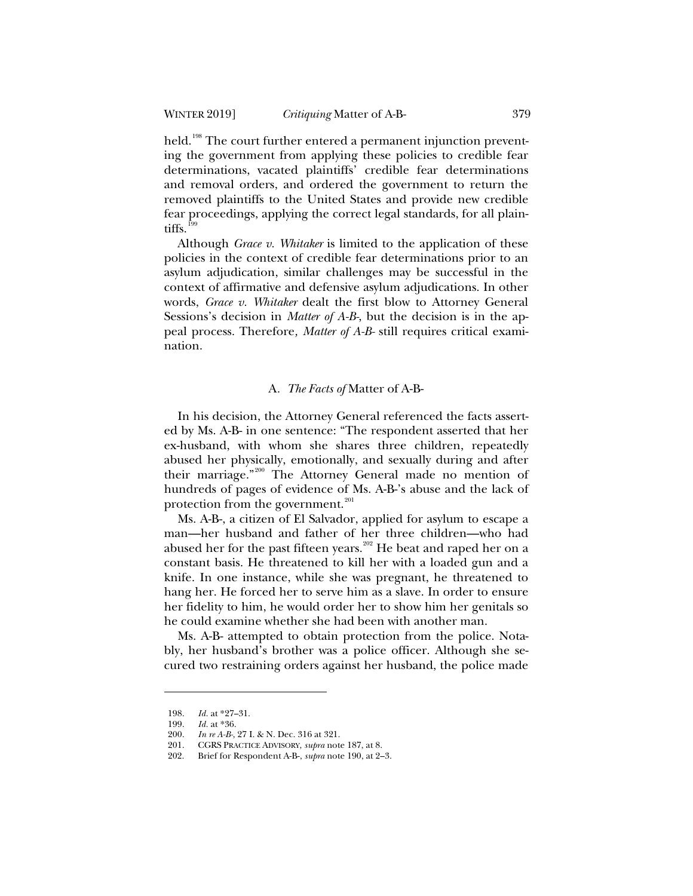held.[198] The court further entered a permanent injunction preventing the government from applying these policies to credible fear determinations, vacated plaintiffs' credible fear determinations and removal orders, and ordered the government to return the removed plaintiffs to the United States and provide new credible fear proceedings, applying the correct legal standards, for all plaintiffs.[199]

Although *Grace v. Whitaker* is limited to the application of these policies in the context of credible fear determinations prior to an asylum adjudication, similar challenges may be successful in the context of affirmative and defensive asylum adjudications. In other words, *Grace v. Whitaker* dealt the first blow to Attorney General Sessions's decision in *Matter of A-B-*, but the decision is in the appeal process. Therefore*, Matter of A-B-* still requires critical examination.

### A. *The Facts of* Matter of A-B-

In his decision, the Attorney General referenced the facts asserted by Ms. A-B- in one sentence: "The respondent asserted that her ex-husband, with whom she shares three children, repeatedly abused her physically, emotionally, and sexually during and after their marriage."[200] The Attorney General made no mention of hundreds of pages of evidence of Ms. A-B-'s abuse and the lack of protection from the government.[201]

Ms. A-B-, a citizen of El Salvador, applied for asylum to escape a man—her husband and father of her three children—who had abused her for the past fifteen years.[202] He beat and raped her on a constant basis. He threatened to kill her with a loaded gun and a knife. In one instance, while she was pregnant, he threatened to hang her. He forced her to serve him as a slave. In order to ensure her fidelity to him, he would order her to show him her genitals so he could examine whether she had been with another man.

Ms. A-B- attempted to obtain protection from the police. Notably, her husband's brother was a police officer. Although she secured two restraining orders against her husband, the police made

---

198. *Id.* at *27–31.
199. *Id.* at *36.
200. *In re A-B-*, 27 I. & N. Dec. 316 at 321.
201. CGRS PRACTICE ADVISORY, *supra* note 187, at 8.
202. Brief for Respondent A-B-, *supra* note 190, at 2–3.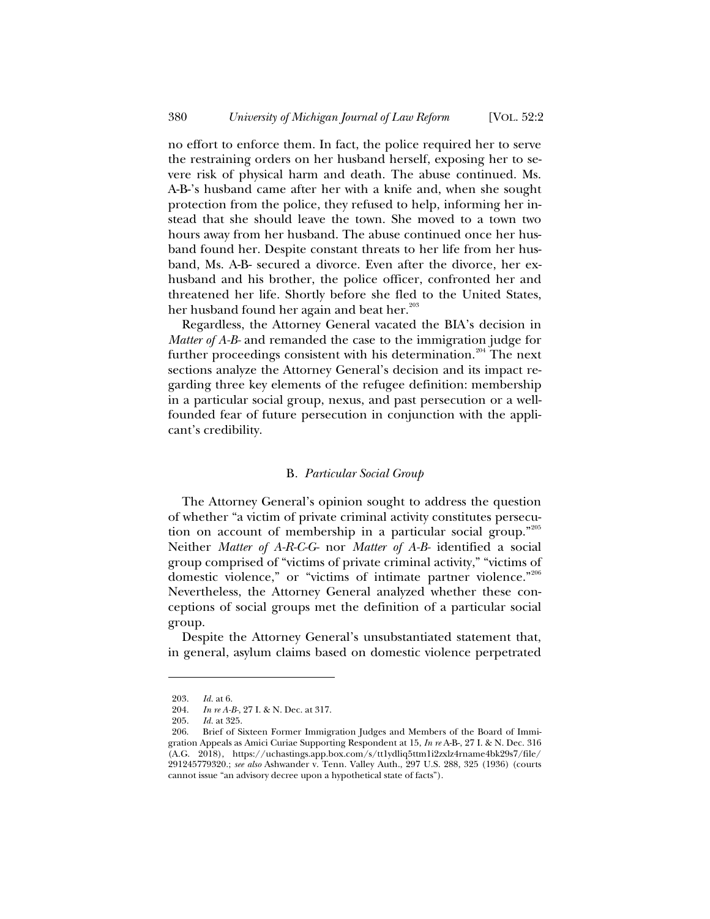no effort to enforce them. In fact, the police required her to serve the restraining orders on her husband herself, exposing her to severe risk of physical harm and death. The abuse continued. Ms. A-B-'s husband came after her with a knife and, when she sought protection from the police, they refused to help, informing her instead that she should leave the town. She moved to a town two hours away from her husband. The abuse continued once her husband found her. Despite constant threats to her life from her husband, Ms. A-B- secured a divorce. Even after the divorce, her ex-husband and his brother, the police officer, confronted her and threatened her life. Shortly before she fled to the United States, her husband found her again and beat her.[203]

Regardless, the Attorney General vacated the BIA's decision in *Matter of A-B-* and remanded the case to the immigration judge for further proceedings consistent with his determination.[204] The next sections analyze the Attorney General's decision and its impact regarding three key elements of the refugee definition: membership in a particular social group, nexus, and past persecution or a well-founded fear of future persecution in conjunction with the applicant's credibility.

### B. *Particular Social Group*

The Attorney General's opinion sought to address the question of whether "a victim of private criminal activity constitutes persecution on account of membership in a particular social group."[205] Neither *Matter of A-R-C-G-* nor *Matter of A-B-* identified a social group comprised of "victims of private criminal activity," "victims of domestic violence," or "victims of intimate partner violence."[206] Nevertheless, the Attorney General analyzed whether these conceptions of social groups met the definition of a particular social group.

Despite the Attorney General's unsubstantiated statement that, in general, asylum claims based on domestic violence perpetrated

---

203. *Id.* at 6.

204. *In re A-B-*, 27 I. & N. Dec. at 317.

205. *Id.* at 325.

206. Brief of Sixteen Former Immigration Judges and Members of the Board of Immigration Appeals as Amici Curiae Supporting Respondent at 15, *In re* A-B-, 27 I. & N. Dec. 316 (A.G. 2018), https://uchastings.app.box.com/s/tt1ydliq5ttm1i2zxlz4rname4bk29s7/file/291245779320.; *see also* Ashwander v. Tenn. Valley Auth., 297 U.S. 288, 325 (1936) (courts cannot issue "an advisory decree upon a hypothetical state of facts").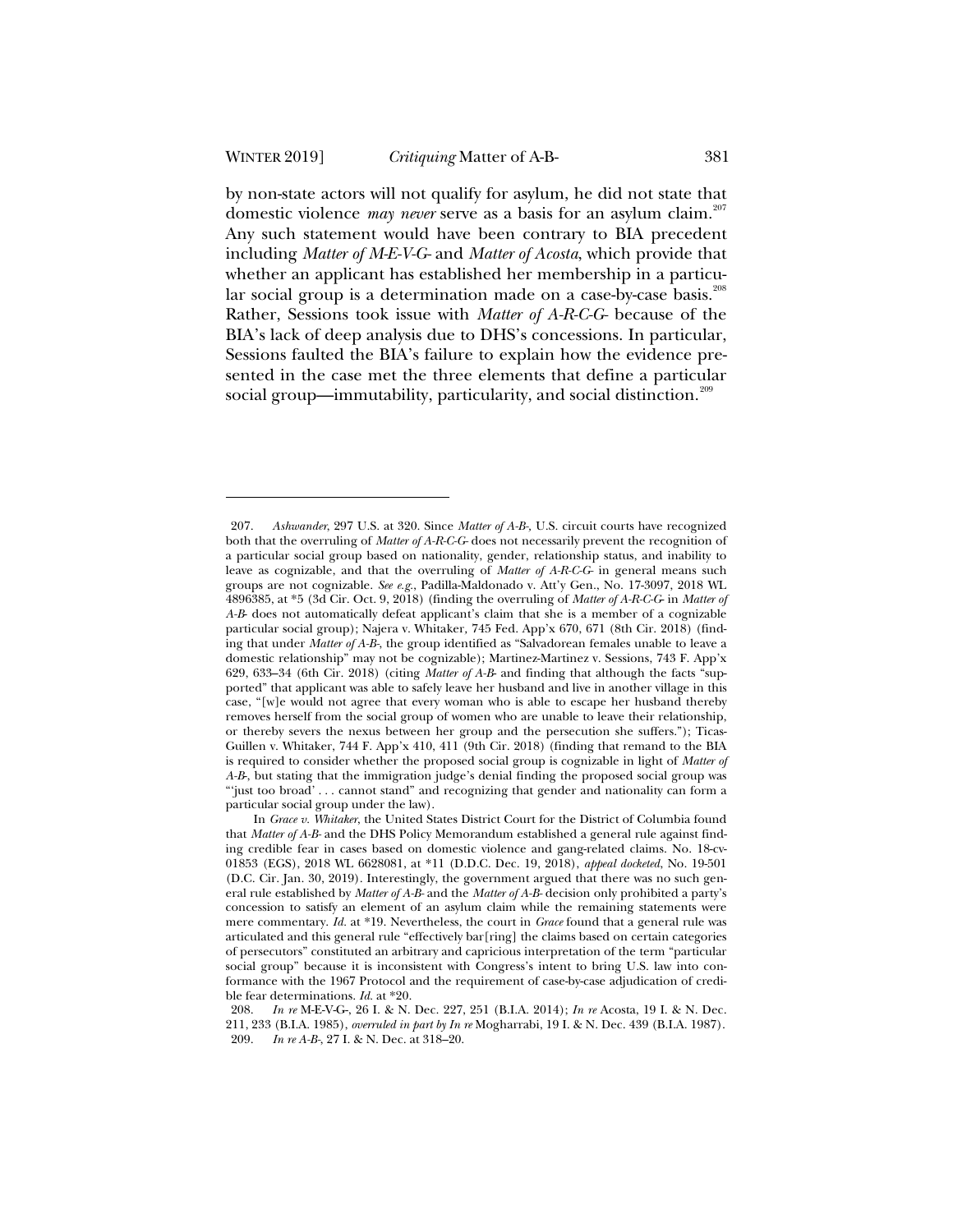by non-state actors will not qualify for asylum, he did not state that domestic violence *may never* serve as a basis for an asylum claim.[207] Any such statement would have been contrary to BIA precedent including *Matter of M-E-V-G-* and *Matter of Acosta*, which provide that whether an applicant has established her membership in a particular social group is a determination made on a case-by-case basis.[208] Rather, Sessions took issue with *Matter of A-R-C-G-* because of the BIA's lack of deep analysis due to DHS's concessions. In particular, Sessions faulted the BIA's failure to explain how the evidence presented in the case met the three elements that define a particular social group—immutability, particularity, and social distinction.[209]

---

207. *Ashwander*, 297 U.S. at 320. Since *Matter of A-B-*, U.S. circuit courts have recognized both that the overruling of *Matter of A-R-C-G-* does not necessarily prevent the recognition of a particular social group based on nationality, gender, relationship status, and inability to leave as cognizable, and that the overruling of *Matter of A-R-C-G-* in general means such groups are not cognizable. *See e.g.*, Padilla-Maldonado v. Att'y Gen., No. 17-3097, 2018 WL 4896385, at *5 (3d Cir. Oct. 9, 2018) (finding the overruling of *Matter of A-R-C-G-* in *Matter of A-B-* does not automatically defeat applicant's claim that she is a member of a cognizable particular social group); Najera v. Whitaker, 745 Fed. App'x 670, 671 (8th Cir. 2018) (finding that under *Matter of A-B-*, the group identified as "Salvadorean females unable to leave a domestic relationship" may not be cognizable); Martinez-Martinez v. Sessions, 743 F. App'x 629, 633–34 (6th Cir. 2018) (citing *Matter of A-B-* and finding that although the facts "supported" that applicant was able to safely leave her husband and live in another village in this case, "[w]e would not agree that every woman who is able to escape her husband thereby removes herself from the social group of women who are unable to leave their relationship, or thereby severs the nexus between her group and the persecution she suffers."); Ticas-Guillen v. Whitaker, 744 F. App'x 410, 411 (9th Cir. 2018) (finding that remand to the BIA is required to consider whether the proposed social group is cognizable in light of *Matter of A-B-*, but stating that the immigration judge's denial finding the proposed social group was "'just too broad' . . . cannot stand" and recognizing that gender and nationality can form a particular social group under the law).

In *Grace v. Whitaker*, the United States District Court for the District of Columbia found that *Matter of A-B-* and the DHS Policy Memorandum established a general rule against finding credible fear in cases based on domestic violence and gang-related claims. No. 18-cv-01853 (EGS), 2018 WL 6628081, at *11 (D.D.C. Dec. 19, 2018), *appeal docketed*, No. 19-501 (D.C. Cir. Jan. 30, 2019). Interestingly, the government argued that there was no such general rule established by *Matter of A-B-* and the *Matter of A-B-* decision only prohibited a party's concession to satisfy an element of an asylum claim while the remaining statements were mere commentary. *Id.* at *19. Nevertheless, the court in *Grace* found that a general rule was articulated and this general rule "effectively bar[ring] the claims based on certain categories of persecutors" constituted an arbitrary and capricious interpretation of the term "particular social group" because it is inconsistent with Congress's intent to bring U.S. law into conformance with the 1967 Protocol and the requirement of case-by-case adjudication of credible fear determinations. *Id.* at *20.

208. *In re* M-E-V-G-, 26 I. & N. Dec. 227, 251 (B.I.A. 2014); *In re* Acosta, 19 I. & N. Dec. 211, 233 (B.I.A. 1985), *overruled in part by In re* Mogharrabi, 19 I. & N. Dec. 439 (B.I.A. 1987).

209. *In re A-B-*, 27 I. & N. Dec. at 318–20.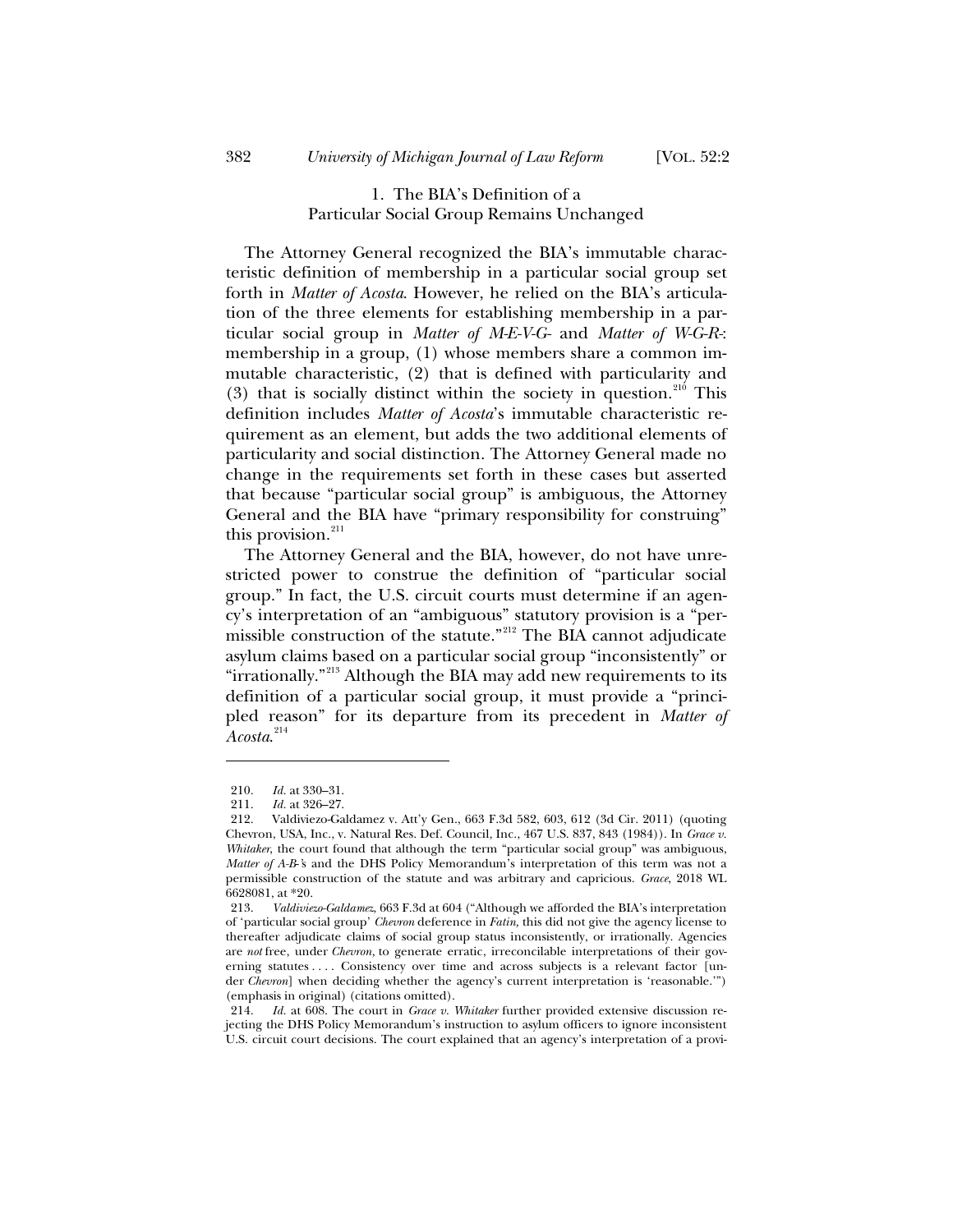### 1. The BIA's Definition of a Particular Social Group Remains Unchanged

The Attorney General recognized the BIA's immutable characteristic definition of membership in a particular social group set forth in *Matter of Acosta*. However, he relied on the BIA's articulation of the three elements for establishing membership in a particular social group in *Matter of M-E-V-G-* and *Matter of W-G-R-*: membership in a group, (1) whose members share a common immutable characteristic, (2) that is defined with particularity and (3) that is socially distinct within the society in question.[210] This definition includes *Matter of Acosta*'s immutable characteristic requirement as an element, but adds the two additional elements of particularity and social distinction. The Attorney General made no change in the requirements set forth in these cases but asserted that because "particular social group" is ambiguous, the Attorney General and the BIA have "primary responsibility for construing" this provision.[211]

The Attorney General and the BIA, however, do not have unrestricted power to construe the definition of "particular social group." In fact, the U.S. circuit courts must determine if an agency's interpretation of an "ambiguous" statutory provision is a "permissible construction of the statute."[212] The BIA cannot adjudicate asylum claims based on a particular social group "inconsistently" or "irrationally."[213] Although the BIA may add new requirements to its definition of a particular social group, it must provide a "principled reason" for its departure from its precedent in *Matter of Acosta*.[214]

---

210. *Id.* at 330–31.

211. *Id.* at 326–27.

212. Valdiviezo-Galdamez v. Att'y Gen., 663 F.3d 582, 603, 612 (3d Cir. 2011) (quoting Chevron, USA, Inc., v. Natural Res. Def. Council, Inc., 467 U.S. 837, 843 (1984)). In *Grace v. Whitaker*, the court found that although the term "particular social group" was ambiguous, *Matter of A-B-*'s and the DHS Policy Memorandum's interpretation of this term was not a permissible construction of the statute and was arbitrary and capricious. *Grace*, 2018 WL 6628081, at *20.

213. *Valdiviezo-Galdamez*, 663 F.3d at 604 ("Although we afforded the BIA's interpretation of 'particular social group' *Chevron* deference in *Fatin*, this did not give the agency license to thereafter adjudicate claims of social group status inconsistently, or irrationally. Agencies are *not* free, under *Chevron*, to generate erratic, irreconcilable interpretations of their governing statutes . . . . Consistency over time and across subjects is a relevant factor [under *Chevron*] when deciding whether the agency's current interpretation is 'reasonable.'") (emphasis in original) (citations omitted).

214. *Id.* at 608. The court in *Grace v. Whitaker* further provided extensive discussion rejecting the DHS Policy Memorandum's instruction to asylum officers to ignore inconsistent U.S. circuit court decisions. The court explained that an agency's interpretation of a provi-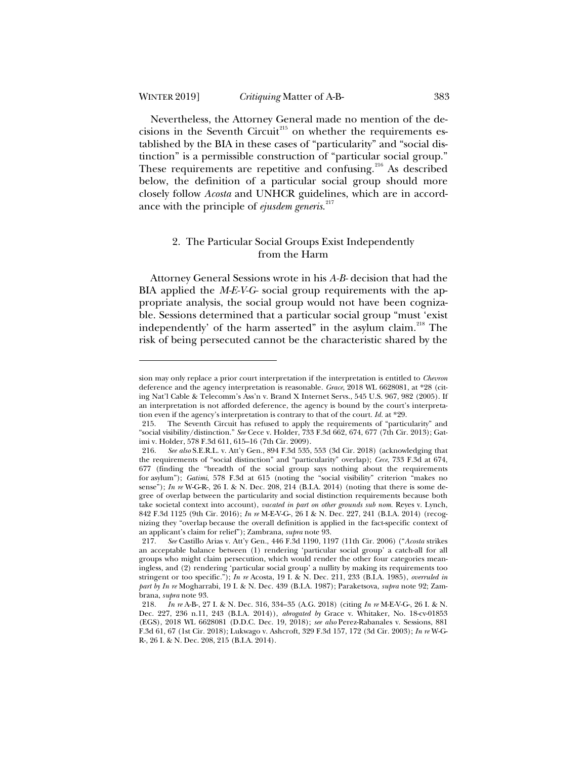Nevertheless, the Attorney General made no mention of the decisions in the Seventh Circuit[215] on whether the requirements established by the BIA in these cases of "particularity" and "social distinction" is a permissible construction of "particular social group." These requirements are repetitive and confusing.[216] As described below, the definition of a particular social group should more closely follow *Acosta* and UNHCR guidelines, which are in accordance with the principle of *ejusdem generis*.[217]

### 2. The Particular Social Groups Exist Independently from the Harm

Attorney General Sessions wrote in his *A-B-* decision that had the BIA applied the *M-E-V-G-* social group requirements with the appropriate analysis, the social group would not have been cognizable. Sessions determined that a particular social group "must 'exist independently' of the harm asserted" in the asylum claim.[218] The risk of being persecuted cannot be the characteristic shared by the

---

sion may only replace a prior court interpretation if the interpretation is entitled to *Chevron* deference and the agency interpretation is reasonable. *Grace*, 2018 WL 6628081, at *28 (citing Nat'l Cable & Telecomm's Ass'n v. Brand X Internet Servs., 545 U.S. 967, 982 (2005). If an interpretation is not afforded deference, the agency is bound by the court's interpretation even if the agency's interpretation is contrary to that of the court. *Id.* at *29.

215. The Seventh Circuit has refused to apply the requirements of "particularity" and "social visibility/distinction." *See* Cece v. Holder, 733 F.3d 662, 674, 677 (7th Cir. 2013); Gatimi v. Holder, 578 F.3d 611, 615–16 (7th Cir. 2009).

216. *See also* S.E.R.L. v. Att'y Gen., 894 F.3d 535, 553 (3d Cir. 2018) (acknowledging that the requirements of "social distinction" and "particularity" overlap); *Cece*, 733 F.3d at 674, 677 (finding the "breadth of the social group says nothing about the requirements for asylum"); *Gatimi*, 578 F.3d at 615 (noting the "social visibility" criterion "makes no sense"); *In re* W-G-R-, 26 I. & N. Dec. 208, 214 (B.I.A. 2014) (noting that there is some degree of overlap between the particularity and social distinction requirements because both take societal context into account), *vacated in part on other grounds sub nom.* Reyes v. Lynch, 842 F.3d 1125 (9th Cir. 2016); *In re* M-E-V-G-, 26 I & N. Dec. 227, 241 (B.I.A. 2014) (recognizing they "overlap because the overall definition is applied in the fact-specific context of an applicant's claim for relief"); Zambrana, *supra* note 93.

217. *See* Castillo Arias v. Att'y Gen., 446 F.3d 1190, 1197 (11th Cir. 2006) ("*Acosta* strikes an acceptable balance between (1) rendering 'particular social group' a catch-all for all groups who might claim persecution, which would render the other four categories meaningless, and (2) rendering 'particular social group' a nullity by making its requirements too stringent or too specific."); *In re* Acosta, 19 I. & N. Dec. 211, 233 (B.I.A. 1985), *overruled in part by In re* Mogharrabi, 19 I. & N. Dec. 439 (B.I.A. 1987); Paraketsova, *supra* note 92; Zambrana, *supra* note 93.

218. *In re* A-B-, 27 I. & N. Dec. 316, 334–35 (A.G. 2018) (citing *In re* M-E-V-G-, 26 I. & N. Dec. 227, 236 n.11, 243 (B.I.A. 2014)), *abrogated by* Grace v. Whitaker, No. 18-cv-01853 (EGS), 2018 WL 6628081 (D.D.C. Dec. 19, 2018); *see also* Perez-Rabanales v. Sessions, 881 F.3d 61, 67 (1st Cir. 2018); Lukwago v. Ashcroft, 329 F.3d 157, 172 (3d Cir. 2003); *In re* W-G-R-, 26 I. & N. Dec. 208, 215 (B.I.A. 2014).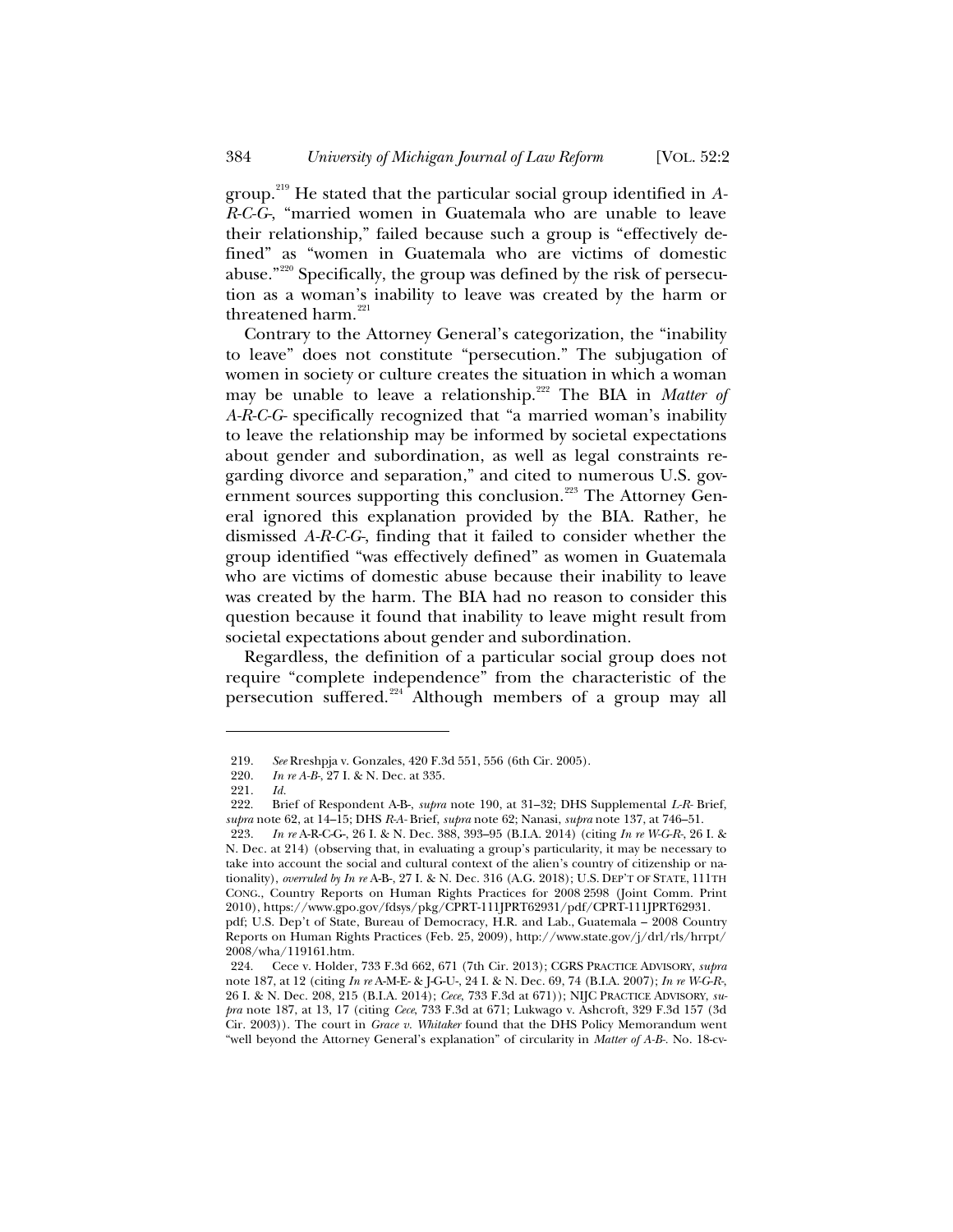group.[219] He stated that the particular social group identified in *A-R-C-G-*, "married women in Guatemala who are unable to leave their relationship," failed because such a group is "effectively defined" as "women in Guatemala who are victims of domestic abuse."[220] Specifically, the group was defined by the risk of persecution as a woman's inability to leave was created by the harm or threatened harm.[221]

Contrary to the Attorney General's categorization, the "inability to leave" does not constitute "persecution." The subjugation of women in society or culture creates the situation in which a woman may be unable to leave a relationship.[222] The BIA in *Matter of A-R-C-G-* specifically recognized that "a married woman's inability to leave the relationship may be informed by societal expectations about gender and subordination, as well as legal constraints regarding divorce and separation," and cited to numerous U.S. government sources supporting this conclusion.[223] The Attorney General ignored this explanation provided by the BIA. Rather, he dismissed *A-R-C-G-*, finding that it failed to consider whether the group identified "was effectively defined" as women in Guatemala who are victims of domestic abuse because their inability to leave was created by the harm. The BIA had no reason to consider this question because it found that inability to leave might result from societal expectations about gender and subordination.

Regardless, the definition of a particular social group does not require "complete independence" from the characteristic of the persecution suffered.[224] Although members of a group may all

---

219. *See* Rreshpja v. Gonzales, 420 F.3d 551, 556 (6th Cir. 2005).

220. *In re A-B-*, 27 I. & N. Dec. at 335.

221. *Id.*

222. Brief of Respondent A-B-, *supra* note 190, at 31–32; DHS Supplemental *L-R-* Brief, *supra* note 62, at 14–15; DHS *R-A-* Brief, *supra* note 62; Nanasi, *supra* note 137, at 746–51.

223. *In re* A-R-C-G-, 26 I. & N. Dec. 388, 393–95 (B.I.A. 2014) (citing *In re W-G-R-*, 26 I. & N. Dec. at 214) (observing that, in evaluating a group's particularity, it may be necessary to take into account the social and cultural context of the alien's country of citizenship or nationality), *overruled by In re* A-B-, 27 I. & N. Dec. 316 (A.G. 2018); U.S. DEP'T OF STATE, 111TH CONG., Country Reports on Human Rights Practices for 2008 2598 (Joint Comm. Print 2010), https://www.gpo.gov/fdsys/pkg/CPRT-111JPRT62931/pdf/CPRT-111JPRT62931.pdf; U.S. Dep't of State, Bureau of Democracy, H.R. and Lab., Guatemala – 2008 Country Reports on Human Rights Practices (Feb. 25, 2009), http://www.state.gov/j/drl/rls/hrrpt/2008/wha/119161.htm.

224. Cece v. Holder, 733 F.3d 662, 671 (7th Cir. 2013); CGRS PRACTICE ADVISORY, *supra* note 187, at 12 (citing *In re* A-M-E- & J-G-U-, 24 I. & N. Dec. 69, 74 (B.I.A. 2007); *In re W-G-R-*, 26 I. & N. Dec. 208, 215 (B.I.A. 2014); *Cece*, 733 F.3d at 671)); NIJC PRACTICE ADVISORY, *supra* note 187, at 13, 17 (citing *Cece*, 733 F.3d at 671; Lukwago v. Ashcroft, 329 F.3d 157 (3d Cir. 2003)). The court in *Grace v. Whitaker* found that the DHS Policy Memorandum went "well beyond the Attorney General's explanation" of circularity in *Matter of A-B-*. No. 18-cv-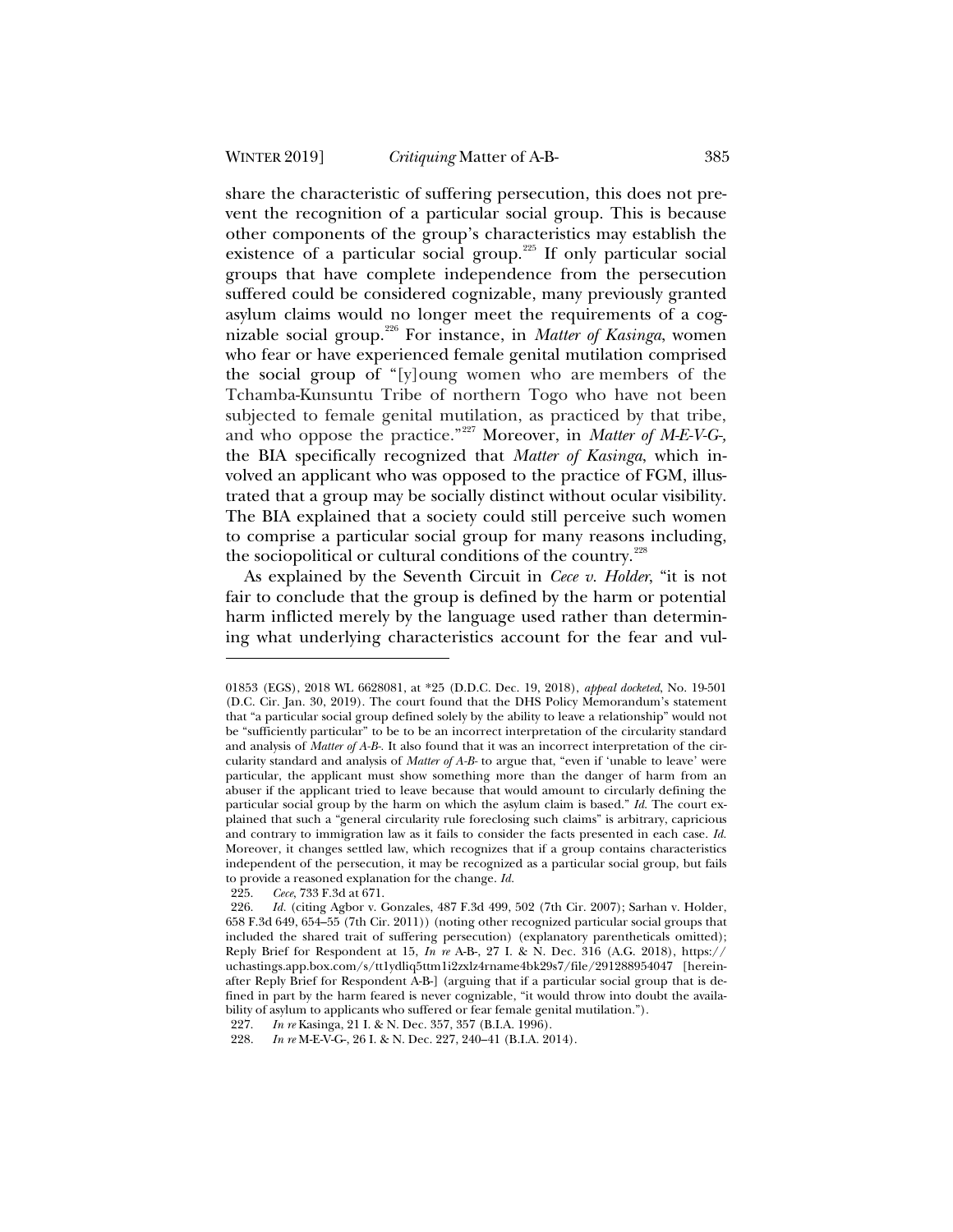share the characteristic of suffering persecution, this does not prevent the recognition of a particular social group. This is because other components of the group's characteristics may establish the existence of a particular social group.[225] If only particular social groups that have complete independence from the persecution suffered could be considered cognizable, many previously granted asylum claims would no longer meet the requirements of a cognizable social group.[226] For instance, in *Matter of Kasinga*, women who fear or have experienced female genital mutilation comprised the social group of "[y]oung women who are members of the Tchamba-Kunsuntu Tribe of northern Togo who have not been subjected to female genital mutilation, as practiced by that tribe, and who oppose the practice."[227] Moreover, in *Matter of M-E-V-G-*, the BIA specifically recognized that *Matter of Kasinga*, which involved an applicant who was opposed to the practice of FGM, illustrated that a group may be socially distinct without ocular visibility. The BIA explained that a society could still perceive such women to comprise a particular social group for many reasons including, the sociopolitical or cultural conditions of the country.[228]

As explained by the Seventh Circuit in *Cece v. Holder*, "it is not fair to conclude that the group is defined by the harm or potential harm inflicted merely by the language used rather than determining what underlying characteristics account for the fear and vul-

---

01853 (EGS), 2018 WL 6628081, at *25 (D.D.C. Dec. 19, 2018), *appeal docketed*, No. 19-501 (D.C. Cir. Jan. 30, 2019). The court found that the DHS Policy Memorandum's statement that "a particular social group defined solely by the ability to leave a relationship" would not be "sufficiently particular" to be to be an incorrect interpretation of the circularity standard and analysis of *Matter of A-B-*. It also found that it was an incorrect interpretation of the circularity standard and analysis of *Matter of A-B-* to argue that, "even if 'unable to leave' were particular, the applicant must show something more than the danger of harm from an abuser if the applicant tried to leave because that would amount to circularly defining the particular social group by the harm on which the asylum claim is based." *Id.* The court explained that such a "general circularity rule foreclosing such claims" is arbitrary, capricious and contrary to immigration law as it fails to consider the facts presented in each case. *Id.* Moreover, it changes settled law, which recognizes that if a group contains characteristics independent of the persecution, it may be recognized as a particular social group, but fails to provide a reasoned explanation for the change. *Id.*

225. *Cece*, 733 F.3d at 671.

226. *Id.* (citing Agbor v. Gonzales, 487 F.3d 499, 502 (7th Cir. 2007); Sarhan v. Holder, 658 F.3d 649, 654–55 (7th Cir. 2011)) (noting other recognized particular social groups that included the shared trait of suffering persecution) (explanatory parentheticals omitted); Reply Brief for Respondent at 15, *In re* A-B-, 27 I. & N. Dec. 316 (A.G. 2018), https://uchastings.app.box.com/s/tt1ydliq5ttm1i2zxlz4rname4bk29s7/file/291288954047 [hereinafter Reply Brief for Respondent A-B-] (arguing that if a particular social group that is defined in part by the harm feared is never cognizable, "it would throw into doubt the availability of asylum to applicants who suffered or fear female genital mutilation.").

227. *In re* Kasinga, 21 I. & N. Dec. 357, 357 (B.I.A. 1996).

228. *In re* M-E-V-G-, 26 I. & N. Dec. 227, 240–41 (B.I.A. 2014).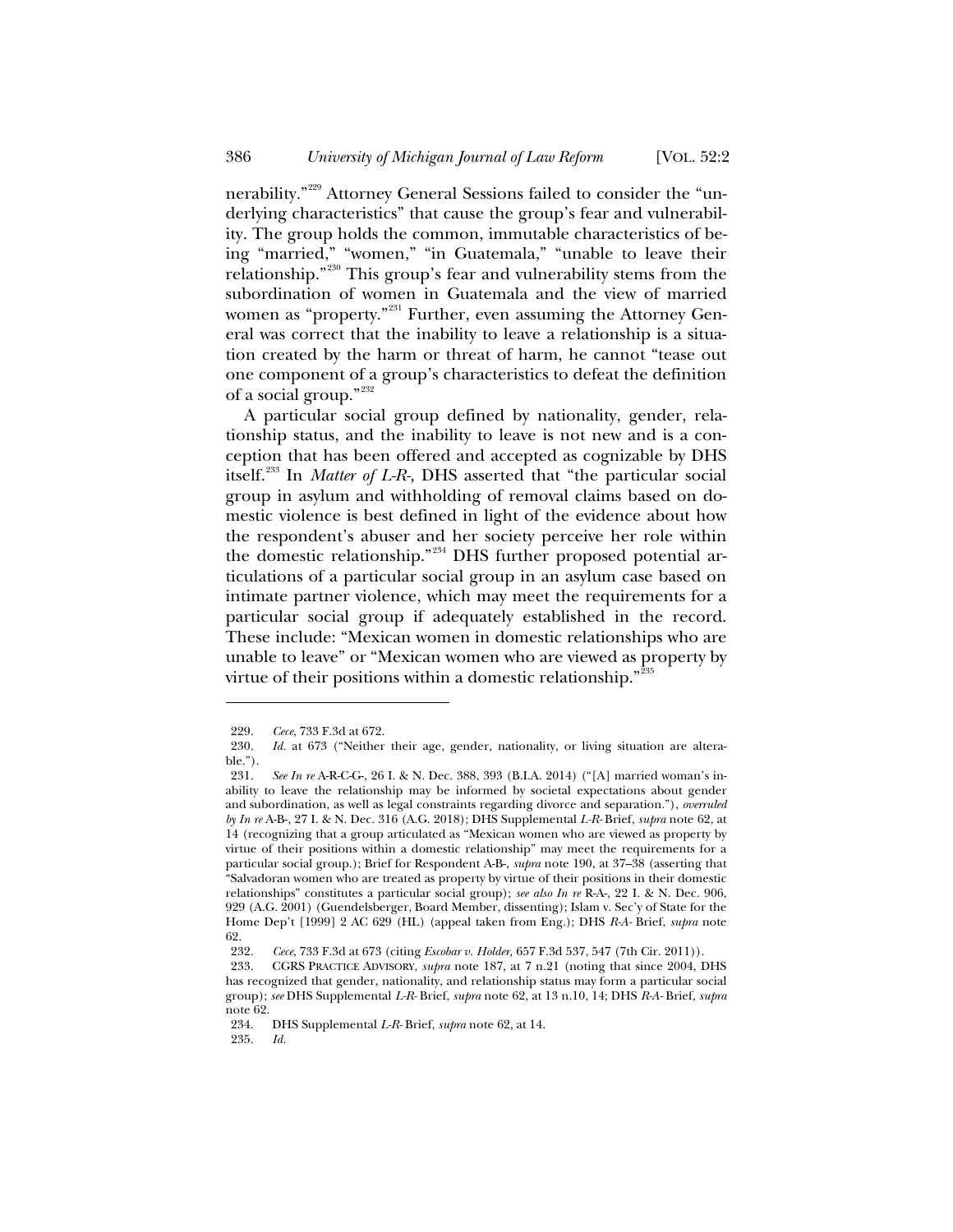nerability."[229] Attorney General Sessions failed to consider the "underlying characteristics" that cause the group's fear and vulnerability. The group holds the common, immutable characteristics of being "married," "women," "in Guatemala," "unable to leave their relationship."[230] This group's fear and vulnerability stems from the subordination of women in Guatemala and the view of married women as "property."[231] Further, even assuming the Attorney General was correct that the inability to leave a relationship is a situation created by the harm or threat of harm, he cannot "tease out one component of a group's characteristics to defeat the definition of a social group."[232]

A particular social group defined by nationality, gender, relationship status, and the inability to leave is not new and is a conception that has been offered and accepted as cognizable by DHS itself.[233] In *Matter of L-R-*, DHS asserted that "the particular social group in asylum and withholding of removal claims based on domestic violence is best defined in light of the evidence about how the respondent's abuser and her society perceive her role within the domestic relationship."[234] DHS further proposed potential articulations of a particular social group in an asylum case based on intimate partner violence, which may meet the requirements for a particular social group if adequately established in the record. These include: "Mexican women in domestic relationships who are unable to leave" or "Mexican women who are viewed as property by virtue of their positions within a domestic relationship."[235]

---

229. *Cece*, 733 F.3d at 672.

230. *Id.* at 673 ("Neither their age, gender, nationality, or living situation are alterable.").

231. *See In re* A-R-C-G-, 26 I. & N. Dec. 388, 393 (B.I.A. 2014) ("[A] married woman's inability to leave the relationship may be informed by societal expectations about gender and subordination, as well as legal constraints regarding divorce and separation."), *overruled by In re* A-B-, 27 I. & N. Dec. 316 (A.G. 2018); DHS Supplemental *L-R-* Brief, *supra* note 62, at 14 (recognizing that a group articulated as "Mexican women who are viewed as property by virtue of their positions within a domestic relationship" may meet the requirements for a particular social group.); Brief for Respondent A-B-, *supra* note 190, at 37–38 (asserting that "Salvadoran women who are treated as property by virtue of their positions in their domestic relationships" constitutes a particular social group); *see also In re* R-A-, 22 I. & N. Dec. 906, 929 (A.G. 2001) (Guendelsberger, Board Member, dissenting); Islam v. Sec'y of State for the Home Dep't [1999] 2 AC 629 (HL) (appeal taken from Eng.); DHS *R-A-* Brief, *supra* note 62.

232. *Cece*, 733 F.3d at 673 (citing *Escobar v. Holder,* 657 F.3d 537, 547 (7th Cir. 2011)).

233. CGRS PRACTICE ADVISORY, *supra* note 187, at 7 n.21 (noting that since 2004, DHS has recognized that gender, nationality, and relationship status may form a particular social group); *see* DHS Supplemental *L-R-* Brief, *supra* note 62, at 13 n.10, 14; DHS *R-A-* Brief, *supra* note 62.

234. DHS Supplemental *L-R-* Brief, *supra* note 62, at 14.

235. *Id.*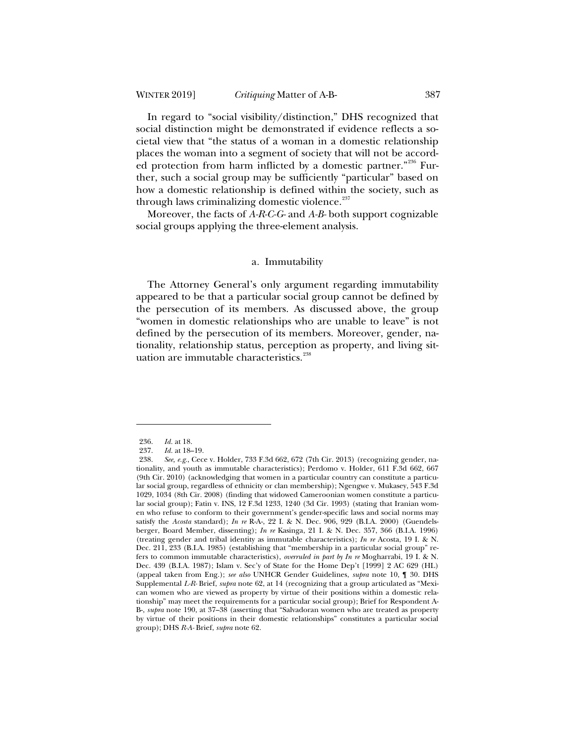In regard to "social visibility/distinction," DHS recognized that social distinction might be demonstrated if evidence reflects a societal view that "the status of a woman in a domestic relationship places the woman into a segment of society that will not be accorded protection from harm inflicted by a domestic partner."[236] Further, such a social group may be sufficiently "particular" based on how a domestic relationship is defined within the society, such as through laws criminalizing domestic violence.[237]

Moreover, the facts of *A-R-C-G-* and *A-B-* both support cognizable social groups applying the three-element analysis.

### a. Immutability

The Attorney General's only argument regarding immutability appeared to be that a particular social group cannot be defined by the persecution of its members. As discussed above, the group "women in domestic relationships who are unable to leave" is not defined by the persecution of its members. Moreover, gender, nationality, relationship status, perception as property, and living situation are immutable characteristics.[238]

---

236. *Id.* at 18.

237. *Id.* at 18–19.

238. *See, e.g.*, Cece v. Holder, 733 F.3d 662, 672 (7th Cir. 2013) (recognizing gender, nationality, and youth as immutable characteristics); Perdomo v. Holder, 611 F.3d 662, 667 (9th Cir. 2010) (acknowledging that women in a particular country can constitute a particular social group, regardless of ethnicity or clan membership); Ngengwe v. Mukasey, 543 F.3d 1029, 1034 (8th Cir. 2008) (finding that widowed Cameroonian women constitute a particular social group); Fatin v. INS, 12 F.3d 1233, 1240 (3d Cir. 1993) (stating that Iranian women who refuse to conform to their government's gender-specific laws and social norms may satisfy the *Acosta* standard); *In re* R-A-, 22 I. & N. Dec. 906, 929 (B.I.A. 2000) (Guendelsberger, Board Member, dissenting); *In re* Kasinga, 21 I. & N. Dec. 357, 366 (B.I.A. 1996) (treating gender and tribal identity as immutable characteristics); *In re* Acosta, 19 I. & N. Dec. 211, 233 (B.I.A. 1985) (establishing that "membership in a particular social group" refers to common immutable characteristics), *overruled in part by In re* Mogharrabi, 19 I. & N. Dec. 439 (B.I.A. 1987); Islam v. Sec'y of State for the Home Dep't [1999] 2 AC 629 (HL) (appeal taken from Eng.); *see also* UNHCR Gender Guidelines, *supra* note 10, ¶ 30. DHS Supplemental *L-R-* Brief, *supra* note 62, at 14 (recognizing that a group articulated as "Mexican women who are viewed as property by virtue of their positions within a domestic relationship" may meet the requirements for a particular social group); Brief for Respondent A-B-, *supra* note 190, at 37–38 (asserting that "Salvadoran women who are treated as property by virtue of their positions in their domestic relationships" constitutes a particular social group); DHS *R-A-* Brief, *supra* note 62.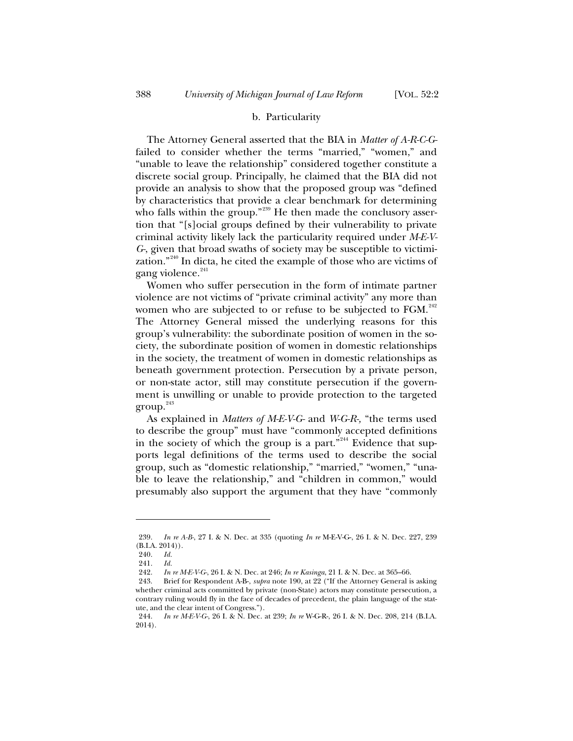### b. Particularity

The Attorney General asserted that the BIA in *Matter of A-R-C-G-* failed to consider whether the terms "married," "women," and "unable to leave the relationship" considered together constitute a discrete social group. Principally, he claimed that the BIA did not provide an analysis to show that the proposed group was "defined by characteristics that provide a clear benchmark for determining who falls within the group."[239] He then made the conclusory assertion that "[s]ocial groups defined by their vulnerability to private criminal activity likely lack the particularity required under *M-E-V-G-*, given that broad swaths of society may be susceptible to victimization."[240] In dicta, he cited the example of those who are victims of gang violence.[241]

Women who suffer persecution in the form of intimate partner violence are not victims of "private criminal activity" any more than women who are subjected to or refuse to be subjected to FGM.[242] The Attorney General missed the underlying reasons for this group's vulnerability: the subordinate position of women in the society, the subordinate position of women in domestic relationships in the society, the treatment of women in domestic relationships as beneath government protection. Persecution by a private person, or non-state actor, still may constitute persecution if the government is unwilling or unable to provide protection to the targeted group.[243]

As explained in *Matters of M-E-V-G-* and *W-G-R-*, "the terms used to describe the group" must have "commonly accepted definitions in the society of which the group is a part."[244] Evidence that supports legal definitions of the terms used to describe the social group, such as "domestic relationship," "married," "women," "unable to leave the relationship," and "children in common," would presumably also support the argument that they have "commonly

---

239. *In re A-B-*, 27 I. & N. Dec. at 335 (quoting *In re* M-E-V-G-, 26 I. & N. Dec. 227, 239 (B.I.A. 2014)).

240. *Id.*

241. *Id.*

242. *In re M-E-V-G-*, 26 I. & N. Dec. at 246; *In re Kasinga*, 21 I. & N. Dec. at 365–66.

243. Brief for Respondent A-B-, *supra* note 190, at 22 ("If the Attorney General is asking whether criminal acts committed by private (non-State) actors may constitute persecution, a contrary ruling would fly in the face of decades of precedent, the plain language of the statute, and the clear intent of Congress.").

244. *In re M-E-V-G-*, 26 I. & N. Dec. at 239; *In re* W-G-R-, 26 I. & N. Dec. 208, 214 (B.I.A. 2014).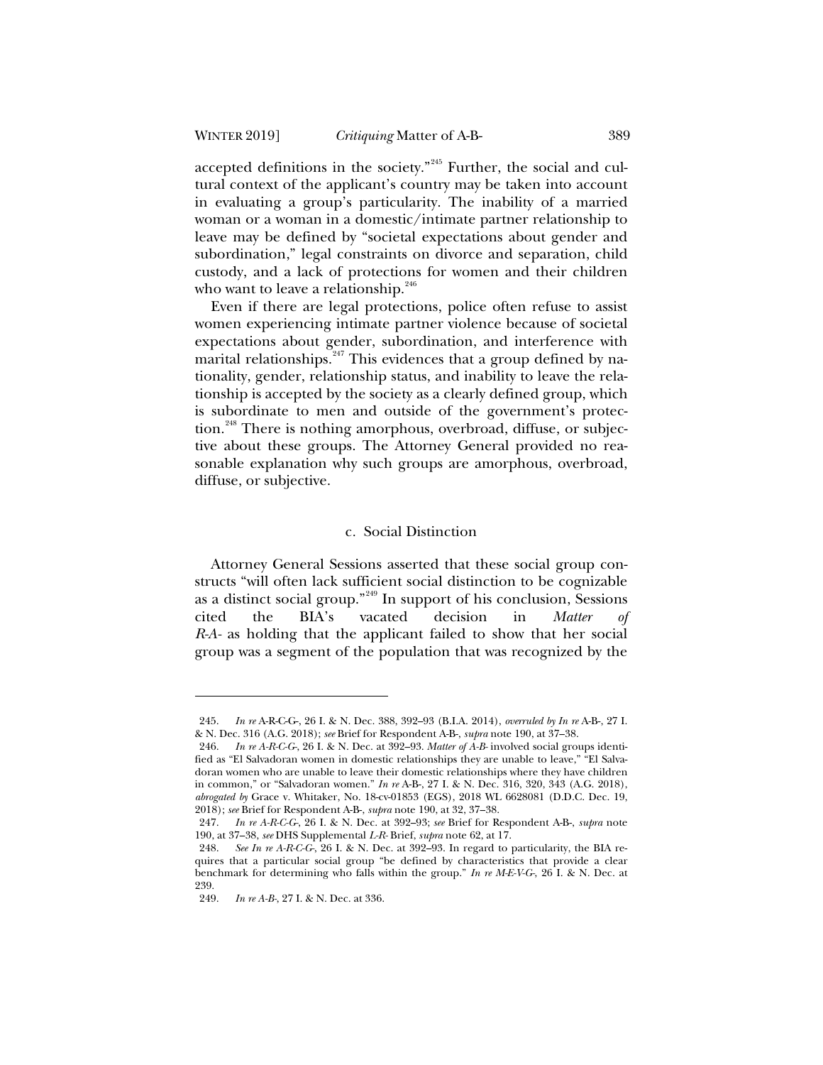accepted definitions in the society."[245] Further, the social and cultural context of the applicant's country may be taken into account in evaluating a group's particularity. The inability of a married woman or a woman in a domestic/intimate partner relationship to leave may be defined by "societal expectations about gender and subordination," legal constraints on divorce and separation, child custody, and a lack of protections for women and their children who want to leave a relationship.[246]

Even if there are legal protections, police often refuse to assist women experiencing intimate partner violence because of societal expectations about gender, subordination, and interference with marital relationships.[247] This evidences that a group defined by nationality, gender, relationship status, and inability to leave the relationship is accepted by the society as a clearly defined group, which is subordinate to men and outside of the government's protection.[248] There is nothing amorphous, overbroad, diffuse, or subjective about these groups. The Attorney General provided no reasonable explanation why such groups are amorphous, overbroad, diffuse, or subjective.

### c. Social Distinction

Attorney General Sessions asserted that these social group constructs "will often lack sufficient social distinction to be cognizable as a distinct social group."[249] In support of his conclusion, Sessions cited the BIA's vacated decision in *Matter of R-A-* as holding that the applicant failed to show that her social group was a segment of the population that was recognized by the

---

245. *In re* A-R-C-G-, 26 I. & N. Dec. 388, 392–93 (B.I.A. 2014), *overruled by In re* A-B-, 27 I. & N. Dec. 316 (A.G. 2018); *see* Brief for Respondent A-B-, *supra* note 190, at 37–38.

246. *In re A-R-C-G-*, 26 I. & N. Dec. at 392–93. *Matter of A-B-* involved social groups identified as "El Salvadoran women in domestic relationships they are unable to leave," "El Salvadoran women who are unable to leave their domestic relationships where they have children in common," or "Salvadoran women." *In re* A-B-, 27 I. & N. Dec. 316, 320, 343 (A.G. 2018), *abrogated by* Grace v. Whitaker, No. 18-cv-01853 (EGS), 2018 WL 6628081 (D.D.C. Dec. 19, 2018); *see* Brief for Respondent A-B-, *supra* note 190, at 32, 37–38.

247. *In re A-R-C-G-*, 26 I. & N. Dec. at 392–93; *see* Brief for Respondent A-B-, *supra* note 190, at 37–38, *see* DHS Supplemental *L-R-* Brief, *supra* note 62, at 17.

248. *See In re A-R-C-G-*, 26 I. & N. Dec. at 392–93. In regard to particularity, the BIA requires that a particular social group "be defined by characteristics that provide a clear benchmark for determining who falls within the group." *In re M-E-V-G-*, 26 I. & N. Dec. at 239.

249. *In re A-B-*, 27 I. & N. Dec. at 336.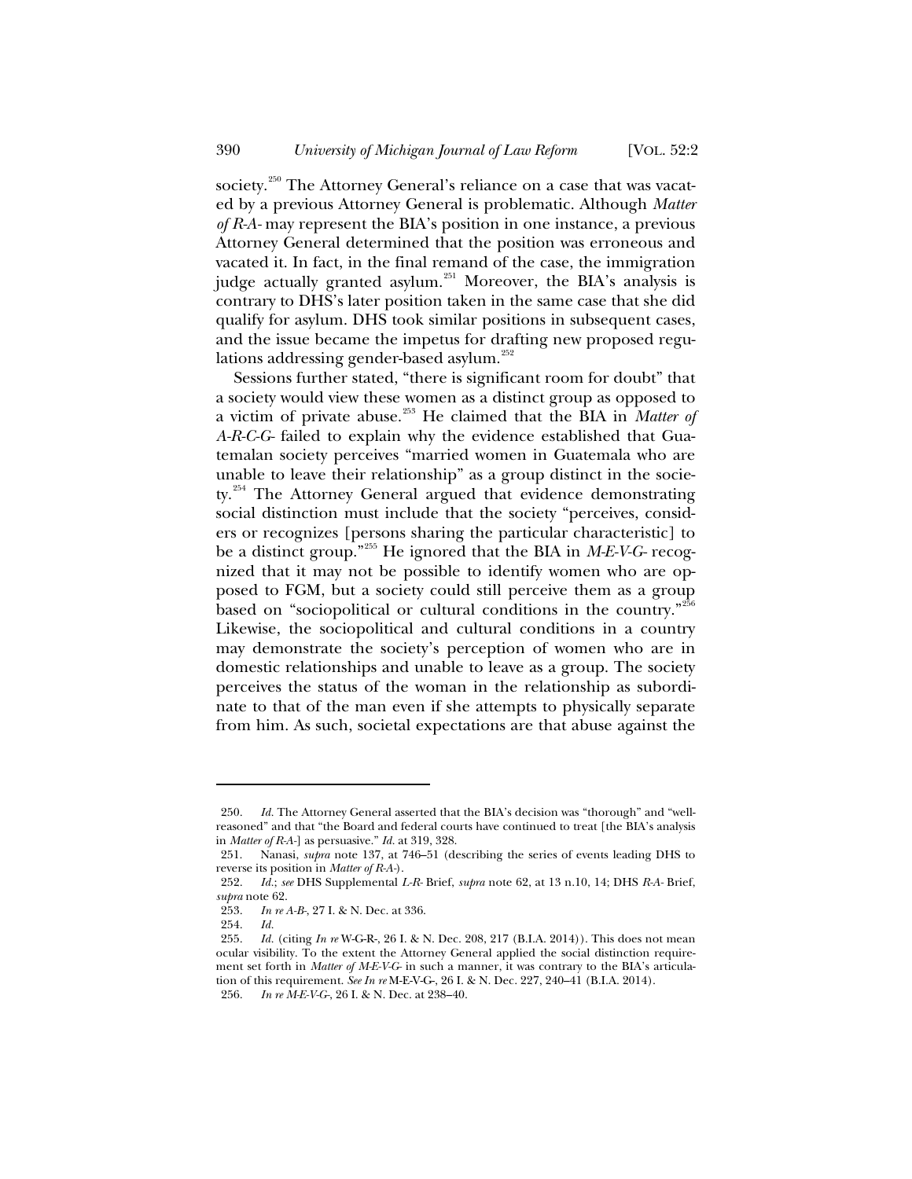society.[250] The Attorney General's reliance on a case that was vacated by a previous Attorney General is problematic. Although *Matter of R-A-* may represent the BIA's position in one instance, a previous Attorney General determined that the position was erroneous and vacated it. In fact, in the final remand of the case, the immigration judge actually granted asylum.[251] Moreover, the BIA's analysis is contrary to DHS's later position taken in the same case that she did qualify for asylum. DHS took similar positions in subsequent cases, and the issue became the impetus for drafting new proposed regulations addressing gender-based asylum.[252]

Sessions further stated, "there is significant room for doubt" that a society would view these women as a distinct group as opposed to a victim of private abuse.[253] He claimed that the BIA in *Matter of A-R-C-G-* failed to explain why the evidence established that Guatemalan society perceives "married women in Guatemala who are unable to leave their relationship" as a group distinct in the society.[254] The Attorney General argued that evidence demonstrating social distinction must include that the society "perceives, considers or recognizes [persons sharing the particular characteristic] to be a distinct group."[255] He ignored that the BIA in *M-E-V-G-* recognized that it may not be possible to identify women who are opposed to FGM, but a society could still perceive them as a group based on "sociopolitical or cultural conditions in the country."[256] Likewise, the sociopolitical and cultural conditions in a country may demonstrate the society's perception of women who are in domestic relationships and unable to leave as a group. The society perceives the status of the woman in the relationship as subordinate to that of the man even if she attempts to physically separate from him. As such, societal expectations are that abuse against the

---

250. *Id.* The Attorney General asserted that the BIA's decision was "thorough" and "well-reasoned" and that "the Board and federal courts have continued to treat [the BIA's analysis in *Matter of R-A-*] as persuasive." *Id.* at 319, 328.

251. Nanasi, *supra* note 137, at 746–51 (describing the series of events leading DHS to reverse its position in *Matter of R-A-*).

252. *Id.*; *see* DHS Supplemental *L-R-* Brief, *supra* note 62, at 13 n.10, 14; DHS *R-A-* Brief, *supra* note 62.

253. *In re A-B-*, 27 I. & N. Dec. at 336.

254. *Id.*

255. *Id.* (citing *In re* W-G-R-, 26 I. & N. Dec. 208, 217 (B.I.A. 2014)). This does not mean ocular visibility. To the extent the Attorney General applied the social distinction requirement set forth in *Matter of M-E-V-G-* in such a manner, it was contrary to the BIA's articulation of this requirement. *See In re* M-E-V-G-, 26 I. & N. Dec. 227, 240–41 (B.I.A. 2014).

256. *In re M-E-V-G-*, 26 I. & N. Dec. at 238–40.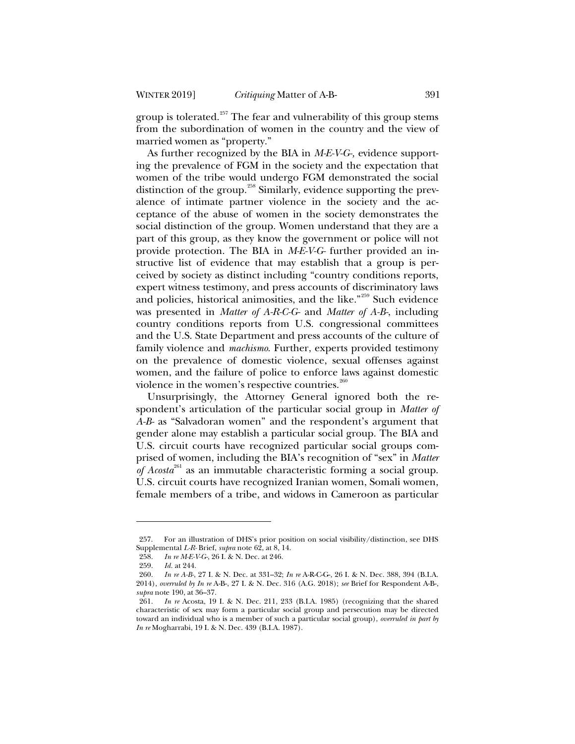group is tolerated.[257] The fear and vulnerability of this group stems from the subordination of women in the country and the view of married women as "property."

As further recognized by the BIA in *M-E-V-G-*, evidence supporting the prevalence of FGM in the society and the expectation that women of the tribe would undergo FGM demonstrated the social distinction of the group.[258] Similarly, evidence supporting the prevalence of intimate partner violence in the society and the acceptance of the abuse of women in the society demonstrates the social distinction of the group. Women understand that they are a part of this group, as they know the government or police will not provide protection. The BIA in *M-E-V-G-* further provided an instructive list of evidence that may establish that a group is perceived by society as distinct including "country conditions reports, expert witness testimony, and press accounts of discriminatory laws and policies, historical animosities, and the like."[259] Such evidence was presented in *Matter of A-R-C-G-* and *Matter of A-B-*, including country conditions reports from U.S. congressional committees and the U.S. State Department and press accounts of the culture of family violence and *machismo*. Further, experts provided testimony on the prevalence of domestic violence, sexual offenses against women, and the failure of police to enforce laws against domestic violence in the women's respective countries.[260]

Unsurprisingly, the Attorney General ignored both the respondent's articulation of the particular social group in *Matter of A-B-* as "Salvadoran women" and the respondent's argument that gender alone may establish a particular social group. The BIA and U.S. circuit courts have recognized particular social groups comprised of women, including the BIA's recognition of "sex" in *Matter of Acosta*[261] as an immutable characteristic forming a social group. U.S. circuit courts have recognized Iranian women, Somali women, female members of a tribe, and widows in Cameroon as particular

---

257. For an illustration of DHS's prior position on social visibility/distinction, see DHS Supplemental *L-R-* Brief, *supra* note 62, at 8, 14.

258. *In re M-E-V-G-*, 26 I. & N. Dec. at 246.

259. *Id.* at 244.

260. *In re A-B-*, 27 I. & N. Dec. at 331–32; *In re* A-R-C-G-, 26 I. & N. Dec. 388, 394 (B.I.A. 2014), *overruled by In re* A-B-, 27 I. & N. Dec. 316 (A.G. 2018); *see* Brief for Respondent A-B-, *supra* note 190, at 36–37.

261. *In re* Acosta, 19 I. & N. Dec. 211, 233 (B.I.A. 1985) (recognizing that the shared characteristic of sex may form a particular social group and persecution may be directed toward an individual who is a member of such a particular social group), *overruled in part by In re* Mogharrabi, 19 I. & N. Dec. 439 (B.I.A. 1987).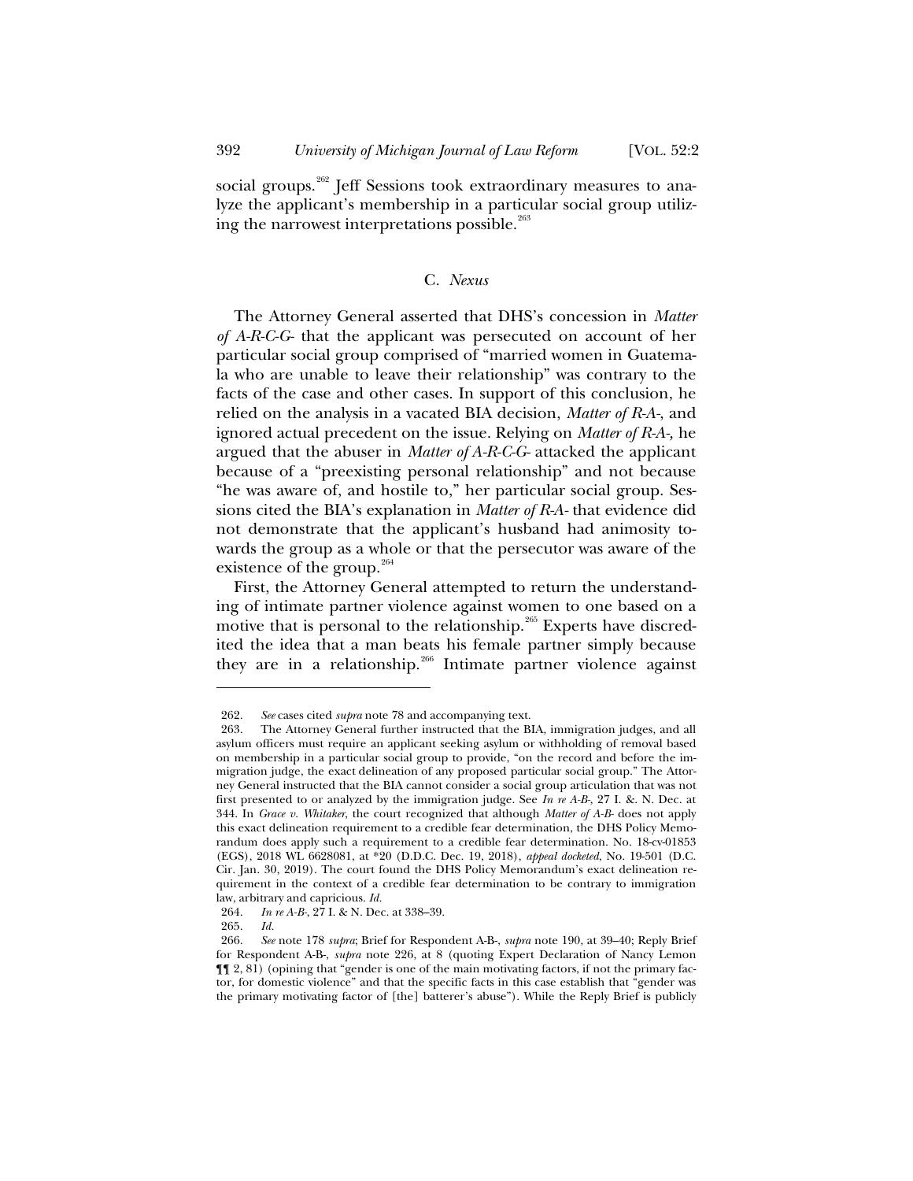social groups.[262] Jeff Sessions took extraordinary measures to analyze the applicant's membership in a particular social group utilizing the narrowest interpretations possible.[263]

### C. *Nexus*

The Attorney General asserted that DHS's concession in *Matter of A-R-C-G-* that the applicant was persecuted on account of her particular social group comprised of "married women in Guatemala who are unable to leave their relationship" was contrary to the facts of the case and other cases. In support of this conclusion, he relied on the analysis in a vacated BIA decision, *Matter of R-A-*, and ignored actual precedent on the issue. Relying on *Matter of R-A-*, he argued that the abuser in *Matter of A-R-C-G-* attacked the applicant because of a "preexisting personal relationship" and not because "he was aware of, and hostile to," her particular social group. Sessions cited the BIA's explanation in *Matter of R-A-* that evidence did not demonstrate that the applicant's husband had animosity towards the group as a whole or that the persecutor was aware of the existence of the group.[264]

First, the Attorney General attempted to return the understanding of intimate partner violence against women to one based on a motive that is personal to the relationship.[265] Experts have discredited the idea that a man beats his female partner simply because they are in a relationship.[266] Intimate partner violence against

---

262. *See* cases cited *supra* note 78 and accompanying text.

263. The Attorney General further instructed that the BIA, immigration judges, and all asylum officers must require an applicant seeking asylum or withholding of removal based on membership in a particular social group to provide, "on the record and before the immigration judge, the exact delineation of any proposed particular social group." The Attorney General instructed that the BIA cannot consider a social group articulation that was not first presented to or analyzed by the immigration judge. See *In re A-B-*, 27 I. &. N. Dec. at 344. In *Grace v. Whitaker*, the court recognized that although *Matter of A-B-* does not apply this exact delineation requirement to a credible fear determination, the DHS Policy Memorandum does apply such a requirement to a credible fear determination. No. 18-cv-01853 (EGS), 2018 WL 6628081, at *20 (D.D.C. Dec. 19, 2018), *appeal docketed*, No. 19-501 (D.C. Cir. Jan. 30, 2019). The court found the DHS Policy Memorandum's exact delineation requirement in the context of a credible fear determination to be contrary to immigration law, arbitrary and capricious. *Id.*

264. *In re A-B-*, 27 I. & N. Dec. at 338–39.

265. *Id.*

266. *See* note 178 *supra*; Brief for Respondent A-B-, *supra* note 190, at 39–40; Reply Brief for Respondent A-B-, *supra* note 226, at 8 (quoting Expert Declaration of Nancy Lemon ¶¶ 2, 81) (opining that "gender is one of the main motivating factors, if not the primary factor, for domestic violence" and that the specific facts in this case establish that "gender was the primary motivating factor of [the] batterer's abuse"). While the Reply Brief is publicly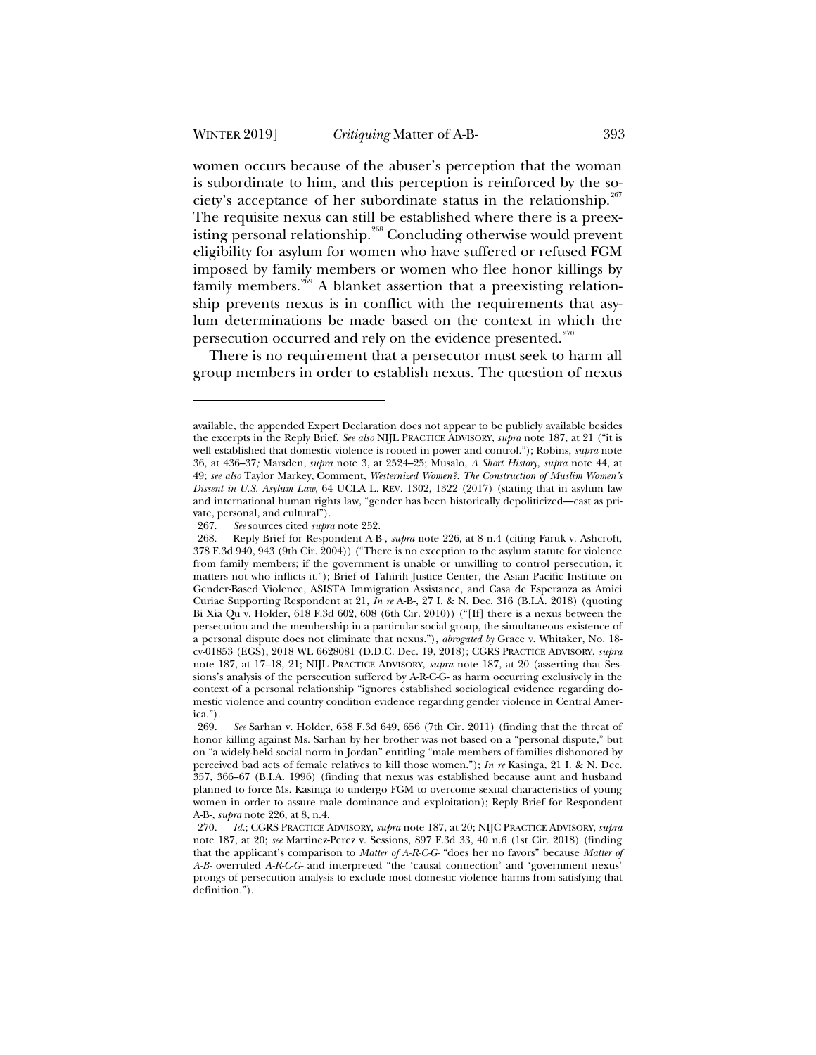women occurs because of the abuser's perception that the woman is subordinate to him, and this perception is reinforced by the society's acceptance of her subordinate status in the relationship.[267] The requisite nexus can still be established where there is a preexisting personal relationship.[268] Concluding otherwise would prevent eligibility for asylum for women who have suffered or refused FGM imposed by family members or women who flee honor killings by family members.[269] A blanket assertion that a preexisting relationship prevents nexus is in conflict with the requirements that asylum determinations be made based on the context in which the persecution occurred and rely on the evidence presented.[270]

There is no requirement that a persecutor must seek to harm all group members in order to establish nexus. The question of nexus

---

available, the appended Expert Declaration does not appear to be publicly available besides the excerpts in the Reply Brief. *See also* NIJL PRACTICE ADVISORY, *supra* note 187, at 21 ("it is well established that domestic violence is rooted in power and control."); Robins, *supra* note 36, at 436–37*;* Marsden, *supra* note 3, at 2524–25; Musalo, *A Short History*, *supra* note 44, at 49; *see also* Taylor Markey, Comment, *Westernized Women?: The Construction of Muslim Women's Dissent in U.S. Asylum Law*, 64 UCLA L. REV. 1302, 1322 (2017) (stating that in asylum law and international human rights law, "gender has been historically depoliticized—cast as private, personal, and cultural").

267. *See* sources cited *supra* note 252.

268. Reply Brief for Respondent A-B-, *supra* note 226, at 8 n.4 (citing Faruk v. Ashcroft, 378 F.3d 940, 943 (9th Cir. 2004)) ("There is no exception to the asylum statute for violence from family members; if the government is unable or unwilling to control persecution, it matters not who inflicts it."); Brief of Tahirih Justice Center, the Asian Pacific Institute on Gender-Based Violence, ASISTA Immigration Assistance, and Casa de Esperanza as Amici Curiae Supporting Respondent at 21, *In re* A-B-, 27 I. & N. Dec. 316 (B.I.A. 2018) (quoting Bi Xia Qu v. Holder, 618 F.3d 602, 608 (6th Cir. 2010)) ("[If] there is a nexus between the persecution and the membership in a particular social group, the simultaneous existence of a personal dispute does not eliminate that nexus."), *abrogated by* Grace v. Whitaker, No. 18-cv-01853 (EGS), 2018 WL 6628081 (D.D.C. Dec. 19, 2018); CGRS PRACTICE ADVISORY, *supra* note 187, at 17–18, 21; NIJL PRACTICE ADVISORY, *supra* note 187, at 20 (asserting that Sessions's analysis of the persecution suffered by A-R-C-G- as harm occurring exclusively in the context of a personal relationship "ignores established sociological evidence regarding domestic violence and country condition evidence regarding gender violence in Central America.").

269. *See* Sarhan v. Holder, 658 F.3d 649, 656 (7th Cir. 2011) (finding that the threat of honor killing against Ms. Sarhan by her brother was not based on a "personal dispute," but on "a widely-held social norm in Jordan" entitling "male members of families dishonored by perceived bad acts of female relatives to kill those women."); *In re* Kasinga, 21 I. & N. Dec. 357, 366–67 (B.I.A. 1996) (finding that nexus was established because aunt and husband planned to force Ms. Kasinga to undergo FGM to overcome sexual characteristics of young women in order to assure male dominance and exploitation); Reply Brief for Respondent A-B-, *supra* note 226, at 8, n.4.

270. *Id.*; CGRS PRACTICE ADVISORY, *supra* note 187, at 20; NIJC PRACTICE ADVISORY, *supra* note 187, at 20; *see* Martinez-Perez v. Sessions, 897 F.3d 33, 40 n.6 (1st Cir. 2018) (finding that the applicant's comparison to *Matter of A-R-C-G-* "does her no favors" because *Matter of A-B-* overruled *A-R-C-G-* and interpreted "the 'causal connection' and 'government nexus' prongs of persecution analysis to exclude most domestic violence harms from satisfying that definition.").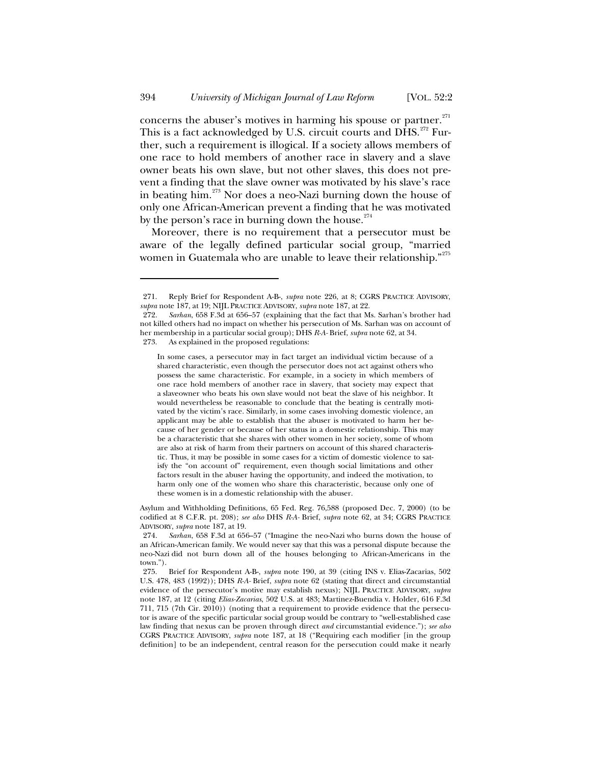concerns the abuser's motives in harming his spouse or partner.[271] This is a fact acknowledged by U.S. circuit courts and DHS.[272] Further, such a requirement is illogical. If a society allows members of one race to hold members of another race in slavery and a slave owner beats his own slave, but not other slaves, this does not prevent a finding that the slave owner was motivated by his slave's race in beating him.[273] Nor does a neo-Nazi burning down the house of only one African-American prevent a finding that he was motivated by the person's race in burning down the house.[274]

Moreover, there is no requirement that a persecutor must be aware of the legally defined particular social group, "married women in Guatemala who are unable to leave their relationship."[275]

---

271. Reply Brief for Respondent A-B-, *supra* note 226, at 8; CGRS PRACTICE ADVISORY, *supra* note 187, at 19; NIJL PRACTICE ADVISORY, *supra* note 187, at 22.

272. *Sarhan*, 658 F.3d at 656–57 (explaining that the fact that Ms. Sarhan's brother had not killed others had no impact on whether his persecution of Ms. Sarhan was on account of her membership in a particular social group); DHS *R-A-* Brief, *supra* note 62, at 34.

273. As explained in the proposed regulations:

> In some cases, a persecutor may in fact target an individual victim because of a shared characteristic, even though the persecutor does not act against others who possess the same characteristic. For example, in a society in which members of one race hold members of another race in slavery, that society may expect that a slaveowner who beats his own slave would not beat the slave of his neighbor. It would nevertheless be reasonable to conclude that the beating is centrally motivated by the victim's race. Similarly, in some cases involving domestic violence, an applicant may be able to establish that the abuser is motivated to harm her because of her gender or because of her status in a domestic relationship. This may be a characteristic that she shares with other women in her society, some of whom are also at risk of harm from their partners on account of this shared characteristic. Thus, it may be possible in some cases for a victim of domestic violence to satisfy the "on account of" requirement, even though social limitations and other factors result in the abuser having the opportunity, and indeed the motivation, to harm only one of the women who share this characteristic, because only one of these women is in a domestic relationship with the abuser.

Asylum and Withholding Definitions, 65 Fed. Reg. 76,588 (proposed Dec. 7, 2000) (to be codified at 8 C.F.R. pt. 208); *see also* DHS *R-A-* Brief, *supra* note 62, at 34; CGRS PRACTICE ADVISORY, *supra* note 187, at 19.

274. *Sarhan*, 658 F.3d at 656–57 ("Imagine the neo-Nazi who burns down the house of an African-American family. We would never say that this was a personal dispute because the neo-Nazi did not burn down all of the houses belonging to African-Americans in the town.").

275. Brief for Respondent A-B-, *supra* note 190, at 39 (citing INS v. Elias-Zacarias, 502 U.S. 478, 483 (1992)); DHS *R-A-* Brief, *supra* note 62 (stating that direct and circumstantial evidence of the persecutor's motive may establish nexus); NIJL PRACTICE ADVISORY, *supra* note 187, at 12 (citing *Elias-Zacarias*, 502 U.S. at 483; Martinez-Buendia v. Holder, 616 F.3d 711, 715 (7th Cir. 2010)) (noting that a requirement to provide evidence that the persecutor is aware of the specific particular social group would be contrary to "well-established case law finding that nexus can be proven through direct *and* circumstantial evidence."); *see also* CGRS PRACTICE ADVISORY, *supra* note 187, at 18 ("Requiring each modifier [in the group definition] to be an independent, central reason for the persecution could make it nearly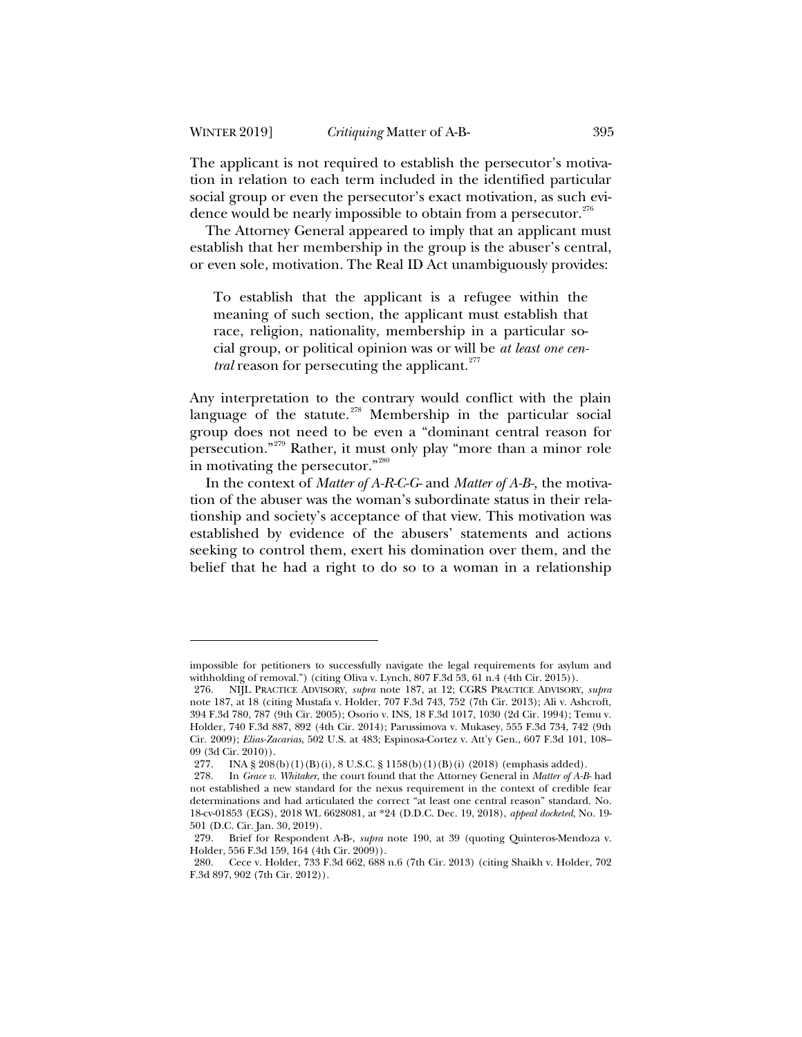The applicant is not required to establish the persecutor's motivation in relation to each term included in the identified particular social group or even the persecutor's exact motivation, as such evidence would be nearly impossible to obtain from a persecutor.[276]

The Attorney General appeared to imply that an applicant must establish that her membership in the group is the abuser's central, or even sole, motivation. The Real ID Act unambiguously provides:

> To establish that the applicant is a refugee within the meaning of such section, the applicant must establish that race, religion, nationality, membership in a particular social group, or political opinion was or will be *at least one central* reason for persecuting the applicant.[277]

Any interpretation to the contrary would conflict with the plain language of the statute.[278] Membership in the particular social group does not need to be even a "dominant central reason for persecution."[279] Rather, it must only play "more than a minor role in motivating the persecutor."[280]

In the context of *Matter of A-R-C-G-* and *Matter of A-B-*, the motivation of the abuser was the woman's subordinate status in their relationship and society's acceptance of that view. This motivation was established by evidence of the abusers' statements and actions seeking to control them, exert his domination over them, and the belief that he had a right to do so to a woman in a relationship

---

impossible for petitioners to successfully navigate the legal requirements for asylum and withholding of removal.") (citing Oliva v. Lynch, 807 F.3d 53, 61 n.4 (4th Cir. 2015)).

276. NIJL PRACTICE ADVISORY, *supra* note 187, at 12; CGRS PRACTICE ADVISORY, *supra* note 187, at 18 (citing Mustafa v. Holder, 707 F.3d 743, 752 (7th Cir. 2013); Ali v. Ashcroft, 394 F.3d 780, 787 (9th Cir. 2005); Osorio v. INS, 18 F.3d 1017, 1030 (2d Cir. 1994); Temu v. Holder, 740 F.3d 887, 892 (4th Cir. 2014); Parussimova v. Mukasey, 555 F.3d 734, 742 (9th Cir. 2009); *Elias-Zacarias*, 502 U.S. at 483; Espinosa-Cortez v. Att'y Gen., 607 F.3d 101, 108–09 (3d Cir. 2010)).

277. INA § 208(b)(1)(B)(i), 8 U.S.C. § 1158(b)(1)(B)(i) (2018) (emphasis added).

278. In *Grace v. Whitaker*, the court found that the Attorney General in *Matter of A-B-* had not established a new standard for the nexus requirement in the context of credible fear determinations and had articulated the correct "at least one central reason" standard. No. 18-cv-01853 (EGS), 2018 WL 6628081, at *24 (D.D.C. Dec. 19, 2018), *appeal docketed*, No. 19-501 (D.C. Cir. Jan. 30, 2019).

279. Brief for Respondent A-B-, *supra* note 190, at 39 (quoting Quinteros-Mendoza v. Holder, 556 F.3d 159, 164 (4th Cir. 2009)).

280. Cece v. Holder, 733 F.3d 662, 688 n.6 (7th Cir. 2013) (citing Shaikh v. Holder, 702 F.3d 897, 902 (7th Cir. 2012)).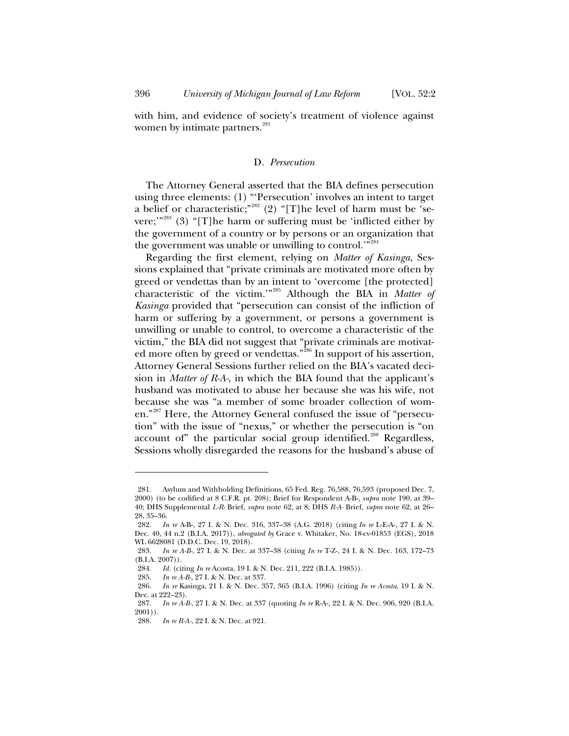with him, and evidence of society's treatment of violence against women by intimate partners.[281]

### D. *Persecution*

The Attorney General asserted that the BIA defines persecution using three elements: (1) "'Persecution' involves an intent to target a belief or characteristic;"[282] (2) "[T]he level of harm must be 'severe;'"[283] (3) "[T]he harm or suffering must be 'inflicted either by the government of a country or by persons or an organization that the government was unable or unwilling to control.'"[284]

Regarding the first element, relying on *Matter of Kasinga*, Sessions explained that "private criminals are motivated more often by greed or vendettas than by an intent to 'overcome [the protected] characteristic of the victim.'"[285] Although the BIA in *Matter of Kasinga* provided that "persecution can consist of the infliction of harm or suffering by a government, or persons a government is unwilling or unable to control, to overcome a characteristic of the victim," the BIA did not suggest that "private criminals are motivated more often by greed or vendettas."[286] In support of his assertion, Attorney General Sessions further relied on the BIA's vacated decision in *Matter of R-A-,* in which the BIA found that the applicant's husband was motivated to abuse her because she was his wife, not because she was "a member of some broader collection of women."[287] Here, the Attorney General confused the issue of "persecution" with the issue of "nexus," or whether the persecution is "on account of" the particular social group identified.[288] Regardless, Sessions wholly disregarded the reasons for the husband's abuse of

---

281. Asylum and Withholding Definitions, 65 Fed. Reg. 76,588, 76,593 (proposed Dec. 7, 2000) (to be codified at 8 C.F.R. pt. 208); Brief for Respondent A-B-, *supra* note 190, at 39–40; DHS Supplemental *L-R-* Brief, *supra* note 62, at 8; DHS *R-A-* Brief, *supra* note 62, at 26–28, 35–36.

282. *In re* A-B-, 27 I. & N. Dec. 316, 337–38 (A.G. 2018) (citing *In re* L-E-A-, 27 I. & N. Dec. 40, 44 n.2 (B.I.A. 2017)), *abrogated by* Grace v. Whitaker, No. 18-cv-01853 (EGS), 2018 WL 6628081 (D.D.C. Dec. 19, 2018).

283. *In re A-B-*, 27 I. & N. Dec. at 337–38 (citing *In re* T-Z-, 24 I. & N. Dec. 163, 172–73 (B.I.A. 2007)).

284. *Id.* (citing *In re* Acosta, 19 I. & N. Dec. 211, 222 (B.I.A. 1985)).

285. *In re A-B-*, 27 I. & N. Dec. at 337.

286. *In re* Kasinga, 21 I. & N. Dec. 357, 365 (B.I.A. 1996) (citing *In re Acosta*, 19 I. & N. Dec. at 222–23).

287. *In re A-B-*, 27 I. & N. Dec. at 337 (quoting *In re* R-A-, 22 I. & N. Dec. 906, 920 (B.I.A. 2001)).

288. *In re R-A-*, 22 I. & N. Dec. at 921.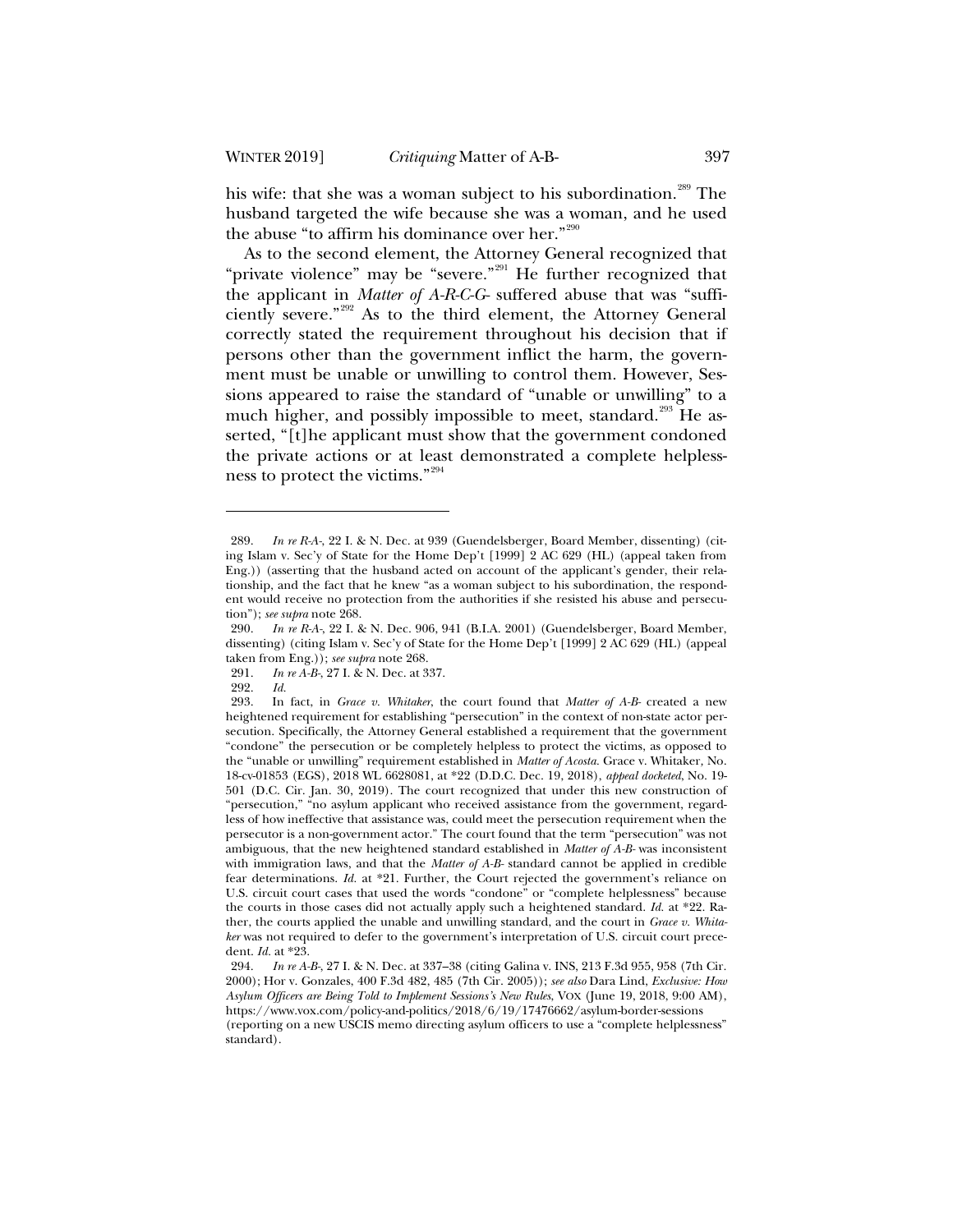his wife: that she was a woman subject to his subordination.[289] The husband targeted the wife because she was a woman, and he used the abuse "to affirm his dominance over her."[290]

As to the second element, the Attorney General recognized that "private violence" may be "severe."[291] He further recognized that the applicant in *Matter of A-R-C-G-* suffered abuse that was "sufficiently severe."[292] As to the third element, the Attorney General correctly stated the requirement throughout his decision that if persons other than the government inflict the harm, the government must be unable or unwilling to control them. However, Sessions appeared to raise the standard of "unable or unwilling" to a much higher, and possibly impossible to meet, standard.[293] He asserted, "[t]he applicant must show that the government condoned the private actions or at least demonstrated a complete helplessness to protect the victims."[294]

---

289. *In re R-A-*, 22 I. & N. Dec. at 939 (Guendelsberger, Board Member, dissenting) (citing Islam v. Sec'y of State for the Home Dep't [1999] 2 AC 629 (HL) (appeal taken from Eng.)) (asserting that the husband acted on account of the applicant's gender, their relationship, and the fact that he knew "as a woman subject to his subordination, the respondent would receive no protection from the authorities if she resisted his abuse and persecution"); *see supra* note 268.

290. *In re R-A-*, 22 I. & N. Dec. 906, 941 (B.I.A. 2001) (Guendelsberger, Board Member, dissenting) (citing Islam v. Sec'y of State for the Home Dep't [1999] 2 AC 629 (HL) (appeal taken from Eng.)); *see supra* note 268.

291. *In re A-B-*, 27 I. & N. Dec. at 337.

292. *Id.*

293. In fact, in *Grace v. Whitaker*, the court found that *Matter of A-B-* created a new heightened requirement for establishing "persecution" in the context of non-state actor persecution. Specifically, the Attorney General established a requirement that the government "condone" the persecution or be completely helpless to protect the victims, as opposed to the "unable or unwilling" requirement established in *Matter of Acosta*. Grace v. Whitaker, No. 18-cv-01853 (EGS), 2018 WL 6628081, at *22 (D.D.C. Dec. 19, 2018), *appeal docketed*, No. 19-501 (D.C. Cir. Jan. 30, 2019). The court recognized that under this new construction of "persecution," "no asylum applicant who received assistance from the government, regardless of how ineffective that assistance was, could meet the persecution requirement when the persecutor is a non-government actor." The court found that the term "persecution" was not ambiguous, that the new heightened standard established in *Matter of A-B-* was inconsistent with immigration laws, and that the *Matter of A-B-* standard cannot be applied in credible fear determinations. *Id.* at *21. Further, the Court rejected the government's reliance on U.S. circuit court cases that used the words "condone" or "complete helplessness" because the courts in those cases did not actually apply such a heightened standard. *Id.* at *22. Rather, the courts applied the unable and unwilling standard, and the court in *Grace v. Whitaker* was not required to defer to the government's interpretation of U.S. circuit court precedent. *Id.* at *23.

294. *In re A-B-*, 27 I. & N. Dec. at 337–38 (citing Galina v. INS, 213 F.3d 955, 958 (7th Cir. 2000); Hor v. Gonzales, 400 F.3d 482, 485 (7th Cir. 2005)); *see also* Dara Lind, *Exclusive: How Asylum Officers are Being Told to Implement Sessions's New Rules*, VOX (June 19, 2018, 9:00 AM), https://www.vox.com/policy-and-politics/2018/6/19/17476662/asylum-border-sessions (reporting on a new USCIS memo directing asylum officers to use a "complete helplessness" standard).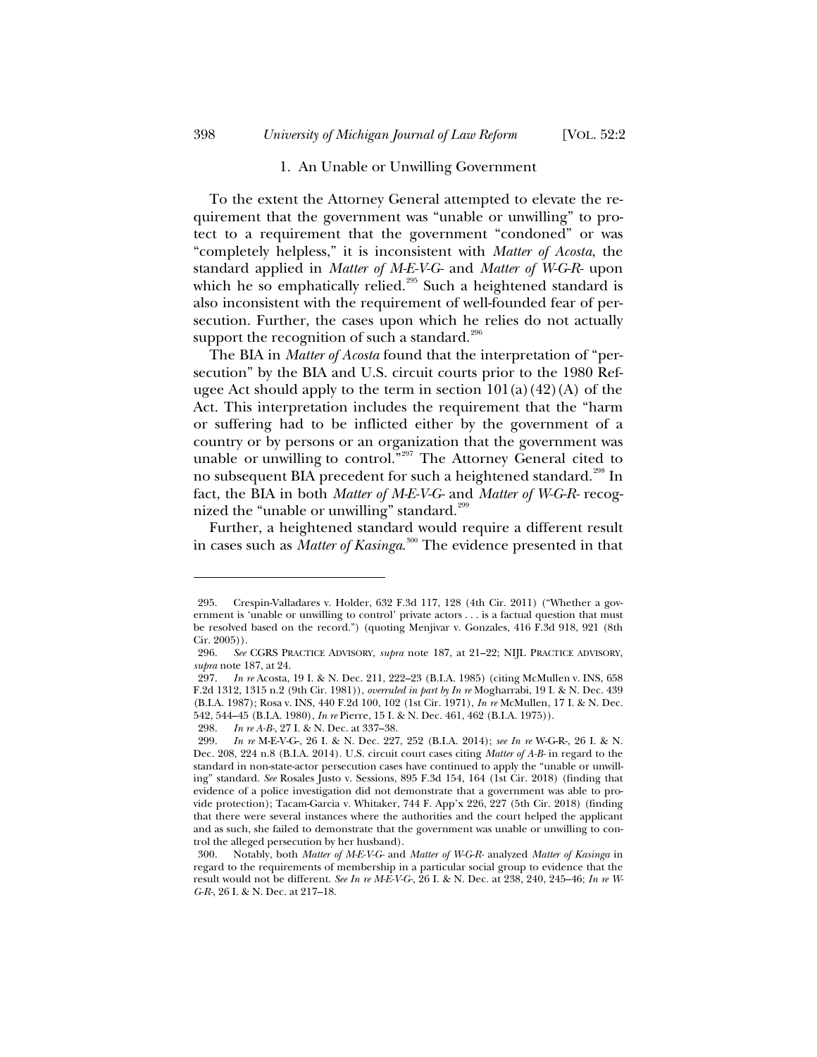### 1. An Unable or Unwilling Government

To the extent the Attorney General attempted to elevate the requirement that the government was "unable or unwilling" to protect to a requirement that the government "condoned" or was "completely helpless," it is inconsistent with *Matter of Acosta*, the standard applied in *Matter of M-E-V-G-* and *Matter of W-G-R-* upon which he so emphatically relied.[295] Such a heightened standard is also inconsistent with the requirement of well-founded fear of persecution. Further, the cases upon which he relies do not actually support the recognition of such a standard.[296]

The BIA in *Matter of Acosta* found that the interpretation of "persecution" by the BIA and U.S. circuit courts prior to the 1980 Refugee Act should apply to the term in section 101(a)(42)(A) of the Act. This interpretation includes the requirement that the "harm or suffering had to be inflicted either by the government of a country or by persons or an organization that the government was unable or unwilling to control."[297] The Attorney General cited to no subsequent BIA precedent for such a heightened standard.[298] In fact, the BIA in both *Matter of M-E-V-G-* and *Matter of W-G-R-* recognized the "unable or unwilling" standard.[299]

Further, a heightened standard would require a different result in cases such as *Matter of Kasinga*.[300] The evidence presented in that

---

295. Crespin-Valladares v. Holder, 632 F.3d 117, 128 (4th Cir. 2011) ("Whether a government is 'unable or unwilling to control' private actors . . . is a factual question that must be resolved based on the record.") (quoting Menjivar v. Gonzales, 416 F.3d 918, 921 (8th Cir. 2005)).

296. *See* CGRS PRACTICE ADVISORY, *supra* note 187, at 21–22; NIJL PRACTICE ADVISORY, *supra* note 187, at 24.

297. *In re* Acosta, 19 I. & N. Dec. 211, 222–23 (B.I.A. 1985) (citing McMullen v. INS, 658 F.2d 1312, 1315 n.2 (9th Cir. 1981)), *overruled in part by In re* Mogharrabi, 19 I. & N. Dec. 439 (B.I.A. 1987); Rosa v. INS, 440 F.2d 100, 102 (1st Cir. 1971), *In re* McMullen, 17 I. & N. Dec. 542, 544–45 (B.I.A. 1980), *In re* Pierre, 15 I. & N. Dec. 461, 462 (B.I.A. 1975)).

298. *In re A-B-*, 27 I. & N. Dec. at 337–38.

299. *In re* M-E-V-G-, 26 I. & N. Dec. 227, 252 (B.I.A. 2014); *see In re* W-G-R-, 26 I. & N. Dec. 208, 224 n.8 (B.I.A. 2014). U.S. circuit court cases citing *Matter of A-B-* in regard to the standard in non-state-actor persecution cases have continued to apply the "unable or unwilling" standard. *See* Rosales Justo v. Sessions, 895 F.3d 154, 164 (1st Cir. 2018) (finding that evidence of a police investigation did not demonstrate that a government was able to provide protection); Tacam-Garcia v. Whitaker, 744 F. App'x 226, 227 (5th Cir. 2018) (finding that there were several instances where the authorities and the court helped the applicant and as such, she failed to demonstrate that the government was unable or unwilling to control the alleged persecution by her husband).

300. Notably, both *Matter of M-E-V-G-* and *Matter of W-G-R-* analyzed *Matter of Kasinga* in regard to the requirements of membership in a particular social group to evidence that the result would not be different. *See In re M-E-V-G-*, 26 I. & N. Dec. at 238, 240, 245–46; *In re W-G-R-*, 26 I. & N. Dec. at 217–18.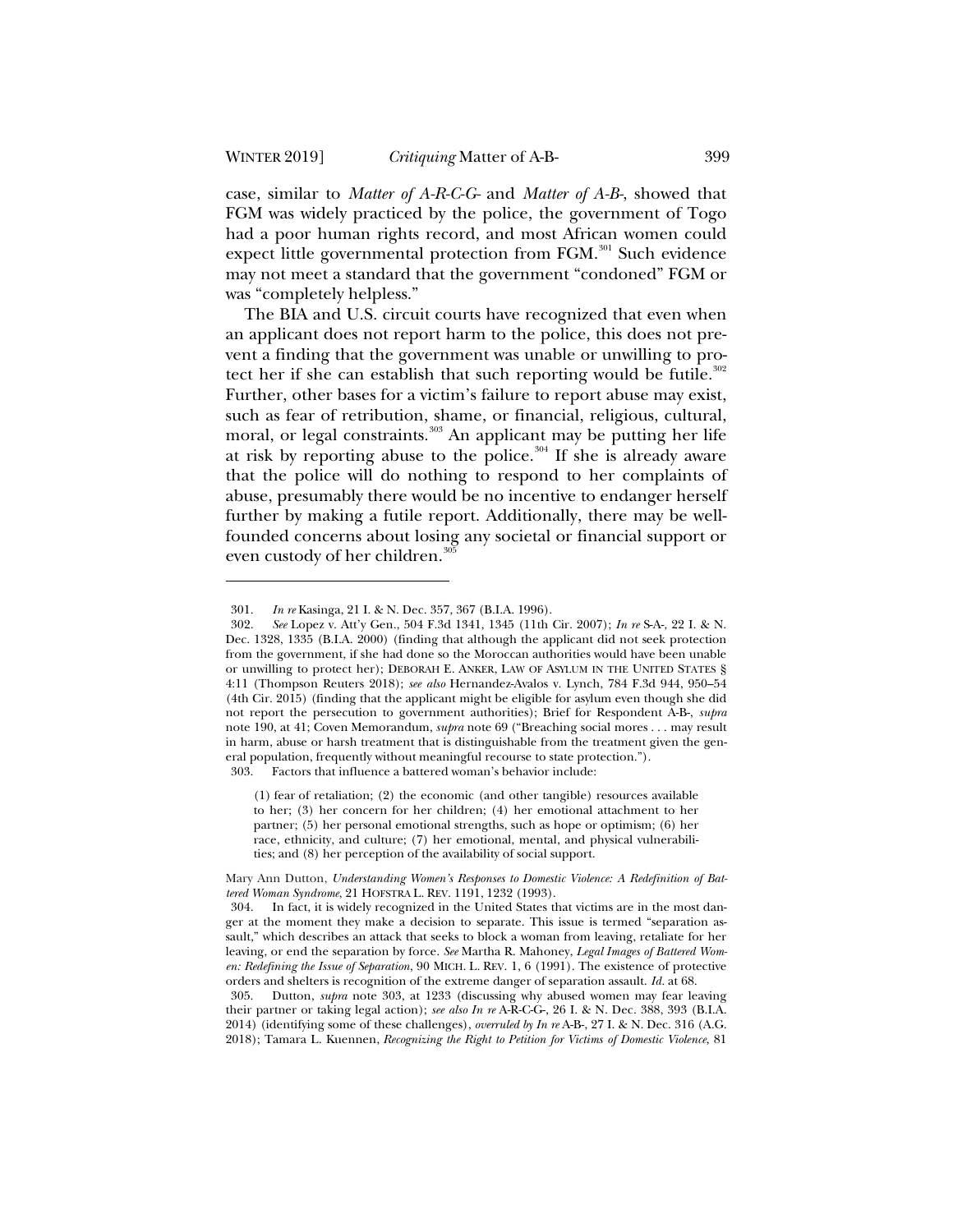case, similar to *Matter of A-R-C-G-* and *Matter of A-B-*, showed that FGM was widely practiced by the police, the government of Togo had a poor human rights record, and most African women could expect little governmental protection from FGM.[301] Such evidence may not meet a standard that the government "condoned" FGM or was "completely helpless."

The BIA and U.S. circuit courts have recognized that even when an applicant does not report harm to the police, this does not prevent a finding that the government was unable or unwilling to protect her if she can establish that such reporting would be futile.[302] Further, other bases for a victim's failure to report abuse may exist, such as fear of retribution, shame, or financial, religious, cultural, moral, or legal constraints.[303] An applicant may be putting her life at risk by reporting abuse to the police.[304] If she is already aware that the police will do nothing to respond to her complaints of abuse, presumably there would be no incentive to endanger herself further by making a futile report. Additionally, there may be well-founded concerns about losing any societal or financial support or even custody of her children.[305]

---

301. *In re* Kasinga, 21 I. & N. Dec. 357, 367 (B.I.A. 1996).

302. *See* Lopez v. Att'y Gen., 504 F.3d 1341, 1345 (11th Cir. 2007); *In re* S-A-, 22 I. & N. Dec. 1328, 1335 (B.I.A. 2000) (finding that although the applicant did not seek protection from the government, if she had done so the Moroccan authorities would have been unable or unwilling to protect her); DEBORAH E. ANKER, LAW OF ASYLUM IN THE UNITED STATES § 4:11 (Thompson Reuters 2018); *see also* Hernandez-Avalos v. Lynch, 784 F.3d 944, 950–54 (4th Cir. 2015) (finding that the applicant might be eligible for asylum even though she did not report the persecution to government authorities); Brief for Respondent A-B-, *supra* note 190, at 41; Coven Memorandum, *supra* note 69 ("Breaching social mores . . . may result in harm, abuse or harsh treatment that is distinguishable from the treatment given the general population, frequently without meaningful recourse to state protection.").

303. Factors that influence a battered woman's behavior include:

> (1) fear of retaliation; (2) the economic (and other tangible) resources available to her; (3) her concern for her children; (4) her emotional attachment to her partner; (5) her personal emotional strengths, such as hope or optimism; (6) her race, ethnicity, and culture; (7) her emotional, mental, and physical vulnerabilities; and (8) her perception of the availability of social support.

Mary Ann Dutton, *Understanding Women's Responses to Domestic Violence: A Redefinition of Battered Woman Syndrome*, 21 HOFSTRA L. REV. 1191, 1232 (1993).

304. In fact, it is widely recognized in the United States that victims are in the most danger at the moment they make a decision to separate. This issue is termed "separation assault," which describes an attack that seeks to block a woman from leaving, retaliate for her leaving, or end the separation by force. *See* Martha R. Mahoney, *Legal Images of Battered Women: Redefining the Issue of Separation*, 90 MICH. L. REV. 1, 6 (1991). The existence of protective orders and shelters is recognition of the extreme danger of separation assault. *Id.* at 68.

305. Dutton, *supra* note 303, at 1233 (discussing why abused women may fear leaving their partner or taking legal action); *see also In re* A-R-C-G-, 26 I. & N. Dec. 388, 393 (B.I.A. 2014) (identifying some of these challenges), *overruled by In re* A-B-, 27 I. & N. Dec. 316 (A.G. 2018); Tamara L. Kuennen, *Recognizing the Right to Petition for Victims of Domestic Violence*, 81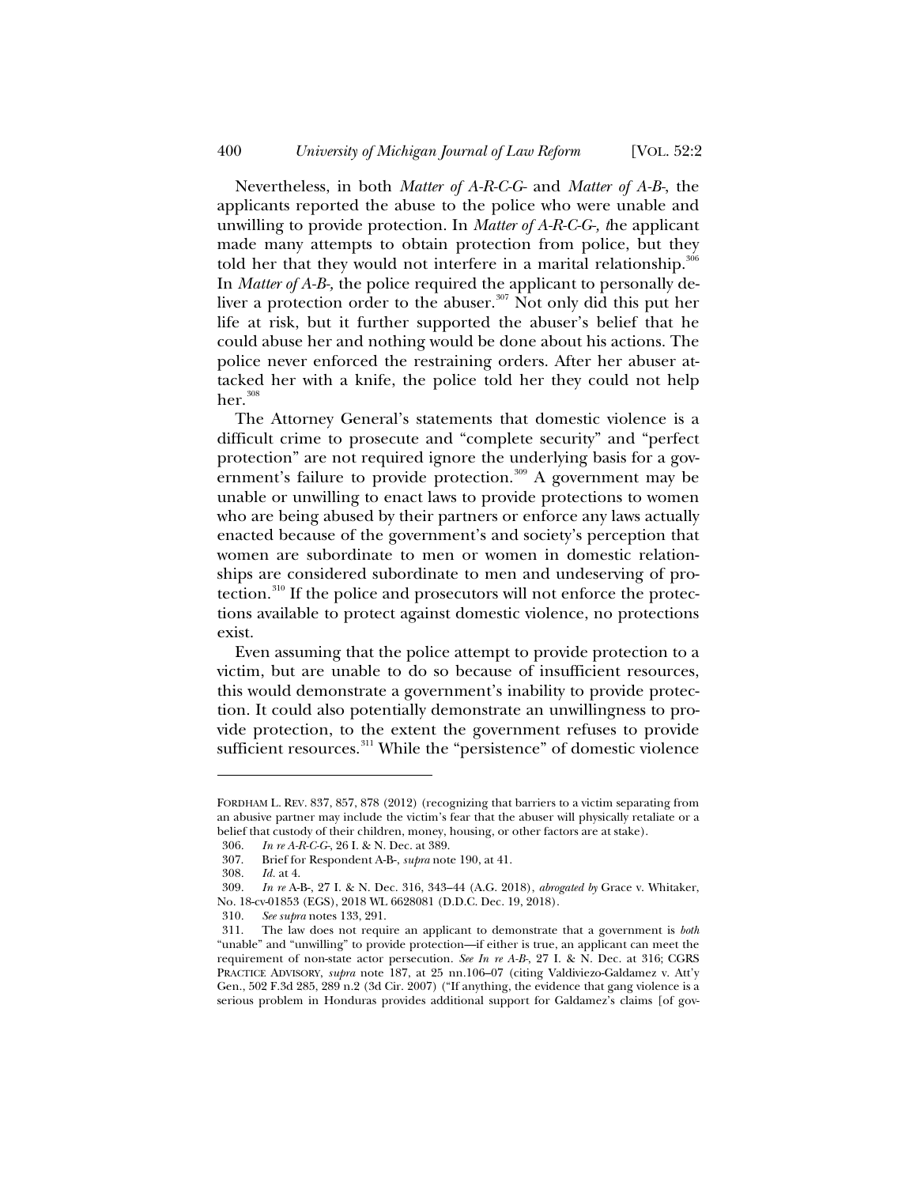Nevertheless, in both *Matter of A-R-C-G-* and *Matter of A-B-*, the applicants reported the abuse to the police who were unable and unwilling to provide protection. In *Matter of A-R-C-G-, t*he applicant made many attempts to obtain protection from police, but they told her that they would not interfere in a marital relationship.[306] In *Matter of A-B-*, the police required the applicant to personally deliver a protection order to the abuser.[307] Not only did this put her life at risk, but it further supported the abuser's belief that he could abuse her and nothing would be done about his actions. The police never enforced the restraining orders. After her abuser attacked her with a knife, the police told her they could not help her.[308]

The Attorney General's statements that domestic violence is a difficult crime to prosecute and "complete security" and "perfect protection" are not required ignore the underlying basis for a government's failure to provide protection.[309] A government may be unable or unwilling to enact laws to provide protections to women who are being abused by their partners or enforce any laws actually enacted because of the government's and society's perception that women are subordinate to men or women in domestic relationships are considered subordinate to men and undeserving of protection.[310] If the police and prosecutors will not enforce the protections available to protect against domestic violence, no protections exist.

Even assuming that the police attempt to provide protection to a victim, but are unable to do so because of insufficient resources, this would demonstrate a government's inability to provide protection. It could also potentially demonstrate an unwillingness to provide protection, to the extent the government refuses to provide sufficient resources.[311] While the "persistence" of domestic violence

---

FORDHAM L. REV. 837, 857, 878 (2012) (recognizing that barriers to a victim separating from an abusive partner may include the victim's fear that the abuser will physically retaliate or a belief that custody of their children, money, housing, or other factors are at stake).

306. *In re A-R-C-G-*, 26 I. & N. Dec. at 389.

307. Brief for Respondent A-B-, *supra* note 190, at 41.

308. *Id.* at 4.

309. *In re* A-B-, 27 I. & N. Dec. 316, 343–44 (A.G. 2018), *abrogated by* Grace v. Whitaker, No. 18-cv-01853 (EGS), 2018 WL 6628081 (D.D.C. Dec. 19, 2018).

310. *See supra* notes 133, 291.

311. The law does not require an applicant to demonstrate that a government is *both* "unable" and "unwilling" to provide protection—if either is true, an applicant can meet the requirement of non-state actor persecution. *See In re A-B-*, 27 I. & N. Dec. at 316; CGRS PRACTICE ADVISORY, *supra* note 187, at 25 nn.106–07 (citing Valdiviezo-Galdamez v. Att'y Gen., 502 F.3d 285, 289 n.2 (3d Cir. 2007) ("If anything, the evidence that gang violence is a serious problem in Honduras provides additional support for Galdamez's claims [of gov-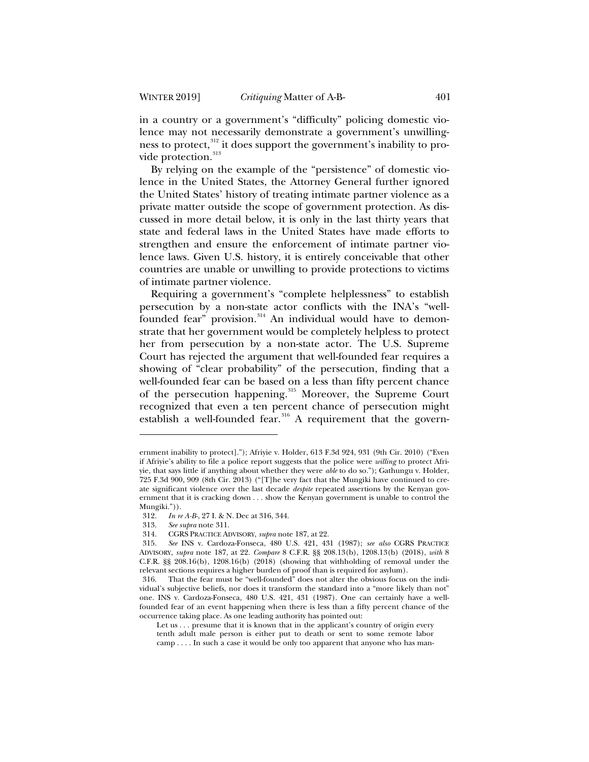in a country or a government's "difficulty" policing domestic violence may not necessarily demonstrate a government's unwillingness to protect,[312] it does support the government's inability to provide protection.[313]

By relying on the example of the "persistence" of domestic violence in the United States, the Attorney General further ignored the United States' history of treating intimate partner violence as a private matter outside the scope of government protection. As discussed in more detail below, it is only in the last thirty years that state and federal laws in the United States have made efforts to strengthen and ensure the enforcement of intimate partner violence laws. Given U.S. history, it is entirely conceivable that other countries are unable or unwilling to provide protections to victims of intimate partner violence.

Requiring a government's "complete helplessness" to establish persecution by a non-state actor conflicts with the INA's "well-founded fear" provision.[314] An individual would have to demonstrate that her government would be completely helpless to protect her from persecution by a non-state actor. The U.S. Supreme Court has rejected the argument that well-founded fear requires a showing of "clear probability" of the persecution, finding that a well-founded fear can be based on a less than fifty percent chance of the persecution happening.[315] Moreover, the Supreme Court recognized that even a ten percent chance of persecution might establish a well-founded fear.[316] A requirement that the govern-

---

ernment inability to protect]."); Afriyie v. Holder, 613 F.3d 924, 931 (9th Cir. 2010) ("Even if Afriyie's ability to file a police report suggests that the police were *willing* to protect Afriyie, that says little if anything about whether they were *able* to do so."); Gathungu v. Holder, 725 F.3d 900, 909 (8th Cir. 2013) ("[T]he very fact that the Mungiki have continued to create significant violence over the last decade *despite* repeated assertions by the Kenyan government that it is cracking down . . . show the Kenyan government is unable to control the Mungiki.")).

312. *In re A-B-*, 27 I. & N. Dec at 316, 344.

313. *See supra* note 311.

314. CGRS PRACTICE ADVISORY, *supra* note 187, at 22.

315. *See* INS v. Cardoza-Fonseca, 480 U.S. 421, 431 (1987); *see also* CGRS PRACTICE ADVISORY, *supra* note 187, at 22. *Compare* 8 C.F.R. §§ 208.13(b), 1208.13(b) (2018), *with* 8 C.F.R. §§ 208.16(b), 1208.16(b) (2018) (showing that withholding of removal under the relevant sections requires a higher burden of proof than is required for asylum).

316. That the fear must be "well-founded" does not alter the obvious focus on the individual's subjective beliefs, nor does it transform the standard into a "more likely than not" one. INS v. Cardoza-Fonseca, 480 U.S. 421, 431 (1987). One can certainly have a well-founded fear of an event happening when there is less than a fifty percent chance of the occurrence taking place. As one leading authority has pointed out:

> Let us . . . presume that it is known that in the applicant's country of origin every tenth adult male person is either put to death or sent to some remote labor camp . . . . In such a case it would be only too apparent that anyone who has man-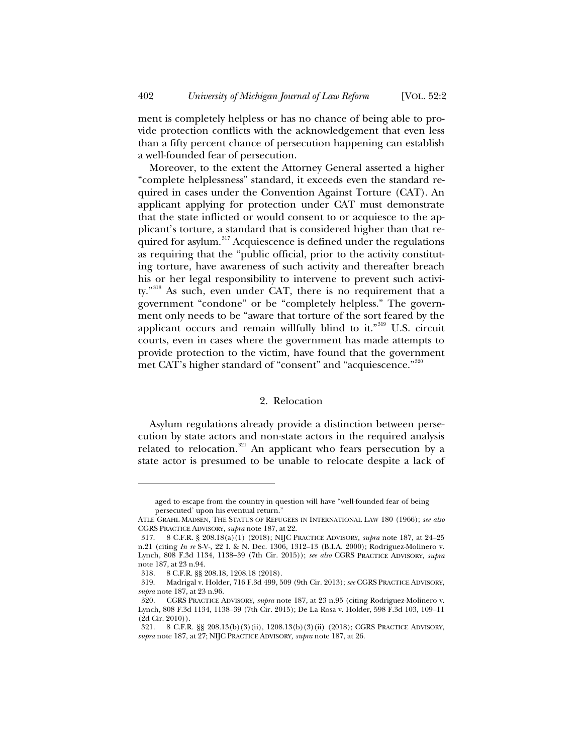ment is completely helpless or has no chance of being able to provide protection conflicts with the acknowledgement that even less than a fifty percent chance of persecution happening can establish a well-founded fear of persecution.

Moreover, to the extent the Attorney General asserted a higher "complete helplessness" standard, it exceeds even the standard required in cases under the Convention Against Torture (CAT). An applicant applying for protection under CAT must demonstrate that the state inflicted or would consent to or acquiesce to the applicant's torture, a standard that is considered higher than that required for asylum.[317] Acquiescence is defined under the regulations as requiring that the "public official, prior to the activity constituting torture, have awareness of such activity and thereafter breach his or her legal responsibility to intervene to prevent such activity."[318] As such, even under CAT, there is no requirement that a government "condone" or be "completely helpless." The government only needs to be "aware that torture of the sort feared by the applicant occurs and remain willfully blind to it."[319] U.S. circuit courts, even in cases where the government has made attempts to provide protection to the victim, have found that the government met CAT's higher standard of "consent" and "acquiescence."[320]

### 2. Relocation

Asylum regulations already provide a distinction between persecution by state actors and non-state actors in the required analysis related to relocation.[321] An applicant who fears persecution by a state actor is presumed to be unable to relocate despite a lack of

---

aged to escape from the country in question will have "well-founded fear of being persecuted' upon his eventual return."

ATLE GRAHL-MADSEN, THE STATUS OF REFUGEES IN INTERNATIONAL LAW 180 (1966); *see also* CGRS PRACTICE ADVISORY, *supra* note 187, at 22.

317. 8 C.F.R. § 208.18(a)(1) (2018); NIJC PRACTICE ADVISORY, *supra* note 187, at 24–25 n.21 (citing *In re* S-V-, 22 I. & N. Dec. 1306, 1312–13 (B.I.A. 2000); Rodriguez-Molinero v. Lynch, 808 F.3d 1134, 1138–39 (7th Cir. 2015)); *see also* CGRS PRACTICE ADVISORY, *supra* note 187, at 23 n.94.

318. 8 C.F.R. §§ 208.18, 1208.18 (2018).

319. Madrigal v. Holder, 716 F.3d 499, 509 (9th Cir. 2013); *see* CGRS PRACTICE ADVISORY, *supra* note 187, at 23 n.96.

320. CGRS PRACTICE ADVISORY, *supra* note 187, at 23 n.95 (citing Rodriguez-Molinero v. Lynch, 808 F.3d 1134, 1138–39 (7th Cir. 2015); De La Rosa v. Holder, 598 F.3d 103, 109–11 (2d Cir. 2010)).

321. 8 C.F.R. §§ 208.13(b)(3)(ii), 1208.13(b)(3)(ii) (2018); CGRS PRACTICE ADVISORY, *supra* note 187, at 27; NIJC PRACTICE ADVISORY, *supra* note 187, at 26.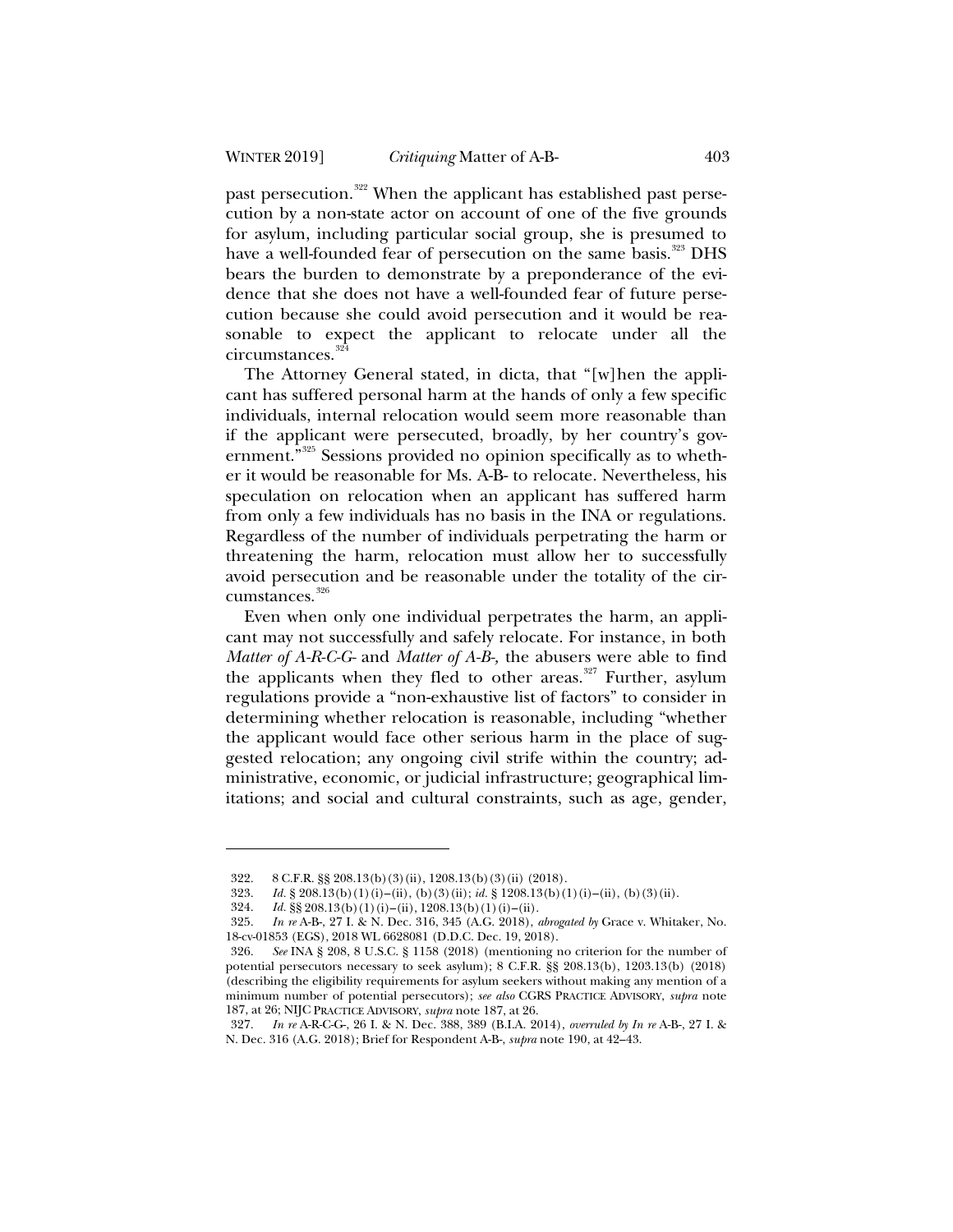past persecution.[322] When the applicant has established past persecution by a non-state actor on account of one of the five grounds for asylum, including particular social group, she is presumed to have a well-founded fear of persecution on the same basis.[323] DHS bears the burden to demonstrate by a preponderance of the evidence that she does not have a well-founded fear of future persecution because she could avoid persecution and it would be reasonable to expect the applicant to relocate under all the circumstances.[324]

The Attorney General stated, in dicta, that "[w]hen the applicant has suffered personal harm at the hands of only a few specific individuals, internal relocation would seem more reasonable than if the applicant were persecuted, broadly, by her country's government."[325] Sessions provided no opinion specifically as to whether it would be reasonable for Ms. A-B- to relocate. Nevertheless, his speculation on relocation when an applicant has suffered harm from only a few individuals has no basis in the INA or regulations. Regardless of the number of individuals perpetrating the harm or threatening the harm, relocation must allow her to successfully avoid persecution and be reasonable under the totality of the circumstances.[326]

Even when only one individual perpetrates the harm, an applicant may not successfully and safely relocate. For instance, in both *Matter of A-R-C-G-* and *Matter of A-B-,* the abusers were able to find the applicants when they fled to other areas.[327] Further, asylum regulations provide a "non-exhaustive list of factors" to consider in determining whether relocation is reasonable, including "whether the applicant would face other serious harm in the place of suggested relocation; any ongoing civil strife within the country; administrative, economic, or judicial infrastructure; geographical limitations; and social and cultural constraints, such as age, gender,

---

322. 8 C.F.R. §§ 208.13(b)(3)(ii), 1208.13(b)(3)(ii) (2018).

323. *Id.* § 208.13(b)(1)(i)–(ii), (b)(3)(ii); *id.* § 1208.13(b)(1)(i)–(ii), (b)(3)(ii).

324. *Id.* §§ 208.13(b)(1)(i)–(ii), 1208.13(b)(1)(i)–(ii).

325. *In re* A-B-, 27 I. & N. Dec. 316, 345 (A.G. 2018), *abrogated by* Grace v. Whitaker, No. 18-cv-01853 (EGS), 2018 WL 6628081 (D.D.C. Dec. 19, 2018).

326. *See* INA § 208, 8 U.S.C. § 1158 (2018) (mentioning no criterion for the number of potential persecutors necessary to seek asylum); 8 C.F.R. §§ 208.13(b), 1203.13(b) (2018) (describing the eligibility requirements for asylum seekers without making any mention of a minimum number of potential persecutors); *see also* CGRS PRACTICE ADVISORY, *supra* note 187, at 26; NIJC PRACTICE ADVISORY, *supra* note 187, at 26.

327. *In re* A-R-C-G-, 26 I. & N. Dec. 388, 389 (B.I.A. 2014), *overruled by In re* A-B-, 27 I. & N. Dec. 316 (A.G. 2018); Brief for Respondent A-B-, *supra* note 190, at 42–43.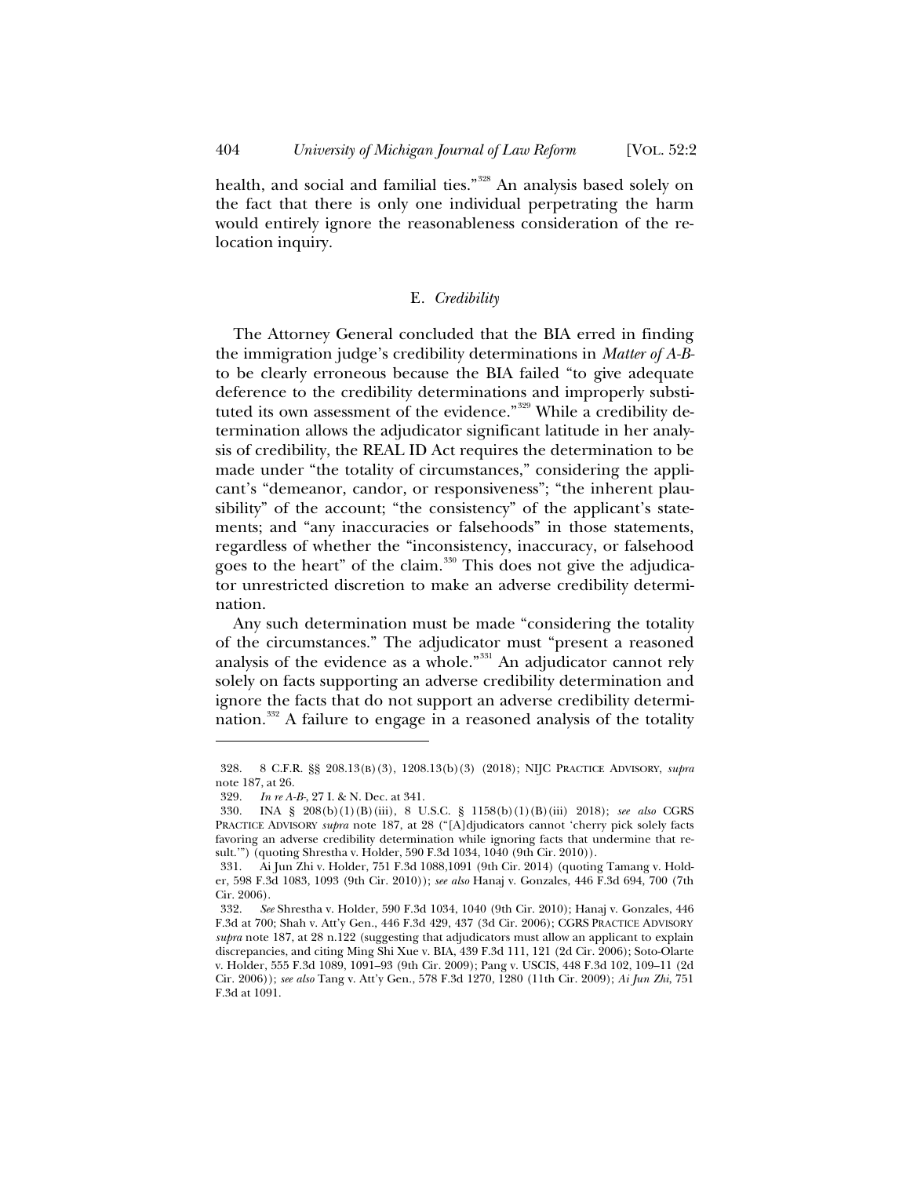health, and social and familial ties."[328] An analysis based solely on the fact that there is only one individual perpetrating the harm would entirely ignore the reasonableness consideration of the relocation inquiry.

### E. *Credibility*

The Attorney General concluded that the BIA erred in finding the immigration judge's credibility determinations in *Matter of A-B-* to be clearly erroneous because the BIA failed "to give adequate deference to the credibility determinations and improperly substituted its own assessment of the evidence."[329] While a credibility determination allows the adjudicator significant latitude in her analysis of credibility, the REAL ID Act requires the determination to be made under "the totality of circumstances," considering the applicant's "demeanor, candor, or responsiveness"; "the inherent plausibility" of the account; "the consistency" of the applicant's statements; and "any inaccuracies or falsehoods" in those statements, regardless of whether the "inconsistency, inaccuracy, or falsehood goes to the heart" of the claim.[330] This does not give the adjudicator unrestricted discretion to make an adverse credibility determination.

Any such determination must be made "considering the totality of the circumstances." The adjudicator must "present a reasoned analysis of the evidence as a whole."[331] An adjudicator cannot rely solely on facts supporting an adverse credibility determination and ignore the facts that do not support an adverse credibility determination.[332] A failure to engage in a reasoned analysis of the totality

---

328. 8 C.F.R. §§ 208.13(B)(3), 1208.13(b)(3) (2018); NIJC PRACTICE ADVISORY, *supra* note 187, at 26.

329. *In re A-B-*, 27 I. & N. Dec. at 341.

330. INA § 208(b)(1)(B)(iii), 8 U.S.C. § 1158(b)(1)(B)(iii) 2018); *see also* CGRS PRACTICE ADVISORY *supra* note 187, at 28 ("[A]djudicators cannot 'cherry pick solely facts favoring an adverse credibility determination while ignoring facts that undermine that result.'") (quoting Shrestha v. Holder, 590 F.3d 1034, 1040 (9th Cir. 2010)).

331. Ai Jun Zhi v. Holder, 751 F.3d 1088,1091 (9th Cir. 2014) (quoting Tamang v. Holder, 598 F.3d 1083, 1093 (9th Cir. 2010)); *see also* Hanaj v. Gonzales, 446 F.3d 694, 700 (7th Cir. 2006).

332. *See* Shrestha v. Holder, 590 F.3d 1034, 1040 (9th Cir. 2010); Hanaj v. Gonzales, 446 F.3d at 700; Shah v. Att'y Gen., 446 F.3d 429, 437 (3d Cir. 2006); CGRS PRACTICE ADVISORY *supra* note 187, at 28 n.122 (suggesting that adjudicators must allow an applicant to explain discrepancies, and citing Ming Shi Xue v. BIA, 439 F.3d 111, 121 (2d Cir. 2006); Soto-Olarte v. Holder, 555 F.3d 1089, 1091–93 (9th Cir. 2009); Pang v. USCIS, 448 F.3d 102, 109–11 (2d Cir. 2006)); *see also* Tang v. Att'y Gen., 578 F.3d 1270, 1280 (11th Cir. 2009); *Ai Jun Zhi*, 751 F.3d at 1091.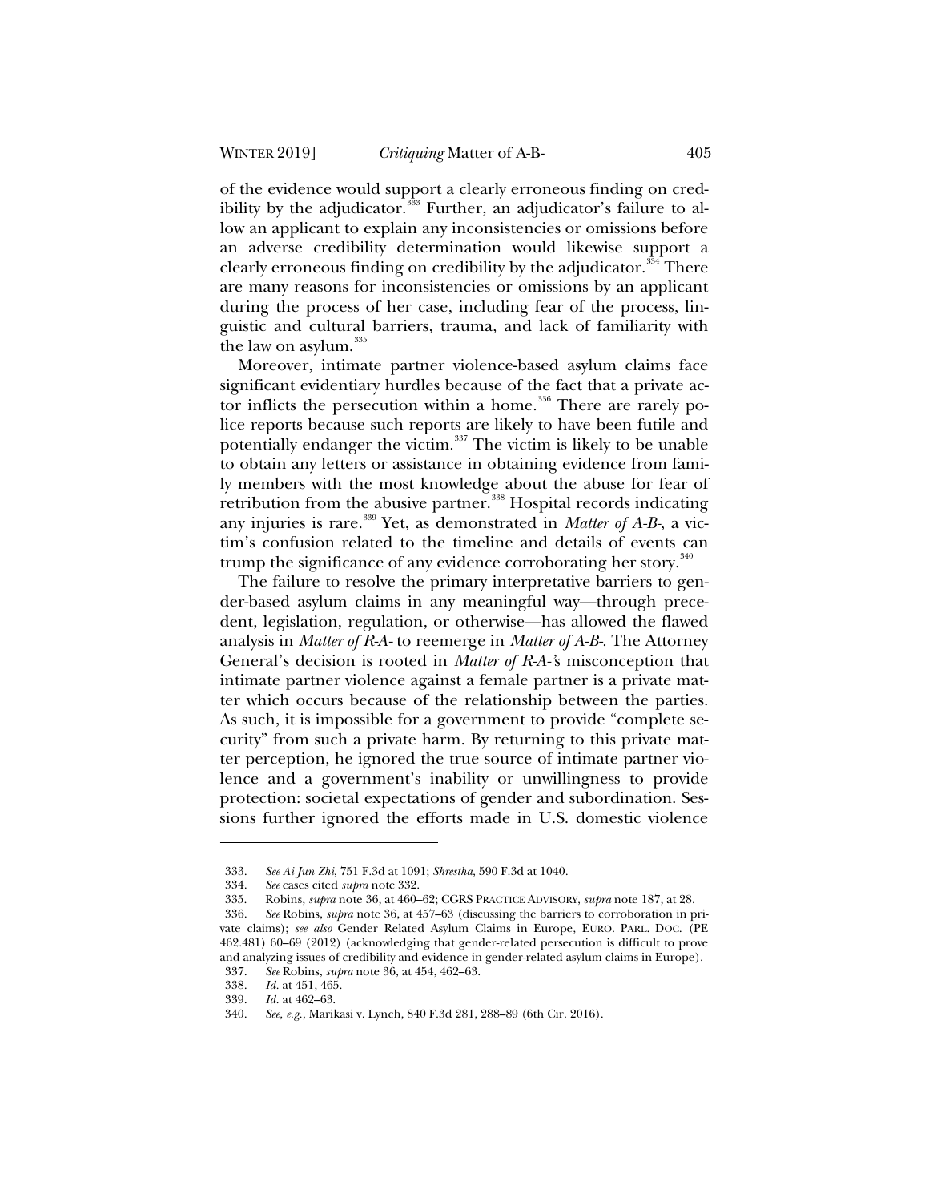of the evidence would support a clearly erroneous finding on credibility by the adjudicator.[333] Further, an adjudicator's failure to allow an applicant to explain any inconsistencies or omissions before an adverse credibility determination would likewise support a clearly erroneous finding on credibility by the adjudicator.[334] There are many reasons for inconsistencies or omissions by an applicant during the process of her case, including fear of the process, linguistic and cultural barriers, trauma, and lack of familiarity with the law on asylum.[335]

Moreover, intimate partner violence-based asylum claims face significant evidentiary hurdles because of the fact that a private actor inflicts the persecution within a home.[336] There are rarely police reports because such reports are likely to have been futile and potentially endanger the victim.[337] The victim is likely to be unable to obtain any letters or assistance in obtaining evidence from family members with the most knowledge about the abuse for fear of retribution from the abusive partner.[338] Hospital records indicating any injuries is rare.[339] Yet, as demonstrated in *Matter of A-B-*, a victim's confusion related to the timeline and details of events can trump the significance of any evidence corroborating her story.[340]

The failure to resolve the primary interpretative barriers to gender-based asylum claims in any meaningful way—through precedent, legislation, regulation, or otherwise—has allowed the flawed analysis in *Matter of R-A-* to reemerge in *Matter of A-B-*. The Attorney General's decision is rooted in *Matter of R-A-*'s misconception that intimate partner violence against a female partner is a private matter which occurs because of the relationship between the parties. As such, it is impossible for a government to provide "complete security" from such a private harm. By returning to this private matter perception, he ignored the true source of intimate partner violence and a government's inability or unwillingness to provide protection: societal expectations of gender and subordination. Sessions further ignored the efforts made in U.S. domestic violence

---

333. *See Ai Jun Zhi*, 751 F.3d at 1091; *Shrestha*, 590 F.3d at 1040.

334. *See* cases cited *supra* note 332.

335. Robins, *supra* note 36, at 460–62; CGRS PRACTICE ADVISORY, *supra* note 187, at 28.

336. *See* Robins, *supra* note 36, at 457–63 (discussing the barriers to corroboration in private claims); *see also* Gender Related Asylum Claims in Europe, EURO. PARL. DOC. (PE 462.481) 60–69 (2012) (acknowledging that gender-related persecution is difficult to prove and analyzing issues of credibility and evidence in gender-related asylum claims in Europe).

337. *See* Robins, *supra* note 36, at 454, 462–63.

338. *Id.* at 451, 465.

339. *Id.* at 462–63.

340. *See, e.g.*, Marikasi v. Lynch, 840 F.3d 281, 288–89 (6th Cir. 2016).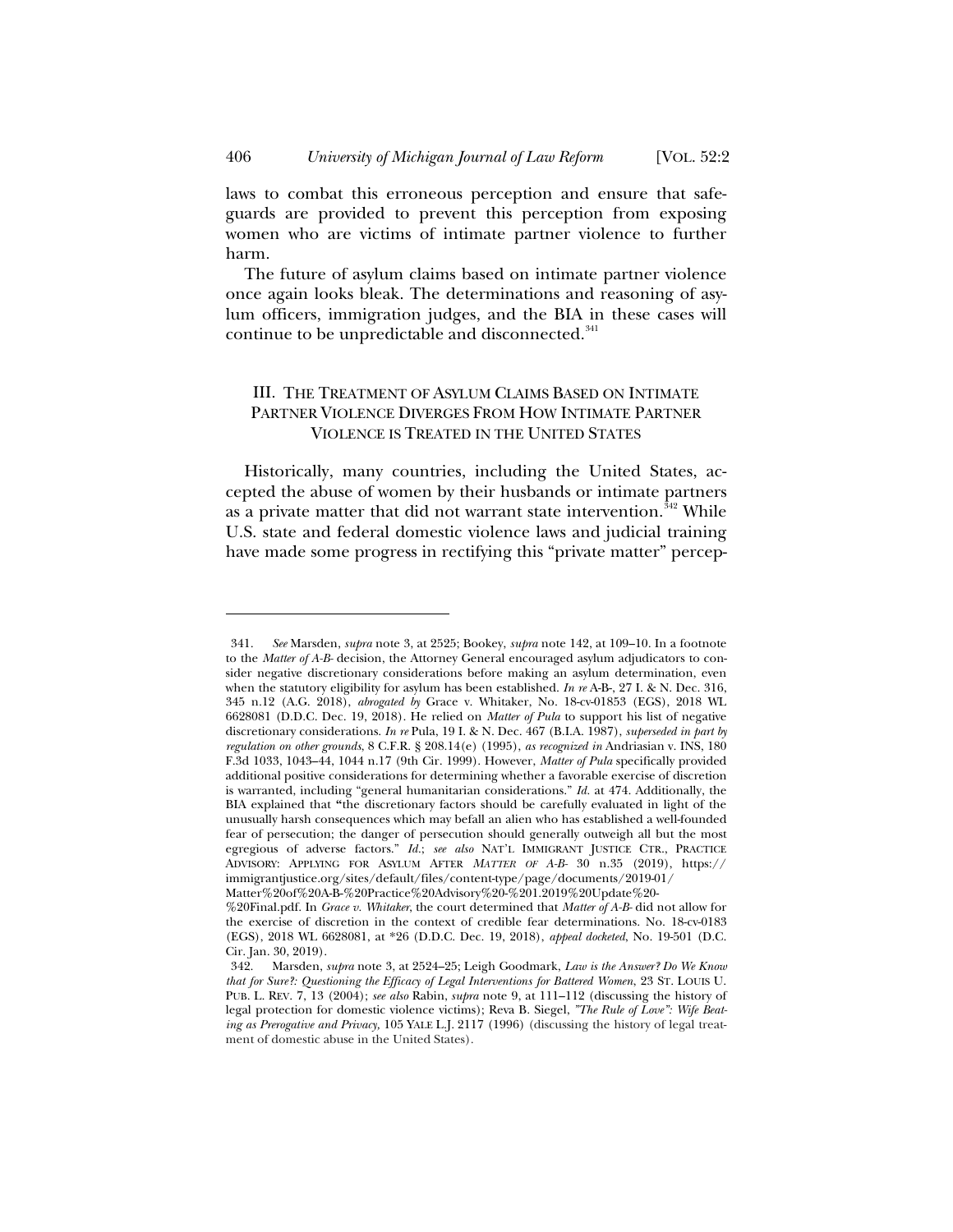laws to combat this erroneous perception and ensure that safeguards are provided to prevent this perception from exposing women who are victims of intimate partner violence to further harm.

The future of asylum claims based on intimate partner violence once again looks bleak. The determinations and reasoning of asylum officers, immigration judges, and the BIA in these cases will continue to be unpredictable and disconnected.[341]

## III. The Treatment of Asylum Claims Based on Intimate Partner Violence Diverges From How Intimate Partner Violence is Treated in the United States

Historically, many countries, including the United States, accepted the abuse of women by their husbands or intimate partners as a private matter that did not warrant state intervention.[342] While U.S. state and federal domestic violence laws and judicial training have made some progress in rectifying this "private matter" percep-

---

341. *See* Marsden, *supra* note 3, at 2525; Bookey, *supra* note 142, at 109–10. In a footnote to the *Matter of A-B-* decision, the Attorney General encouraged asylum adjudicators to consider negative discretionary considerations before making an asylum determination, even when the statutory eligibility for asylum has been established. *In re* A-B-, 27 I. & N. Dec. 316, 345 n.12 (A.G. 2018), *abrogated by* Grace v. Whitaker, No. 18-cv-01853 (EGS), 2018 WL 6628081 (D.D.C. Dec. 19, 2018). He relied on *Matter of Pula* to support his list of negative discretionary considerations. *In re* Pula, 19 I. & N. Dec. 467 (B.I.A. 1987), *superseded in part by regulation on other grounds*, 8 C.F.R. § 208.14(e) (1995), *as recognized in* Andriasian v. INS, 180 F.3d 1033, 1043–44, 1044 n.17 (9th Cir. 1999). However, *Matter of Pula* specifically provided additional positive considerations for determining whether a favorable exercise of discretion is warranted, including "general humanitarian considerations." *Id.* at 474. Additionally, the BIA explained that "the discretionary factors should be carefully evaluated in light of the unusually harsh consequences which may befall an alien who has established a well-founded fear of persecution; the danger of persecution should generally outweigh all but the most egregious of adverse factors." *Id.*; *see also* NAT'L IMMIGRANT JUSTICE CTR., PRACTICE ADVISORY: APPLYING FOR ASYLUM AFTER *MATTER OF A-B-* 30 n.35 (2019), https://immigrantjustice.org/sites/default/files/content-type/page/documents/2019-01/Matter%20of%20A-B-%20Practice%20Advisory%20-%201.2019%20Update%20-%20Final.pdf. In *Grace v. Whitaker*, the court determined that *Matter of A-B-* did not allow for the exercise of discretion in the context of credible fear determinations. No. 18-cv-0183 (EGS), 2018 WL 6628081, at *26 (D.D.C. Dec. 19, 2018), *appeal docketed*, No. 19-501 (D.C. Cir. Jan. 30, 2019).

342. Marsden, *supra* note 3, at 2524–25; Leigh Goodmark, *Law is the Answer? Do We Know that for Sure?: Questioning the Efficacy of Legal Interventions for Battered Women*, 23 ST. LOUIS U. PUB. L. REV. 7, 13 (2004); *see also* Rabin, *supra* note 9, at 111–112 (discussing the history of legal protection for domestic violence victims); Reva B. Siegel, *"The Rule of Love": Wife Beating as Prerogative and Privacy*, 105 YALE L.J. 2117 (1996) (discussing the history of legal treatment of domestic abuse in the United States).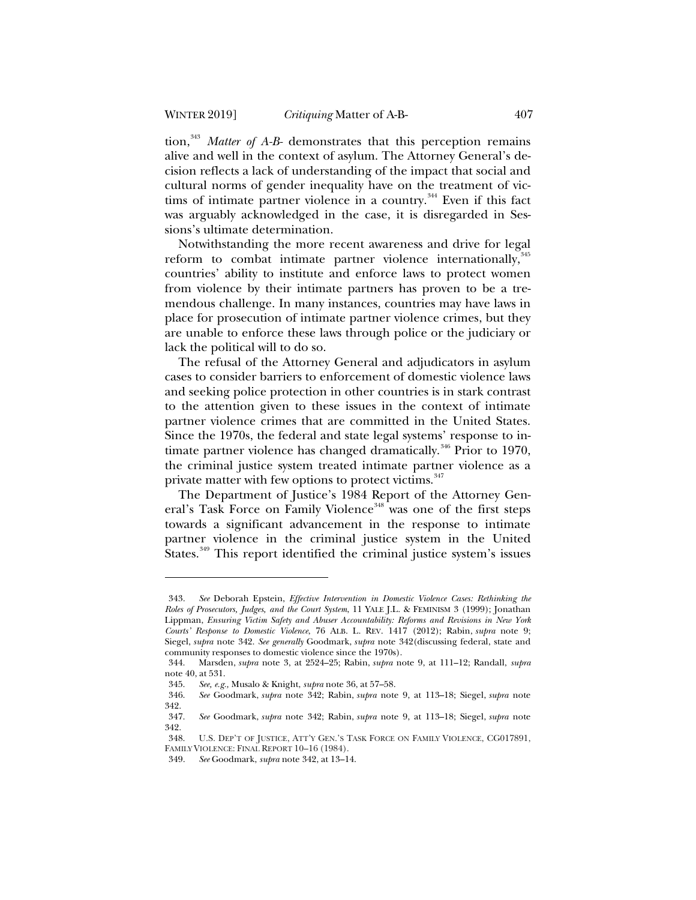tion,[343] *Matter of A-B-* demonstrates that this perception remains alive and well in the context of asylum. The Attorney General's decision reflects a lack of understanding of the impact that social and cultural norms of gender inequality have on the treatment of victims of intimate partner violence in a country.[344] Even if this fact was arguably acknowledged in the case, it is disregarded in Sessions's ultimate determination.

Notwithstanding the more recent awareness and drive for legal reform to combat intimate partner violence internationally,[345] countries' ability to institute and enforce laws to protect women from violence by their intimate partners has proven to be a tremendous challenge. In many instances, countries may have laws in place for prosecution of intimate partner violence crimes, but they are unable to enforce these laws through police or the judiciary or lack the political will to do so.

The refusal of the Attorney General and adjudicators in asylum cases to consider barriers to enforcement of domestic violence laws and seeking police protection in other countries is in stark contrast to the attention given to these issues in the context of intimate partner violence crimes that are committed in the United States. Since the 1970s, the federal and state legal systems' response to intimate partner violence has changed dramatically.[346] Prior to 1970, the criminal justice system treated intimate partner violence as a private matter with few options to protect victims.[347]

The Department of Justice's 1984 Report of the Attorney General's Task Force on Family Violence[348] was one of the first steps towards a significant advancement in the response to intimate partner violence in the criminal justice system in the United States.[349] This report identified the criminal justice system's issues

---

343. *See* Deborah Epstein, *Effective Intervention in Domestic Violence Cases: Rethinking the Roles of Prosecutors, Judges, and the Court System*, 11 YALE J.L. & FEMINISM 3 (1999); Jonathan Lippman, *Ensuring Victim Safety and Abuser Accountability: Reforms and Revisions in New York Courts' Response to Domestic Violence*, 76 ALB. L. REV. 1417 (2012); Rabin, *supra* note 9; Siegel, *supra* note 342. *See generally* Goodmark, *supra* note 342(discussing federal, state and community responses to domestic violence since the 1970s).

344. Marsden, *supra* note 3, at 2524–25; Rabin, *supra* note 9, at 111–12; Randall, *supra* note 40, at 531.

345. *See, e.g.,* Musalo & Knight, *supra* note 36, at 57–58.

346. *See* Goodmark, *supra* note 342; Rabin, *supra* note 9, at 113–18; Siegel, *supra* note 342.

347. *See* Goodmark, *supra* note 342; Rabin, *supra* note 9, at 113–18; Siegel, *supra* note 342.

348. U.S. DEP'T OF JUSTICE, ATT'Y GEN.'S TASK FORCE ON FAMILY VIOLENCE, CG017891, FAMILY VIOLENCE: FINAL REPORT 10–16 (1984).

349. *See* Goodmark, *supra* note 342, at 13–14.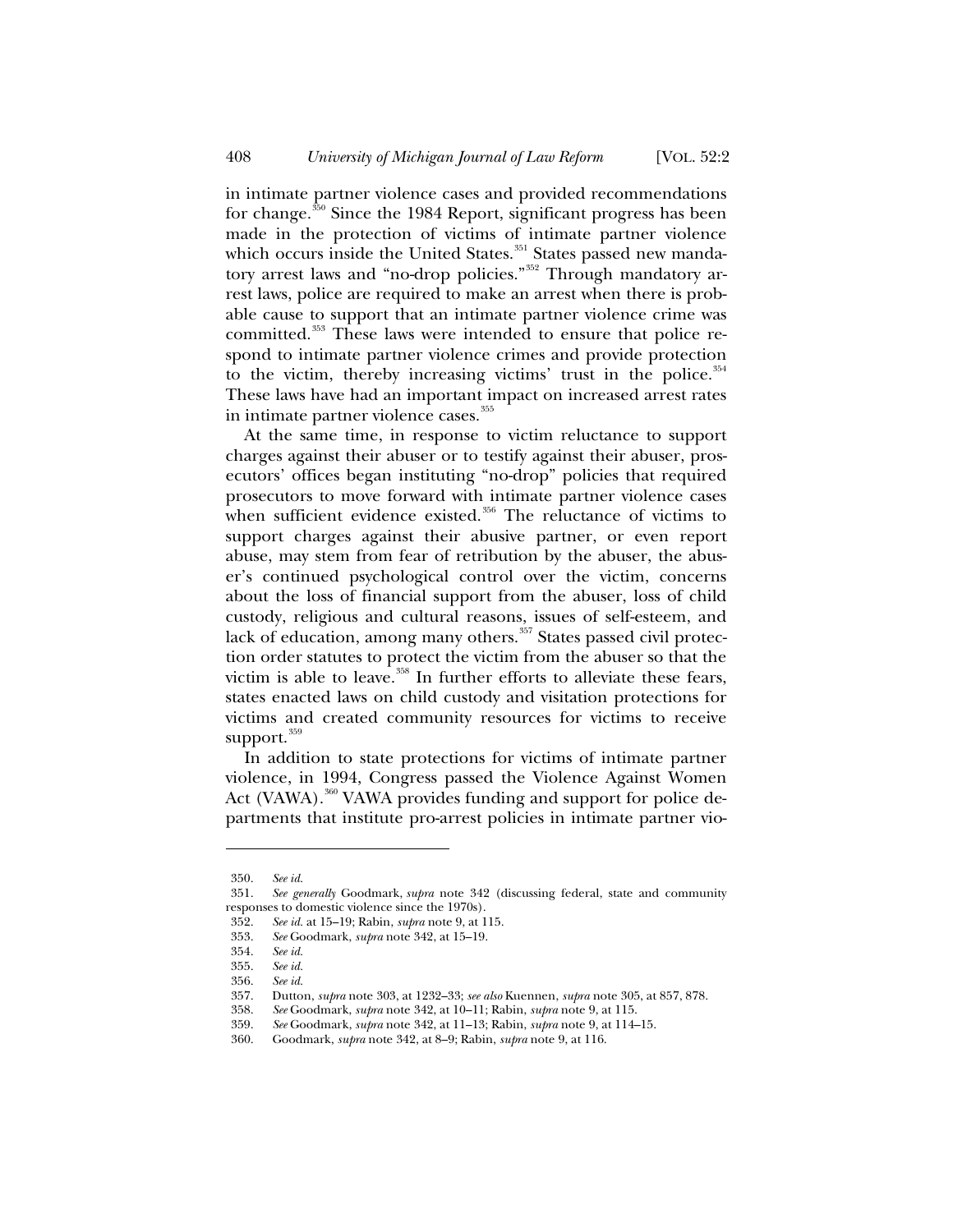in intimate partner violence cases and provided recommendations for change.[350] Since the 1984 Report, significant progress has been made in the protection of victims of intimate partner violence which occurs inside the United States.[351] States passed new mandatory arrest laws and "no-drop policies."[352] Through mandatory arrest laws, police are required to make an arrest when there is probable cause to support that an intimate partner violence crime was committed.[353] These laws were intended to ensure that police respond to intimate partner violence crimes and provide protection to the victim, thereby increasing victims' trust in the police.[354] These laws have had an important impact on increased arrest rates in intimate partner violence cases.[355]

At the same time, in response to victim reluctance to support charges against their abuser or to testify against their abuser, prosecutors' offices began instituting "no-drop" policies that required prosecutors to move forward with intimate partner violence cases when sufficient evidence existed.[356] The reluctance of victims to support charges against their abusive partner, or even report abuse, may stem from fear of retribution by the abuser, the abuser's continued psychological control over the victim, concerns about the loss of financial support from the abuser, loss of child custody, religious and cultural reasons, issues of self-esteem, and lack of education, among many others.[357] States passed civil protection order statutes to protect the victim from the abuser so that the victim is able to leave.[358] In further efforts to alleviate these fears, states enacted laws on child custody and visitation protections for victims and created community resources for victims to receive support.[359]

In addition to state protections for victims of intimate partner violence, in 1994, Congress passed the Violence Against Women Act (VAWA).[360] VAWA provides funding and support for police departments that institute pro-arrest policies in intimate partner vio-

---

350. *See id.*

351. *See generally* Goodmark, *supra* note 342 (discussing federal, state and community responses to domestic violence since the 1970s).

352. *See id.* at 15–19; Rabin, *supra* note 9, at 115.

353. *See* Goodmark, *supra* note 342, at 15–19.

354. *See id.*

355. *See id.*

356. *See id.*

357. Dutton, *supra* note 303, at 1232–33; *see also* Kuennen, *supra* note 305, at 857, 878.

358. *See* Goodmark, *supra* note 342, at 10–11; Rabin, *supra* note 9, at 115.

359. *See* Goodmark, *supra* note 342, at 11–13; Rabin, *supra* note 9, at 114–15.

360. Goodmark, *supra* note 342, at 8–9; Rabin, *supra* note 9, at 116.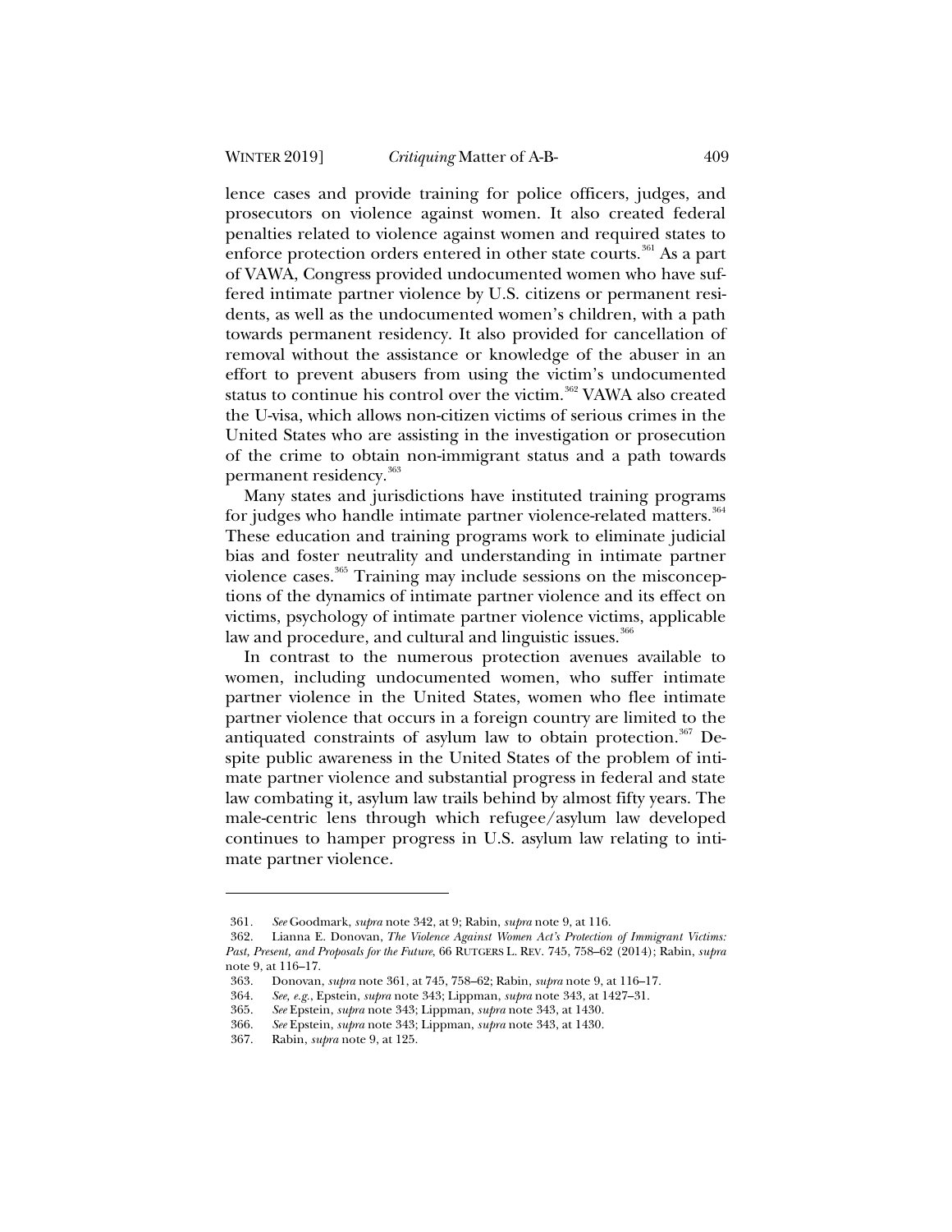lence cases and provide training for police officers, judges, and prosecutors on violence against women. It also created federal penalties related to violence against women and required states to enforce protection orders entered in other state courts.[361] As a part of VAWA, Congress provided undocumented women who have suffered intimate partner violence by U.S. citizens or permanent residents, as well as the undocumented women's children, with a path towards permanent residency. It also provided for cancellation of removal without the assistance or knowledge of the abuser in an effort to prevent abusers from using the victim's undocumented status to continue his control over the victim.[362] VAWA also created the U-visa, which allows non-citizen victims of serious crimes in the United States who are assisting in the investigation or prosecution of the crime to obtain non-immigrant status and a path towards permanent residency.[363]

Many states and jurisdictions have instituted training programs for judges who handle intimate partner violence-related matters.[364] These education and training programs work to eliminate judicial bias and foster neutrality and understanding in intimate partner violence cases.[365] Training may include sessions on the misconceptions of the dynamics of intimate partner violence and its effect on victims, psychology of intimate partner violence victims, applicable law and procedure, and cultural and linguistic issues.[366]

In contrast to the numerous protection avenues available to women, including undocumented women, who suffer intimate partner violence in the United States, women who flee intimate partner violence that occurs in a foreign country are limited to the antiquated constraints of asylum law to obtain protection.[367] Despite public awareness in the United States of the problem of intimate partner violence and substantial progress in federal and state law combating it, asylum law trails behind by almost fifty years. The male-centric lens through which refugee/asylum law developed continues to hamper progress in U.S. asylum law relating to intimate partner violence.

---

361. *See* Goodmark, *supra* note 342, at 9; Rabin, *supra* note 9, at 116.

362. Lianna E. Donovan, *The Violence Against Women Act's Protection of Immigrant Victims: Past, Present, and Proposals for the Future*, 66 RUTGERS L. REV. 745, 758–62 (2014); Rabin, *supra* note 9, at 116–17.

363. Donovan, *supra* note 361, at 745, 758–62; Rabin, *supra* note 9, at 116–17.

364. *See, e.g.*, Epstein, *supra* note 343; Lippman, *supra* note 343, at 1427–31.

365. *See* Epstein, *supra* note 343; Lippman, *supra* note 343, at 1430.

366. *See* Epstein, *supra* note 343; Lippman, *supra* note 343, at 1430.

367. Rabin, *supra* note 9, at 125.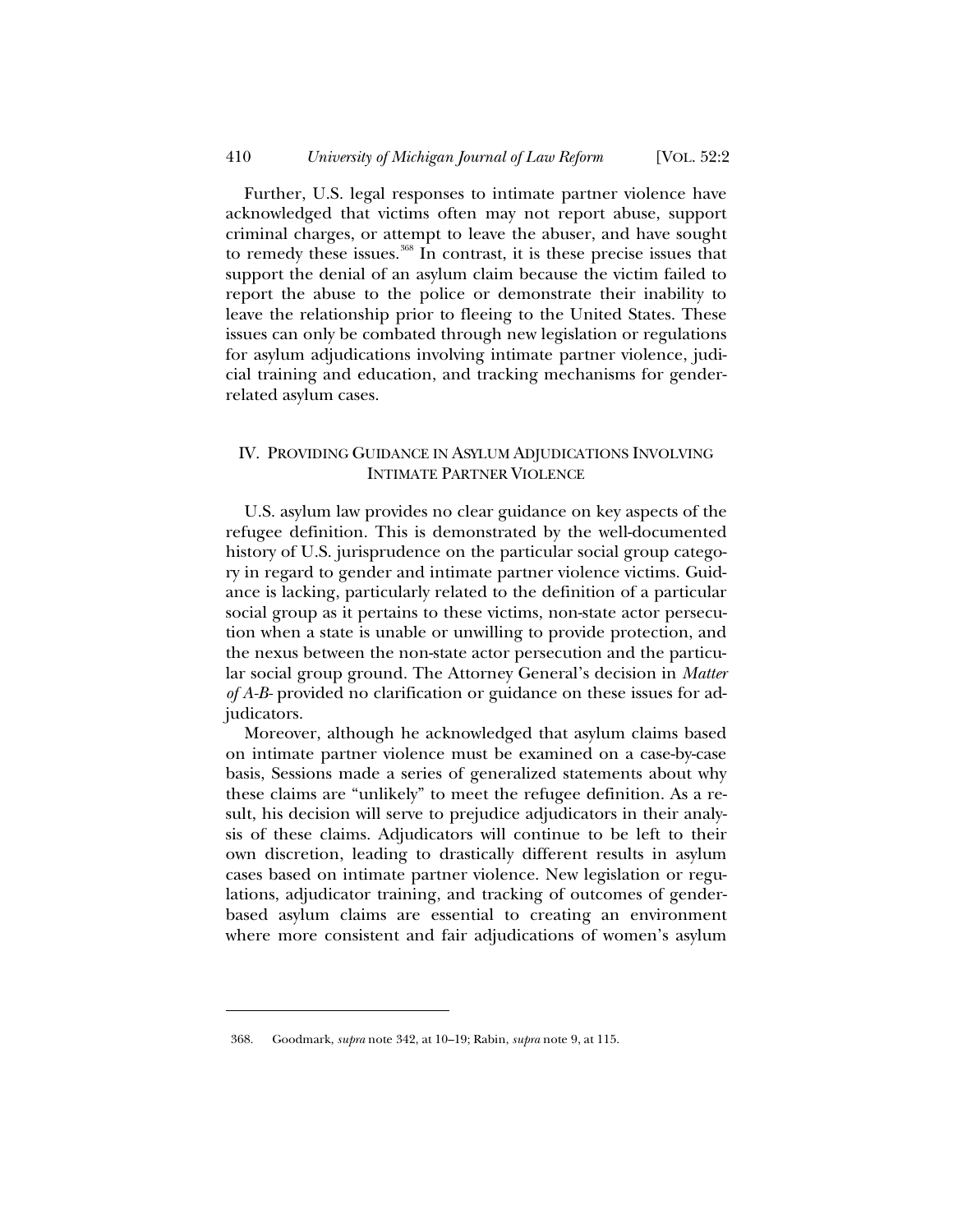Further, U.S. legal responses to intimate partner violence have acknowledged that victims often may not report abuse, support criminal charges, or attempt to leave the abuser, and have sought to remedy these issues.[368] In contrast, it is these precise issues that support the denial of an asylum claim because the victim failed to report the abuse to the police or demonstrate their inability to leave the relationship prior to fleeing to the United States. These issues can only be combated through new legislation or regulations for asylum adjudications involving intimate partner violence, judicial training and education, and tracking mechanisms for gender-related asylum cases.

## IV. PROVIDING GUIDANCE IN ASYLUM ADJUDICATIONS INVOLVING INTIMATE PARTNER VIOLENCE

U.S. asylum law provides no clear guidance on key aspects of the refugee definition. This is demonstrated by the well-documented history of U.S. jurisprudence on the particular social group category in regard to gender and intimate partner violence victims. Guidance is lacking, particularly related to the definition of a particular social group as it pertains to these victims, non-state actor persecution when a state is unable or unwilling to provide protection, and the nexus between the non-state actor persecution and the particular social group ground. The Attorney General's decision in *Matter of A-B-* provided no clarification or guidance on these issues for adjudicators.

Moreover, although he acknowledged that asylum claims based on intimate partner violence must be examined on a case-by-case basis, Sessions made a series of generalized statements about why these claims are "unlikely" to meet the refugee definition. As a result, his decision will serve to prejudice adjudicators in their analysis of these claims. Adjudicators will continue to be left to their own discretion, leading to drastically different results in asylum cases based on intimate partner violence. New legislation or regulations, adjudicator training, and tracking of outcomes of gender-based asylum claims are essential to creating an environment where more consistent and fair adjudications of women's asylum

368. Goodmark, *supra* note 342, at 10–19; Rabin, *supra* note 9, at 115.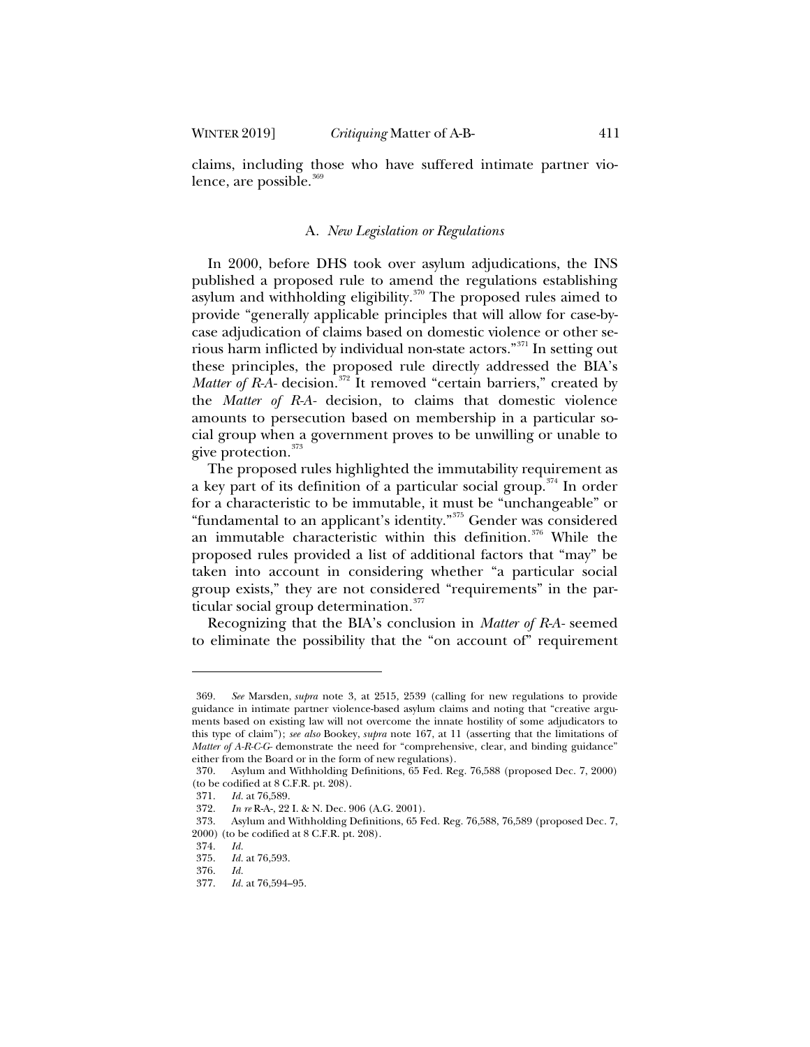claims, including those who have suffered intimate partner violence, are possible.[369]

### A. *New Legislation or Regulations*

In 2000, before DHS took over asylum adjudications, the INS published a proposed rule to amend the regulations establishing asylum and withholding eligibility.[370] The proposed rules aimed to provide "generally applicable principles that will allow for case-by-case adjudication of claims based on domestic violence or other serious harm inflicted by individual non-state actors."[371] In setting out these principles, the proposed rule directly addressed the BIA's *Matter of R-A-* decision.[372] It removed "certain barriers," created by the *Matter of R-A-* decision, to claims that domestic violence amounts to persecution based on membership in a particular social group when a government proves to be unwilling or unable to give protection.[373]

The proposed rules highlighted the immutability requirement as a key part of its definition of a particular social group.[374] In order for a characteristic to be immutable, it must be "unchangeable" or "fundamental to an applicant's identity."[375] Gender was considered an immutable characteristic within this definition.[376] While the proposed rules provided a list of additional factors that "may" be taken into account in considering whether "a particular social group exists," they are not considered "requirements" in the particular social group determination.[377]

Recognizing that the BIA's conclusion in *Matter of R-A-* seemed to eliminate the possibility that the "on account of" requirement

---

369. *See* Marsden, *supra* note 3, at 2515, 2539 (calling for new regulations to provide guidance in intimate partner violence-based asylum claims and noting that "creative arguments based on existing law will not overcome the innate hostility of some adjudicators to this type of claim"); *see also* Bookey, *supra* note 167, at 11 (asserting that the limitations of *Matter of A-R-C-G-* demonstrate the need for "comprehensive, clear, and binding guidance" either from the Board or in the form of new regulations).

370. Asylum and Withholding Definitions, 65 Fed. Reg. 76,588 (proposed Dec. 7, 2000) (to be codified at 8 C.F.R. pt. 208).

371. *Id.* at 76,589.

372. *In re* R-A-, 22 I. & N. Dec. 906 (A.G. 2001).

373. Asylum and Withholding Definitions, 65 Fed. Reg. 76,588, 76,589 (proposed Dec. 7, 2000) (to be codified at 8 C.F.R. pt. 208).

374. *Id.*

375. *Id.* at 76,593.

376. *Id.*

377. *Id.* at 76,594–95.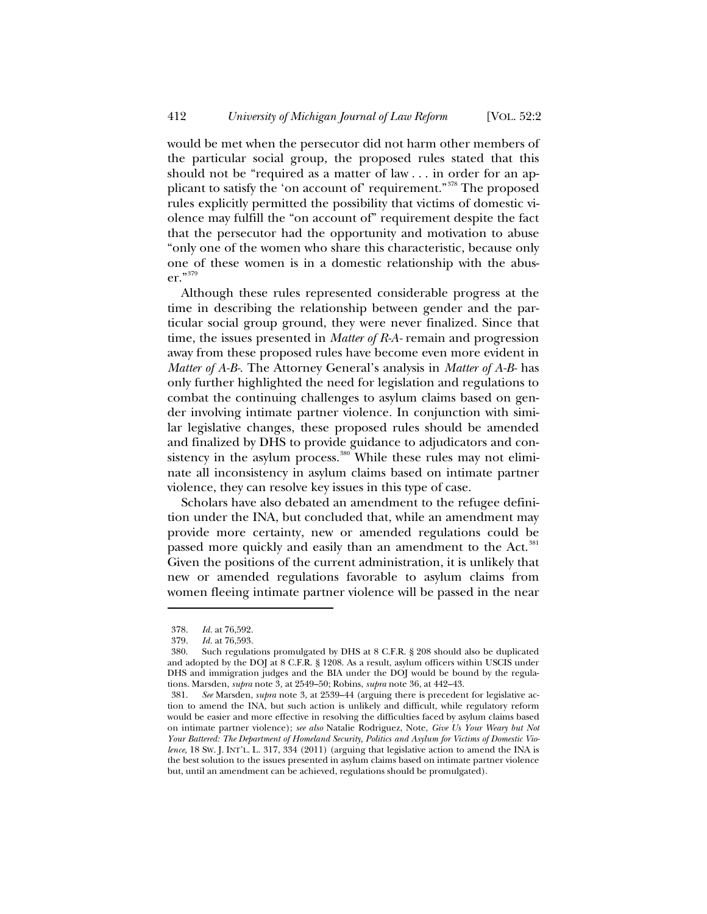would be met when the persecutor did not harm other members of the particular social group, the proposed rules stated that this should not be "required as a matter of law . . . in order for an applicant to satisfy the 'on account of' requirement."[378] The proposed rules explicitly permitted the possibility that victims of domestic violence may fulfill the "on account of" requirement despite the fact that the persecutor had the opportunity and motivation to abuse "only one of the women who share this characteristic, because only one of these women is in a domestic relationship with the abuser."[379]

Although these rules represented considerable progress at the time in describing the relationship between gender and the particular social group ground, they were never finalized. Since that time, the issues presented in *Matter of R-A-* remain and progression away from these proposed rules have become even more evident in *Matter of A-B-*. The Attorney General's analysis in *Matter of A-B-* has only further highlighted the need for legislation and regulations to combat the continuing challenges to asylum claims based on gender involving intimate partner violence. In conjunction with similar legislative changes, these proposed rules should be amended and finalized by DHS to provide guidance to adjudicators and consistency in the asylum process.[380] While these rules may not eliminate all inconsistency in asylum claims based on intimate partner violence, they can resolve key issues in this type of case.

Scholars have also debated an amendment to the refugee definition under the INA, but concluded that, while an amendment may provide more certainty, new or amended regulations could be passed more quickly and easily than an amendment to the Act.[381] Given the positions of the current administration, it is unlikely that new or amended regulations favorable to asylum claims from women fleeing intimate partner violence will be passed in the near

---

378. *Id.* at 76,592.

379. *Id.* at 76,593.

380. Such regulations promulgated by DHS at 8 C.F.R. § 208 should also be duplicated and adopted by the DOJ at 8 C.F.R. § 1208. As a result, asylum officers within USCIS under DHS and immigration judges and the BIA under the DOJ would be bound by the regulations. Marsden, *supra* note 3, at 2549–50; Robins, *supra* note 36, at 442–43.

381. *See* Marsden, *supra* note 3, at 2539–44 (arguing there is precedent for legislative action to amend the INA, but such action is unlikely and difficult, while regulatory reform would be easier and more effective in resolving the difficulties faced by asylum claims based on intimate partner violence); *see also* Natalie Rodriguez, Note, *Give Us Your Weary but Not Your Battered: The Department of Homeland Security, Politics and Asylum for Victims of Domestic Violence*, 18 SW. J. INT'L. L. 317, 334 (2011) (arguing that legislative action to amend the INA is the best solution to the issues presented in asylum claims based on intimate partner violence but, until an amendment can be achieved, regulations should be promulgated).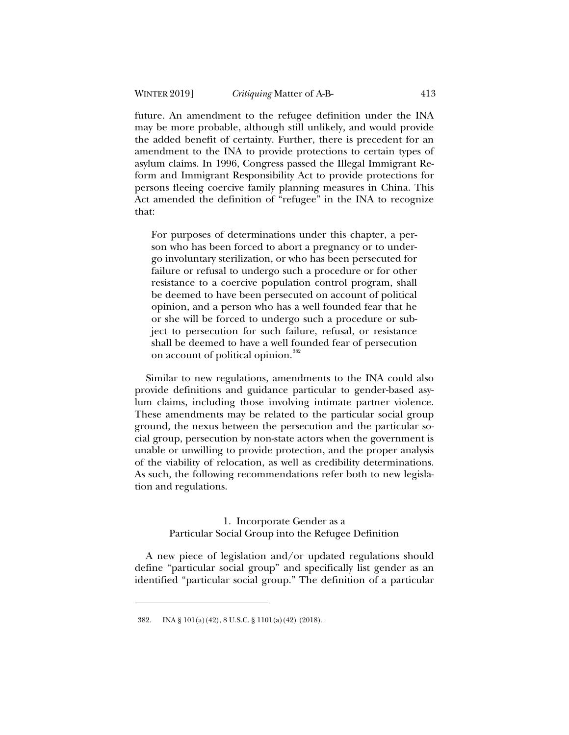future. An amendment to the refugee definition under the INA may be more probable, although still unlikely, and would provide the added benefit of certainty. Further, there is precedent for an amendment to the INA to provide protections to certain types of asylum claims. In 1996, Congress passed the Illegal Immigrant Reform and Immigrant Responsibility Act to provide protections for persons fleeing coercive family planning measures in China. This Act amended the definition of "refugee" in the INA to recognize that:

> For purposes of determinations under this chapter, a person who has been forced to abort a pregnancy or to undergo involuntary sterilization, or who has been persecuted for failure or refusal to undergo such a procedure or for other resistance to a coercive population control program, shall be deemed to have been persecuted on account of political opinion, and a person who has a well founded fear that he or she will be forced to undergo such a procedure or subject to persecution for such failure, refusal, or resistance shall be deemed to have a well founded fear of persecution on account of political opinion.[382]

Similar to new regulations, amendments to the INA could also provide definitions and guidance particular to gender-based asylum claims, including those involving intimate partner violence. These amendments may be related to the particular social group ground, the nexus between the persecution and the particular social group, persecution by non-state actors when the government is unable or unwilling to provide protection, and the proper analysis of the viability of relocation, as well as credibility determinations. As such, the following recommendations refer both to new legislation and regulations.

### 1. Incorporate Gender as a Particular Social Group into the Refugee Definition

A new piece of legislation and/or updated regulations should define "particular social group" and specifically list gender as an identified "particular social group." The definition of a particular

---

382. INA § 101(a)(42), 8 U.S.C. § 1101(a)(42) (2018).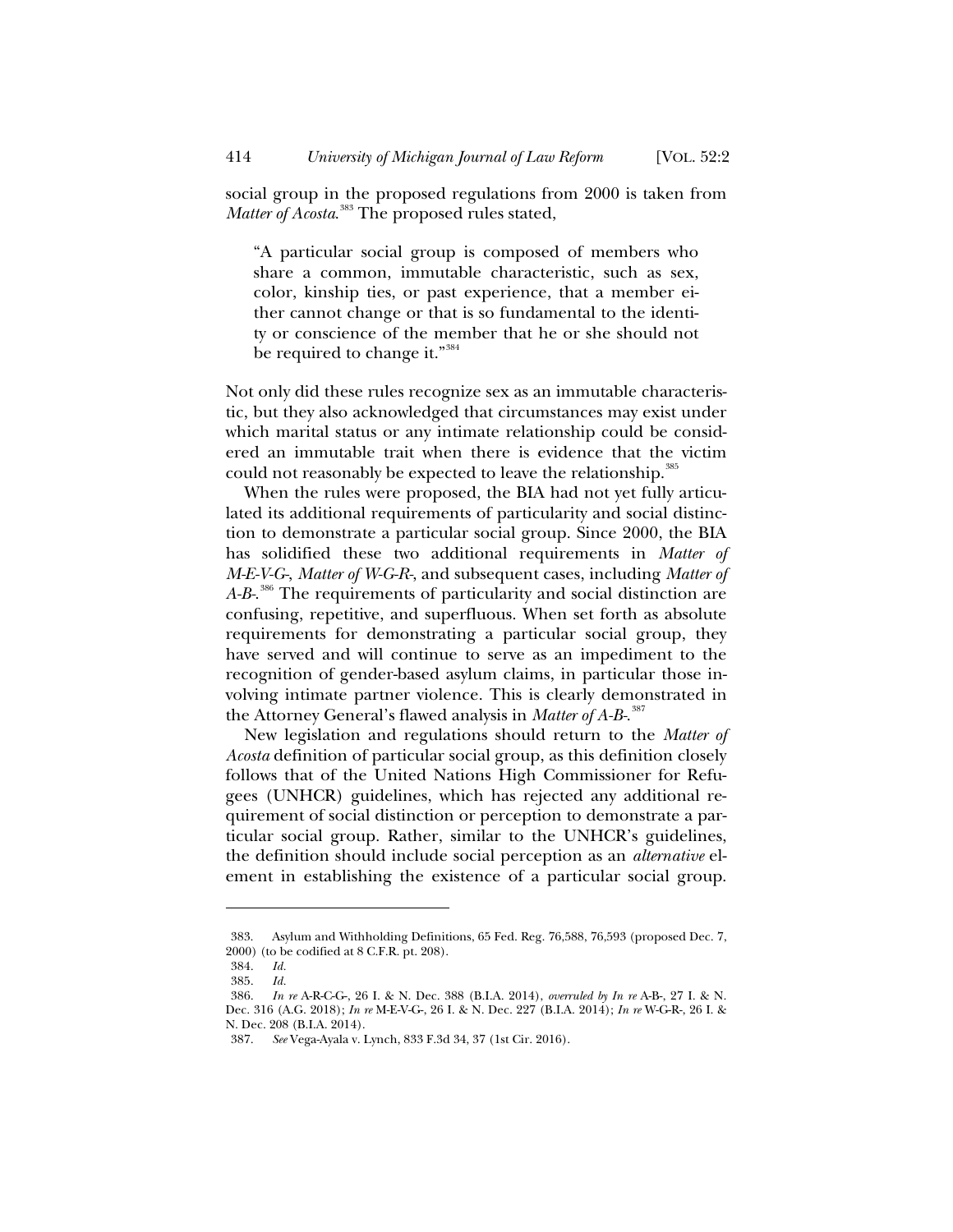social group in the proposed regulations from 2000 is taken from *Matter of Acosta*.[383] The proposed rules stated,

> "A particular social group is composed of members who share a common, immutable characteristic, such as sex, color, kinship ties, or past experience, that a member either cannot change or that is so fundamental to the identity or conscience of the member that he or she should not be required to change it."[384]

Not only did these rules recognize sex as an immutable characteristic, but they also acknowledged that circumstances may exist under which marital status or any intimate relationship could be considered an immutable trait when there is evidence that the victim could not reasonably be expected to leave the relationship.[385]

When the rules were proposed, the BIA had not yet fully articulated its additional requirements of particularity and social distinction to demonstrate a particular social group. Since 2000, the BIA has solidified these two additional requirements in *Matter of M-E-V-G-*, *Matter of W-G-R-*, and subsequent cases, including *Matter of A-B-*.[386] The requirements of particularity and social distinction are confusing, repetitive, and superfluous. When set forth as absolute requirements for demonstrating a particular social group, they have served and will continue to serve as an impediment to the recognition of gender-based asylum claims, in particular those involving intimate partner violence. This is clearly demonstrated in the Attorney General's flawed analysis in *Matter of A-B-*.[387]

New legislation and regulations should return to the *Matter of Acosta* definition of particular social group, as this definition closely follows that of the United Nations High Commissioner for Refugees (UNHCR) guidelines, which has rejected any additional requirement of social distinction or perception to demonstrate a particular social group. Rather, similar to the UNHCR's guidelines, the definition should include social perception as an *alternative* element in establishing the existence of a particular social group.

---

383. Asylum and Withholding Definitions, 65 Fed. Reg. 76,588, 76,593 (proposed Dec. 7, 2000) (to be codified at 8 C.F.R. pt. 208).

384. *Id.*

385. *Id.*

386. *In re* A-R-C-G-, 26 I. & N. Dec. 388 (B.I.A. 2014), *overruled by In re* A-B-, 27 I. & N. Dec. 316 (A.G. 2018); *In re* M-E-V-G-, 26 I. & N. Dec. 227 (B.I.A. 2014); *In re* W-G-R-, 26 I. & N. Dec. 208 (B.I.A. 2014).

387. *See* Vega-Ayala v. Lynch, 833 F.3d 34, 37 (1st Cir. 2016).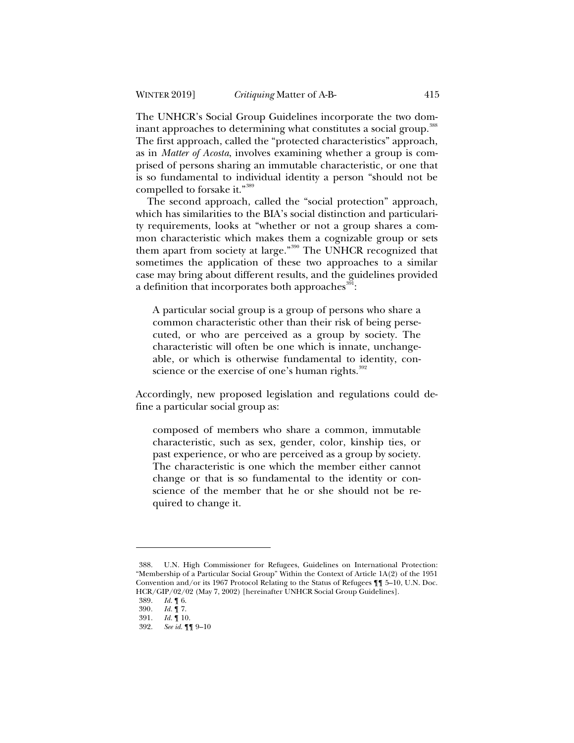The UNHCR's Social Group Guidelines incorporate the two dominant approaches to determining what constitutes a social group.[388] The first approach, called the "protected characteristics" approach, as in *Matter of Acosta*, involves examining whether a group is comprised of persons sharing an immutable characteristic, or one that is so fundamental to individual identity a person "should not be compelled to forsake it."[389]

The second approach, called the "social protection" approach, which has similarities to the BIA's social distinction and particularity requirements, looks at "whether or not a group shares a common characteristic which makes them a cognizable group or sets them apart from society at large."[390] The UNHCR recognized that sometimes the application of these two approaches to a similar case may bring about different results, and the guidelines provided a definition that incorporates both approaches[391]:

> A particular social group is a group of persons who share a common characteristic other than their risk of being persecuted, or who are perceived as a group by society. The characteristic will often be one which is innate, unchangeable, or which is otherwise fundamental to identity, conscience or the exercise of one's human rights.[392]

Accordingly, new proposed legislation and regulations could define a particular social group as:

> composed of members who share a common, immutable characteristic, such as sex, gender, color, kinship ties, or past experience, or who are perceived as a group by society. The characteristic is one which the member either cannot change or that is so fundamental to the identity or conscience of the member that he or she should not be required to change it.

---

388. U.N. High Commissioner for Refugees, Guidelines on International Protection: "Membership of a Particular Social Group" Within the Context of Article 1A(2) of the 1951 Convention and/or its 1967 Protocol Relating to the Status of Refugees ¶¶ 5–10, U.N. Doc. HCR/GIP/02/02 (May 7, 2002) [hereinafter UNHCR Social Group Guidelines].

389. *Id.* ¶ 6.

390. *Id.* ¶ 7.

391. *Id.* ¶ 10.

392. *See id.* ¶¶ 9–10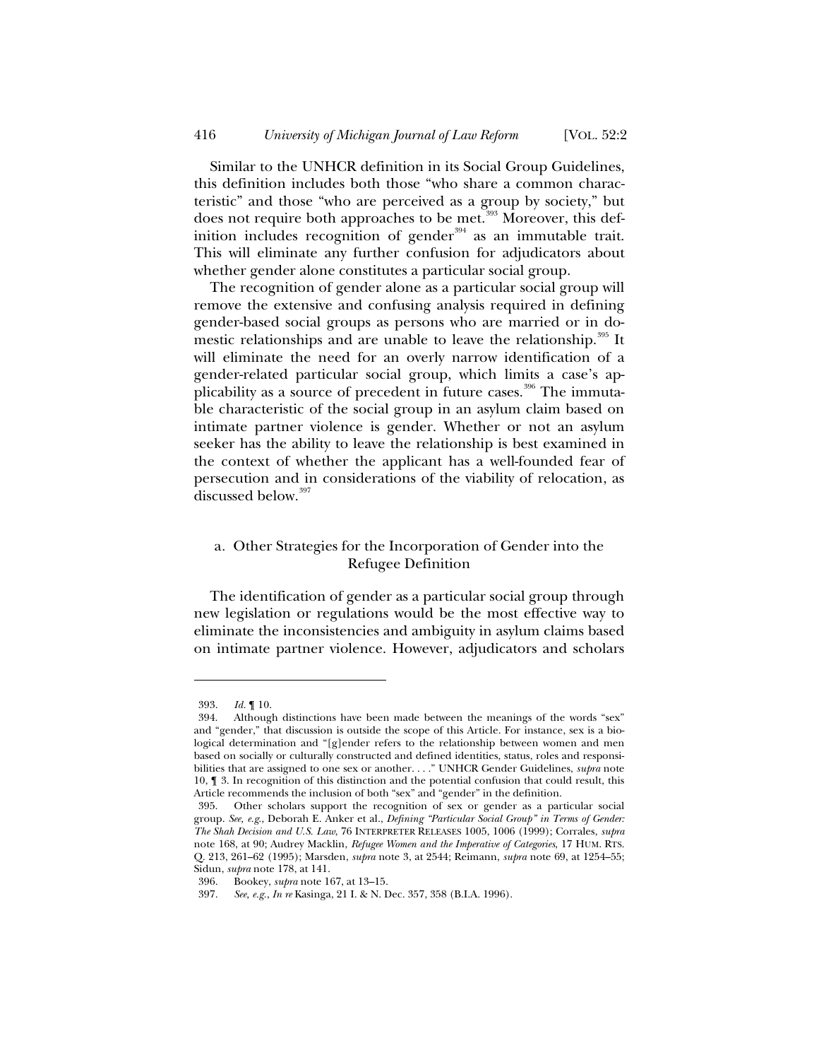Similar to the UNHCR definition in its Social Group Guidelines, this definition includes both those "who share a common characteristic" and those "who are perceived as a group by society," but does not require both approaches to be met.[393] Moreover, this definition includes recognition of gender[394] as an immutable trait. This will eliminate any further confusion for adjudicators about whether gender alone constitutes a particular social group.

The recognition of gender alone as a particular social group will remove the extensive and confusing analysis required in defining gender-based social groups as persons who are married or in domestic relationships and are unable to leave the relationship.[395] It will eliminate the need for an overly narrow identification of a gender-related particular social group, which limits a case's applicability as a source of precedent in future cases.[396] The immutable characteristic of the social group in an asylum claim based on intimate partner violence is gender. Whether or not an asylum seeker has the ability to leave the relationship is best examined in the context of whether the applicant has a well-founded fear of persecution and in considerations of the viability of relocation, as discussed below.[397]

### a. Other Strategies for the Incorporation of Gender into the Refugee Definition

The identification of gender as a particular social group through new legislation or regulations would be the most effective way to eliminate the inconsistencies and ambiguity in asylum claims based on intimate partner violence. However, adjudicators and scholars

---

393. *Id.* ¶ 10.

394. Although distinctions have been made between the meanings of the words "sex" and "gender," that discussion is outside the scope of this Article. For instance, sex is a biological determination and "[g]ender refers to the relationship between women and men based on socially or culturally constructed and defined identities, status, roles and responsibilities that are assigned to one sex or another. . . ." UNHCR Gender Guidelines, *supra* note 10, ¶ 3. In recognition of this distinction and the potential confusion that could result, this Article recommends the inclusion of both "sex" and "gender" in the definition.

395. Other scholars support the recognition of sex or gender as a particular social group. *See, e.g.*, Deborah E. Anker et al., *Defining "Particular Social Group" in Terms of Gender: The Shah Decision and U.S. Law*, 76 INTERPRETER RELEASES 1005, 1006 (1999); Corrales, *supra* note 168, at 90; Audrey Macklin, *Refugee Women and the Imperative of Categories*, 17 HUM. RTS. Q. 213, 261–62 (1995); Marsden, *supra* note 3, at 2544; Reimann, *supra* note 69, at 1254–55; Sidun, *supra* note 178, at 141.

396. Bookey, *supra* note 167, at 13–15.

397. *See, e.g.*, *In re* Kasinga, 21 I. & N. Dec. 357, 358 (B.I.A. 1996).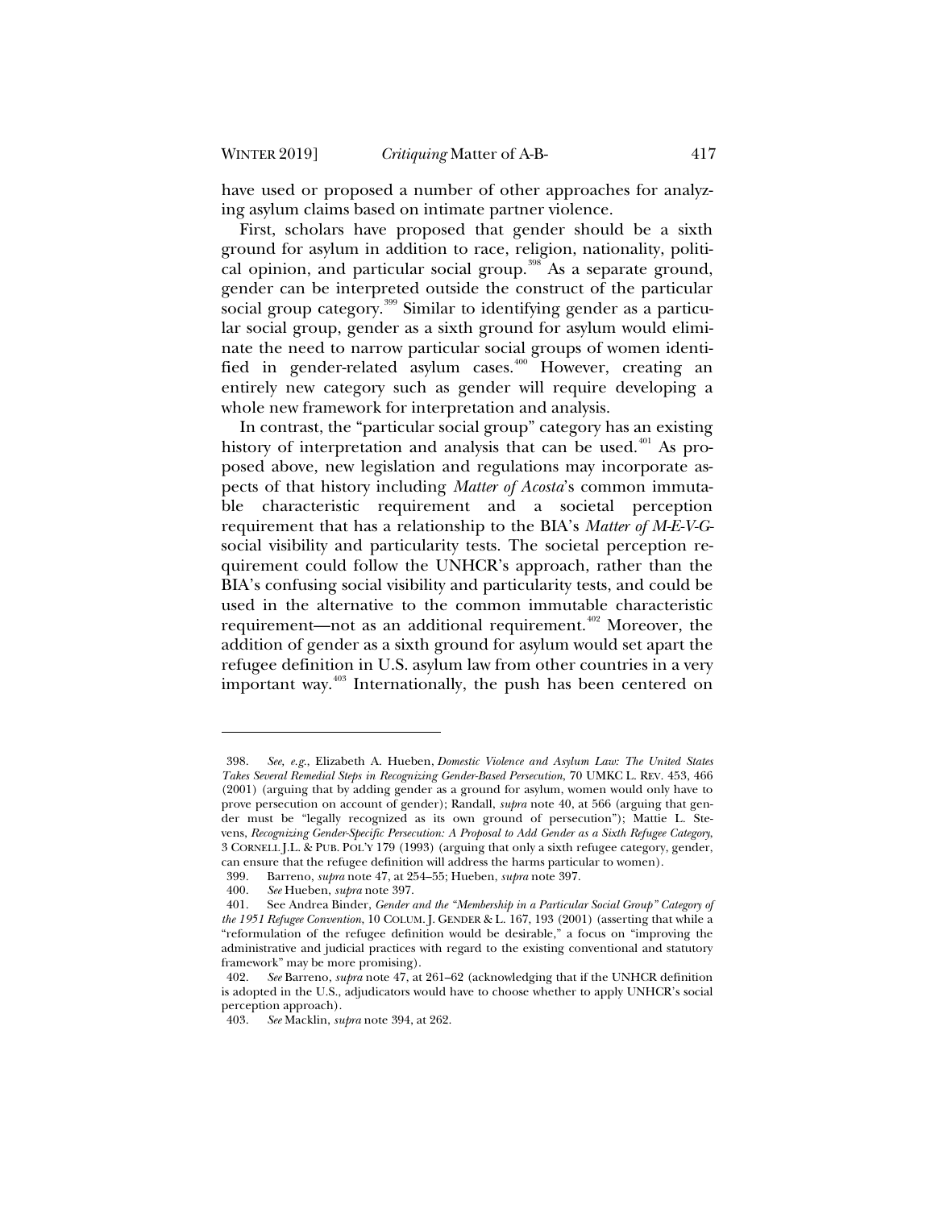have used or proposed a number of other approaches for analyzing asylum claims based on intimate partner violence.

First, scholars have proposed that gender should be a sixth ground for asylum in addition to race, religion, nationality, political opinion, and particular social group.[398] As a separate ground, gender can be interpreted outside the construct of the particular social group category.[399] Similar to identifying gender as a particular social group, gender as a sixth ground for asylum would eliminate the need to narrow particular social groups of women identified in gender-related asylum cases.[400] However, creating an entirely new category such as gender will require developing a whole new framework for interpretation and analysis.

In contrast, the "particular social group" category has an existing history of interpretation and analysis that can be used.[401] As proposed above, new legislation and regulations may incorporate aspects of that history including *Matter of Acosta*'s common immutable characteristic requirement and a societal perception requirement that has a relationship to the BIA's *Matter of M-E-V-G-* social visibility and particularity tests. The societal perception requirement could follow the UNHCR's approach, rather than the BIA's confusing social visibility and particularity tests, and could be used in the alternative to the common immutable characteristic requirement—not as an additional requirement.[402] Moreover, the addition of gender as a sixth ground for asylum would set apart the refugee definition in U.S. asylum law from other countries in a very important way.[403] Internationally, the push has been centered on

---

398. *See, e.g.*, Elizabeth A. Hueben, *Domestic Violence and Asylum Law: The United States Takes Several Remedial Steps in Recognizing Gender-Based Persecution*, 70 UMKC L. REV. 453, 466 (2001) (arguing that by adding gender as a ground for asylum, women would only have to prove persecution on account of gender); Randall, *supra* note 40, at 566 (arguing that gender must be "legally recognized as its own ground of persecution"); Mattie L. Stevens, *Recognizing Gender-Specific Persecution: A Proposal to Add Gender as a Sixth Refugee Category*, 3 CORNELL J.L. & PUB. POL'Y 179 (1993) (arguing that only a sixth refugee category, gender, can ensure that the refugee definition will address the harms particular to women).

399. Barreno, *supra* note 47, at 254–55; Hueben, *supra* note 397.

400. *See* Hueben, *supra* note 397.

401. See Andrea Binder, *Gender and the "Membership in a Particular Social Group" Category of the 1951 Refugee Convention*, 10 COLUM. J. GENDER & L. 167, 193 (2001) (asserting that while a "reformulation of the refugee definition would be desirable," a focus on "improving the administrative and judicial practices with regard to the existing conventional and statutory framework" may be more promising).

402. *See* Barreno, *supra* note 47, at 261–62 (acknowledging that if the UNHCR definition is adopted in the U.S., adjudicators would have to choose whether to apply UNHCR's social perception approach).

403. *See* Macklin, *supra* note 394, at 262.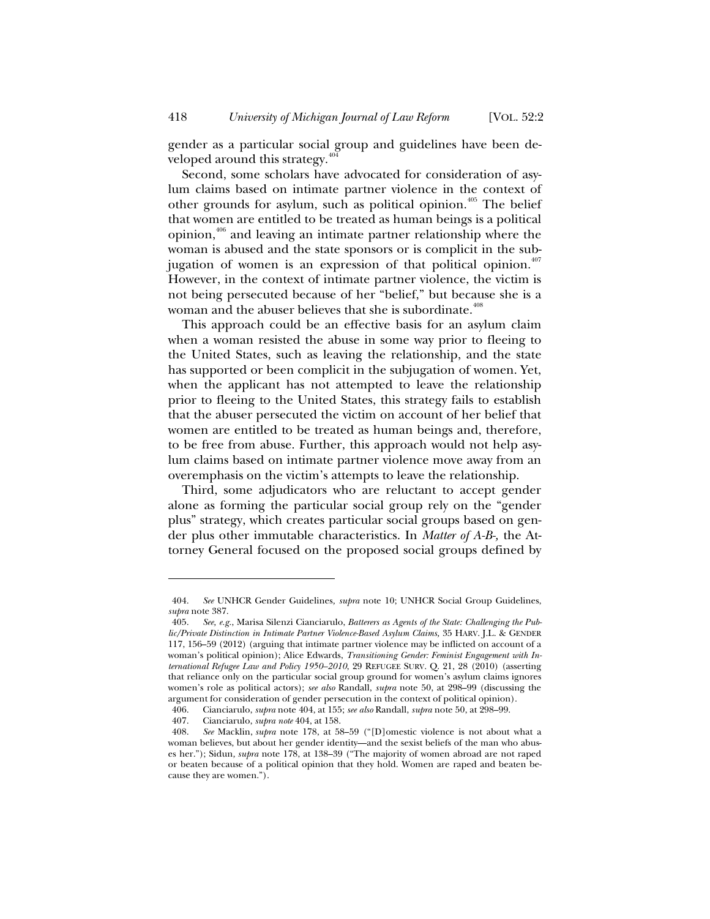gender as a particular social group and guidelines have been developed around this strategy.[404]

Second, some scholars have advocated for consideration of asylum claims based on intimate partner violence in the context of other grounds for asylum, such as political opinion.[405] The belief that women are entitled to be treated as human beings is a political opinion,[406] and leaving an intimate partner relationship where the woman is abused and the state sponsors or is complicit in the subjugation of women is an expression of that political opinion.[407] However, in the context of intimate partner violence, the victim is not being persecuted because of her "belief," but because she is a woman and the abuser believes that she is subordinate.[408]

This approach could be an effective basis for an asylum claim when a woman resisted the abuse in some way prior to fleeing to the United States, such as leaving the relationship, and the state has supported or been complicit in the subjugation of women. Yet, when the applicant has not attempted to leave the relationship prior to fleeing to the United States, this strategy fails to establish that the abuser persecuted the victim on account of her belief that women are entitled to be treated as human beings and, therefore, to be free from abuse. Further, this approach would not help asylum claims based on intimate partner violence move away from an overemphasis on the victim's attempts to leave the relationship.

Third, some adjudicators who are reluctant to accept gender alone as forming the particular social group rely on the "gender plus" strategy, which creates particular social groups based on gender plus other immutable characteristics. In *Matter of A-B-*, the Attorney General focused on the proposed social groups defined by

---

404. *See* UNHCR Gender Guidelines, *supra* note 10; UNHCR Social Group Guidelines, *supra* note 387.

405. *See, e.g.*, Marisa Silenzi Cianciarulo, *Batterers as Agents of the State: Challenging the Public/Private Distinction in Intimate Partner Violence-Based Asylum Claims,* 35 HARV. J.L. & GENDER 117, 156–59 (2012) (arguing that intimate partner violence may be inflicted on account of a woman's political opinion); Alice Edwards, *Transitioning Gender: Feminist Engagement with International Refugee Law and Policy 1950–2010,* 29 REFUGEE SURV. Q. 21, 28 (2010) (asserting that reliance only on the particular social group ground for women's asylum claims ignores women's role as political actors); *see also* Randall, *supra* note 50, at 298–99 (discussing the argument for consideration of gender persecution in the context of political opinion).

406. Cianciarulo, *supra* note 404, at 155; *see also* Randall, *supra* note 50, at 298–99.

407. Cianciarulo, *supra note* 404, at 158.

408. *See* Macklin, *supra* note 178, at 58–59 ("[D]omestic violence is not about what a woman believes, but about her gender identity—and the sexist beliefs of the man who abuses her."); Sidun, *supra* note 178, at 138–39 ("The majority of women abroad are not raped or beaten because of a political opinion that they hold. Women are raped and beaten because they are women.").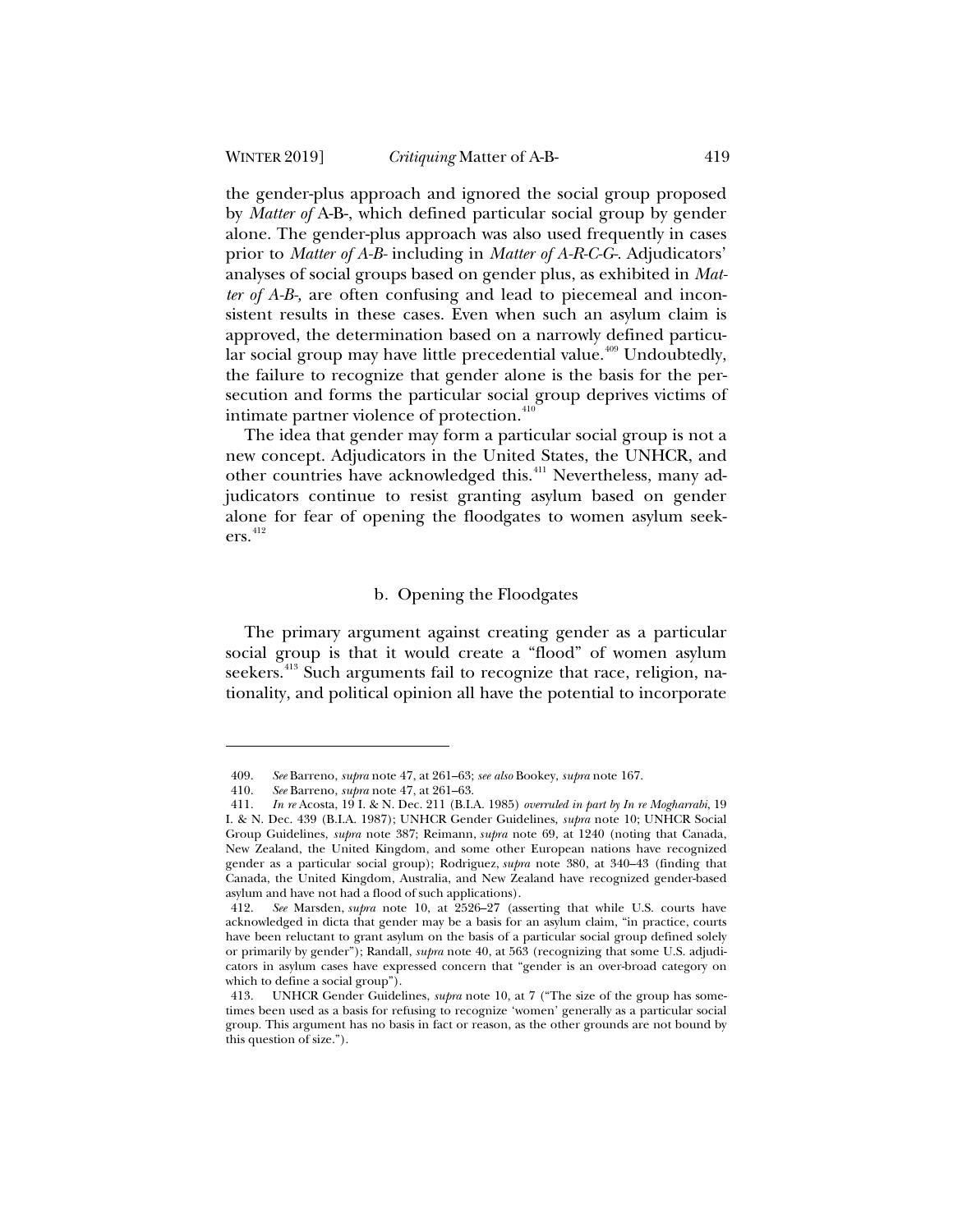the gender-plus approach and ignored the social group proposed by *Matter of* A-B-, which defined particular social group by gender alone. The gender-plus approach was also used frequently in cases prior to *Matter of A-B-* including in *Matter of A-R-C-G-*. Adjudicators' analyses of social groups based on gender plus, as exhibited in *Matter of A-B-*, are often confusing and lead to piecemeal and inconsistent results in these cases. Even when such an asylum claim is approved, the determination based on a narrowly defined particular social group may have little precedential value.[409] Undoubtedly, the failure to recognize that gender alone is the basis for the persecution and forms the particular social group deprives victims of intimate partner violence of protection.[410]

The idea that gender may form a particular social group is not a new concept. Adjudicators in the United States, the UNHCR, and other countries have acknowledged this.[411] Nevertheless, many adjudicators continue to resist granting asylum based on gender alone for fear of opening the floodgates to women asylum seekers.[412]

### b. Opening the Floodgates

The primary argument against creating gender as a particular social group is that it would create a "flood" of women asylum seekers.[413] Such arguments fail to recognize that race, religion, nationality, and political opinion all have the potential to incorporate

---

409. *See* Barreno, *supra* note 47, at 261–63; *see also* Bookey, *supra* note 167.

410. *See* Barreno, *supra* note 47, at 261–63.

411. *In re* Acosta, 19 I. & N. Dec. 211 (B.I.A. 1985) *overruled in part by In re Mogharrabi*, 19 I. & N. Dec. 439 (B.I.A. 1987); UNHCR Gender Guidelines, *supra* note 10; UNHCR Social Group Guidelines, *supra* note 387; Reimann, *supra* note 69, at 1240 (noting that Canada, New Zealand, the United Kingdom, and some other European nations have recognized gender as a particular social group); Rodriguez, *supra* note 380, at 340–43 (finding that Canada, the United Kingdom, Australia, and New Zealand have recognized gender-based asylum and have not had a flood of such applications).

412. *See* Marsden, *supra* note 10, at 2526–27 (asserting that while U.S. courts have acknowledged in dicta that gender may be a basis for an asylum claim, "in practice, courts have been reluctant to grant asylum on the basis of a particular social group defined solely or primarily by gender"); Randall, *supra* note 40, at 563 (recognizing that some U.S. adjudicators in asylum cases have expressed concern that "gender is an over-broad category on which to define a social group").

413. UNHCR Gender Guidelines, *supra* note 10, at 7 ("The size of the group has sometimes been used as a basis for refusing to recognize 'women' generally as a particular social group. This argument has no basis in fact or reason, as the other grounds are not bound by this question of size.").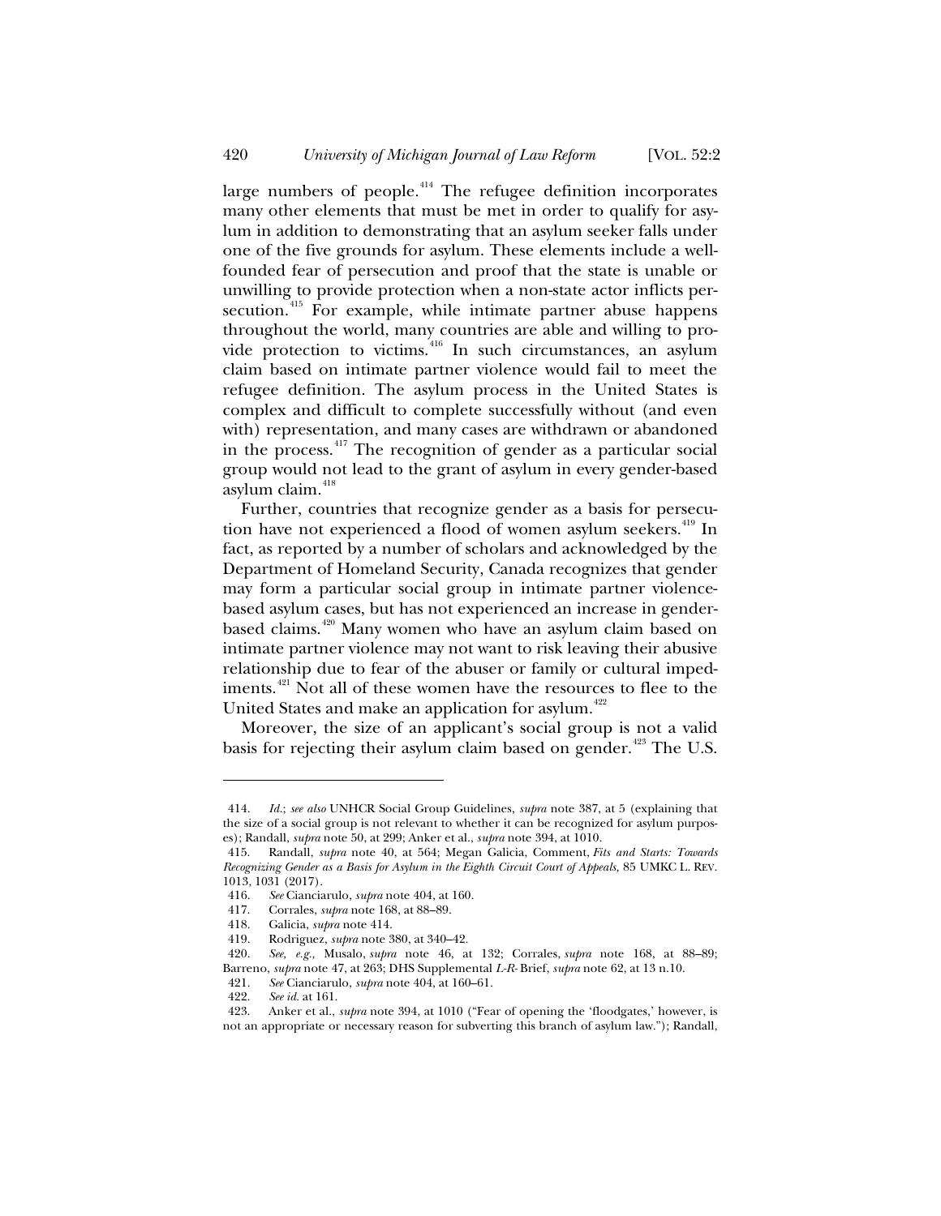large numbers of people.[414] The refugee definition incorporates many other elements that must be met in order to qualify for asylum in addition to demonstrating that an asylum seeker falls under one of the five grounds for asylum. These elements include a well-founded fear of persecution and proof that the state is unable or unwilling to provide protection when a non-state actor inflicts persecution.[415] For example, while intimate partner abuse happens throughout the world, many countries are able and willing to provide protection to victims.[416] In such circumstances, an asylum claim based on intimate partner violence would fail to meet the refugee definition. The asylum process in the United States is complex and difficult to complete successfully without (and even with) representation, and many cases are withdrawn or abandoned in the process.[417] The recognition of gender as a particular social group would not lead to the grant of asylum in every gender-based asylum claim.[418]

Further, countries that recognize gender as a basis for persecution have not experienced a flood of women asylum seekers.[419] In fact, as reported by a number of scholars and acknowledged by the Department of Homeland Security, Canada recognizes that gender may form a particular social group in intimate partner violence-based asylum cases, but has not experienced an increase in gender-based claims.[420] Many women who have an asylum claim based on intimate partner violence may not want to risk leaving their abusive relationship due to fear of the abuser or family or cultural impediments.[421] Not all of these women have the resources to flee to the United States and make an application for asylum.[422]

Moreover, the size of an applicant's social group is not a valid basis for rejecting their asylum claim based on gender.[423] The U.S.

---

414. *Id.*; *see also* UNHCR Social Group Guidelines, *supra* note 387, at 5 (explaining that the size of a social group is not relevant to whether it can be recognized for asylum purposes); Randall, *supra* note 50, at 299; Anker et al., *supra* note 394, at 1010.

415. Randall, *supra* note 40, at 564; Megan Galicia, Comment, *Fits and Starts: Towards Recognizing Gender as a Basis for Asylum in the Eighth Circuit Court of Appeals*, 85 UMKC L. REV. 1013, 1031 (2017).

416. *See* Cianciarulo, *supra* note 404, at 160.

417. Corrales, *supra* note 168, at 88–89.

418. Galicia, *supra* note 414.

419. Rodriguez, *supra* note 380, at 340–42.

420. *See, e.g.,* Musalo, *supra* note 46, at 132; Corrales, *supra* note 168, at 88–89; Barreno, *supra* note 47, at 263; DHS Supplemental *L-R-* Brief, *supra* note 62, at 13 n.10.

421. *See* Cianciarulo, *supra* note 404, at 160–61.

422. *See id.* at 161.

423. Anker et al., *supra* note 394, at 1010 ("Fear of opening the 'floodgates,' however, is not an appropriate or necessary reason for subverting this branch of asylum law."); Randall,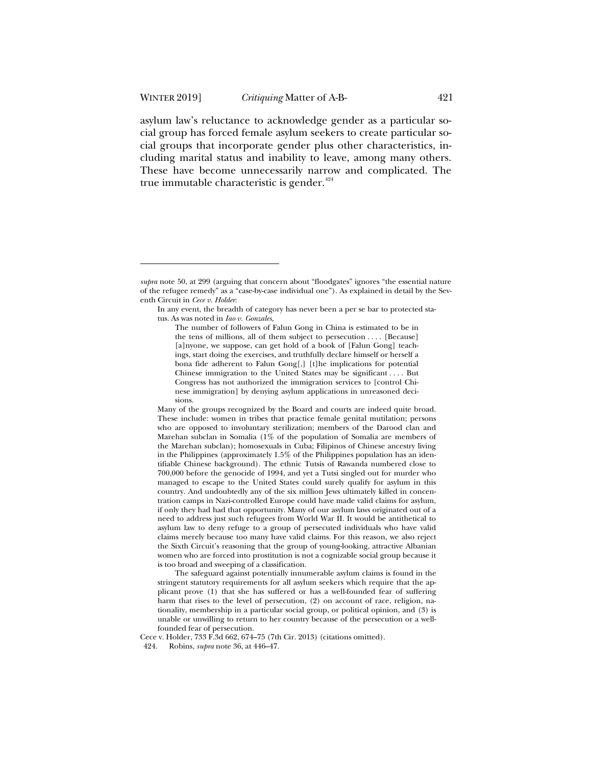asylum law's reluctance to acknowledge gender as a particular social group has forced female asylum seekers to create particular social groups that incorporate gender plus other characteristics, including marital status and inability to leave, among many others. These have become unnecessarily narrow and complicated. The true immutable characteristic is gender.[424]

---

*supra* note 50, at 299 (arguing that concern about "floodgates" ignores "the essential nature of the refugee remedy" as a "case-by-case individual one"). As explained in detail by the Seventh Circuit in *Cece v. Holder*:

> In any event, the breadth of category has never been a per se bar to protected status. As was noted in *Iao v. Gonzales,*
>
> > The number of followers of Falun Gong in China is estimated to be in the tens of millions, all of them subject to persecution . . . . [Because] [a]nyone, we suppose, can get hold of a book of [Falun Gong] teachings, start doing the exercises, and truthfully declare himself or herself a bona fide adherent to Falun Gong[,] [t]he implications for potential Chinese immigration to the United States may be significant . . . . But Congress has not authorized the immigration services to [control Chinese immigration] by denying asylum applications in unreasoned decisions.
>
> Many of the groups recognized by the Board and courts are indeed quite broad. These include: women in tribes that practice female genital mutilation; persons who are opposed to involuntary sterilization; members of the Darood clan and Marehan subclan in Somalia (1% of the population of Somalia are members of the Marehan subclan); homosexuals in Cuba; Filipinos of Chinese ancestry living in the Philippines (approximately 1.5% of the Philippines population has an identifiable Chinese background). The ethnic Tutsis of Rawanda numbered close to 700,000 before the genocide of 1994, and yet a Tutsi singled out for murder who managed to escape to the United States could surely qualify for asylum in this country. And undoubtedly any of the six million Jews ultimately killed in concentration camps in Nazi-controlled Europe could have made valid claims for asylum, if only they had had that opportunity. Many of our asylum laws originated out of a need to address just such refugees from World War II. It would be antithetical to asylum law to deny refuge to a group of persecuted individuals who have valid claims merely because too many have valid claims. For this reason, we also reject the Sixth Circuit's reasoning that the group of young-looking, attractive Albanian women who are forced into prostitution is not a cognizable social group because it is too broad and sweeping of a classification.
>
> The safeguard against potentially innumerable asylum claims is found in the stringent statutory requirements for all asylum seekers which require that the applicant prove (1) that she has suffered or has a well-founded fear of suffering harm that rises to the level of persecution, (2) on account of race, religion, nationality, membership in a particular social group, or political opinion, and (3) is unable or unwilling to return to her country because of the persecution or a well-founded fear of persecution.

Cece v. Holder, 733 F.3d 662, 674–75 (7th Cir. 2013) (citations omitted).

424. Robins, *supra* note 36, at 446–47.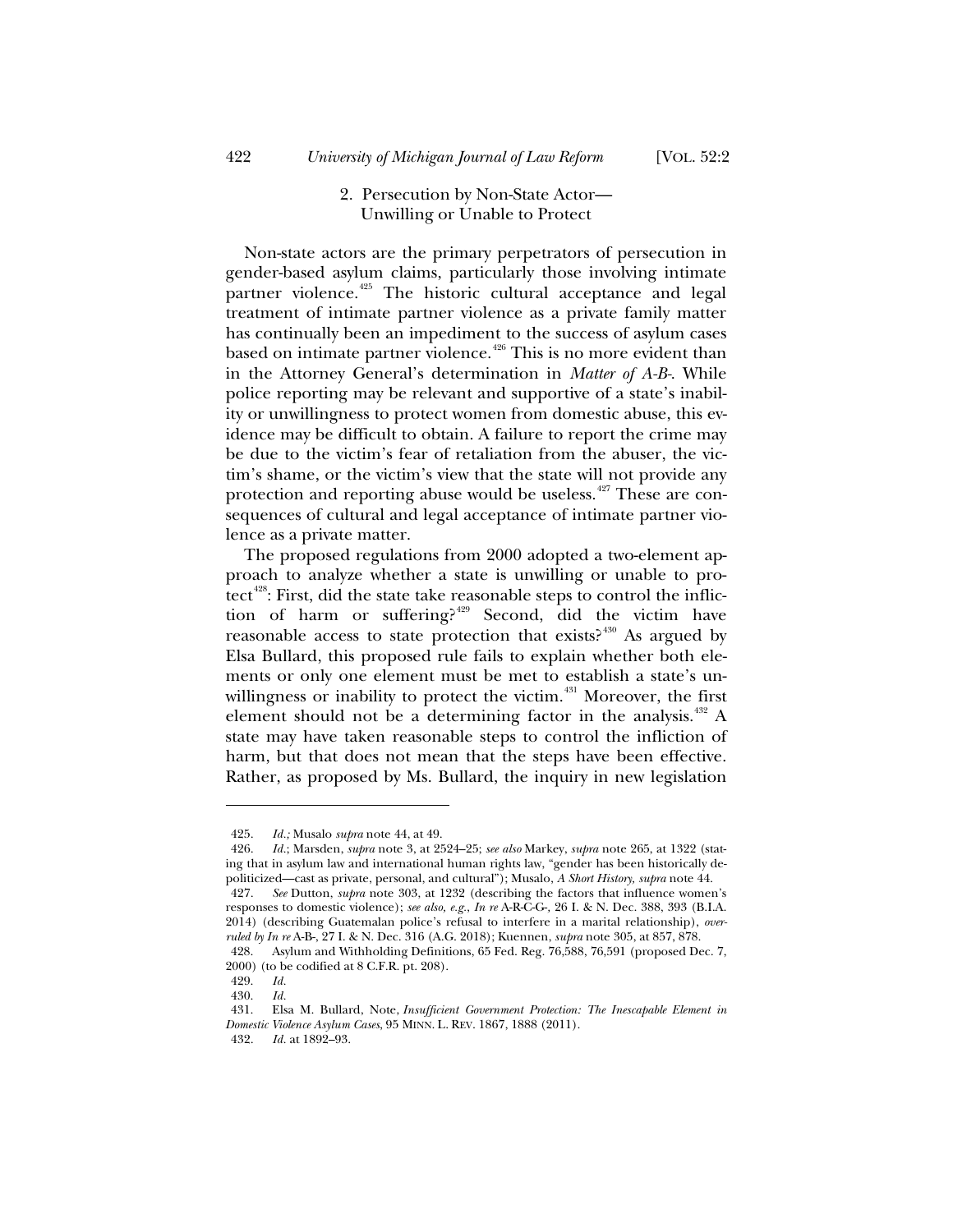### 2. Persecution by Non-State Actor—Unwilling or Unable to Protect

Non-state actors are the primary perpetrators of persecution in gender-based asylum claims, particularly those involving intimate partner violence.[425] The historic cultural acceptance and legal treatment of intimate partner violence as a private family matter has continually been an impediment to the success of asylum cases based on intimate partner violence.[426] This is no more evident than in the Attorney General's determination in *Matter of A-B-*. While police reporting may be relevant and supportive of a state's inability or unwillingness to protect women from domestic abuse, this evidence may be difficult to obtain. A failure to report the crime may be due to the victim's fear of retaliation from the abuser, the victim's shame, or the victim's view that the state will not provide any protection and reporting abuse would be useless.[427] These are consequences of cultural and legal acceptance of intimate partner violence as a private matter.

The proposed regulations from 2000 adopted a two-element approach to analyze whether a state is unwilling or unable to protect[428]: First, did the state take reasonable steps to control the infliction of harm or suffering?[429] Second, did the victim have reasonable access to state protection that exists?[430] As argued by Elsa Bullard, this proposed rule fails to explain whether both elements or only one element must be met to establish a state's unwillingness or inability to protect the victim.[431] Moreover, the first element should not be a determining factor in the analysis.[432] A state may have taken reasonable steps to control the infliction of harm, but that does not mean that the steps have been effective. Rather, as proposed by Ms. Bullard, the inquiry in new legislation

---

425. *Id.;* Musalo *supra* note 44, at 49.

426. *Id.*; Marsden, *supra* note 3, at 2524–25; *see also* Markey, *supra* note 265, at 1322 (stating that in asylum law and international human rights law, "gender has been historically depoliticized—cast as private, personal, and cultural"); Musalo, *A Short History, supra* note 44.

427. *See* Dutton, *supra* note 303, at 1232 (describing the factors that influence women's responses to domestic violence); *see also, e.g.*, *In re* A-R-C-G-, 26 I. & N. Dec. 388, 393 (B.I.A. 2014) (describing Guatemalan police's refusal to interfere in a marital relationship), *overruled by In re* A-B-, 27 I. & N. Dec. 316 (A.G. 2018); Kuennen, *supra* note 305, at 857, 878.

428. Asylum and Withholding Definitions, 65 Fed. Reg. 76,588, 76,591 (proposed Dec. 7, 2000) (to be codified at 8 C.F.R. pt. 208).

429. *Id.*

430. *Id.*

431. Elsa M. Bullard, Note, *Insufficient Government Protection: The Inescapable Element in Domestic Violence Asylum Cases*, 95 MINN. L. REV. 1867, 1888 (2011).

432. *Id.* at 1892–93.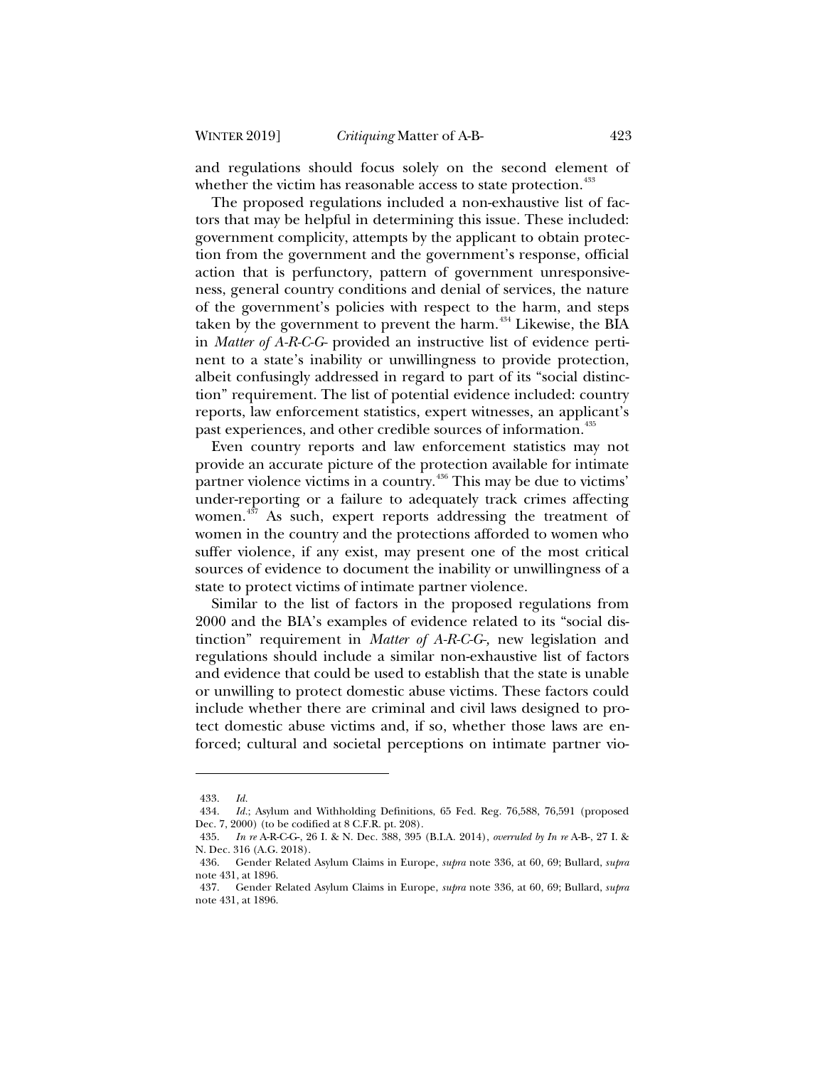and regulations should focus solely on the second element of whether the victim has reasonable access to state protection.[433]

The proposed regulations included a non-exhaustive list of factors that may be helpful in determining this issue. These included: government complicity, attempts by the applicant to obtain protection from the government and the government's response, official action that is perfunctory, pattern of government unresponsiveness, general country conditions and denial of services, the nature of the government's policies with respect to the harm, and steps taken by the government to prevent the harm.[434] Likewise, the BIA in *Matter of A-R-C-G-* provided an instructive list of evidence pertinent to a state's inability or unwillingness to provide protection, albeit confusingly addressed in regard to part of its "social distinction" requirement. The list of potential evidence included: country reports, law enforcement statistics, expert witnesses, an applicant's past experiences, and other credible sources of information.[435]

Even country reports and law enforcement statistics may not provide an accurate picture of the protection available for intimate partner violence victims in a country.[436] This may be due to victims' under-reporting or a failure to adequately track crimes affecting women.[437] As such, expert reports addressing the treatment of women in the country and the protections afforded to women who suffer violence, if any exist, may present one of the most critical sources of evidence to document the inability or unwillingness of a state to protect victims of intimate partner violence.

Similar to the list of factors in the proposed regulations from 2000 and the BIA's examples of evidence related to its "social distinction" requirement in *Matter of A-R-C-G-*, new legislation and regulations should include a similar non-exhaustive list of factors and evidence that could be used to establish that the state is unable or unwilling to protect domestic abuse victims. These factors could include whether there are criminal and civil laws designed to protect domestic abuse victims and, if so, whether those laws are enforced; cultural and societal perceptions on intimate partner vio-

---

433. *Id.*

434. *Id.*; Asylum and Withholding Definitions, 65 Fed. Reg. 76,588, 76,591 (proposed Dec. 7, 2000) (to be codified at 8 C.F.R. pt. 208).

435. *In re* A-R-C-G-, 26 I. & N. Dec. 388, 395 (B.I.A. 2014), *overruled by In re* A-B-, 27 I. & N. Dec. 316 (A.G. 2018).

436. Gender Related Asylum Claims in Europe, *supra* note 336, at 60, 69; Bullard, *supra* note 431, at 1896.

437. Gender Related Asylum Claims in Europe, *supra* note 336, at 60, 69; Bullard, *supra* note 431, at 1896.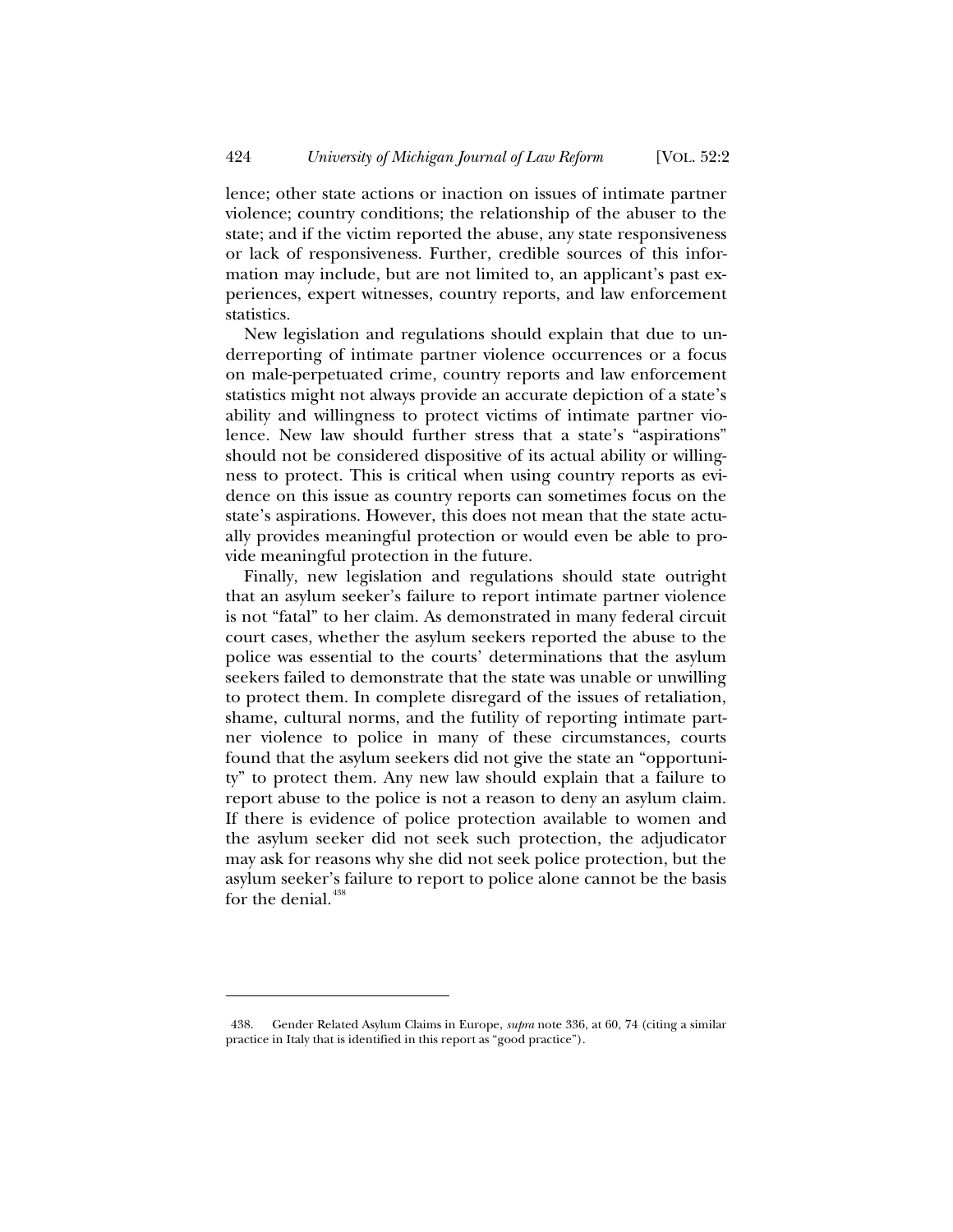lence; other state actions or inaction on issues of intimate partner violence; country conditions; the relationship of the abuser to the state; and if the victim reported the abuse, any state responsiveness or lack of responsiveness. Further, credible sources of this information may include, but are not limited to, an applicant's past experiences, expert witnesses, country reports, and law enforcement statistics.

New legislation and regulations should explain that due to underreporting of intimate partner violence occurrences or a focus on male-perpetuated crime, country reports and law enforcement statistics might not always provide an accurate depiction of a state's ability and willingness to protect victims of intimate partner violence. New law should further stress that a state's "aspirations" should not be considered dispositive of its actual ability or willingness to protect. This is critical when using country reports as evidence on this issue as country reports can sometimes focus on the state's aspirations. However, this does not mean that the state actually provides meaningful protection or would even be able to provide meaningful protection in the future.

Finally, new legislation and regulations should state outright that an asylum seeker's failure to report intimate partner violence is not "fatal" to her claim. As demonstrated in many federal circuit court cases, whether the asylum seekers reported the abuse to the police was essential to the courts' determinations that the asylum seekers failed to demonstrate that the state was unable or unwilling to protect them. In complete disregard of the issues of retaliation, shame, cultural norms, and the futility of reporting intimate partner violence to police in many of these circumstances, courts found that the asylum seekers did not give the state an "opportunity" to protect them. Any new law should explain that a failure to report abuse to the police is not a reason to deny an asylum claim. If there is evidence of police protection available to women and the asylum seeker did not seek such protection, the adjudicator may ask for reasons why she did not seek police protection, but the asylum seeker's failure to report to police alone cannot be the basis for the denial.[438]

---

438. Gender Related Asylum Claims in Europe, *supra* note 336, at 60, 74 (citing a similar practice in Italy that is identified in this report as "good practice").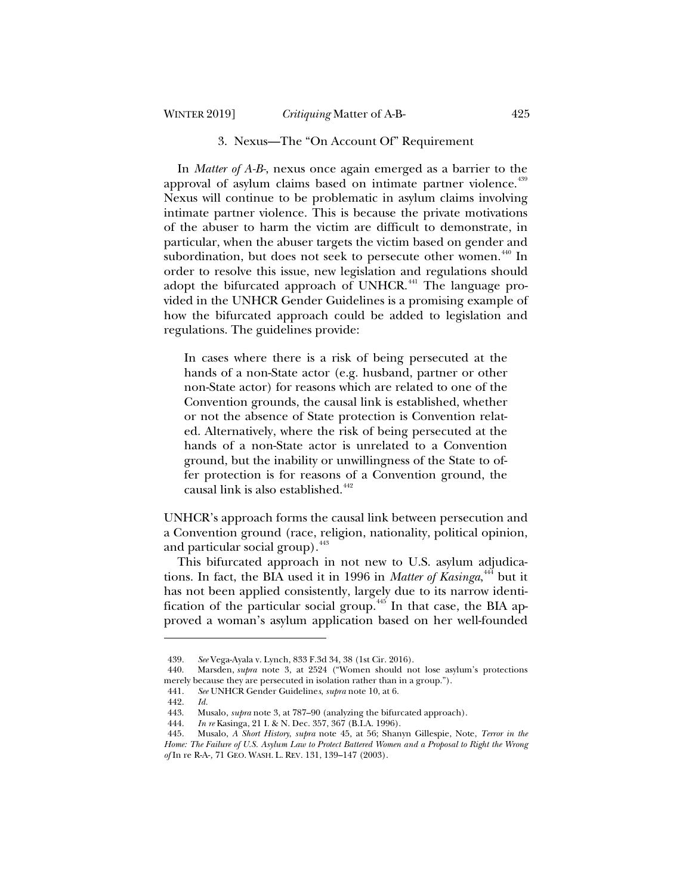### 3. Nexus—The "On Account Of" Requirement

In *Matter of A-B-*, nexus once again emerged as a barrier to the approval of asylum claims based on intimate partner violence.[439] Nexus will continue to be problematic in asylum claims involving intimate partner violence. This is because the private motivations of the abuser to harm the victim are difficult to demonstrate, in particular, when the abuser targets the victim based on gender and subordination, but does not seek to persecute other women.[440] In order to resolve this issue, new legislation and regulations should adopt the bifurcated approach of UNHCR.[441] The language provided in the UNHCR Gender Guidelines is a promising example of how the bifurcated approach could be added to legislation and regulations. The guidelines provide:

> In cases where there is a risk of being persecuted at the hands of a non-State actor (e.g. husband, partner or other non-State actor) for reasons which are related to one of the Convention grounds, the causal link is established, whether or not the absence of State protection is Convention related. Alternatively, where the risk of being persecuted at the hands of a non-State actor is unrelated to a Convention ground, but the inability or unwillingness of the State to offer protection is for reasons of a Convention ground, the causal link is also established.[442]

UNHCR's approach forms the causal link between persecution and a Convention ground (race, religion, nationality, political opinion, and particular social group).[443]

This bifurcated approach in not new to U.S. asylum adjudications. In fact, the BIA used it in 1996 in *Matter of Kasinga*,[444] but it has not been applied consistently, largely due to its narrow identification of the particular social group.[445] In that case, the BIA approved a woman's asylum application based on her well-founded

---

439. *See* Vega-Ayala v. Lynch, 833 F.3d 34, 38 (1st Cir. 2016).

440. Marsden, *supra* note 3, at 2524 ("Women should not lose asylum's protections merely because they are persecuted in isolation rather than in a group.").

441. *See* UNHCR Gender Guideline*s*, *supra* note 10, at 6.

442. *Id.*

443. Musalo, *supra* note 3, at 787–90 (analyzing the bifurcated approach).

444. *In re* Kasinga, 21 I. & N. Dec. 357, 367 (B.I.A. 1996).

445. Musalo, *A Short History*, *supra* note 45, at 56; Shanyn Gillespie, Note, *Terror in the Home: The Failure of U.S. Asylum Law to Protect Battered Women and a Proposal to Right the Wrong of* In re R-A-, 71 GEO. WASH. L. REV. 131, 139–147 (2003).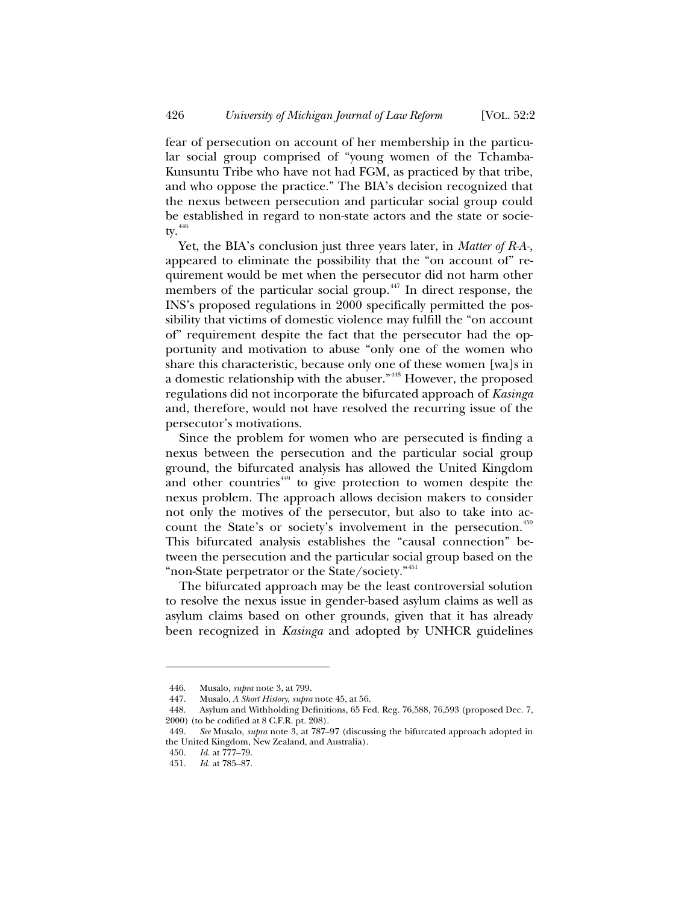fear of persecution on account of her membership in the particular social group comprised of "young women of the Tchamba-Kunsuntu Tribe who have not had FGM, as practiced by that tribe, and who oppose the practice." The BIA's decision recognized that the nexus between persecution and particular social group could be established in regard to non-state actors and the state or society.[446]

Yet, the BIA's conclusion just three years later, in *Matter of R-A-*, appeared to eliminate the possibility that the "on account of" requirement would be met when the persecutor did not harm other members of the particular social group.[447] In direct response, the INS's proposed regulations in 2000 specifically permitted the possibility that victims of domestic violence may fulfill the "on account of" requirement despite the fact that the persecutor had the opportunity and motivation to abuse "only one of the women who share this characteristic, because only one of these women [wa]s in a domestic relationship with the abuser."[448] However, the proposed regulations did not incorporate the bifurcated approach of *Kasinga* and, therefore, would not have resolved the recurring issue of the persecutor's motivations.

Since the problem for women who are persecuted is finding a nexus between the persecution and the particular social group ground, the bifurcated analysis has allowed the United Kingdom and other countries[449] to give protection to women despite the nexus problem. The approach allows decision makers to consider not only the motives of the persecutor, but also to take into account the State's or society's involvement in the persecution.[450] This bifurcated analysis establishes the "causal connection" between the persecution and the particular social group based on the "non-State perpetrator or the State/society."[451]

The bifurcated approach may be the least controversial solution to resolve the nexus issue in gender-based asylum claims as well as asylum claims based on other grounds, given that it has already been recognized in *Kasinga* and adopted by UNHCR guidelines

---

446. Musalo, *supra* note 3, at 799.

447. Musalo, *A Short History*, *supra* note 45, at 56.

448. Asylum and Withholding Definitions, 65 Fed. Reg. 76,588, 76,593 (proposed Dec. 7, 2000) (to be codified at 8 C.F.R. pt. 208).

449. *See* Musalo, *supra* note 3, at 787–97 (discussing the bifurcated approach adopted in the United Kingdom, New Zealand, and Australia).

450. *Id.* at 777–79.

451. *Id.* at 785–87.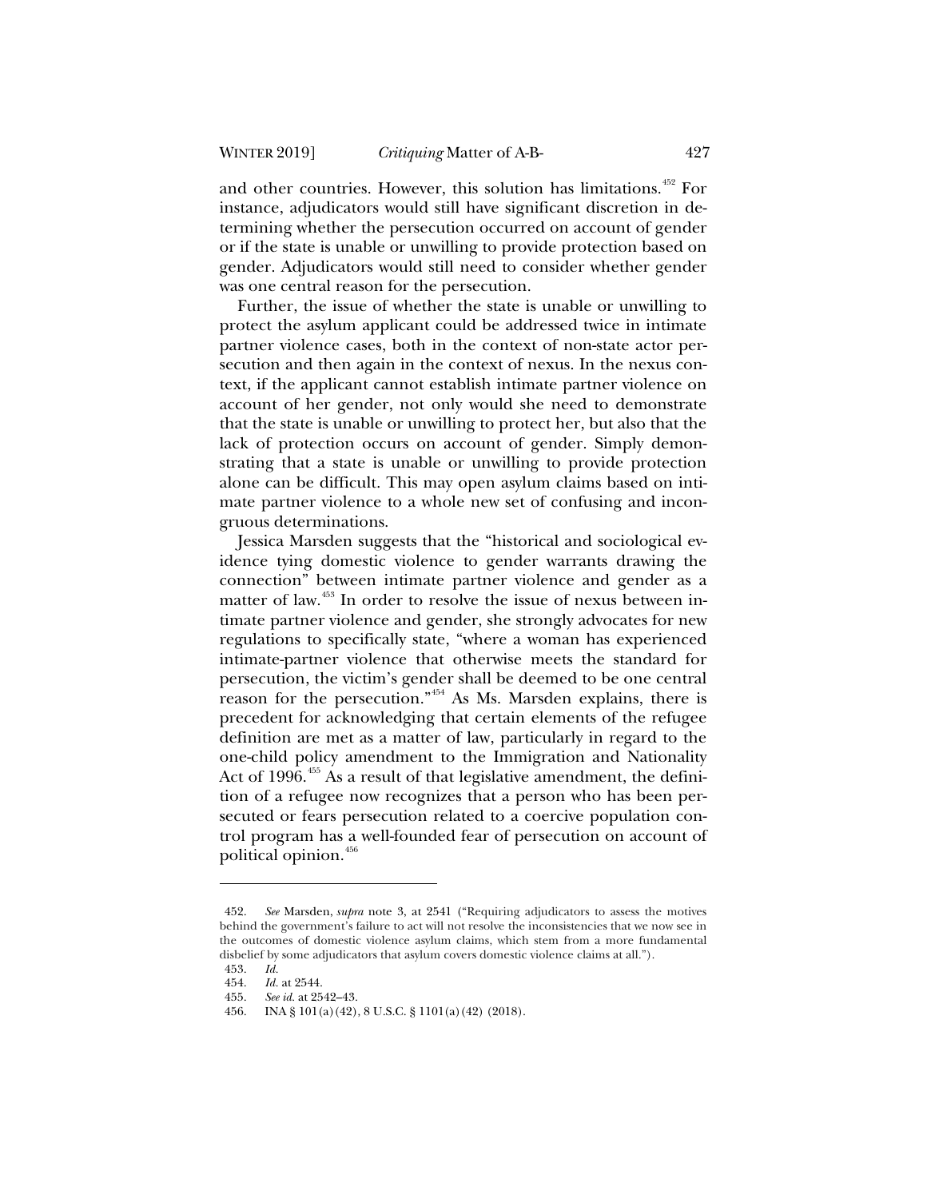and other countries. However, this solution has limitations.[452] For instance, adjudicators would still have significant discretion in determining whether the persecution occurred on account of gender or if the state is unable or unwilling to provide protection based on gender. Adjudicators would still need to consider whether gender was one central reason for the persecution.

Further, the issue of whether the state is unable or unwilling to protect the asylum applicant could be addressed twice in intimate partner violence cases, both in the context of non-state actor persecution and then again in the context of nexus. In the nexus context, if the applicant cannot establish intimate partner violence on account of her gender, not only would she need to demonstrate that the state is unable or unwilling to protect her, but also that the lack of protection occurs on account of gender. Simply demonstrating that a state is unable or unwilling to provide protection alone can be difficult. This may open asylum claims based on intimate partner violence to a whole new set of confusing and incongruous determinations.

Jessica Marsden suggests that the "historical and sociological evidence tying domestic violence to gender warrants drawing the connection" between intimate partner violence and gender as a matter of law.[453] In order to resolve the issue of nexus between intimate partner violence and gender, she strongly advocates for new regulations to specifically state, "where a woman has experienced intimate-partner violence that otherwise meets the standard for persecution, the victim's gender shall be deemed to be one central reason for the persecution."[454] As Ms. Marsden explains, there is precedent for acknowledging that certain elements of the refugee definition are met as a matter of law, particularly in regard to the one-child policy amendment to the Immigration and Nationality Act of 1996.[455] As a result of that legislative amendment, the definition of a refugee now recognizes that a person who has been persecuted or fears persecution related to a coercive population control program has a well-founded fear of persecution on account of political opinion.[456]

---

452. *See* Marsden, *supra* note 3, at 2541 ("Requiring adjudicators to assess the motives behind the government's failure to act will not resolve the inconsistencies that we now see in the outcomes of domestic violence asylum claims, which stem from a more fundamental disbelief by some adjudicators that asylum covers domestic violence claims at all.").

453. *Id.*

454. *Id.* at 2544.

455. *See id.* at 2542–43.

456. INA § 101(a)(42), 8 U.S.C. § 1101(a)(42) (2018).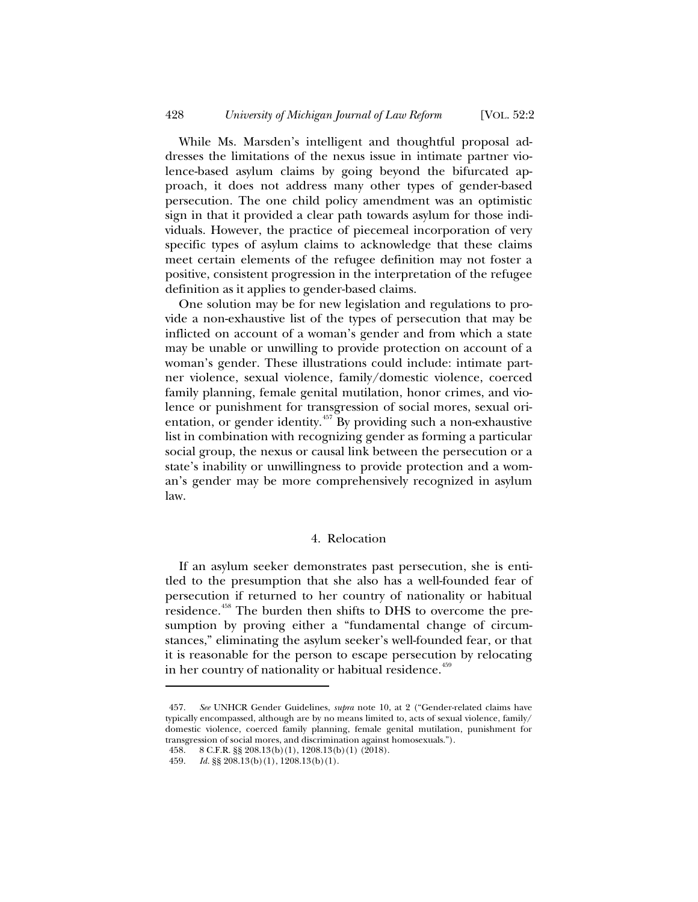While Ms. Marsden's intelligent and thoughtful proposal addresses the limitations of the nexus issue in intimate partner violence-based asylum claims by going beyond the bifurcated approach, it does not address many other types of gender-based persecution. The one child policy amendment was an optimistic sign in that it provided a clear path towards asylum for those individuals. However, the practice of piecemeal incorporation of very specific types of asylum claims to acknowledge that these claims meet certain elements of the refugee definition may not foster a positive, consistent progression in the interpretation of the refugee definition as it applies to gender-based claims.

One solution may be for new legislation and regulations to provide a non-exhaustive list of the types of persecution that may be inflicted on account of a woman's gender and from which a state may be unable or unwilling to provide protection on account of a woman's gender. These illustrations could include: intimate partner violence, sexual violence, family/domestic violence, coerced family planning, female genital mutilation, honor crimes, and violence or punishment for transgression of social mores, sexual orientation, or gender identity.[457] By providing such a non-exhaustive list in combination with recognizing gender as forming a particular social group, the nexus or causal link between the persecution or a state's inability or unwillingness to provide protection and a woman's gender may be more comprehensively recognized in asylum law.

#### 4. Relocation

If an asylum seeker demonstrates past persecution, she is entitled to the presumption that she also has a well-founded fear of persecution if returned to her country of nationality or habitual residence.[458] The burden then shifts to DHS to overcome the presumption by proving either a "fundamental change of circumstances," eliminating the asylum seeker's well-founded fear, or that it is reasonable for the person to escape persecution by relocating in her country of nationality or habitual residence.[459]

---

457. *See* UNHCR Gender Guidelines, *supra* note 10, at 2 ("Gender-related claims have typically encompassed, although are by no means limited to, acts of sexual violence, family/domestic violence, coerced family planning, female genital mutilation, punishment for transgression of social mores, and discrimination against homosexuals.").

458. 8 C.F.R. §§ 208.13(b)(1), 1208.13(b)(1) (2018).

459. *Id.* §§ 208.13(b)(1), 1208.13(b)(1).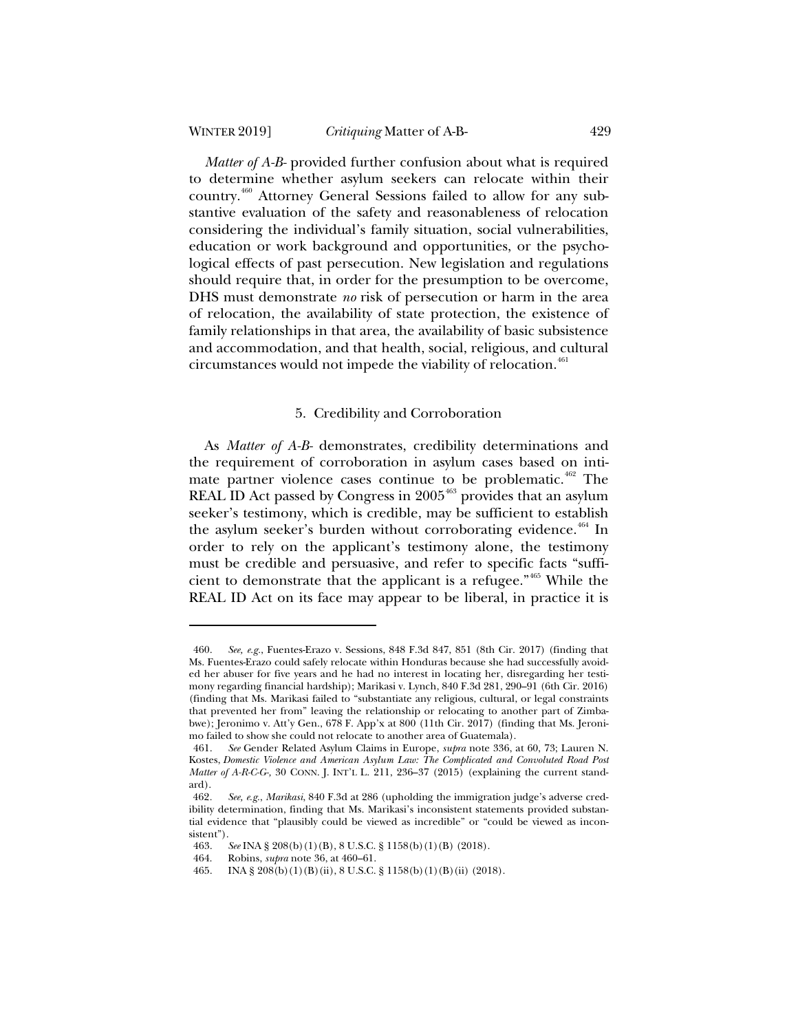*Matter of A-B-* provided further confusion about what is required to determine whether asylum seekers can relocate within their country.[460] Attorney General Sessions failed to allow for any substantive evaluation of the safety and reasonableness of relocation considering the individual's family situation, social vulnerabilities, education or work background and opportunities, or the psychological effects of past persecution. New legislation and regulations should require that, in order for the presumption to be overcome, DHS must demonstrate *no* risk of persecution or harm in the area of relocation, the availability of state protection, the existence of family relationships in that area, the availability of basic subsistence and accommodation, and that health, social, religious, and cultural circumstances would not impede the viability of relocation.[461]

### 5. Credibility and Corroboration

As *Matter of A-B-* demonstrates, credibility determinations and the requirement of corroboration in asylum cases based on intimate partner violence cases continue to be problematic.[462] The REAL ID Act passed by Congress in 2005[463] provides that an asylum seeker's testimony, which is credible, may be sufficient to establish the asylum seeker's burden without corroborating evidence.[464] In order to rely on the applicant's testimony alone, the testimony must be credible and persuasive, and refer to specific facts "sufficient to demonstrate that the applicant is a refugee."[465] While the REAL ID Act on its face may appear to be liberal, in practice it is

---

460. *See, e.g.*, Fuentes-Erazo v. Sessions, 848 F.3d 847, 851 (8th Cir. 2017) (finding that Ms. Fuentes-Erazo could safely relocate within Honduras because she had successfully avoided her abuser for five years and he had no interest in locating her, disregarding her testimony regarding financial hardship); Marikasi v. Lynch, 840 F.3d 281, 290–91 (6th Cir. 2016) (finding that Ms. Marikasi failed to "substantiate any religious, cultural, or legal constraints that prevented her from" leaving the relationship or relocating to another part of Zimbabwe); Jeronimo v. Att'y Gen., 678 F. App'x at 800 (11th Cir. 2017) (finding that Ms. Jeronimo failed to show she could not relocate to another area of Guatemala).

461. *See* Gender Related Asylum Claims in Europe, *supra* note 336, at 60, 73; Lauren N. Kostes, *Domestic Violence and American Asylum Law: The Complicated and Convoluted Road Post Matter of A-R-C-G-*, 30 CONN. J. INT'L L. 211, 236–37 (2015) (explaining the current standard).

462. *See, e.g.*, *Marikasi*, 840 F.3d at 286 (upholding the immigration judge's adverse credibility determination, finding that Ms. Marikasi's inconsistent statements provided substantial evidence that "plausibly could be viewed as incredible" or "could be viewed as inconsistent").

463. *See* INA § 208(b)(1)(B), 8 U.S.C. § 1158(b)(1)(B) (2018).

464. Robins, *supra* note 36, at 460–61.

465. INA § 208(b)(1)(B)(ii), 8 U.S.C. § 1158(b)(1)(B)(ii) (2018).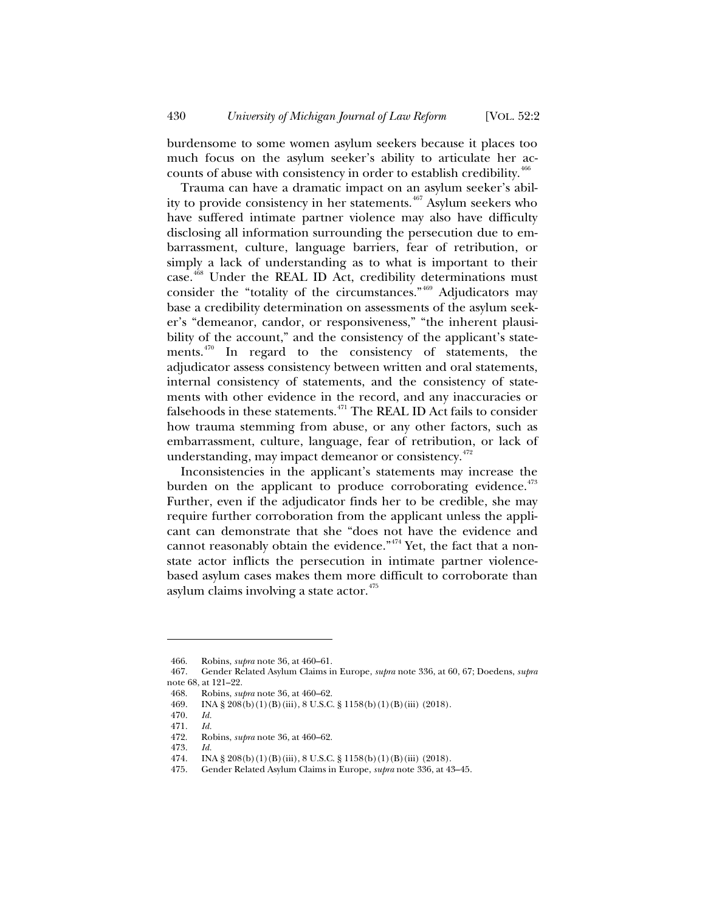burdensome to some women asylum seekers because it places too much focus on the asylum seeker's ability to articulate her accounts of abuse with consistency in order to establish credibility.[466]

Trauma can have a dramatic impact on an asylum seeker's ability to provide consistency in her statements.[467] Asylum seekers who have suffered intimate partner violence may also have difficulty disclosing all information surrounding the persecution due to embarrassment, culture, language barriers, fear of retribution, or simply a lack of understanding as to what is important to their case.[468] Under the REAL ID Act, credibility determinations must consider the "totality of the circumstances."[469] Adjudicators may base a credibility determination on assessments of the asylum seeker's "demeanor, candor, or responsiveness," "the inherent plausibility of the account," and the consistency of the applicant's statements.[470] In regard to the consistency of statements, the adjudicator assess consistency between written and oral statements, internal consistency of statements, and the consistency of statements with other evidence in the record, and any inaccuracies or falsehoods in these statements.[471] The REAL ID Act fails to consider how trauma stemming from abuse, or any other factors, such as embarrassment, culture, language, fear of retribution, or lack of understanding, may impact demeanor or consistency.[472]

Inconsistencies in the applicant's statements may increase the burden on the applicant to produce corroborating evidence.[473] Further, even if the adjudicator finds her to be credible, she may require further corroboration from the applicant unless the applicant can demonstrate that she "does not have the evidence and cannot reasonably obtain the evidence."[474] Yet, the fact that a non-state actor inflicts the persecution in intimate partner violence-based asylum cases makes them more difficult to corroborate than asylum claims involving a state actor.[475]

---

466. Robins, *supra* note 36, at 460–61.
467. Gender Related Asylum Claims in Europe, *supra* note 336, at 60, 67; Doedens, *supra* note 68, at 121–22.
468. Robins, *supra* note 36, at 460–62.
469. INA § 208(b)(1)(B)(iii), 8 U.S.C. § 1158(b)(1)(B)(iii) (2018).
470. *Id.*
471. *Id.*
472. Robins, *supra* note 36, at 460–62.
473. *Id.*
474. INA § 208(b)(1)(B)(iii), 8 U.S.C. § 1158(b)(1)(B)(iii) (2018).
475. Gender Related Asylum Claims in Europe, *supra* note 336, at 43–45.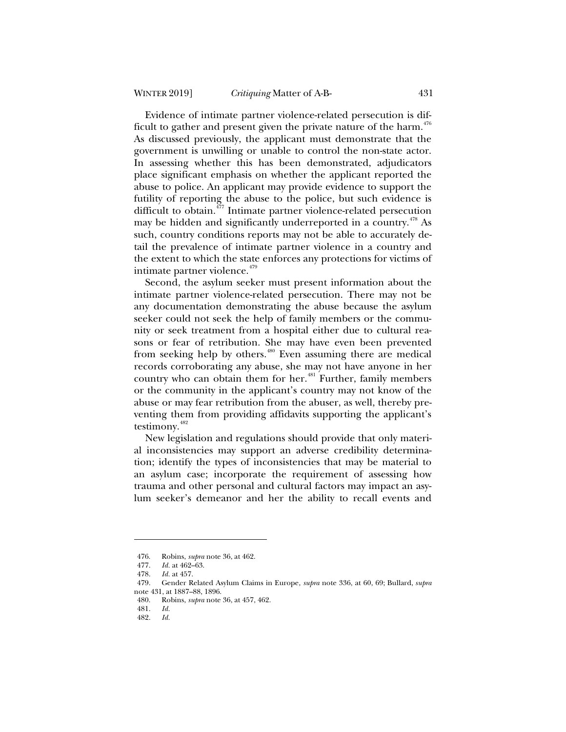Evidence of intimate partner violence-related persecution is difficult to gather and present given the private nature of the harm.[476] As discussed previously, the applicant must demonstrate that the government is unwilling or unable to control the non-state actor. In assessing whether this has been demonstrated, adjudicators place significant emphasis on whether the applicant reported the abuse to police. An applicant may provide evidence to support the futility of reporting the abuse to the police, but such evidence is difficult to obtain.[477] Intimate partner violence-related persecution may be hidden and significantly underreported in a country.[478] As such, country conditions reports may not be able to accurately detail the prevalence of intimate partner violence in a country and the extent to which the state enforces any protections for victims of intimate partner violence.[479]

Second, the asylum seeker must present information about the intimate partner violence-related persecution. There may not be any documentation demonstrating the abuse because the asylum seeker could not seek the help of family members or the community or seek treatment from a hospital either due to cultural reasons or fear of retribution. She may have even been prevented from seeking help by others.[480] Even assuming there are medical records corroborating any abuse, she may not have anyone in her country who can obtain them for her.[481] Further, family members or the community in the applicant's country may not know of the abuse or may fear retribution from the abuser, as well, thereby preventing them from providing affidavits supporting the applicant's testimony.[482]

New legislation and regulations should provide that only material inconsistencies may support an adverse credibility determination; identify the types of inconsistencies that may be material to an asylum case; incorporate the requirement of assessing how trauma and other personal and cultural factors may impact an asylum seeker's demeanor and her the ability to recall events and

---

476. Robins, *supra* note 36, at 462.
477. *Id.* at 462–63.
478. *Id.* at 457.
479. Gender Related Asylum Claims in Europe, *supra* note 336, at 60, 69; Bullard, *supra* note 431, at 1887–88, 1896.
480. Robins, *supra* note 36, at 457, 462.
481. *Id.*
482. *Id.*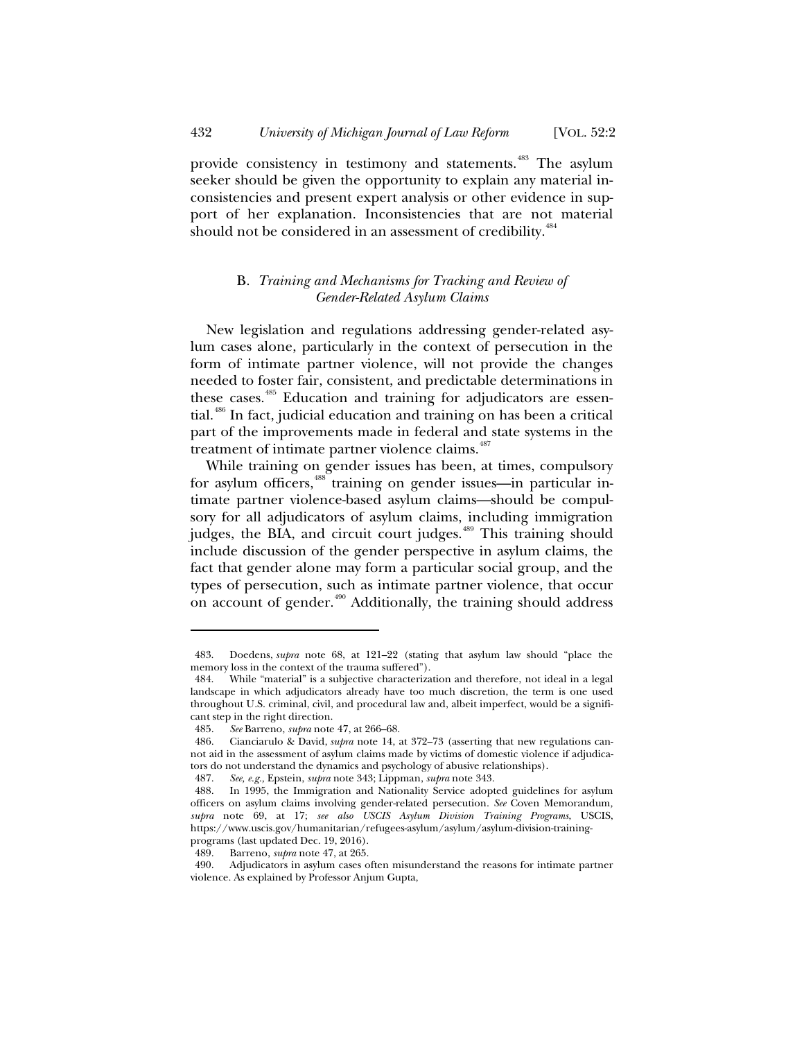provide consistency in testimony and statements.[483] The asylum seeker should be given the opportunity to explain any material inconsistencies and present expert analysis or other evidence in support of her explanation. Inconsistencies that are not material should not be considered in an assessment of credibility.[484]

### B. *Training and Mechanisms for Tracking and Review of Gender-Related Asylum Claims*

New legislation and regulations addressing gender-related asylum cases alone, particularly in the context of persecution in the form of intimate partner violence, will not provide the changes needed to foster fair, consistent, and predictable determinations in these cases.[485] Education and training for adjudicators are essential.[486] In fact, judicial education and training on has been a critical part of the improvements made in federal and state systems in the treatment of intimate partner violence claims.[487]

While training on gender issues has been, at times, compulsory for asylum officers,[488] training on gender issues—in particular intimate partner violence-based asylum claims—should be compulsory for all adjudicators of asylum claims, including immigration judges, the BIA, and circuit court judges.[489] This training should include discussion of the gender perspective in asylum claims, the fact that gender alone may form a particular social group, and the types of persecution, such as intimate partner violence, that occur on account of gender.[490] Additionally, the training should address

---

483. Doedens, *supra* note 68, at 121–22 (stating that asylum law should "place the memory loss in the context of the trauma suffered").

484. While "material" is a subjective characterization and therefore, not ideal in a legal landscape in which adjudicators already have too much discretion, the term is one used throughout U.S. criminal, civil, and procedural law and, albeit imperfect, would be a significant step in the right direction.

485. *See* Barreno, *supra* note 47, at 266–68.

486. Cianciarulo & David, *supra* note 14, at 372–73 (asserting that new regulations cannot aid in the assessment of asylum claims made by victims of domestic violence if adjudicators do not understand the dynamics and psychology of abusive relationships).

487. *See, e.g.*, Epstein, *supra* note 343; Lippman, *supra* note 343.

488. In 1995, the Immigration and Nationality Service adopted guidelines for asylum officers on asylum claims involving gender-related persecution. *See* Coven Memorandum, *supra* note 69, at 17; *see also USCIS Asylum Division Training Programs*, USCIS, https://www.uscis.gov/humanitarian/refugees-asylum/asylum/asylum-division-training-programs (last updated Dec. 19, 2016).

489. Barreno, *supra* note 47, at 265.

490. Adjudicators in asylum cases often misunderstand the reasons for intimate partner violence. As explained by Professor Anjum Gupta,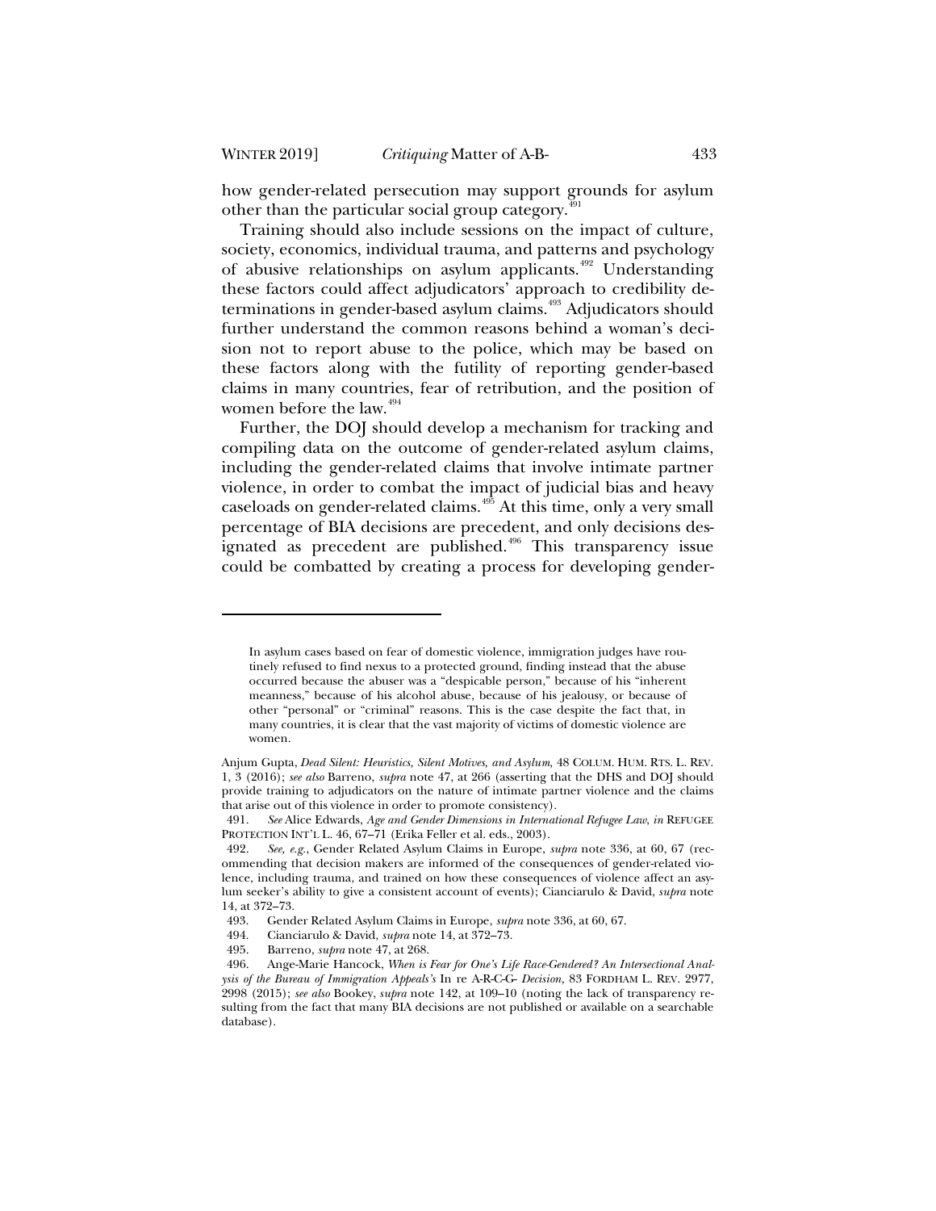how gender-related persecution may support grounds for asylum other than the particular social group category.[491]

Training should also include sessions on the impact of culture, society, economics, individual trauma, and patterns and psychology of abusive relationships on asylum applicants.[492] Understanding these factors could affect adjudicators' approach to credibility determinations in gender-based asylum claims.[493] Adjudicators should further understand the common reasons behind a woman's decision not to report abuse to the police, which may be based on these factors along with the futility of reporting gender-based claims in many countries, fear of retribution, and the position of women before the law.[494]

Further, the DOJ should develop a mechanism for tracking and compiling data on the outcome of gender-related asylum claims, including the gender-related claims that involve intimate partner violence, in order to combat the impact of judicial bias and heavy caseloads on gender-related claims.[495] At this time, only a very small percentage of BIA decisions are precedent, and only decisions designated as precedent are published.[496] This transparency issue could be combatted by creating a process for developing gender-

---

> In asylum cases based on fear of domestic violence, immigration judges have routinely refused to find nexus to a protected ground, finding instead that the abuse occurred because the abuser was a "despicable person," because of his "inherent meanness," because of his alcohol abuse, because of his jealousy, or because of other "personal" or "criminal" reasons. This is the case despite the fact that, in many countries, it is clear that the vast majority of victims of domestic violence are women.

Anjum Gupta, *Dead Silent: Heuristics, Silent Motives, and Asylum*, 48 COLUM. HUM. RTS. L. REV. 1, 3 (2016); *see also* Barreno, *supra* note 47, at 266 (asserting that the DHS and DOJ should provide training to adjudicators on the nature of intimate partner violence and the claims that arise out of this violence in order to promote consistency).

491. *See* Alice Edwards, *Age and Gender Dimensions in International Refugee Law*, *in* REFUGEE PROTECTION INT'L L. 46, 67–71 (Erika Feller et al. eds., 2003).

492. *See, e.g.*, Gender Related Asylum Claims in Europe, *supra* note 336, at 60, 67 (recommending that decision makers are informed of the consequences of gender-related violence, including trauma, and trained on how these consequences of violence affect an asylum seeker's ability to give a consistent account of events); Cianciarulo & David, *supra* note 14, at 372–73.

493. Gender Related Asylum Claims in Europe, *supra* note 336, at 60, 67.

494. Cianciarulo & David, *supra* note 14, at 372–73.

495. Barreno, *supra* note 47, at 268.

496. Ange-Marie Hancock, *When is Fear for One's Life Race-Gendered? An Intersectional Analysis of the Bureau of Immigration Appeals's* In re A-R-C-G- *Decision*, 83 FORDHAM L. REV. 2977, 2998 (2015); *see also* Bookey, *supra* note 142, at 109–10 (noting the lack of transparency resulting from the fact that many BIA decisions are not published or available on a searchable database).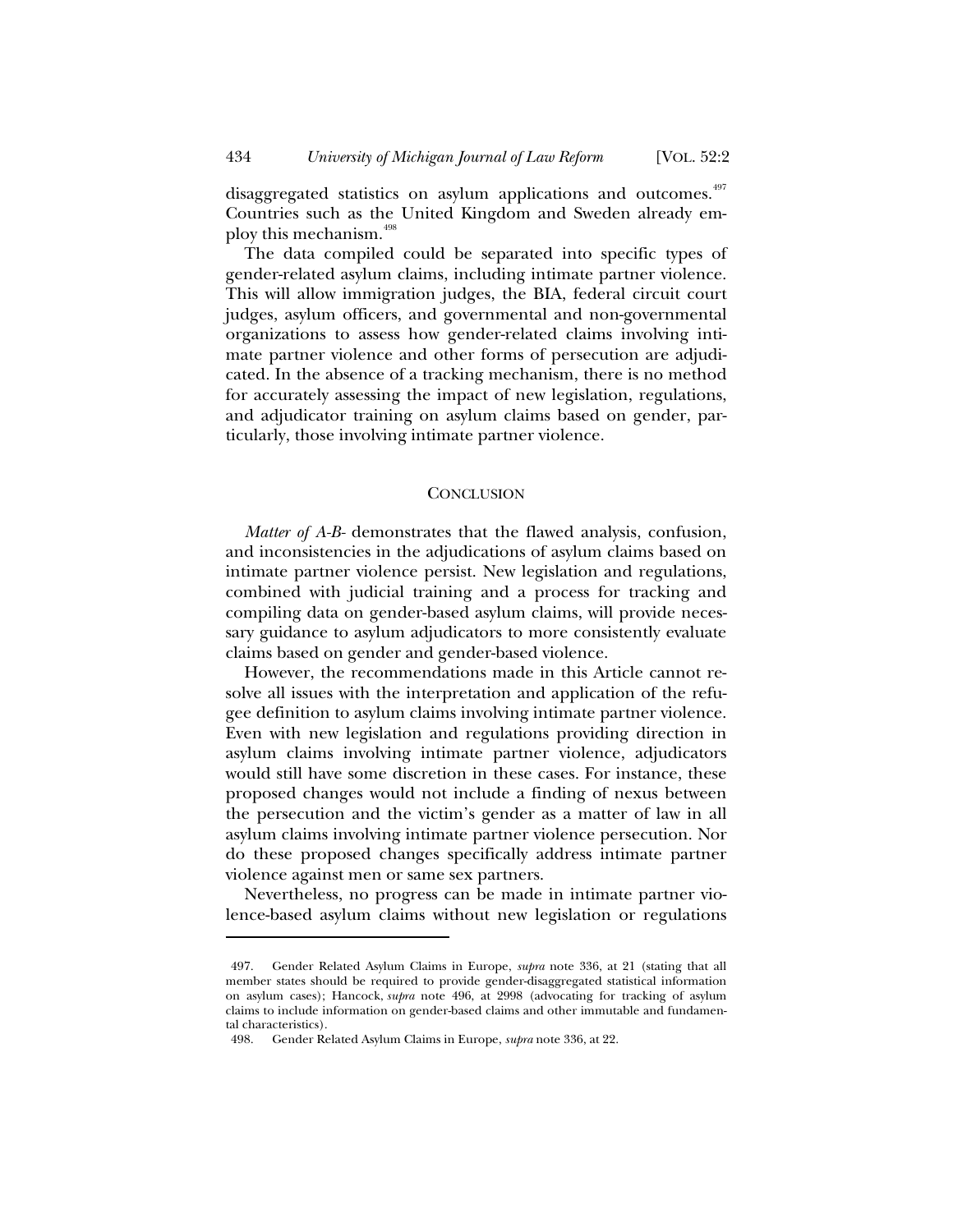disaggregated statistics on asylum applications and outcomes.[497] Countries such as the United Kingdom and Sweden already employ this mechanism.[498]

The data compiled could be separated into specific types of gender-related asylum claims, including intimate partner violence. This will allow immigration judges, the BIA, federal circuit court judges, asylum officers, and governmental and non-governmental organizations to assess how gender-related claims involving intimate partner violence and other forms of persecution are adjudicated. In the absence of a tracking mechanism, there is no method for accurately assessing the impact of new legislation, regulations, and adjudicator training on asylum claims based on gender, particularly, those involving intimate partner violence.

## CONCLUSION

*Matter of A-B-* demonstrates that the flawed analysis, confusion, and inconsistencies in the adjudications of asylum claims based on intimate partner violence persist. New legislation and regulations, combined with judicial training and a process for tracking and compiling data on gender-based asylum claims, will provide necessary guidance to asylum adjudicators to more consistently evaluate claims based on gender and gender-based violence.

However, the recommendations made in this Article cannot resolve all issues with the interpretation and application of the refugee definition to asylum claims involving intimate partner violence. Even with new legislation and regulations providing direction in asylum claims involving intimate partner violence, adjudicators would still have some discretion in these cases. For instance, these proposed changes would not include a finding of nexus between the persecution and the victim's gender as a matter of law in all asylum claims involving intimate partner violence persecution. Nor do these proposed changes specifically address intimate partner violence against men or same sex partners.

Nevertheless, no progress can be made in intimate partner violence-based asylum claims without new legislation or regulations

---

497. Gender Related Asylum Claims in Europe, *supra* note 336, at 21 (stating that all member states should be required to provide gender-disaggregated statistical information on asylum cases); Hancock, *supra* note 496, at 2998 (advocating for tracking of asylum claims to include information on gender-based claims and other immutable and fundamental characteristics).

498. Gender Related Asylum Claims in Europe, *supra* note 336, at 22.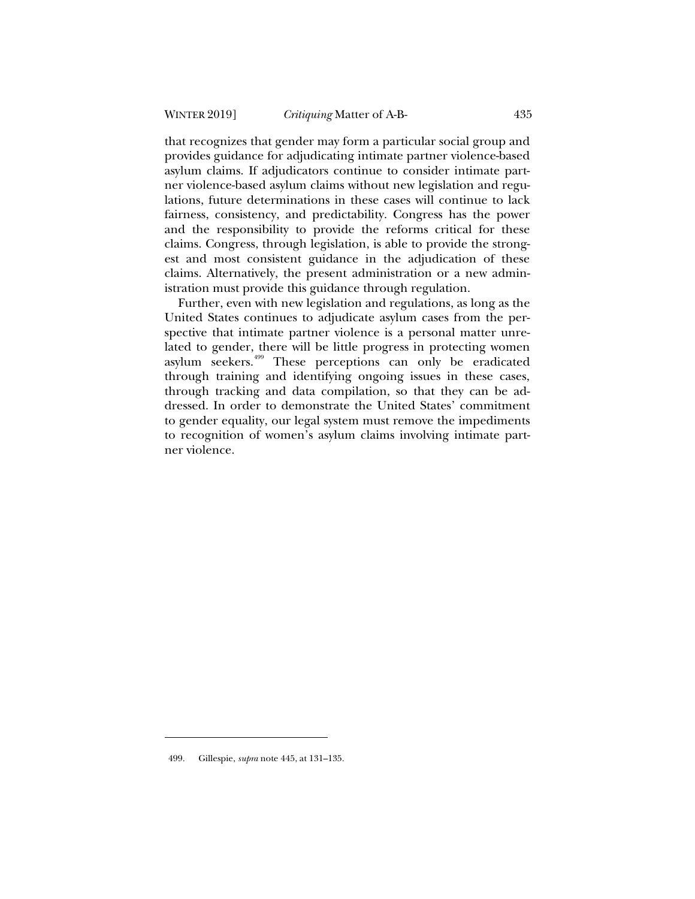that recognizes that gender may form a particular social group and provides guidance for adjudicating intimate partner violence-based asylum claims. If adjudicators continue to consider intimate partner violence-based asylum claims without new legislation and regulations, future determinations in these cases will continue to lack fairness, consistency, and predictability. Congress has the power and the responsibility to provide the reforms critical for these claims. Congress, through legislation, is able to provide the strongest and most consistent guidance in the adjudication of these claims. Alternatively, the present administration or a new administration must provide this guidance through regulation.

Further, even with new legislation and regulations, as long as the United States continues to adjudicate asylum cases from the perspective that intimate partner violence is a personal matter unrelated to gender, there will be little progress in protecting women asylum seekers.[499] These perceptions can only be eradicated through training and identifying ongoing issues in these cases, through tracking and data compilation, so that they can be addressed. In order to demonstrate the United States' commitment to gender equality, our legal system must remove the impediments to recognition of women's asylum claims involving intimate partner violence.

---

499. Gillespie, *supra* note 445, at 131–135.